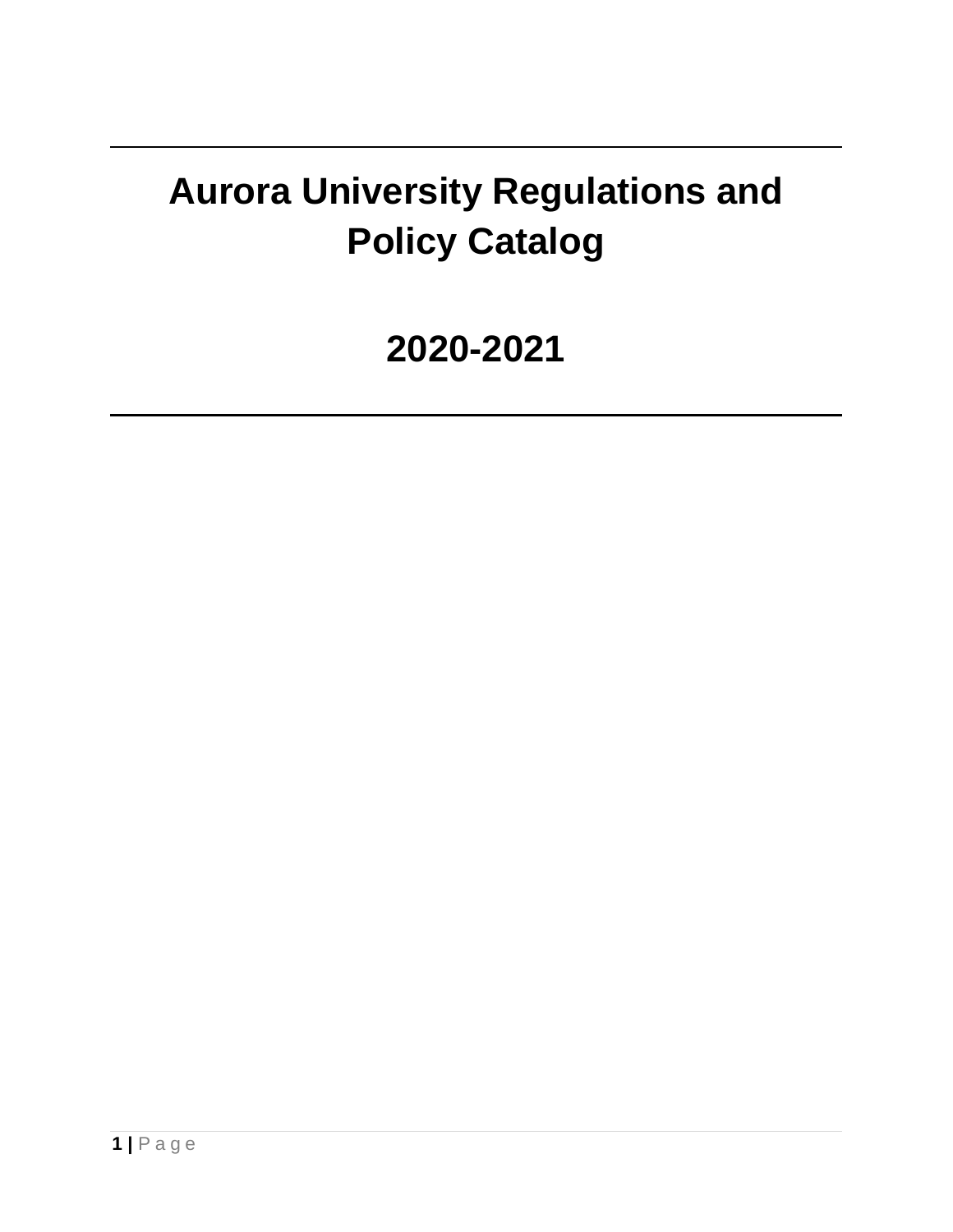# Aurora University Regulations and Policy Catalog

# 2020-2021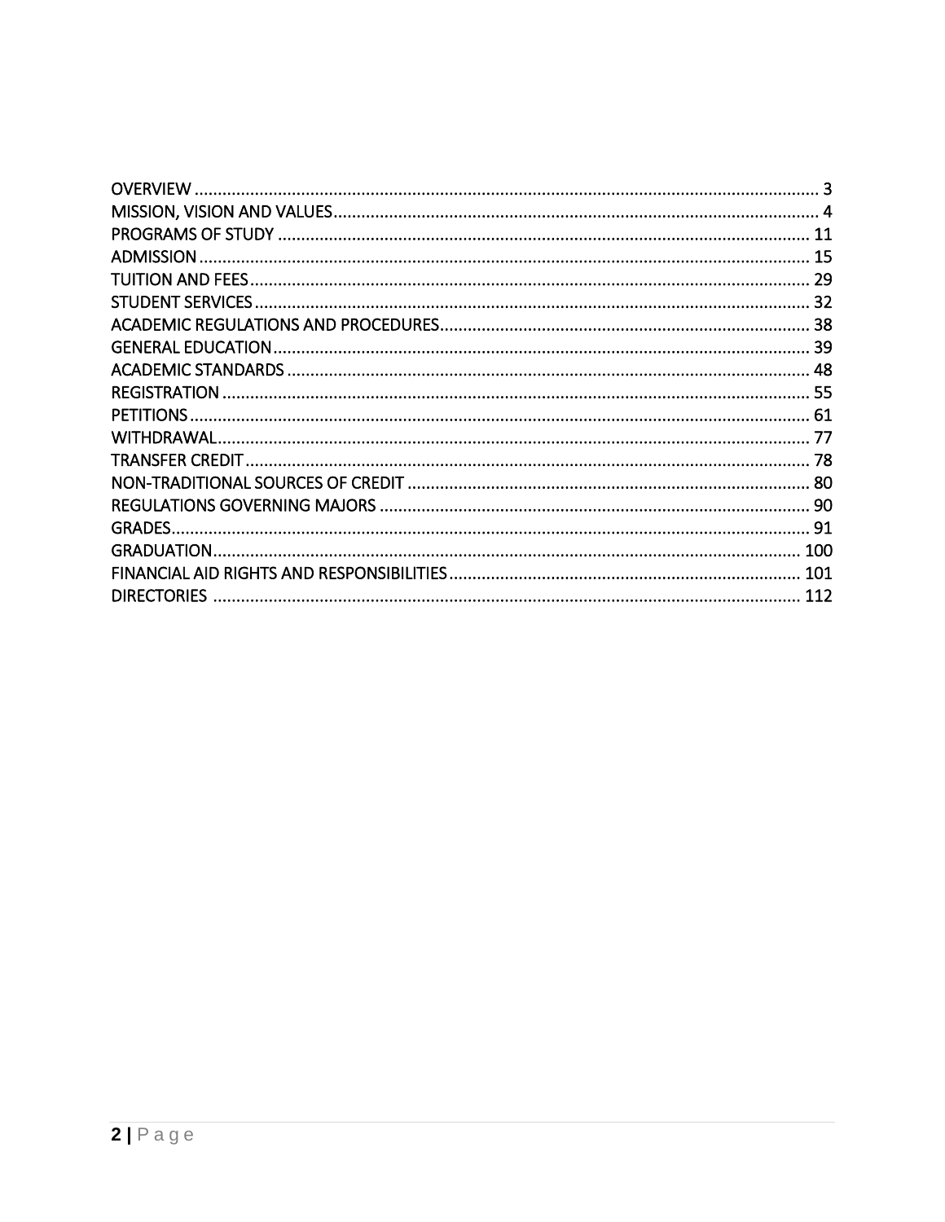| | |
|---|---|
| OVERVIEW | 3 |
| MISSION, VISION AND VALUES | 4 |
| PROGRAMS OF STUDY | 11 |
| ADMISSION | 15 |
| TUITION AND FEES | 29 |
| STUDENT SERVICES | 32 |
| ACADEMIC REGULATIONS AND PROCEDURES | 38 |
| GENERAL EDUCATION | 39 |
| ACADEMIC STANDARDS | 48 |
| REGISTRATION | 55 |
| PETITIONS | 61 |
| WITHDRAWAL | 77 |
| TRANSFER CREDIT | 78 |
| NON-TRADITIONAL SOURCES OF CREDIT | 80 |
| REGULATIONS GOVERNING MAJORS | 90 |
| GRADES | 91 |
| GRADUATION | 100 |
| FINANCIAL AID RIGHTS AND RESPONSIBILITIES | 101 |
| DIRECTORIES | 112 |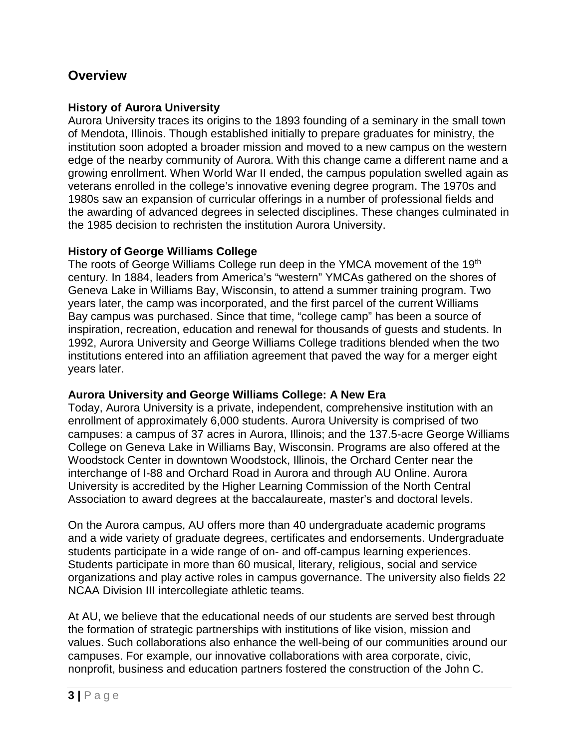## Overview

### History of Aurora University

Aurora University traces its origins to the 1893 founding of a seminary in the small town of Mendota, Illinois. Though established initially to prepare graduates for ministry, the institution soon adopted a broader mission and moved to a new campus on the western edge of the nearby community of Aurora. With this change came a different name and a growing enrollment. When World War II ended, the campus population swelled again as veterans enrolled in the college's innovative evening degree program. The 1970s and 1980s saw an expansion of curricular offerings in a number of professional fields and the awarding of advanced degrees in selected disciplines. These changes culminated in the 1985 decision to rechristen the institution Aurora University.

### History of George Williams College

The roots of George Williams College run deep in the YMCA movement of the 19th century. In 1884, leaders from America's "western" YMCAs gathered on the shores of Geneva Lake in Williams Bay, Wisconsin, to attend a summer training program. Two years later, the camp was incorporated, and the first parcel of the current Williams Bay campus was purchased. Since that time, "college camp" has been a source of inspiration, recreation, education and renewal for thousands of guests and students. In 1992, Aurora University and George Williams College traditions blended when the two institutions entered into an affiliation agreement that paved the way for a merger eight years later.

### Aurora University and George Williams College: A New Era

Today, Aurora University is a private, independent, comprehensive institution with an enrollment of approximately 6,000 students. Aurora University is comprised of two campuses: a campus of 37 acres in Aurora, Illinois; and the 137.5-acre George Williams College on Geneva Lake in Williams Bay, Wisconsin. Programs are also offered at the Woodstock Center in downtown Woodstock, Illinois, the Orchard Center near the interchange of I-88 and Orchard Road in Aurora and through AU Online. Aurora University is accredited by the Higher Learning Commission of the North Central Association to award degrees at the baccalaureate, master's and doctoral levels.

On the Aurora campus, AU offers more than 40 undergraduate academic programs and a wide variety of graduate degrees, certificates and endorsements. Undergraduate students participate in a wide range of on- and off-campus learning experiences. Students participate in more than 60 musical, literary, religious, social and service organizations and play active roles in campus governance. The university also fields 22 NCAA Division III intercollegiate athletic teams.

At AU, we believe that the educational needs of our students are served best through the formation of strategic partnerships with institutions of like vision, mission and values. Such collaborations also enhance the well-being of our communities around our campuses. For example, our innovative collaborations with area corporate, civic, nonprofit, business and education partners fostered the construction of the John C.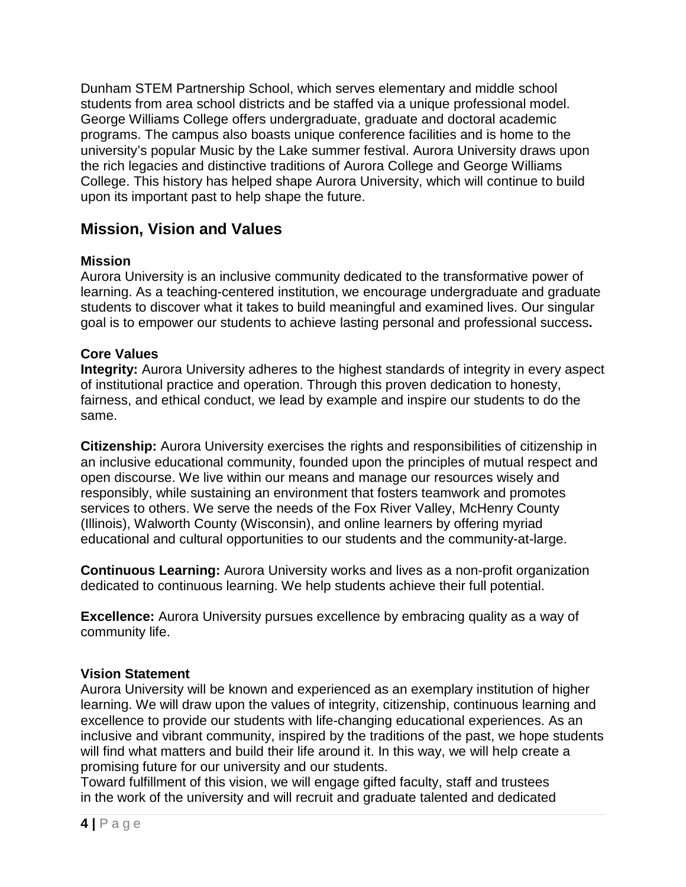Dunham STEM Partnership School, which serves elementary and middle school students from area school districts and be staffed via a unique professional model. George Williams College offers undergraduate, graduate and doctoral academic programs. The campus also boasts unique conference facilities and is home to the university's popular Music by the Lake summer festival. Aurora University draws upon the rich legacies and distinctive traditions of Aurora College and George Williams College. This history has helped shape Aurora University, which will continue to build upon its important past to help shape the future.

## Mission, Vision and Values

### Mission

Aurora University is an inclusive community dedicated to the transformative power of learning. As a teaching-centered institution, we encourage undergraduate and graduate students to discover what it takes to build meaningful and examined lives. Our singular goal is to empower our students to achieve lasting personal and professional success**.**

### Core Values

**Integrity:** Aurora University adheres to the highest standards of integrity in every aspect of institutional practice and operation. Through this proven dedication to honesty, fairness, and ethical conduct, we lead by example and inspire our students to do the same.

**Citizenship:** Aurora University exercises the rights and responsibilities of citizenship in an inclusive educational community, founded upon the principles of mutual respect and open discourse. We live within our means and manage our resources wisely and responsibly, while sustaining an environment that fosters teamwork and promotes services to others. We serve the needs of the Fox River Valley, McHenry County (Illinois), Walworth County (Wisconsin), and online learners by offering myriad educational and cultural opportunities to our students and the community-at-large.

**Continuous Learning:** Aurora University works and lives as a non-profit organization dedicated to continuous learning. We help students achieve their full potential.

**Excellence:** Aurora University pursues excellence by embracing quality as a way of community life.

### Vision Statement

Aurora University will be known and experienced as an exemplary institution of higher learning. We will draw upon the values of integrity, citizenship, continuous learning and excellence to provide our students with life-changing educational experiences. As an inclusive and vibrant community, inspired by the traditions of the past, we hope students will find what matters and build their life around it. In this way, we will help create a promising future for our university and our students.

Toward fulfillment of this vision, we will engage gifted faculty, staff and trustees in the work of the university and will recruit and graduate talented and dedicated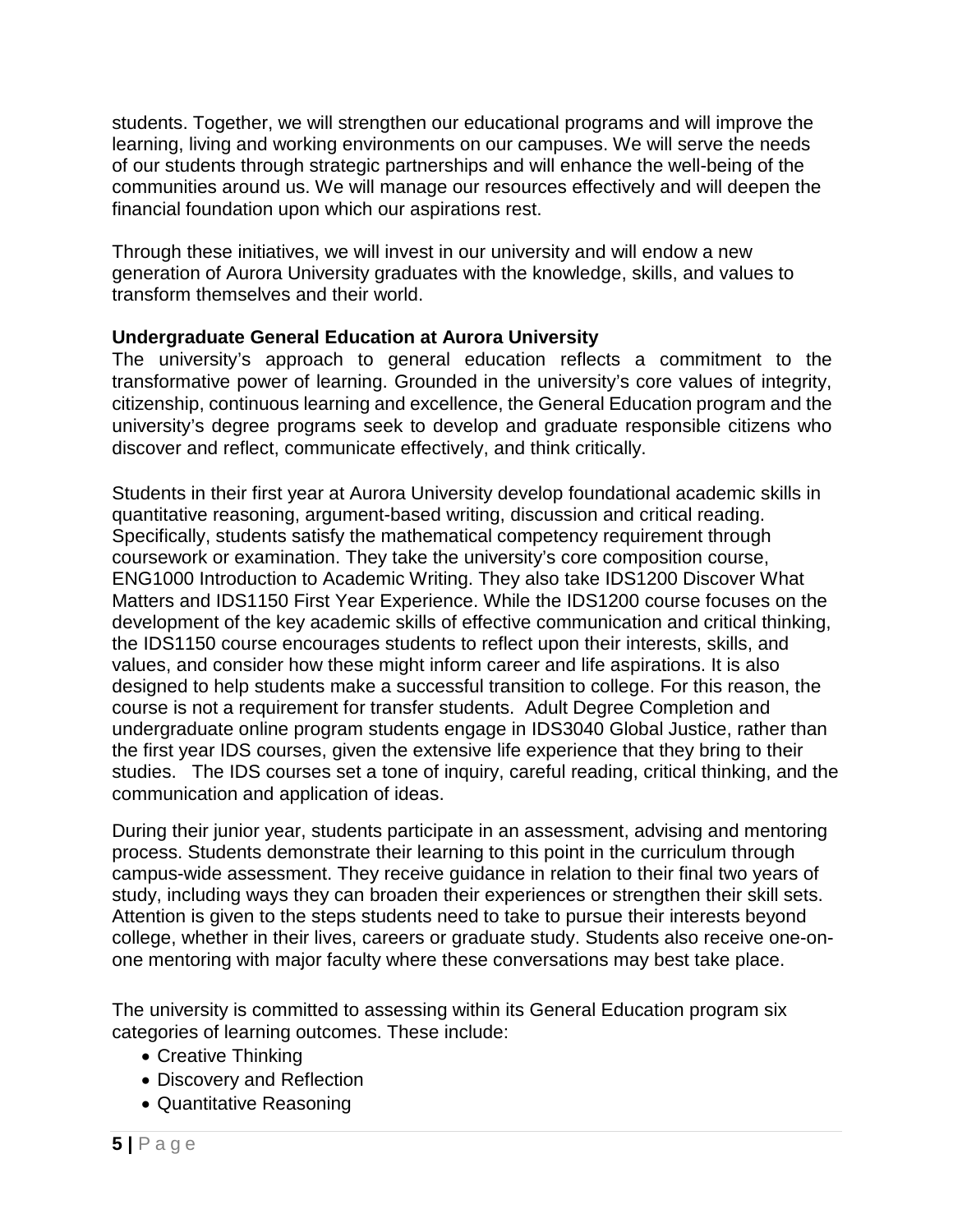students. Together, we will strengthen our educational programs and will improve the learning, living and working environments on our campuses. We will serve the needs of our students through strategic partnerships and will enhance the well-being of the communities around us. We will manage our resources effectively and will deepen the financial foundation upon which our aspirations rest.

Through these initiatives, we will invest in our university and will endow a new generation of Aurora University graduates with the knowledge, skills, and values to transform themselves and their world.

**Undergraduate General Education at Aurora University**

The university's approach to general education reflects a commitment to the transformative power of learning. Grounded in the university's core values of integrity, citizenship, continuous learning and excellence, the General Education program and the university's degree programs seek to develop and graduate responsible citizens who discover and reflect, communicate effectively, and think critically.

Students in their first year at Aurora University develop foundational academic skills in quantitative reasoning, argument-based writing, discussion and critical reading. Specifically, students satisfy the mathematical competency requirement through coursework or examination. They take the university's core composition course, ENG1000 Introduction to Academic Writing. They also take IDS1200 Discover What Matters and IDS1150 First Year Experience. While the IDS1200 course focuses on the development of the key academic skills of effective communication and critical thinking, the IDS1150 course encourages students to reflect upon their interests, skills, and values, and consider how these might inform career and life aspirations. It is also designed to help students make a successful transition to college. For this reason, the course is not a requirement for transfer students. Adult Degree Completion and undergraduate online program students engage in IDS3040 Global Justice, rather than the first year IDS courses, given the extensive life experience that they bring to their studies. The IDS courses set a tone of inquiry, careful reading, critical thinking, and the communication and application of ideas.

During their junior year, students participate in an assessment, advising and mentoring process. Students demonstrate their learning to this point in the curriculum through campus-wide assessment. They receive guidance in relation to their final two years of study, including ways they can broaden their experiences or strengthen their skill sets. Attention is given to the steps students need to take to pursue their interests beyond college, whether in their lives, careers or graduate study. Students also receive one-on-one mentoring with major faculty where these conversations may best take place.

The university is committed to assessing within its General Education program six categories of learning outcomes. These include:

- Creative Thinking
- Discovery and Reflection
- Quantitative Reasoning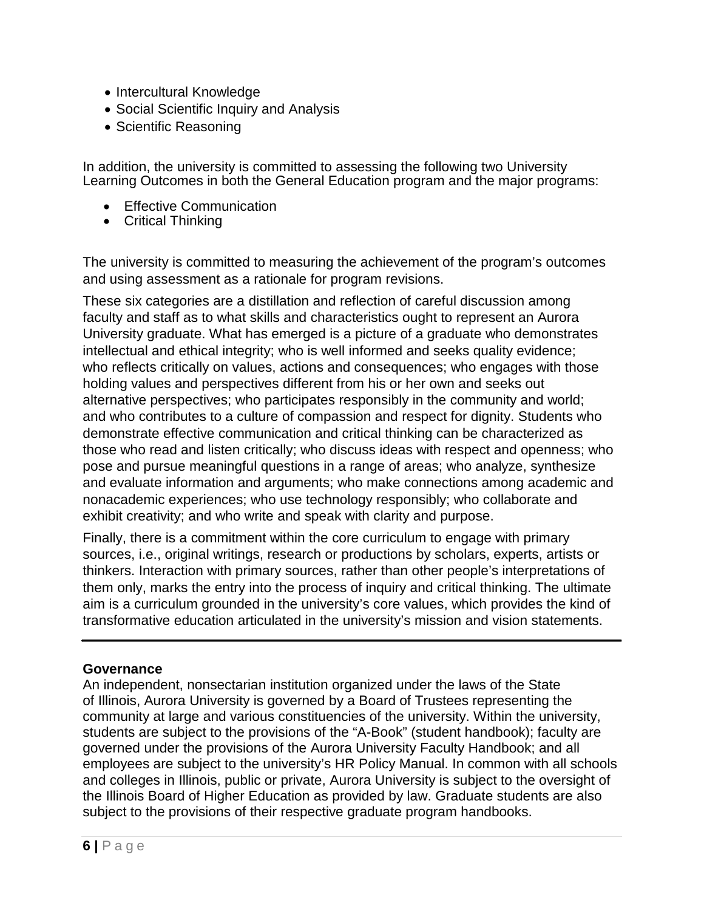- Intercultural Knowledge
- Social Scientific Inquiry and Analysis
- Scientific Reasoning

In addition, the university is committed to assessing the following two University Learning Outcomes in both the General Education program and the major programs:

- Effective Communication
- Critical Thinking

The university is committed to measuring the achievement of the program's outcomes and using assessment as a rationale for program revisions.

These six categories are a distillation and reflection of careful discussion among faculty and staff as to what skills and characteristics ought to represent an Aurora University graduate. What has emerged is a picture of a graduate who demonstrates intellectual and ethical integrity; who is well informed and seeks quality evidence; who reflects critically on values, actions and consequences; who engages with those holding values and perspectives different from his or her own and seeks out alternative perspectives; who participates responsibly in the community and world; and who contributes to a culture of compassion and respect for dignity. Students who demonstrate effective communication and critical thinking can be characterized as those who read and listen critically; who discuss ideas with respect and openness; who pose and pursue meaningful questions in a range of areas; who analyze, synthesize and evaluate information and arguments; who make connections among academic and nonacademic experiences; who use technology responsibly; who collaborate and exhibit creativity; and who write and speak with clarity and purpose.

Finally, there is a commitment within the core curriculum to engage with primary sources, i.e., original writings, research or productions by scholars, experts, artists or thinkers. Interaction with primary sources, rather than other people's interpretations of them only, marks the entry into the process of inquiry and critical thinking. The ultimate aim is a curriculum grounded in the university's core values, which provides the kind of transformative education articulated in the university's mission and vision statements.

---

**Governance**

An independent, nonsectarian institution organized under the laws of the State of Illinois, Aurora University is governed by a Board of Trustees representing the community at large and various constituencies of the university. Within the university, students are subject to the provisions of the "A-Book" (student handbook); faculty are governed under the provisions of the Aurora University Faculty Handbook; and all employees are subject to the university's HR Policy Manual. In common with all schools and colleges in Illinois, public or private, Aurora University is subject to the oversight of the Illinois Board of Higher Education as provided by law. Graduate students are also subject to the provisions of their respective graduate program handbooks.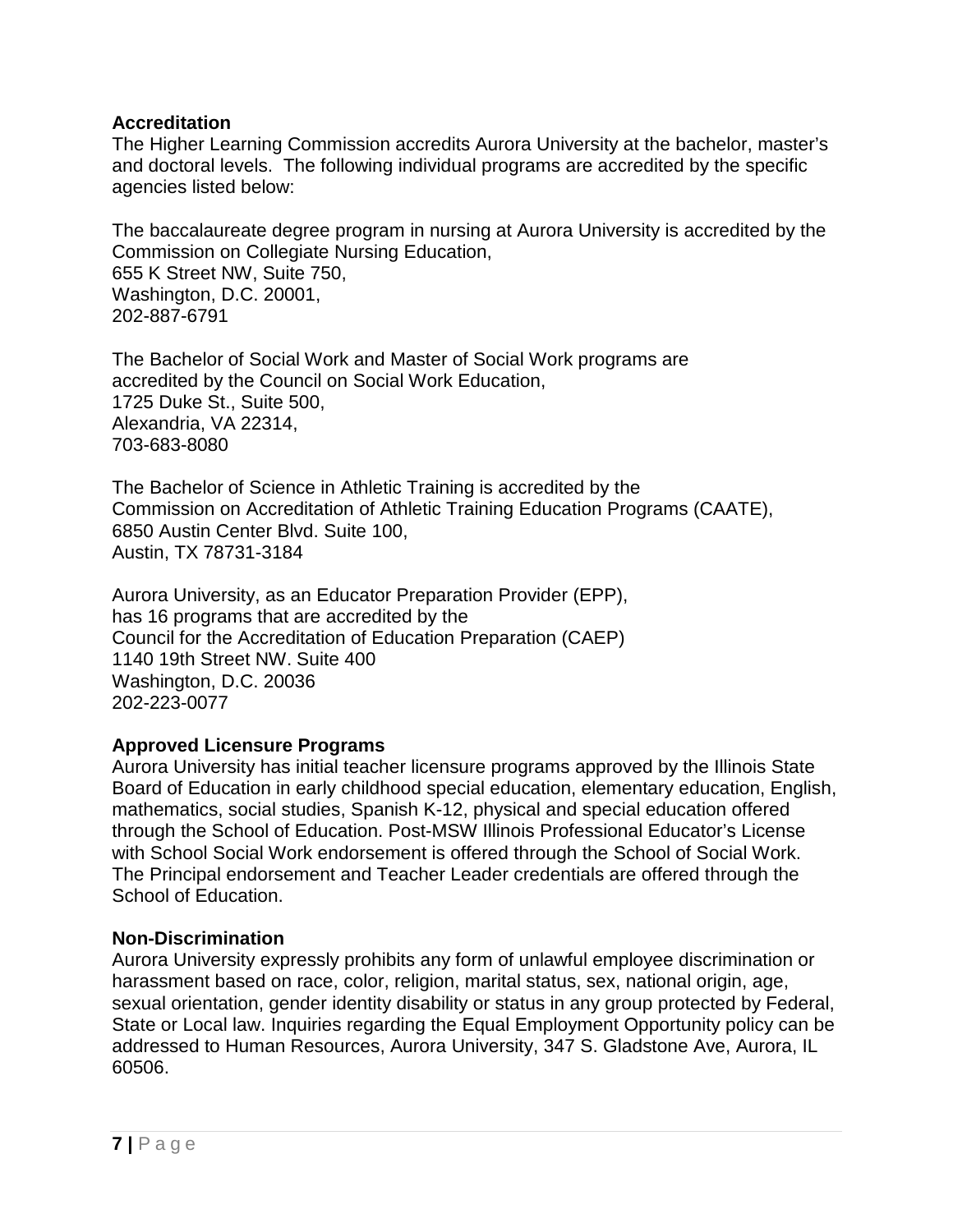**Accreditation**

The Higher Learning Commission accredits Aurora University at the bachelor, master's and doctoral levels. The following individual programs are accredited by the specific agencies listed below:

The baccalaureate degree program in nursing at Aurora University is accredited by the Commission on Collegiate Nursing Education,
655 K Street NW, Suite 750,
Washington, D.C. 20001,
202-887-6791

The Bachelor of Social Work and Master of Social Work programs are accredited by the Council on Social Work Education,
1725 Duke St., Suite 500,
Alexandria, VA 22314,
703-683-8080

The Bachelor of Science in Athletic Training is accredited by the Commission on Accreditation of Athletic Training Education Programs (CAATE),
6850 Austin Center Blvd. Suite 100,
Austin, TX 78731-3184

Aurora University, as an Educator Preparation Provider (EPP), has 16 programs that are accredited by the Council for the Accreditation of Education Preparation (CAEP)
1140 19th Street NW. Suite 400
Washington, D.C. 20036
202-223-0077

**Approved Licensure Programs**

Aurora University has initial teacher licensure programs approved by the Illinois State Board of Education in early childhood special education, elementary education, English, mathematics, social studies, Spanish K-12, physical and special education offered through the School of Education. Post-MSW Illinois Professional Educator's License with School Social Work endorsement is offered through the School of Social Work. The Principal endorsement and Teacher Leader credentials are offered through the School of Education.

**Non-Discrimination**

Aurora University expressly prohibits any form of unlawful employee discrimination or harassment based on race, color, religion, marital status, sex, national origin, age, sexual orientation, gender identity disability or status in any group protected by Federal, State or Local law. Inquiries regarding the Equal Employment Opportunity policy can be addressed to Human Resources, Aurora University, 347 S. Gladstone Ave, Aurora, IL 60506.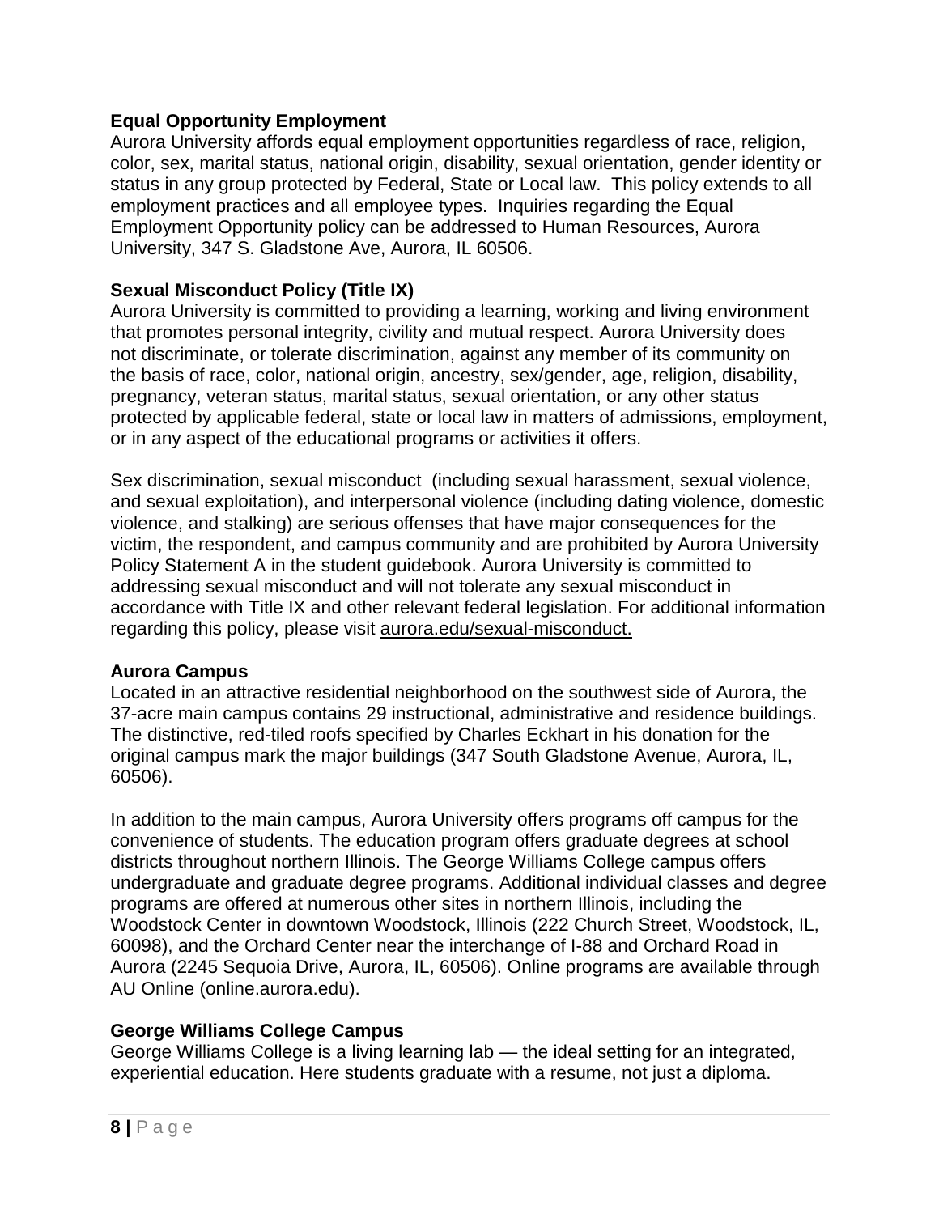**Equal Opportunity Employment**

Aurora University affords equal employment opportunities regardless of race, religion, color, sex, marital status, national origin, disability, sexual orientation, gender identity or status in any group protected by Federal, State or Local law. This policy extends to all employment practices and all employee types. Inquiries regarding the Equal Employment Opportunity policy can be addressed to Human Resources, Aurora University, 347 S. Gladstone Ave, Aurora, IL 60506.

**Sexual Misconduct Policy (Title IX)**

Aurora University is committed to providing a learning, working and living environment that promotes personal integrity, civility and mutual respect. Aurora University does not discriminate, or tolerate discrimination, against any member of its community on the basis of race, color, national origin, ancestry, sex/gender, age, religion, disability, pregnancy, veteran status, marital status, sexual orientation, or any other status protected by applicable federal, state or local law in matters of admissions, employment, or in any aspect of the educational programs or activities it offers.

Sex discrimination, sexual misconduct (including sexual harassment, sexual violence, and sexual exploitation), and interpersonal violence (including dating violence, domestic violence, and stalking) are serious offenses that have major consequences for the victim, the respondent, and campus community and are prohibited by Aurora University Policy Statement A in the student guidebook. Aurora University is committed to addressing sexual misconduct and will not tolerate any sexual misconduct in accordance with Title IX and other relevant federal legislation. For additional information regarding this policy, please visit aurora.edu/sexual-misconduct.

**Aurora Campus**

Located in an attractive residential neighborhood on the southwest side of Aurora, the 37-acre main campus contains 29 instructional, administrative and residence buildings. The distinctive, red-tiled roofs specified by Charles Eckhart in his donation for the original campus mark the major buildings (347 South Gladstone Avenue, Aurora, IL, 60506).

In addition to the main campus, Aurora University offers programs off campus for the convenience of students. The education program offers graduate degrees at school districts throughout northern Illinois. The George Williams College campus offers undergraduate and graduate degree programs. Additional individual classes and degree programs are offered at numerous other sites in northern Illinois, including the Woodstock Center in downtown Woodstock, Illinois (222 Church Street, Woodstock, IL, 60098), and the Orchard Center near the interchange of I-88 and Orchard Road in Aurora (2245 Sequoia Drive, Aurora, IL, 60506). Online programs are available through AU Online (online.aurora.edu).

**George Williams College Campus**

George Williams College is a living learning lab — the ideal setting for an integrated, experiential education. Here students graduate with a resume, not just a diploma.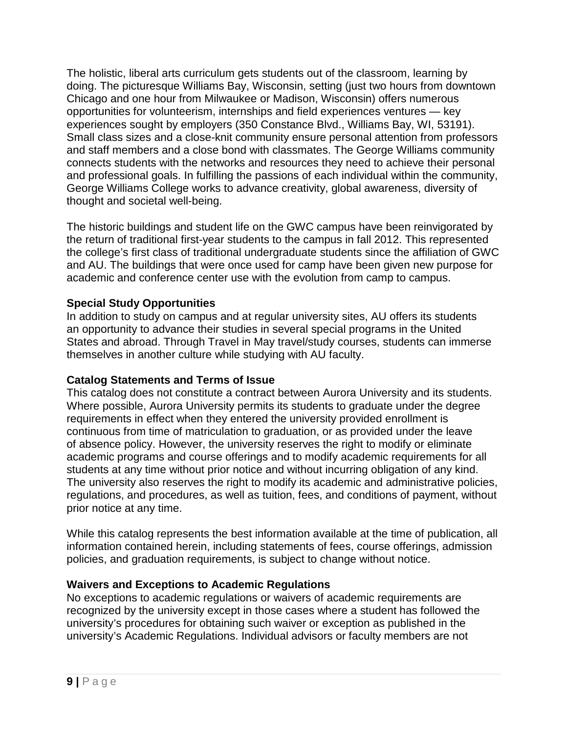The holistic, liberal arts curriculum gets students out of the classroom, learning by doing. The picturesque Williams Bay, Wisconsin, setting (just two hours from downtown Chicago and one hour from Milwaukee or Madison, Wisconsin) offers numerous opportunities for volunteerism, internships and field experiences ventures — key experiences sought by employers (350 Constance Blvd., Williams Bay, WI, 53191). Small class sizes and a close-knit community ensure personal attention from professors and staff members and a close bond with classmates. The George Williams community connects students with the networks and resources they need to achieve their personal and professional goals. In fulfilling the passions of each individual within the community, George Williams College works to advance creativity, global awareness, diversity of thought and societal well-being.

The historic buildings and student life on the GWC campus have been reinvigorated by the return of traditional first-year students to the campus in fall 2012. This represented the college's first class of traditional undergraduate students since the affiliation of GWC and AU. The buildings that were once used for camp have been given new purpose for academic and conference center use with the evolution from camp to campus.

**Special Study Opportunities**

In addition to study on campus and at regular university sites, AU offers its students an opportunity to advance their studies in several special programs in the United States and abroad. Through Travel in May travel/study courses, students can immerse themselves in another culture while studying with AU faculty.

**Catalog Statements and Terms of Issue**

This catalog does not constitute a contract between Aurora University and its students. Where possible, Aurora University permits its students to graduate under the degree requirements in effect when they entered the university provided enrollment is continuous from time of matriculation to graduation, or as provided under the leave of absence policy. However, the university reserves the right to modify or eliminate academic programs and course offerings and to modify academic requirements for all students at any time without prior notice and without incurring obligation of any kind. The university also reserves the right to modify its academic and administrative policies, regulations, and procedures, as well as tuition, fees, and conditions of payment, without prior notice at any time.

While this catalog represents the best information available at the time of publication, all information contained herein, including statements of fees, course offerings, admission policies, and graduation requirements, is subject to change without notice.

**Waivers and Exceptions to Academic Regulations**

No exceptions to academic regulations or waivers of academic requirements are recognized by the university except in those cases where a student has followed the university's procedures for obtaining such waiver or exception as published in the university's Academic Regulations. Individual advisors or faculty members are not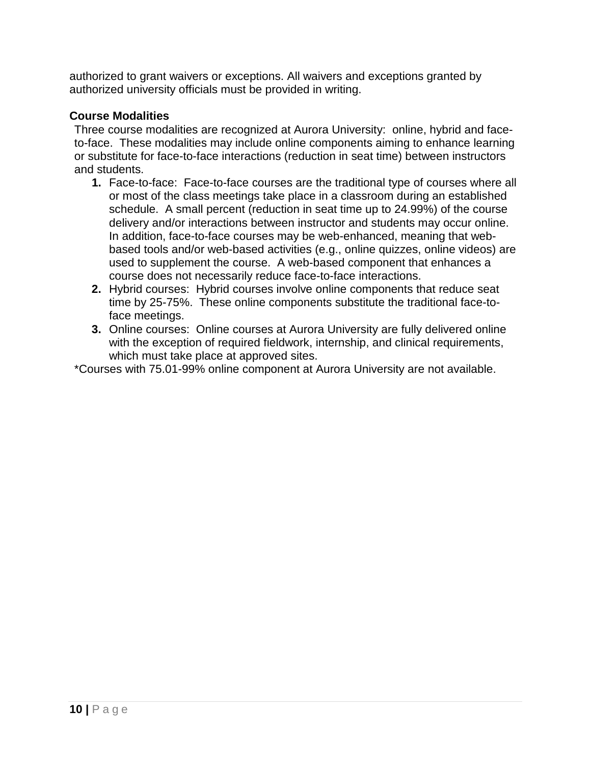authorized to grant waivers or exceptions. All waivers and exceptions granted by authorized university officials must be provided in writing.

**Course Modalities**

Three course modalities are recognized at Aurora University: online, hybrid and face-to-face. These modalities may include online components aiming to enhance learning or substitute for face-to-face interactions (reduction in seat time) between instructors and students.

1. Face-to-face: Face-to-face courses are the traditional type of courses where all or most of the class meetings take place in a classroom during an established schedule. A small percent (reduction in seat time up to 24.99%) of the course delivery and/or interactions between instructor and students may occur online. In addition, face-to-face courses may be web-enhanced, meaning that web-based tools and/or web-based activities (e.g., online quizzes, online videos) are used to supplement the course. A web-based component that enhances a course does not necessarily reduce face-to-face interactions.
2. Hybrid courses: Hybrid courses involve online components that reduce seat time by 25-75%. These online components substitute the traditional face-to-face meetings.
3. Online courses: Online courses at Aurora University are fully delivered online with the exception of required fieldwork, internship, and clinical requirements, which must take place at approved sites.

*Courses with 75.01-99% online component at Aurora University are not available.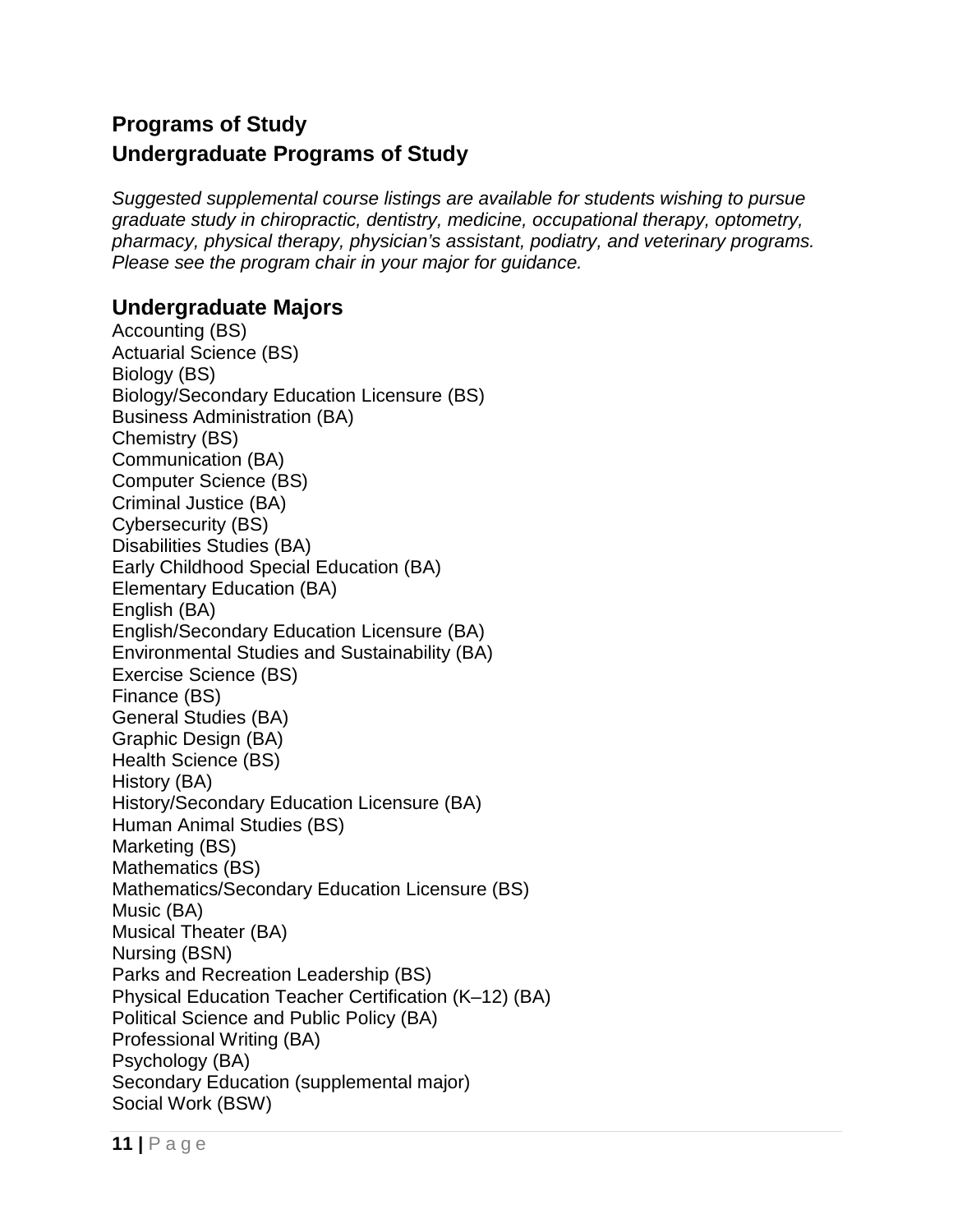# Programs of Study

## Undergraduate Programs of Study

*Suggested supplemental course listings are available for students wishing to pursue graduate study in chiropractic, dentistry, medicine, occupational therapy, optometry, pharmacy, physical therapy, physician's assistant, podiatry, and veterinary programs. Please see the program chair in your major for guidance.*

### Undergraduate Majors

Accounting (BS)
Actuarial Science (BS)
Biology (BS)
Biology/Secondary Education Licensure (BS)
Business Administration (BA)
Chemistry (BS)
Communication (BA)
Computer Science (BS)
Criminal Justice (BA)
Cybersecurity (BS)
Disabilities Studies (BA)
Early Childhood Special Education (BA)
Elementary Education (BA)
English (BA)
English/Secondary Education Licensure (BA)
Environmental Studies and Sustainability (BA)
Exercise Science (BS)
Finance (BS)
General Studies (BA)
Graphic Design (BA)
Health Science (BS)
History (BA)
History/Secondary Education Licensure (BA)
Human Animal Studies (BS)
Marketing (BS)
Mathematics (BS)
Mathematics/Secondary Education Licensure (BS)
Music (BA)
Musical Theater (BA)
Nursing (BSN)
Parks and Recreation Leadership (BS)
Physical Education Teacher Certification (K–12) (BA)
Political Science and Public Policy (BA)
Professional Writing (BA)
Psychology (BA)
Secondary Education (supplemental major)
Social Work (BSW)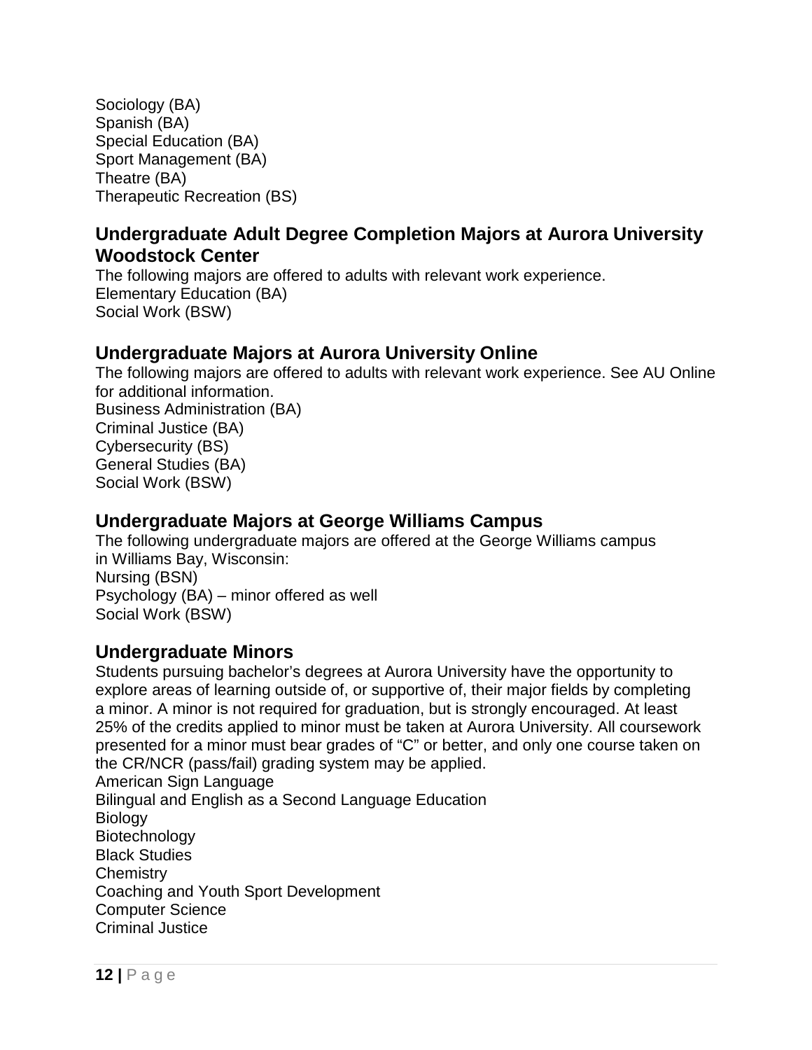Sociology (BA)
Spanish (BA)
Special Education (BA)
Sport Management (BA)
Theatre (BA)
Therapeutic Recreation (BS)

## Undergraduate Adult Degree Completion Majors at Aurora University Woodstock Center

The following majors are offered to adults with relevant work experience.
Elementary Education (BA)
Social Work (BSW)

## Undergraduate Majors at Aurora University Online

The following majors are offered to adults with relevant work experience. See AU Online for additional information.
Business Administration (BA)
Criminal Justice (BA)
Cybersecurity (BS)
General Studies (BA)
Social Work (BSW)

## Undergraduate Majors at George Williams Campus

The following undergraduate majors are offered at the George Williams campus in Williams Bay, Wisconsin:
Nursing (BSN)
Psychology (BA) – minor offered as well
Social Work (BSW)

## Undergraduate Minors

Students pursuing bachelor's degrees at Aurora University have the opportunity to explore areas of learning outside of, or supportive of, their major fields by completing a minor. A minor is not required for graduation, but is strongly encouraged. At least 25% of the credits applied to minor must be taken at Aurora University. All coursework presented for a minor must bear grades of "C" or better, and only one course taken on the CR/NCR (pass/fail) grading system may be applied.
American Sign Language
Bilingual and English as a Second Language Education
Biology
Biotechnology
Black Studies
Chemistry
Coaching and Youth Sport Development
Computer Science
Criminal Justice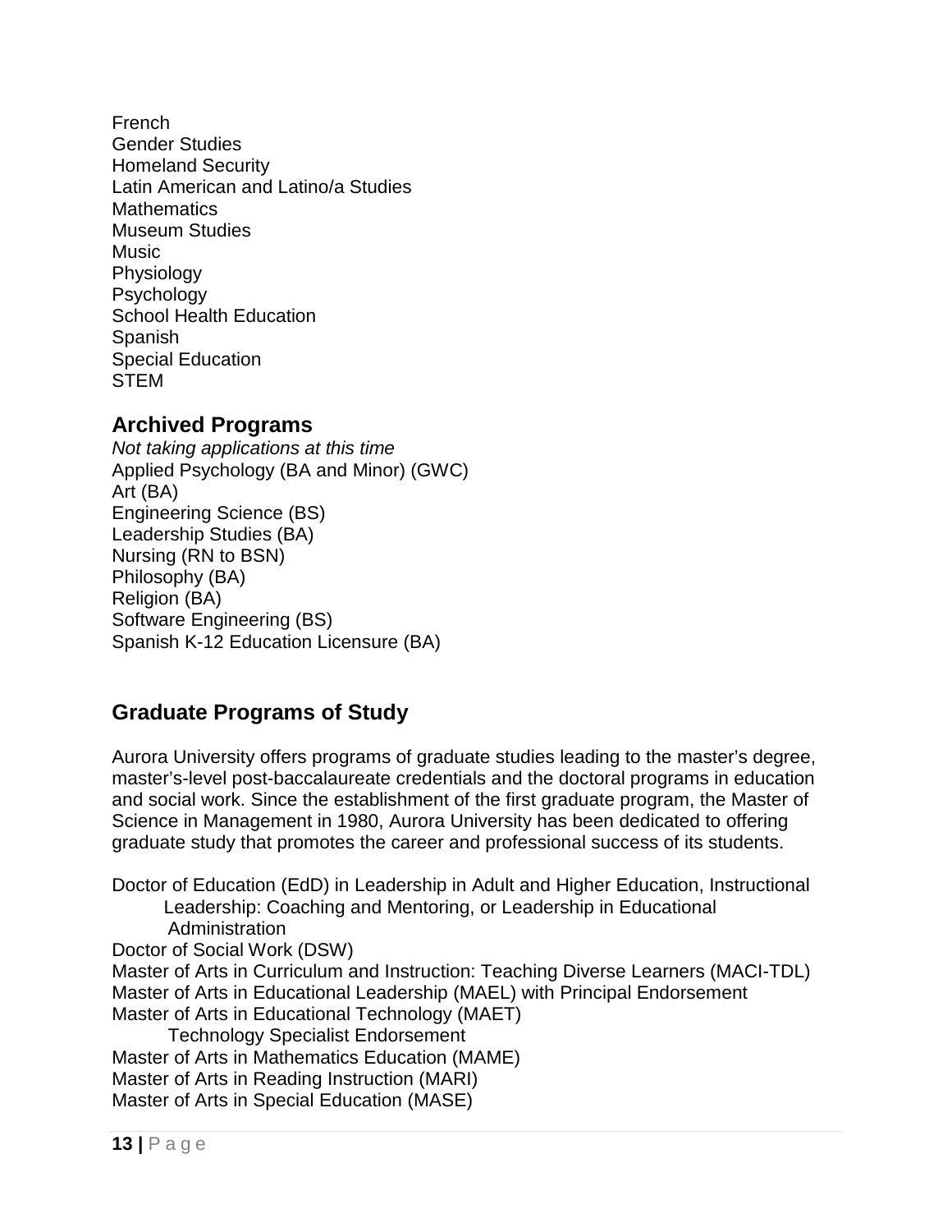French
Gender Studies
Homeland Security
Latin American and Latino/a Studies
Mathematics
Museum Studies
Music
Physiology
Psychology
School Health Education
Spanish
Special Education
STEM

## Archived Programs

*Not taking applications at this time*
Applied Psychology (BA and Minor) (GWC)
Art (BA)
Engineering Science (BS)
Leadership Studies (BA)
Nursing (RN to BSN)
Philosophy (BA)
Religion (BA)
Software Engineering (BS)
Spanish K-12 Education Licensure (BA)

## Graduate Programs of Study

Aurora University offers programs of graduate studies leading to the master's degree, master's-level post-baccalaureate credentials and the doctoral programs in education and social work. Since the establishment of the first graduate program, the Master of Science in Management in 1980, Aurora University has been dedicated to offering graduate study that promotes the career and professional success of its students.

Doctor of Education (EdD) in Leadership in Adult and Higher Education, Instructional Leadership: Coaching and Mentoring, or Leadership in Educational Administration
Doctor of Social Work (DSW)
Master of Arts in Curriculum and Instruction: Teaching Diverse Learners (MACI-TDL)
Master of Arts in Educational Leadership (MAEL) with Principal Endorsement
Master of Arts in Educational Technology (MAET)
 Technology Specialist Endorsement
Master of Arts in Mathematics Education (MAME)
Master of Arts in Reading Instruction (MARI)
Master of Arts in Special Education (MASE)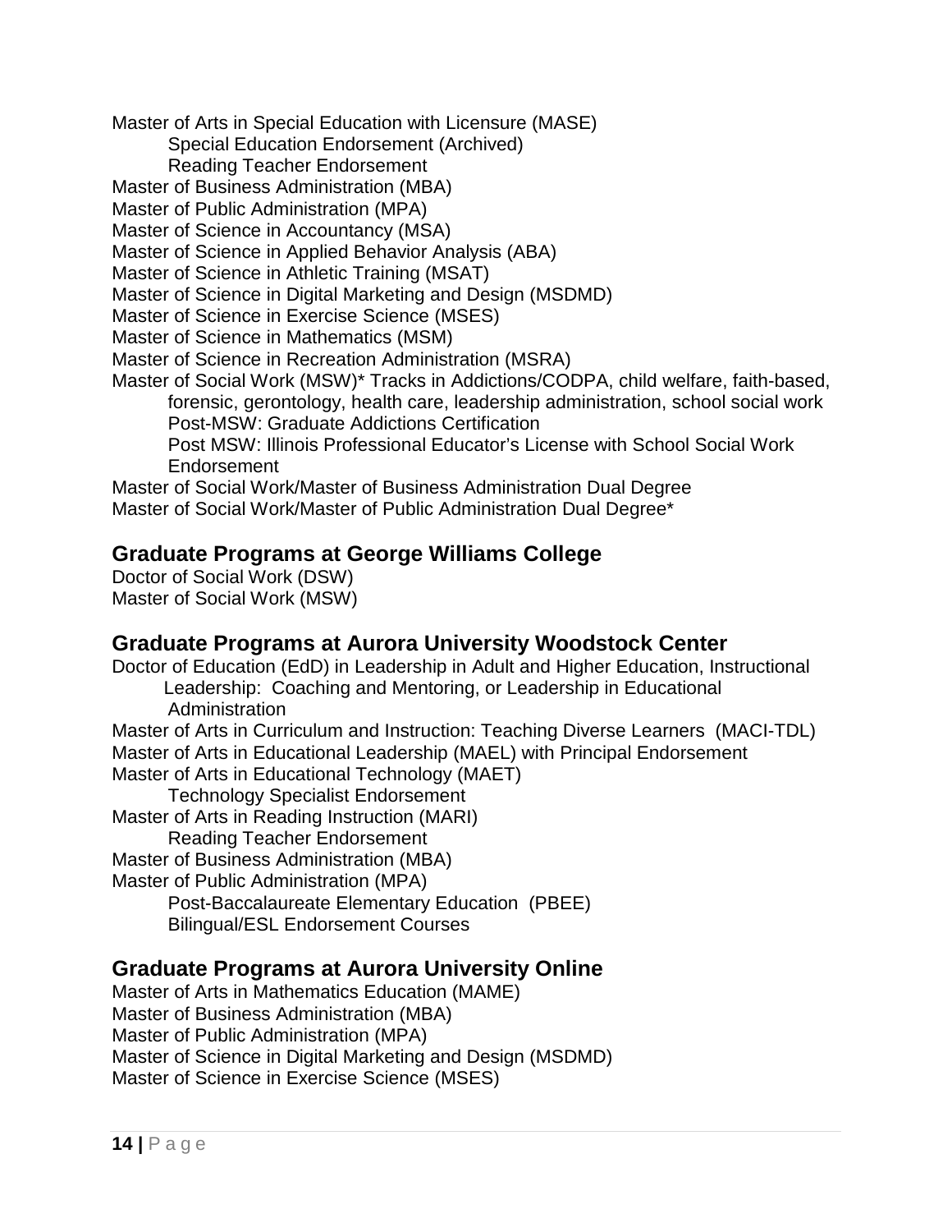Master of Arts in Special Education with Licensure (MASE)

- Special Education Endorsement (Archived)
- Reading Teacher Endorsement

Master of Business Administration (MBA)
Master of Public Administration (MPA)
Master of Science in Accountancy (MSA)
Master of Science in Applied Behavior Analysis (ABA)
Master of Science in Athletic Training (MSAT)
Master of Science in Digital Marketing and Design (MSDMD)
Master of Science in Exercise Science (MSES)
Master of Science in Mathematics (MSM)
Master of Science in Recreation Administration (MSRA)
Master of Social Work (MSW)* Tracks in Addictions/CODPA, child welfare, faith-based, forensic, gerontology, health care, leadership administration, school social work

- Post-MSW: Graduate Addictions Certification
- Post MSW: Illinois Professional Educator's License with School Social Work Endorsement

Master of Social Work/Master of Business Administration Dual Degree
Master of Social Work/Master of Public Administration Dual Degree*

## Graduate Programs at George Williams College

Doctor of Social Work (DSW)
Master of Social Work (MSW)

## Graduate Programs at Aurora University Woodstock Center

Doctor of Education (EdD) in Leadership in Adult and Higher Education, Instructional Leadership: Coaching and Mentoring, or Leadership in Educational Administration
Master of Arts in Curriculum and Instruction: Teaching Diverse Learners (MACI-TDL)
Master of Arts in Educational Leadership (MAEL) with Principal Endorsement
Master of Arts in Educational Technology (MAET)

- Technology Specialist Endorsement

Master of Arts in Reading Instruction (MARI)

- Reading Teacher Endorsement

Master of Business Administration (MBA)
Master of Public Administration (MPA)

- Post-Baccalaureate Elementary Education (PBEE)
- Bilingual/ESL Endorsement Courses

## Graduate Programs at Aurora University Online

Master of Arts in Mathematics Education (MAME)
Master of Business Administration (MBA)
Master of Public Administration (MPA)
Master of Science in Digital Marketing and Design (MSDMD)
Master of Science in Exercise Science (MSES)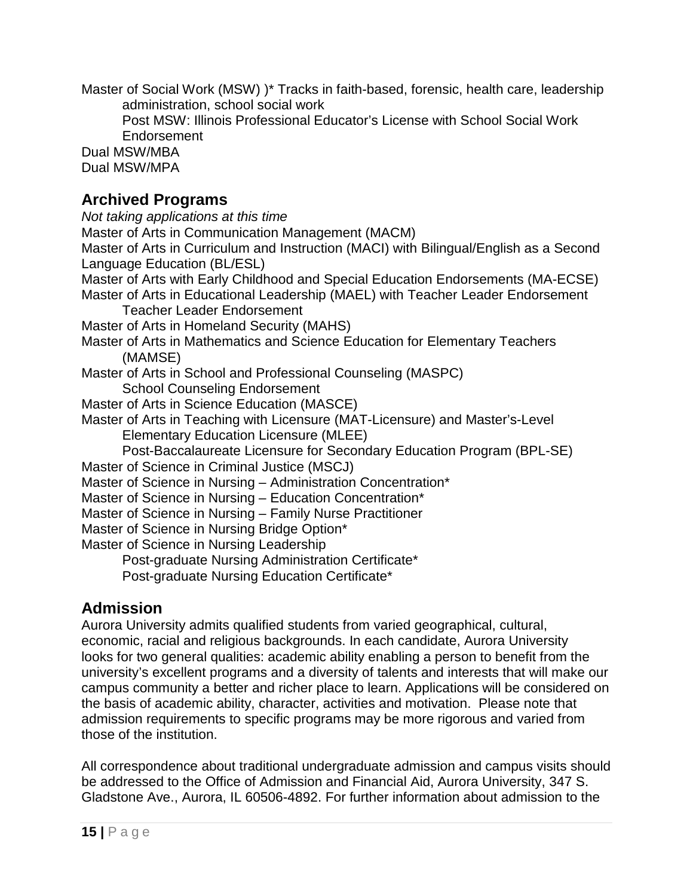Master of Social Work (MSW) )* Tracks in faith-based, forensic, health care, leadership administration, school social work

  Post MSW: Illinois Professional Educator's License with School Social Work Endorsement

Dual MSW/MBA

Dual MSW/MPA

## Archived Programs

*Not taking applications at this time*

Master of Arts in Communication Management (MACM)

Master of Arts in Curriculum and Instruction (MACI) with Bilingual/English as a Second Language Education (BL/ESL)

Master of Arts with Early Childhood and Special Education Endorsements (MA-ECSE)

Master of Arts in Educational Leadership (MAEL) with Teacher Leader Endorsement

  Teacher Leader Endorsement

Master of Arts in Homeland Security (MAHS)

Master of Arts in Mathematics and Science Education for Elementary Teachers (MAMSE)

Master of Arts in School and Professional Counseling (MASPC)

  School Counseling Endorsement

Master of Arts in Science Education (MASCE)

Master of Arts in Teaching with Licensure (MAT-Licensure) and Master's-Level Elementary Education Licensure (MLEE)

  Post-Baccalaureate Licensure for Secondary Education Program (BPL-SE)

Master of Science in Criminal Justice (MSCJ)

Master of Science in Nursing – Administration Concentration*

Master of Science in Nursing – Education Concentration*

Master of Science in Nursing – Family Nurse Practitioner

Master of Science in Nursing Bridge Option*

Master of Science in Nursing Leadership

  Post-graduate Nursing Administration Certificate*

  Post-graduate Nursing Education Certificate*

## Admission

Aurora University admits qualified students from varied geographical, cultural, economic, racial and religious backgrounds. In each candidate, Aurora University looks for two general qualities: academic ability enabling a person to benefit from the university's excellent programs and a diversity of talents and interests that will make our campus community a better and richer place to learn. Applications will be considered on the basis of academic ability, character, activities and motivation. Please note that admission requirements to specific programs may be more rigorous and varied from those of the institution.

All correspondence about traditional undergraduate admission and campus visits should be addressed to the Office of Admission and Financial Aid, Aurora University, 347 S. Gladstone Ave., Aurora, IL 60506-4892. For further information about admission to the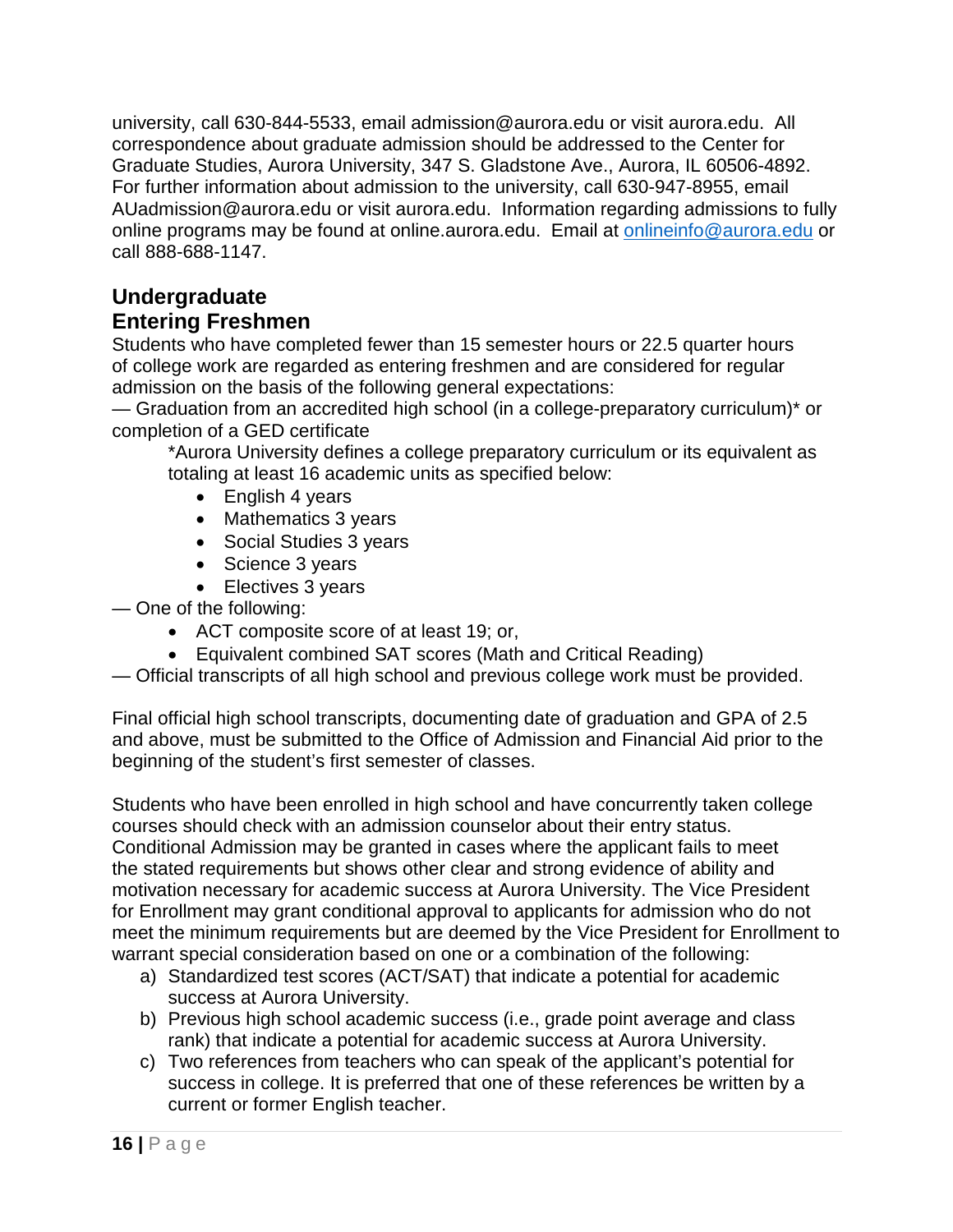university, call 630-844-5533, email admission@aurora.edu or visit aurora.edu. All correspondence about graduate admission should be addressed to the Center for Graduate Studies, Aurora University, 347 S. Gladstone Ave., Aurora, IL 60506-4892. For further information about admission to the university, call 630-947-8955, email AUadmission@aurora.edu or visit aurora.edu. Information regarding admissions to fully online programs may be found at online.aurora.edu. Email at onlineinfo@aurora.edu or call 888-688-1147.

## Undergraduate

## Entering Freshmen

Students who have completed fewer than 15 semester hours or 22.5 quarter hours of college work are regarded as entering freshmen and are considered for regular admission on the basis of the following general expectations:

— Graduation from an accredited high school (in a college-preparatory curriculum)* or completion of a GED certificate

*Aurora University defines a college preparatory curriculum or its equivalent as totaling at least 16 academic units as specified below:

- English 4 years
- Mathematics 3 years
- Social Studies 3 years
- Science 3 years
- Electives 3 years

— One of the following:

- ACT composite score of at least 19; or,
- Equivalent combined SAT scores (Math and Critical Reading)

— Official transcripts of all high school and previous college work must be provided.

Final official high school transcripts, documenting date of graduation and GPA of 2.5 and above, must be submitted to the Office of Admission and Financial Aid prior to the beginning of the student's first semester of classes.

Students who have been enrolled in high school and have concurrently taken college courses should check with an admission counselor about their entry status. Conditional Admission may be granted in cases where the applicant fails to meet the stated requirements but shows other clear and strong evidence of ability and motivation necessary for academic success at Aurora University. The Vice President for Enrollment may grant conditional approval to applicants for admission who do not meet the minimum requirements but are deemed by the Vice President for Enrollment to warrant special consideration based on one or a combination of the following:

a) Standardized test scores (ACT/SAT) that indicate a potential for academic success at Aurora University.
b) Previous high school academic success (i.e., grade point average and class rank) that indicate a potential for academic success at Aurora University.
c) Two references from teachers who can speak of the applicant's potential for success in college. It is preferred that one of these references be written by a current or former English teacher.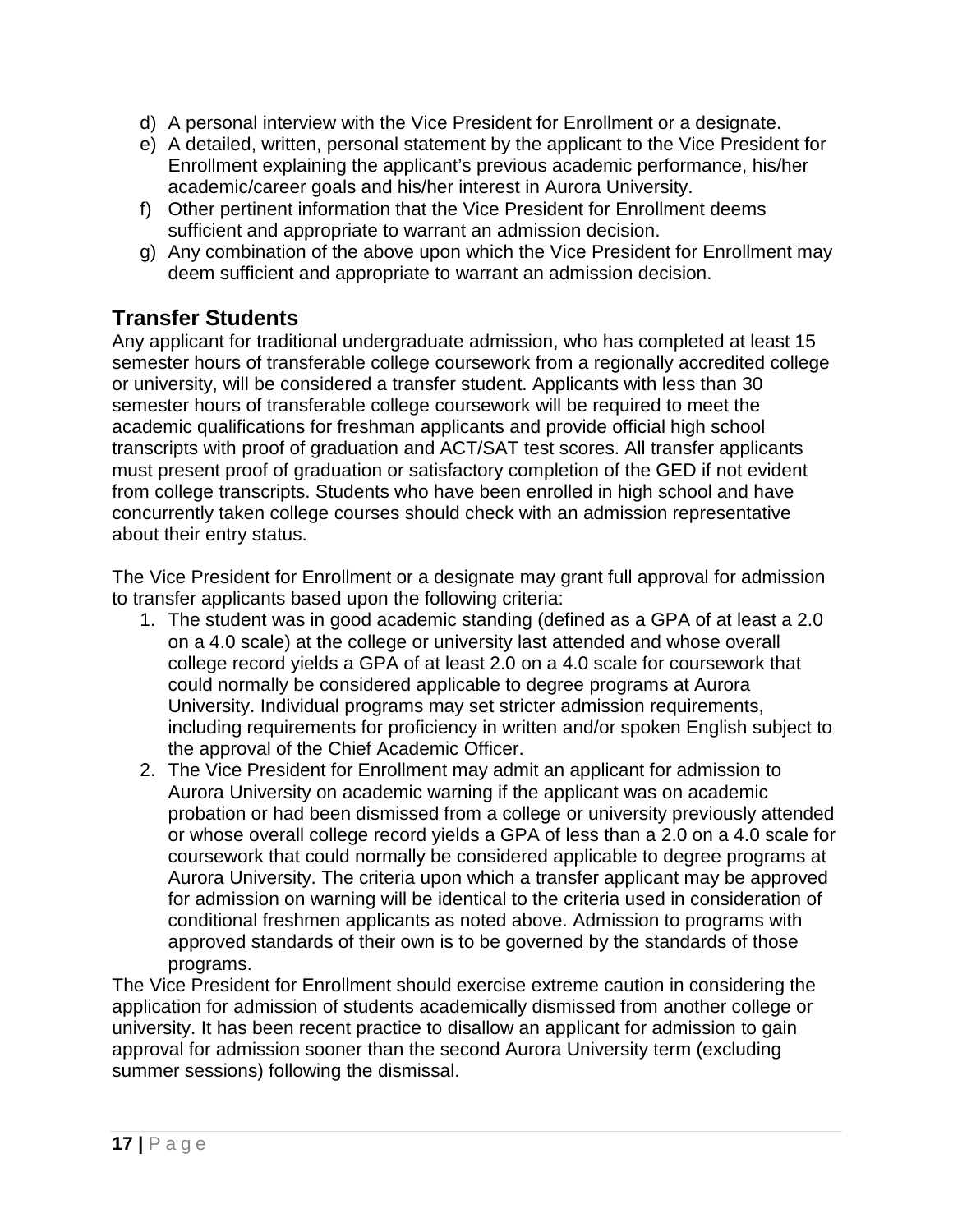d) A personal interview with the Vice President for Enrollment or a designate.
e) A detailed, written, personal statement by the applicant to the Vice President for Enrollment explaining the applicant's previous academic performance, his/her academic/career goals and his/her interest in Aurora University.
f) Other pertinent information that the Vice President for Enrollment deems sufficient and appropriate to warrant an admission decision.
g) Any combination of the above upon which the Vice President for Enrollment may deem sufficient and appropriate to warrant an admission decision.

## Transfer Students

Any applicant for traditional undergraduate admission, who has completed at least 15 semester hours of transferable college coursework from a regionally accredited college or university, will be considered a transfer student. Applicants with less than 30 semester hours of transferable college coursework will be required to meet the academic qualifications for freshman applicants and provide official high school transcripts with proof of graduation and ACT/SAT test scores. All transfer applicants must present proof of graduation or satisfactory completion of the GED if not evident from college transcripts. Students who have been enrolled in high school and have concurrently taken college courses should check with an admission representative about their entry status.

The Vice President for Enrollment or a designate may grant full approval for admission to transfer applicants based upon the following criteria:

1. The student was in good academic standing (defined as a GPA of at least a 2.0 on a 4.0 scale) at the college or university last attended and whose overall college record yields a GPA of at least 2.0 on a 4.0 scale for coursework that could normally be considered applicable to degree programs at Aurora University. Individual programs may set stricter admission requirements, including requirements for proficiency in written and/or spoken English subject to the approval of the Chief Academic Officer.
2. The Vice President for Enrollment may admit an applicant for admission to Aurora University on academic warning if the applicant was on academic probation or had been dismissed from a college or university previously attended or whose overall college record yields a GPA of less than a 2.0 on a 4.0 scale for coursework that could normally be considered applicable to degree programs at Aurora University. The criteria upon which a transfer applicant may be approved for admission on warning will be identical to the criteria used in consideration of conditional freshmen applicants as noted above. Admission to programs with approved standards of their own is to be governed by the standards of those programs.

The Vice President for Enrollment should exercise extreme caution in considering the application for admission of students academically dismissed from another college or university. It has been recent practice to disallow an applicant for admission to gain approval for admission sooner than the second Aurora University term (excluding summer sessions) following the dismissal.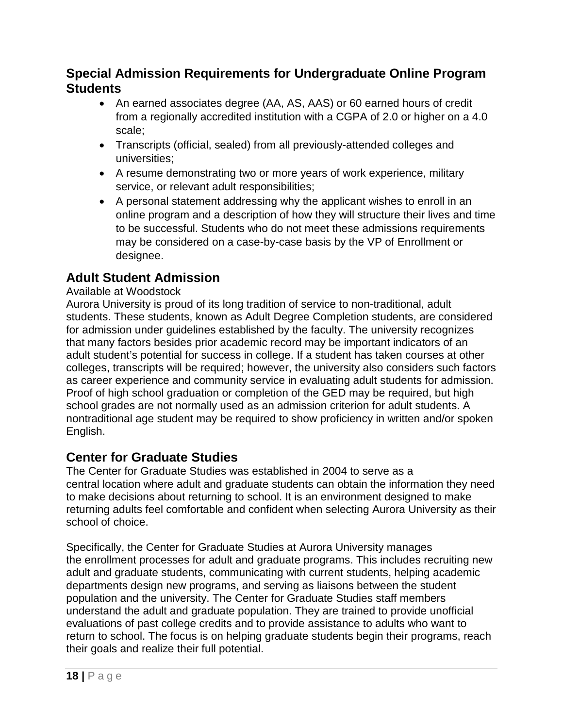## Special Admission Requirements for Undergraduate Online Program Students

- An earned associates degree (AA, AS, AAS) or 60 earned hours of credit from a regionally accredited institution with a CGPA of 2.0 or higher on a 4.0 scale;
- Transcripts (official, sealed) from all previously-attended colleges and universities;
- A resume demonstrating two or more years of work experience, military service, or relevant adult responsibilities;
- A personal statement addressing why the applicant wishes to enroll in an online program and a description of how they will structure their lives and time to be successful. Students who do not meet these admissions requirements may be considered on a case-by-case basis by the VP of Enrollment or designee.

## Adult Student Admission

Available at Woodstock

Aurora University is proud of its long tradition of service to non-traditional, adult students. These students, known as Adult Degree Completion students, are considered for admission under guidelines established by the faculty. The university recognizes that many factors besides prior academic record may be important indicators of an adult student's potential for success in college. If a student has taken courses at other colleges, transcripts will be required; however, the university also considers such factors as career experience and community service in evaluating adult students for admission. Proof of high school graduation or completion of the GED may be required, but high school grades are not normally used as an admission criterion for adult students. A nontraditional age student may be required to show proficiency in written and/or spoken English.

## Center for Graduate Studies

The Center for Graduate Studies was established in 2004 to serve as a central location where adult and graduate students can obtain the information they need to make decisions about returning to school. It is an environment designed to make returning adults feel comfortable and confident when selecting Aurora University as their school of choice.

Specifically, the Center for Graduate Studies at Aurora University manages the enrollment processes for adult and graduate programs. This includes recruiting new adult and graduate students, communicating with current students, helping academic departments design new programs, and serving as liaisons between the student population and the university. The Center for Graduate Studies staff members understand the adult and graduate population. They are trained to provide unofficial evaluations of past college credits and to provide assistance to adults who want to return to school. The focus is on helping graduate students begin their programs, reach their goals and realize their full potential.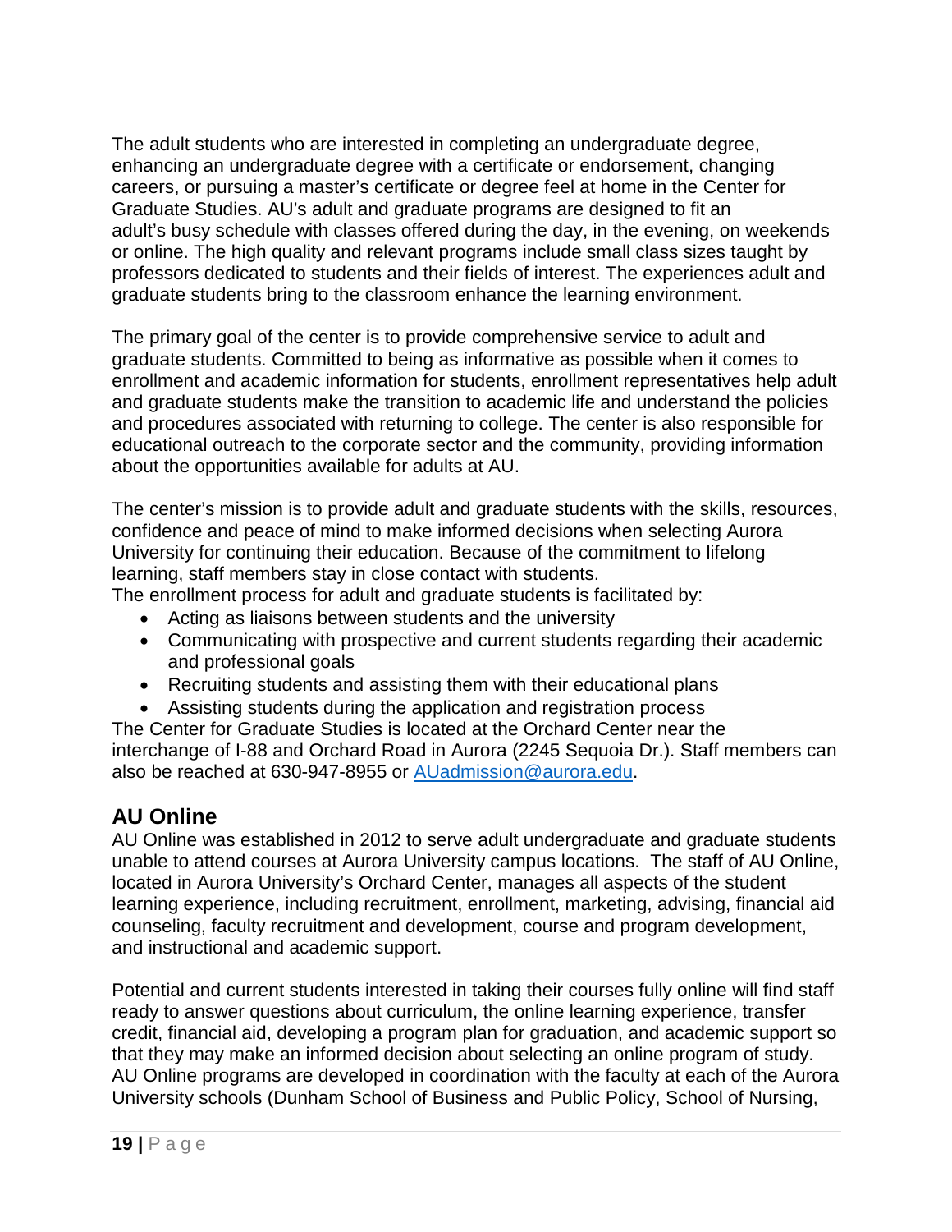The adult students who are interested in completing an undergraduate degree, enhancing an undergraduate degree with a certificate or endorsement, changing careers, or pursuing a master's certificate or degree feel at home in the Center for Graduate Studies. AU's adult and graduate programs are designed to fit an adult's busy schedule with classes offered during the day, in the evening, on weekends or online. The high quality and relevant programs include small class sizes taught by professors dedicated to students and their fields of interest. The experiences adult and graduate students bring to the classroom enhance the learning environment.

The primary goal of the center is to provide comprehensive service to adult and graduate students. Committed to being as informative as possible when it comes to enrollment and academic information for students, enrollment representatives help adult and graduate students make the transition to academic life and understand the policies and procedures associated with returning to college. The center is also responsible for educational outreach to the corporate sector and the community, providing information about the opportunities available for adults at AU.

The center's mission is to provide adult and graduate students with the skills, resources, confidence and peace of mind to make informed decisions when selecting Aurora University for continuing their education. Because of the commitment to lifelong learning, staff members stay in close contact with students.

The enrollment process for adult and graduate students is facilitated by:

- Acting as liaisons between students and the university
- Communicating with prospective and current students regarding their academic and professional goals
- Recruiting students and assisting them with their educational plans
- Assisting students during the application and registration process

The Center for Graduate Studies is located at the Orchard Center near the interchange of I-88 and Orchard Road in Aurora (2245 Sequoia Dr.). Staff members can also be reached at 630-947-8955 or AUadmission@aurora.edu.

## AU Online

AU Online was established in 2012 to serve adult undergraduate and graduate students unable to attend courses at Aurora University campus locations. The staff of AU Online, located in Aurora University's Orchard Center, manages all aspects of the student learning experience, including recruitment, enrollment, marketing, advising, financial aid counseling, faculty recruitment and development, course and program development, and instructional and academic support.

Potential and current students interested in taking their courses fully online will find staff ready to answer questions about curriculum, the online learning experience, transfer credit, financial aid, developing a program plan for graduation, and academic support so that they may make an informed decision about selecting an online program of study. AU Online programs are developed in coordination with the faculty at each of the Aurora University schools (Dunham School of Business and Public Policy, School of Nursing,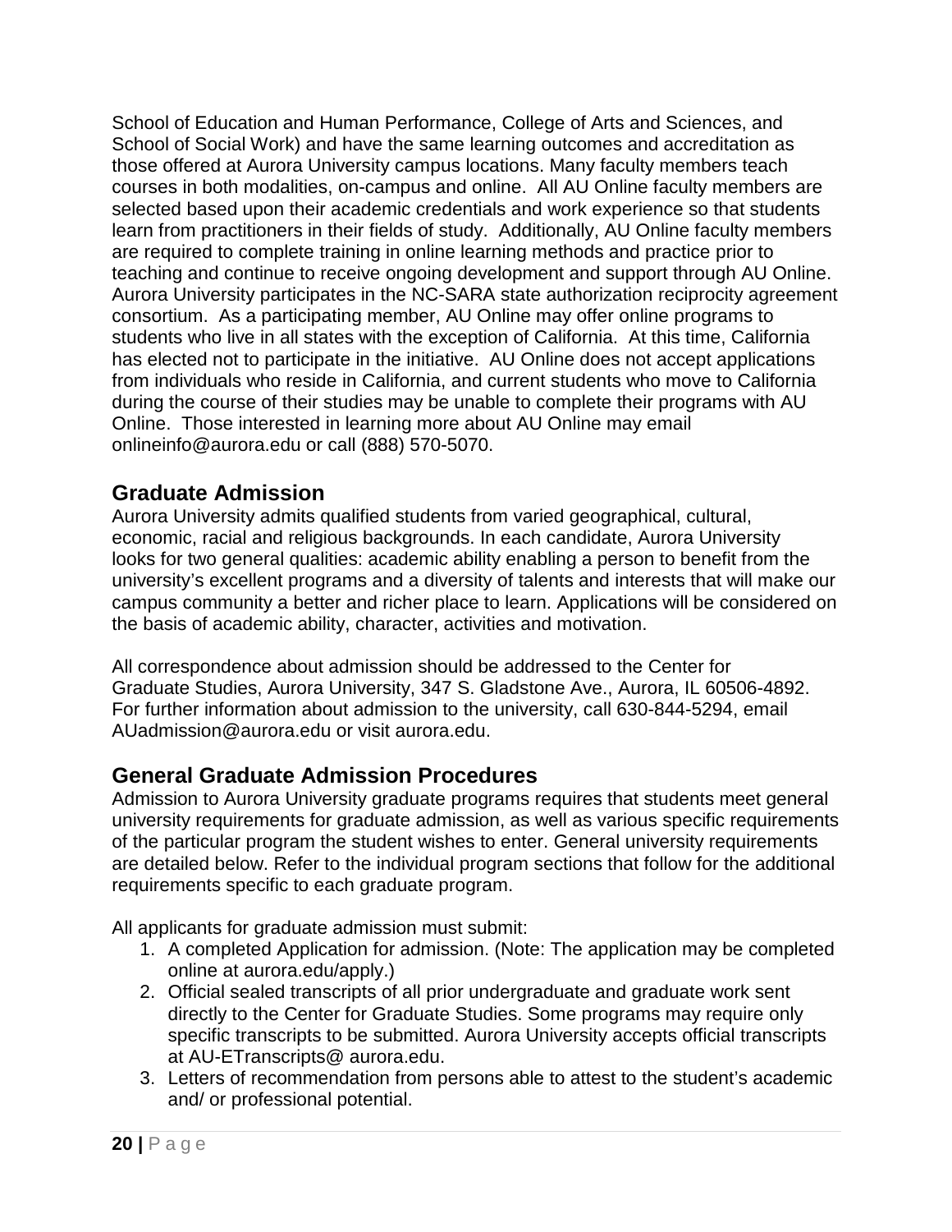School of Education and Human Performance, College of Arts and Sciences, and School of Social Work) and have the same learning outcomes and accreditation as those offered at Aurora University campus locations. Many faculty members teach courses in both modalities, on-campus and online. All AU Online faculty members are selected based upon their academic credentials and work experience so that students learn from practitioners in their fields of study. Additionally, AU Online faculty members are required to complete training in online learning methods and practice prior to teaching and continue to receive ongoing development and support through AU Online. Aurora University participates in the NC-SARA state authorization reciprocity agreement consortium. As a participating member, AU Online may offer online programs to students who live in all states with the exception of California. At this time, California has elected not to participate in the initiative. AU Online does not accept applications from individuals who reside in California, and current students who move to California during the course of their studies may be unable to complete their programs with AU Online. Those interested in learning more about AU Online may email onlineinfo@aurora.edu or call (888) 570-5070.

## Graduate Admission

Aurora University admits qualified students from varied geographical, cultural, economic, racial and religious backgrounds. In each candidate, Aurora University looks for two general qualities: academic ability enabling a person to benefit from the university's excellent programs and a diversity of talents and interests that will make our campus community a better and richer place to learn. Applications will be considered on the basis of academic ability, character, activities and motivation.

All correspondence about admission should be addressed to the Center for Graduate Studies, Aurora University, 347 S. Gladstone Ave., Aurora, IL 60506-4892. For further information about admission to the university, call 630-844-5294, email AUadmission@aurora.edu or visit aurora.edu.

## General Graduate Admission Procedures

Admission to Aurora University graduate programs requires that students meet general university requirements for graduate admission, as well as various specific requirements of the particular program the student wishes to enter. General university requirements are detailed below. Refer to the individual program sections that follow for the additional requirements specific to each graduate program.

All applicants for graduate admission must submit:

1. A completed Application for admission. (Note: The application may be completed online at aurora.edu/apply.)
2. Official sealed transcripts of all prior undergraduate and graduate work sent directly to the Center for Graduate Studies. Some programs may require only specific transcripts to be submitted. Aurora University accepts official transcripts at AU-ETranscripts@ aurora.edu.
3. Letters of recommendation from persons able to attest to the student's academic and/ or professional potential.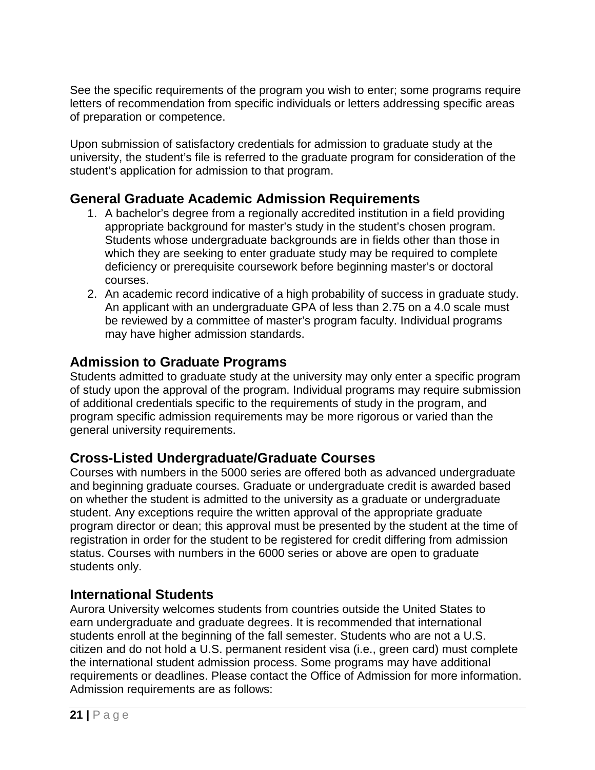See the specific requirements of the program you wish to enter; some programs require letters of recommendation from specific individuals or letters addressing specific areas of preparation or competence.

Upon submission of satisfactory credentials for admission to graduate study at the university, the student's file is referred to the graduate program for consideration of the student's application for admission to that program.

## General Graduate Academic Admission Requirements

1. A bachelor's degree from a regionally accredited institution in a field providing appropriate background for master's study in the student's chosen program. Students whose undergraduate backgrounds are in fields other than those in which they are seeking to enter graduate study may be required to complete deficiency or prerequisite coursework before beginning master's or doctoral courses.
2. An academic record indicative of a high probability of success in graduate study. An applicant with an undergraduate GPA of less than 2.75 on a 4.0 scale must be reviewed by a committee of master's program faculty. Individual programs may have higher admission standards.

## Admission to Graduate Programs

Students admitted to graduate study at the university may only enter a specific program of study upon the approval of the program. Individual programs may require submission of additional credentials specific to the requirements of study in the program, and program specific admission requirements may be more rigorous or varied than the general university requirements.

## Cross-Listed Undergraduate/Graduate Courses

Courses with numbers in the 5000 series are offered both as advanced undergraduate and beginning graduate courses. Graduate or undergraduate credit is awarded based on whether the student is admitted to the university as a graduate or undergraduate student. Any exceptions require the written approval of the appropriate graduate program director or dean; this approval must be presented by the student at the time of registration in order for the student to be registered for credit differing from admission status. Courses with numbers in the 6000 series or above are open to graduate students only.

## International Students

Aurora University welcomes students from countries outside the United States to earn undergraduate and graduate degrees. It is recommended that international students enroll at the beginning of the fall semester. Students who are not a U.S. citizen and do not hold a U.S. permanent resident visa (i.e., green card) must complete the international student admission process. Some programs may have additional requirements or deadlines. Please contact the Office of Admission for more information. Admission requirements are as follows: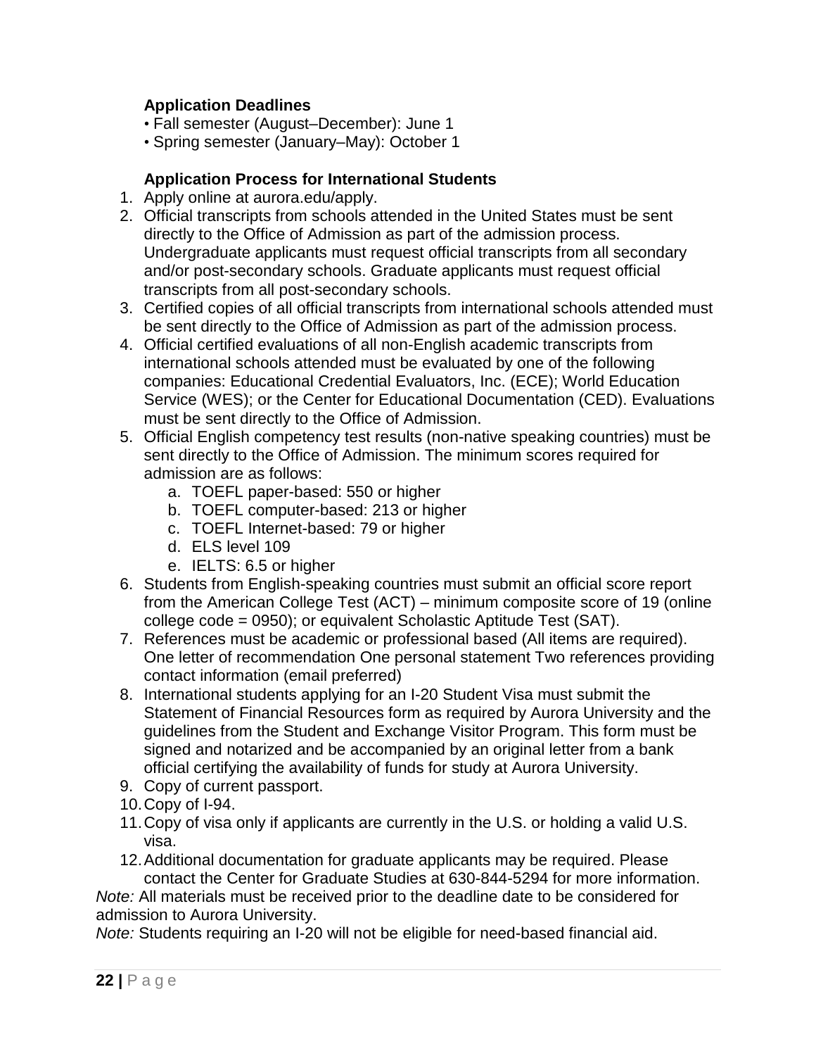### Application Deadlines

- Fall semester (August–December): June 1
- Spring semester (January–May): October 1

### Application Process for International Students

1. Apply online at aurora.edu/apply.
2. Official transcripts from schools attended in the United States must be sent directly to the Office of Admission as part of the admission process. Undergraduate applicants must request official transcripts from all secondary and/or post-secondary schools. Graduate applicants must request official transcripts from all post-secondary schools.
3. Certified copies of all official transcripts from international schools attended must be sent directly to the Office of Admission as part of the admission process.
4. Official certified evaluations of all non-English academic transcripts from international schools attended must be evaluated by one of the following companies: Educational Credential Evaluators, Inc. (ECE); World Education Service (WES); or the Center for Educational Documentation (CED). Evaluations must be sent directly to the Office of Admission.
5. Official English competency test results (non-native speaking countries) must be sent directly to the Office of Admission. The minimum scores required for admission are as follows:
    a. TOEFL paper-based: 550 or higher
    b. TOEFL computer-based: 213 or higher
    c. TOEFL Internet-based: 79 or higher
    d. ELS level 109
    e. IELTS: 6.5 or higher
6. Students from English-speaking countries must submit an official score report from the American College Test (ACT) – minimum composite score of 19 (online college code = 0950); or equivalent Scholastic Aptitude Test (SAT).
7. References must be academic or professional based (All items are required). One letter of recommendation One personal statement Two references providing contact information (email preferred)
8. International students applying for an I-20 Student Visa must submit the Statement of Financial Resources form as required by Aurora University and the guidelines from the Student and Exchange Visitor Program. This form must be signed and notarized and be accompanied by an original letter from a bank official certifying the availability of funds for study at Aurora University.
9. Copy of current passport.
10. Copy of I-94.
11. Copy of visa only if applicants are currently in the U.S. or holding a valid U.S. visa.
12. Additional documentation for graduate applicants may be required. Please contact the Center for Graduate Studies at 630-844-5294 for more information.

*Note:* All materials must be received prior to the deadline date to be considered for admission to Aurora University.

*Note:* Students requiring an I-20 will not be eligible for need-based financial aid.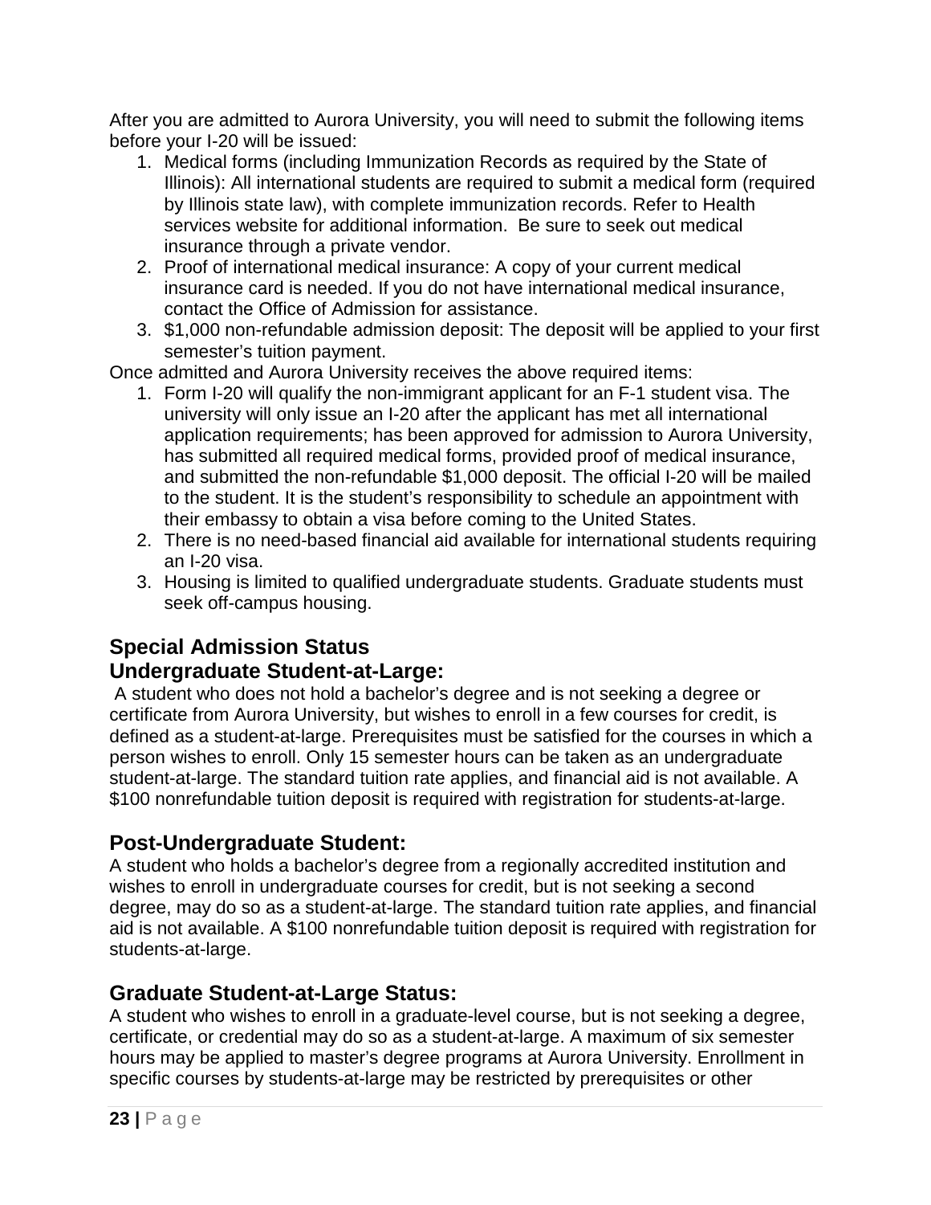After you are admitted to Aurora University, you will need to submit the following items before your I-20 will be issued:

1. Medical forms (including Immunization Records as required by the State of Illinois): All international students are required to submit a medical form (required by Illinois state law), with complete immunization records. Refer to Health services website for additional information. Be sure to seek out medical insurance through a private vendor.
2. Proof of international medical insurance: A copy of your current medical insurance card is needed. If you do not have international medical insurance, contact the Office of Admission for assistance.
3. $1,000 non-refundable admission deposit: The deposit will be applied to your first semester's tuition payment.

Once admitted and Aurora University receives the above required items:

1. Form I-20 will qualify the non-immigrant applicant for an F-1 student visa. The university will only issue an I-20 after the applicant has met all international application requirements; has been approved for admission to Aurora University, has submitted all required medical forms, provided proof of medical insurance, and submitted the non-refundable $1,000 deposit. The official I-20 will be mailed to the student. It is the student's responsibility to schedule an appointment with their embassy to obtain a visa before coming to the United States.
2. There is no need-based financial aid available for international students requiring an I-20 visa.
3. Housing is limited to qualified undergraduate students. Graduate students must seek off-campus housing.

## Special Admission Status

## Undergraduate Student-at-Large:

A student who does not hold a bachelor's degree and is not seeking a degree or certificate from Aurora University, but wishes to enroll in a few courses for credit, is defined as a student-at-large. Prerequisites must be satisfied for the courses in which a person wishes to enroll. Only 15 semester hours can be taken as an undergraduate student-at-large. The standard tuition rate applies, and financial aid is not available. A $100 nonrefundable tuition deposit is required with registration for students-at-large.

## Post-Undergraduate Student:

A student who holds a bachelor's degree from a regionally accredited institution and wishes to enroll in undergraduate courses for credit, but is not seeking a second degree, may do so as a student-at-large. The standard tuition rate applies, and financial aid is not available. A $100 nonrefundable tuition deposit is required with registration for students-at-large.

## Graduate Student-at-Large Status:

A student who wishes to enroll in a graduate-level course, but is not seeking a degree, certificate, or credential may do so as a student-at-large. A maximum of six semester hours may be applied to master's degree programs at Aurora University. Enrollment in specific courses by students-at-large may be restricted by prerequisites or other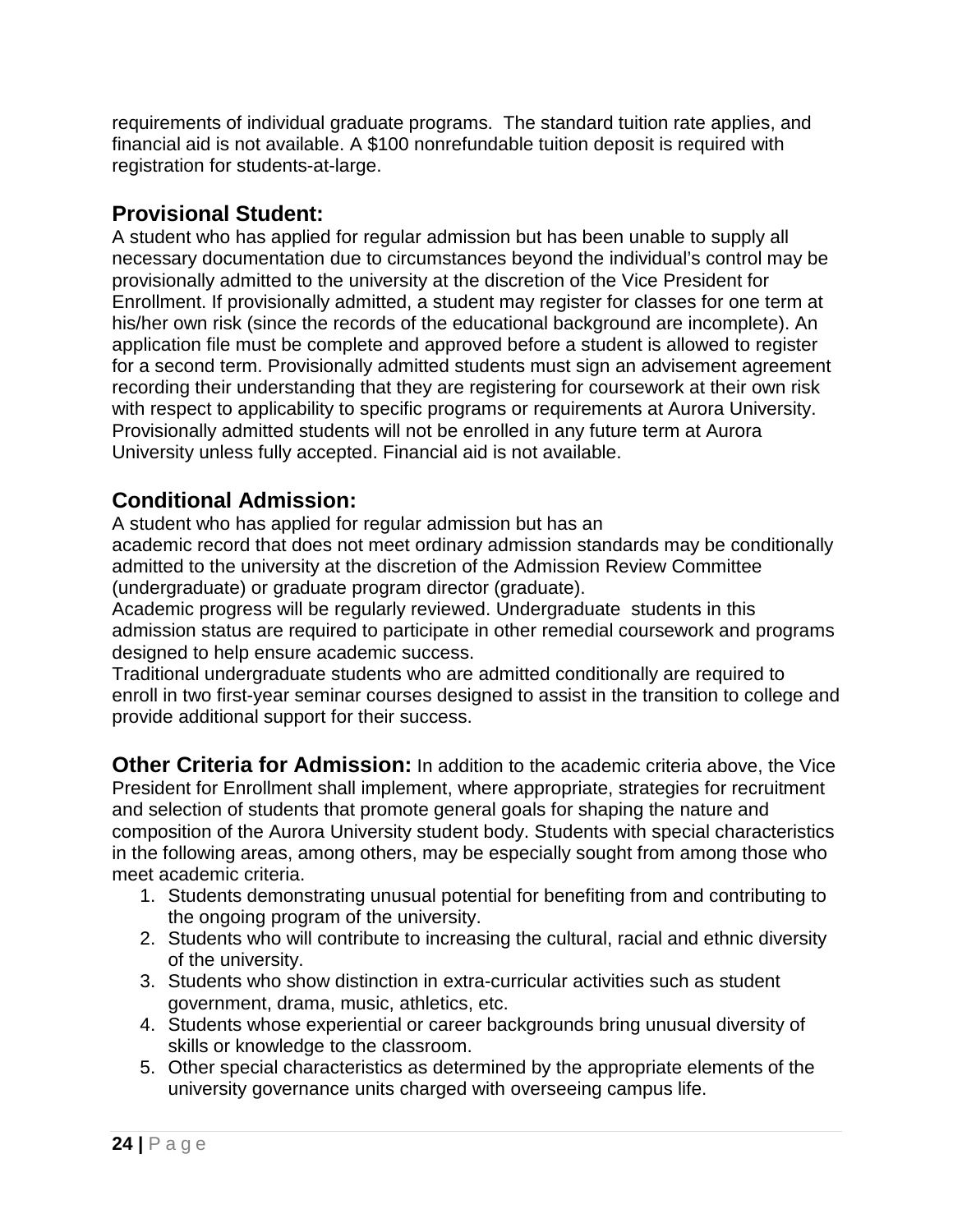requirements of individual graduate programs. The standard tuition rate applies, and financial aid is not available. A $100 nonrefundable tuition deposit is required with registration for students-at-large.

## Provisional Student:

A student who has applied for regular admission but has been unable to supply all necessary documentation due to circumstances beyond the individual's control may be provisionally admitted to the university at the discretion of the Vice President for Enrollment. If provisionally admitted, a student may register for classes for one term at his/her own risk (since the records of the educational background are incomplete). An application file must be complete and approved before a student is allowed to register for a second term. Provisionally admitted students must sign an advisement agreement recording their understanding that they are registering for coursework at their own risk with respect to applicability to specific programs or requirements at Aurora University. Provisionally admitted students will not be enrolled in any future term at Aurora University unless fully accepted. Financial aid is not available.

## Conditional Admission:

A student who has applied for regular admission but has an academic record that does not meet ordinary admission standards may be conditionally admitted to the university at the discretion of the Admission Review Committee (undergraduate) or graduate program director (graduate).

Academic progress will be regularly reviewed. Undergraduate students in this admission status are required to participate in other remedial coursework and programs designed to help ensure academic success.

Traditional undergraduate students who are admitted conditionally are required to enroll in two first-year seminar courses designed to assist in the transition to college and provide additional support for their success.

**Other Criteria for Admission:** In addition to the academic criteria above, the Vice President for Enrollment shall implement, where appropriate, strategies for recruitment and selection of students that promote general goals for shaping the nature and composition of the Aurora University student body. Students with special characteristics in the following areas, among others, may be especially sought from among those who meet academic criteria.

1. Students demonstrating unusual potential for benefiting from and contributing to the ongoing program of the university.
2. Students who will contribute to increasing the cultural, racial and ethnic diversity of the university.
3. Students who show distinction in extra-curricular activities such as student government, drama, music, athletics, etc.
4. Students whose experiential or career backgrounds bring unusual diversity of skills or knowledge to the classroom.
5. Other special characteristics as determined by the appropriate elements of the university governance units charged with overseeing campus life.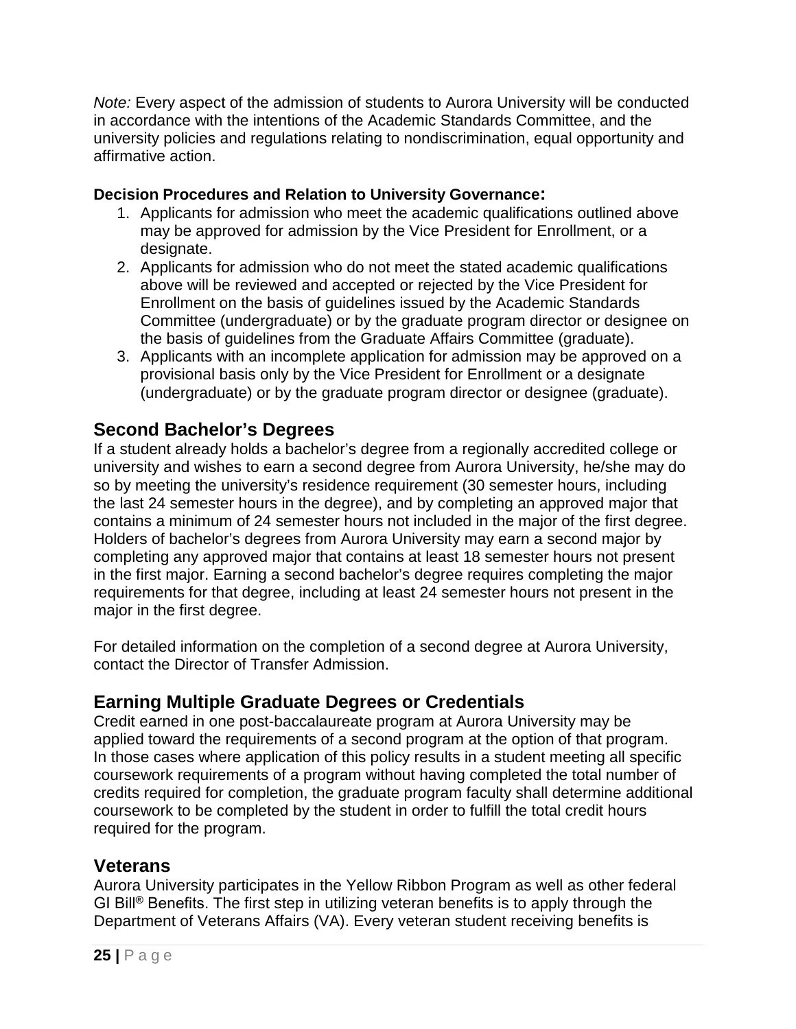*Note:* Every aspect of the admission of students to Aurora University will be conducted in accordance with the intentions of the Academic Standards Committee, and the university policies and regulations relating to nondiscrimination, equal opportunity and affirmative action.

**Decision Procedures and Relation to University Governance:**

1. Applicants for admission who meet the academic qualifications outlined above may be approved for admission by the Vice President for Enrollment, or a designate.
2. Applicants for admission who do not meet the stated academic qualifications above will be reviewed and accepted or rejected by the Vice President for Enrollment on the basis of guidelines issued by the Academic Standards Committee (undergraduate) or by the graduate program director or designee on the basis of guidelines from the Graduate Affairs Committee (graduate).
3. Applicants with an incomplete application for admission may be approved on a provisional basis only by the Vice President for Enrollment or a designate (undergraduate) or by the graduate program director or designee (graduate).

## Second Bachelor's Degrees

If a student already holds a bachelor's degree from a regionally accredited college or university and wishes to earn a second degree from Aurora University, he/she may do so by meeting the university's residence requirement (30 semester hours, including the last 24 semester hours in the degree), and by completing an approved major that contains a minimum of 24 semester hours not included in the major of the first degree. Holders of bachelor's degrees from Aurora University may earn a second major by completing any approved major that contains at least 18 semester hours not present in the first major. Earning a second bachelor's degree requires completing the major requirements for that degree, including at least 24 semester hours not present in the major in the first degree.

For detailed information on the completion of a second degree at Aurora University, contact the Director of Transfer Admission.

## Earning Multiple Graduate Degrees or Credentials

Credit earned in one post-baccalaureate program at Aurora University may be applied toward the requirements of a second program at the option of that program. In those cases where application of this policy results in a student meeting all specific coursework requirements of a program without having completed the total number of credits required for completion, the graduate program faculty shall determine additional coursework to be completed by the student in order to fulfill the total credit hours required for the program.

## Veterans

Aurora University participates in the Yellow Ribbon Program as well as other federal GI Bill® Benefits. The first step in utilizing veteran benefits is to apply through the Department of Veterans Affairs (VA). Every veteran student receiving benefits is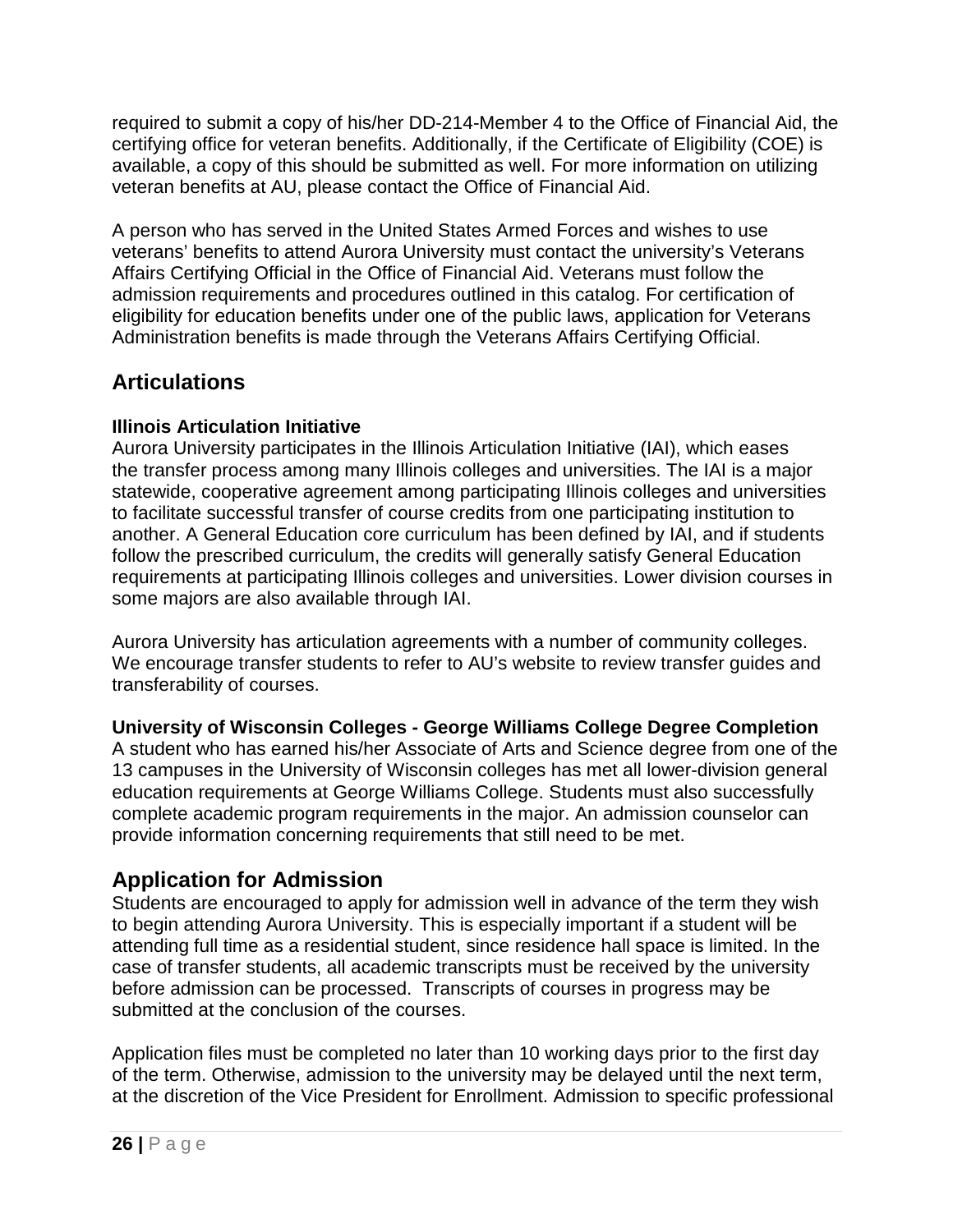required to submit a copy of his/her DD-214-Member 4 to the Office of Financial Aid, the certifying office for veteran benefits. Additionally, if the Certificate of Eligibility (COE) is available, a copy of this should be submitted as well. For more information on utilizing veteran benefits at AU, please contact the Office of Financial Aid.

A person who has served in the United States Armed Forces and wishes to use veterans' benefits to attend Aurora University must contact the university's Veterans Affairs Certifying Official in the Office of Financial Aid. Veterans must follow the admission requirements and procedures outlined in this catalog. For certification of eligibility for education benefits under one of the public laws, application for Veterans Administration benefits is made through the Veterans Affairs Certifying Official.

## Articulations

### Illinois Articulation Initiative

Aurora University participates in the Illinois Articulation Initiative (IAI), which eases the transfer process among many Illinois colleges and universities. The IAI is a major statewide, cooperative agreement among participating Illinois colleges and universities to facilitate successful transfer of course credits from one participating institution to another. A General Education core curriculum has been defined by IAI, and if students follow the prescribed curriculum, the credits will generally satisfy General Education requirements at participating Illinois colleges and universities. Lower division courses in some majors are also available through IAI.

Aurora University has articulation agreements with a number of community colleges. We encourage transfer students to refer to AU's website to review transfer guides and transferability of courses.

### University of Wisconsin Colleges - George Williams College Degree Completion

A student who has earned his/her Associate of Arts and Science degree from one of the 13 campuses in the University of Wisconsin colleges has met all lower-division general education requirements at George Williams College. Students must also successfully complete academic program requirements in the major. An admission counselor can provide information concerning requirements that still need to be met.

## Application for Admission

Students are encouraged to apply for admission well in advance of the term they wish to begin attending Aurora University. This is especially important if a student will be attending full time as a residential student, since residence hall space is limited. In the case of transfer students, all academic transcripts must be received by the university before admission can be processed. Transcripts of courses in progress may be submitted at the conclusion of the courses.

Application files must be completed no later than 10 working days prior to the first day of the term. Otherwise, admission to the university may be delayed until the next term, at the discretion of the Vice President for Enrollment. Admission to specific professional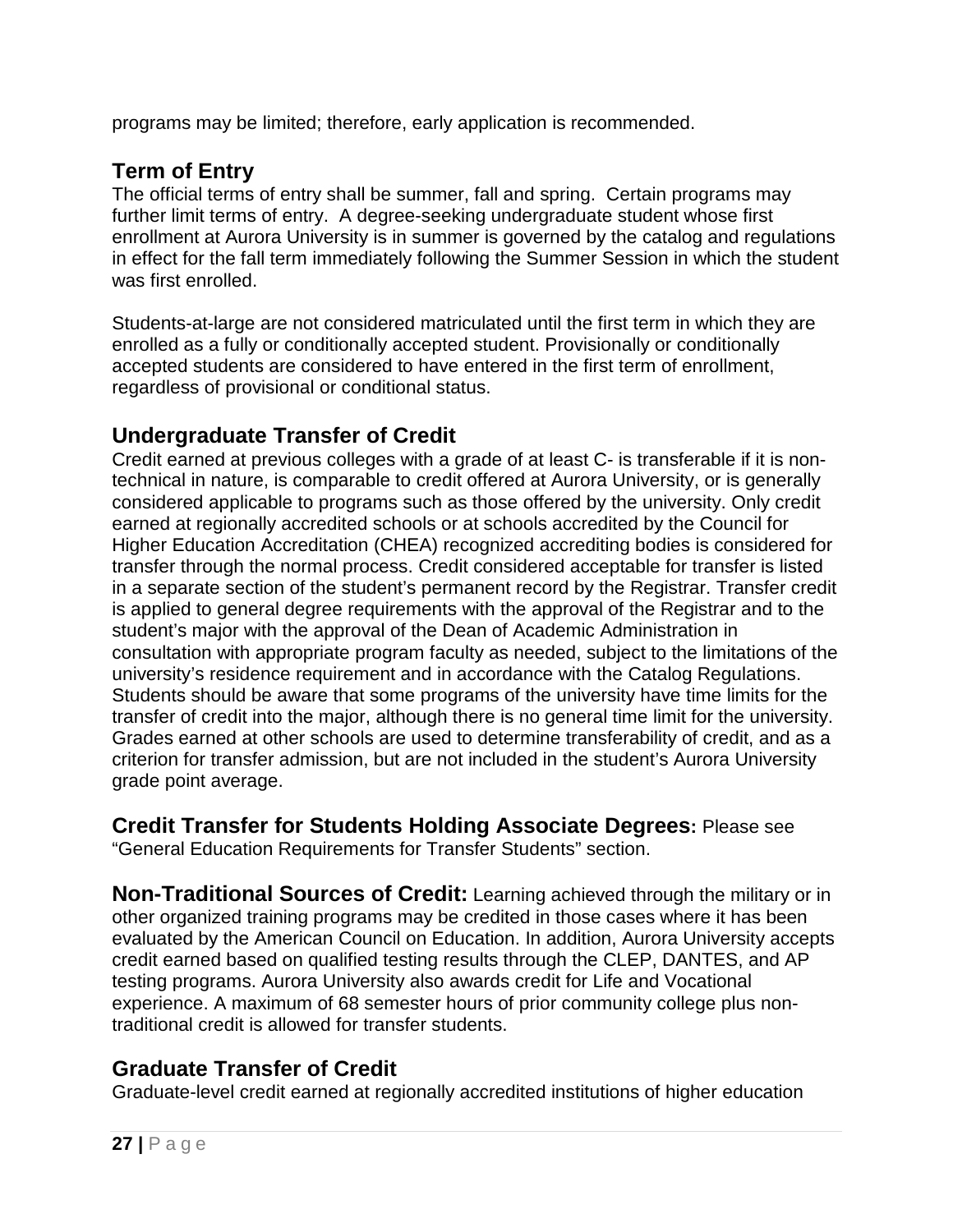programs may be limited; therefore, early application is recommended.

## Term of Entry

The official terms of entry shall be summer, fall and spring. Certain programs may further limit terms of entry. A degree-seeking undergraduate student whose first enrollment at Aurora University is in summer is governed by the catalog and regulations in effect for the fall term immediately following the Summer Session in which the student was first enrolled.

Students-at-large are not considered matriculated until the first term in which they are enrolled as a fully or conditionally accepted student. Provisionally or conditionally accepted students are considered to have entered in the first term of enrollment, regardless of provisional or conditional status.

## Undergraduate Transfer of Credit

Credit earned at previous colleges with a grade of at least C- is transferable if it is non-technical in nature, is comparable to credit offered at Aurora University, or is generally considered applicable to programs such as those offered by the university. Only credit earned at regionally accredited schools or at schools accredited by the Council for Higher Education Accreditation (CHEA) recognized accrediting bodies is considered for transfer through the normal process. Credit considered acceptable for transfer is listed in a separate section of the student's permanent record by the Registrar. Transfer credit is applied to general degree requirements with the approval of the Registrar and to the student's major with the approval of the Dean of Academic Administration in consultation with appropriate program faculty as needed, subject to the limitations of the university's residence requirement and in accordance with the Catalog Regulations. Students should be aware that some programs of the university have time limits for the transfer of credit into the major, although there is no general time limit for the university. Grades earned at other schools are used to determine transferability of credit, and as a criterion for transfer admission, but are not included in the student's Aurora University grade point average.

**Credit Transfer for Students Holding Associate Degrees:** Please see "General Education Requirements for Transfer Students" section.

**Non-Traditional Sources of Credit:** Learning achieved through the military or in other organized training programs may be credited in those cases where it has been evaluated by the American Council on Education. In addition, Aurora University accepts credit earned based on qualified testing results through the CLEP, DANTES, and AP testing programs. Aurora University also awards credit for Life and Vocational experience. A maximum of 68 semester hours of prior community college plus non-traditional credit is allowed for transfer students.

## Graduate Transfer of Credit

Graduate-level credit earned at regionally accredited institutions of higher education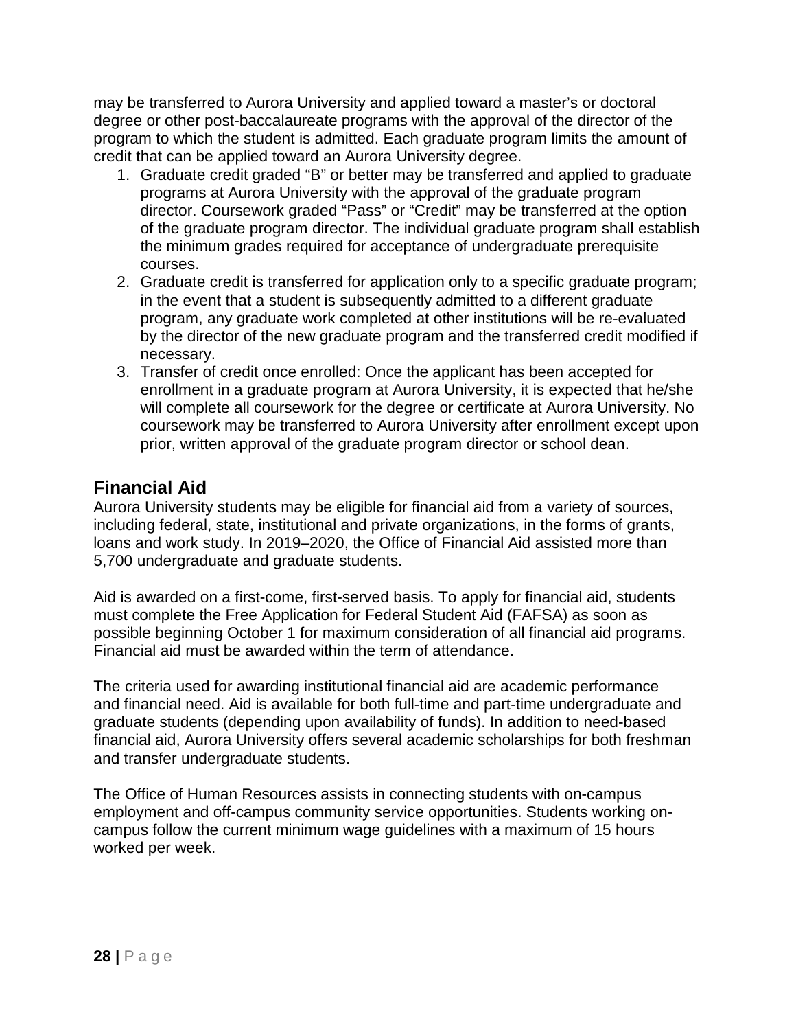may be transferred to Aurora University and applied toward a master's or doctoral degree or other post-baccalaureate programs with the approval of the director of the program to which the student is admitted. Each graduate program limits the amount of credit that can be applied toward an Aurora University degree.

1. Graduate credit graded "B" or better may be transferred and applied to graduate programs at Aurora University with the approval of the graduate program director. Coursework graded "Pass" or "Credit" may be transferred at the option of the graduate program director. The individual graduate program shall establish the minimum grades required for acceptance of undergraduate prerequisite courses.
2. Graduate credit is transferred for application only to a specific graduate program; in the event that a student is subsequently admitted to a different graduate program, any graduate work completed at other institutions will be re-evaluated by the director of the new graduate program and the transferred credit modified if necessary.
3. Transfer of credit once enrolled: Once the applicant has been accepted for enrollment in a graduate program at Aurora University, it is expected that he/she will complete all coursework for the degree or certificate at Aurora University. No coursework may be transferred to Aurora University after enrollment except upon prior, written approval of the graduate program director or school dean.

## Financial Aid

Aurora University students may be eligible for financial aid from a variety of sources, including federal, state, institutional and private organizations, in the forms of grants, loans and work study. In 2019–2020, the Office of Financial Aid assisted more than 5,700 undergraduate and graduate students.

Aid is awarded on a first-come, first-served basis. To apply for financial aid, students must complete the Free Application for Federal Student Aid (FAFSA) as soon as possible beginning October 1 for maximum consideration of all financial aid programs. Financial aid must be awarded within the term of attendance.

The criteria used for awarding institutional financial aid are academic performance and financial need. Aid is available for both full-time and part-time undergraduate and graduate students (depending upon availability of funds). In addition to need-based financial aid, Aurora University offers several academic scholarships for both freshman and transfer undergraduate students.

The Office of Human Resources assists in connecting students with on-campus employment and off-campus community service opportunities. Students working on-campus follow the current minimum wage guidelines with a maximum of 15 hours worked per week.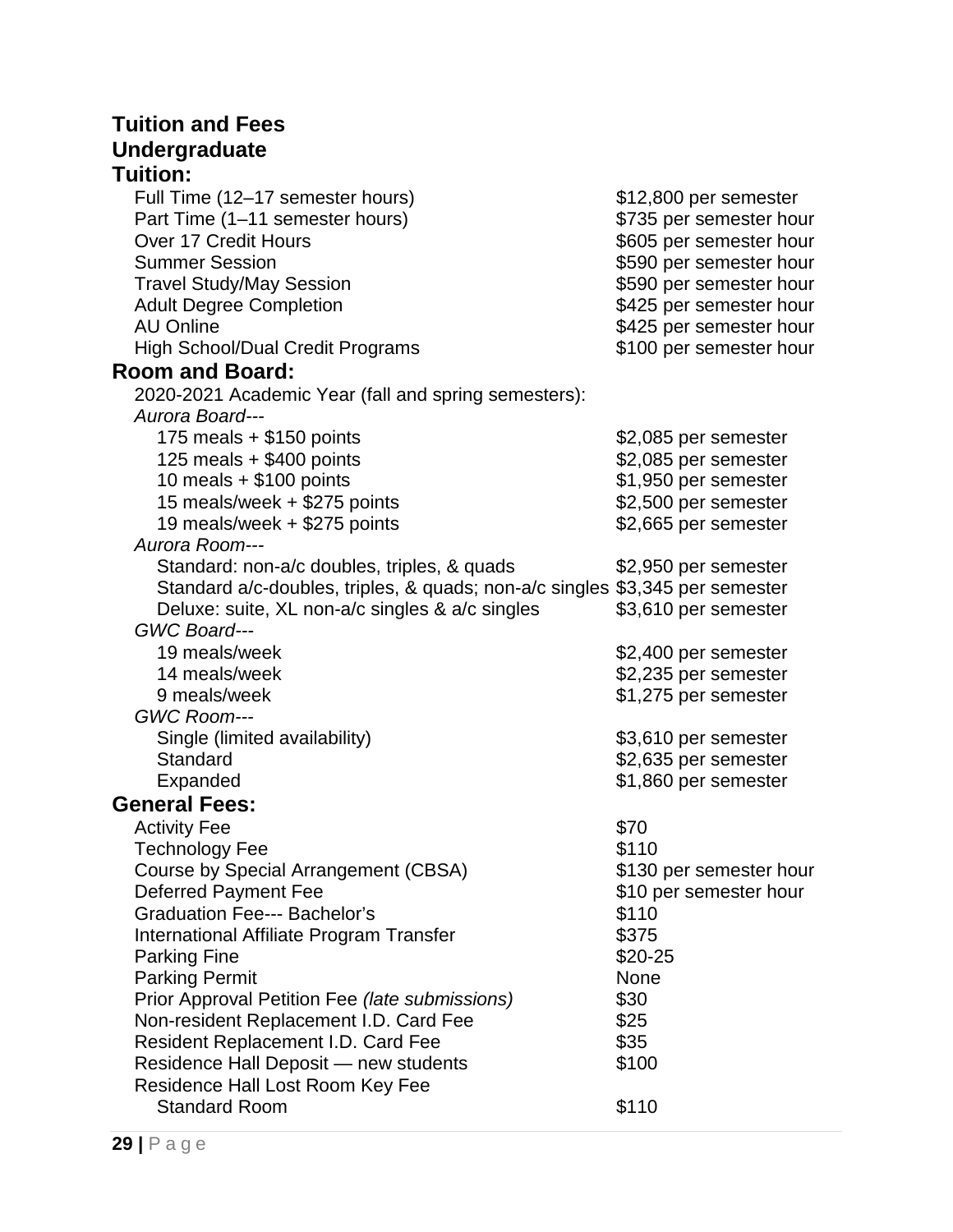# Tuition and Fees

## Undergraduate

### Tuition:

| | |
|---|---|
| Full Time (12–17 semester hours) | $12,800 per semester |
| Part Time (1–11 semester hours) | $735 per semester hour |
| Over 17 Credit Hours | $605 per semester hour |
| Summer Session | $590 per semester hour |
| Travel Study/May Session | $590 per semester hour |
| Adult Degree Completion | $425 per semester hour |
| AU Online | $425 per semester hour |
| High School/Dual Credit Programs | $100 per semester hour |

### Room and Board:

2020-2021 Academic Year (fall and spring semesters):

| | |
|---|---|
| *Aurora Board---* | |
| 175 meals + $150 points | $2,085 per semester |
| 125 meals + $400 points | $2,085 per semester |
| 10 meals + $100 points | $1,950 per semester |
| 15 meals/week + $275 points | $2,500 per semester |
| 19 meals/week + $275 points | $2,665 per semester |
| *Aurora Room---* | |
| Standard: non-a/c doubles, triples, & quads | $2,950 per semester |
| Standard a/c-doubles, triples, & quads; non-a/c singles | $3,345 per semester |
| Deluxe: suite, XL non-a/c singles & a/c singles | $3,610 per semester |
| *GWC Board---* | |
| 19 meals/week | $2,400 per semester |
| 14 meals/week | $2,235 per semester |
| 9 meals/week | $1,275 per semester |
| *GWC Room---* | |
| Single (limited availability) | $3,610 per semester |
| Standard | $2,635 per semester |
| Expanded | $1,860 per semester |

### General Fees:

| | |
|---|---|
| Activity Fee | $70 |
| Technology Fee | $110 |
| Course by Special Arrangement (CBSA) | $130 per semester hour |
| Deferred Payment Fee | $10 per semester hour |
| Graduation Fee--- Bachelor's | $110 |
| International Affiliate Program Transfer | $375 |
| Parking Fine | $20-25 |
| Parking Permit | None |
| Prior Approval Petition Fee *(late submissions)* | $30 |
| Non-resident Replacement I.D. Card Fee | $25 |
| Resident Replacement I.D. Card Fee | $35 |
| Residence Hall Deposit — new students | $100 |
| Residence Hall Lost Room Key Fee | |
| Standard Room | $110 |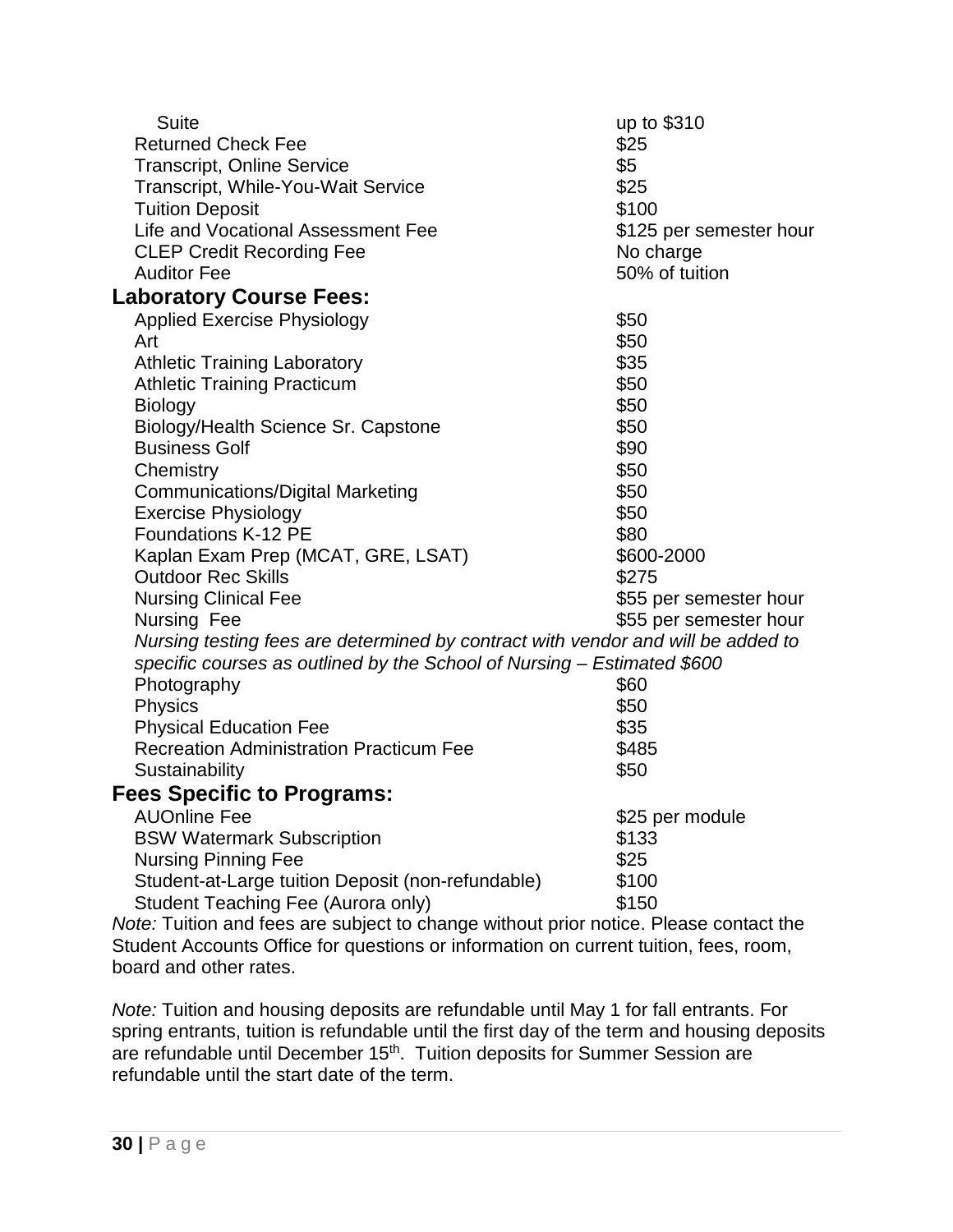| | |
|---|---|
| Suite | up to $310 |
| Returned Check Fee | $25 |
| Transcript, Online Service | $5 |
| Transcript, While-You-Wait Service | $25 |
| Tuition Deposit | $100 |
| Life and Vocational Assessment Fee | $125 per semester hour |
| CLEP Credit Recording Fee | No charge |
| Auditor Fee | 50% of tuition |

## Laboratory Course Fees:

| | |
|---|---|
| Applied Exercise Physiology | $50 |
| Art | $50 |
| Athletic Training Laboratory | $35 |
| Athletic Training Practicum | $50 |
| Biology | $50 |
| Biology/Health Science Sr. Capstone | $50 |
| Business Golf | $90 |
| Chemistry | $50 |
| Communications/Digital Marketing | $50 |
| Exercise Physiology | $50 |
| Foundations K-12 PE | $80 |
| Kaplan Exam Prep (MCAT, GRE, LSAT) | $600-2000 |
| Outdoor Rec Skills | $275 |
| Nursing Clinical Fee | $55 per semester hour |
| Nursing Fee | $55 per semester hour |

*Nursing testing fees are determined by contract with vendor and will be added to specific courses as outlined by the School of Nursing – Estimated $600*

| | |
|---|---|
| Photography | $60 |
| Physics | $50 |
| Physical Education Fee | $35 |
| Recreation Administration Practicum Fee | $485 |
| Sustainability | $50 |

## Fees Specific to Programs:

| | |
|---|---|
| AUOnline Fee | $25 per module |
| BSW Watermark Subscription | $133 |
| Nursing Pinning Fee | $25 |
| Student-at-Large tuition Deposit (non-refundable) | $100 |
| Student Teaching Fee (Aurora only) | $150 |

*Note:* Tuition and fees are subject to change without prior notice. Please contact the Student Accounts Office for questions or information on current tuition, fees, room, board and other rates.

*Note:* Tuition and housing deposits are refundable until May 1 for fall entrants. For spring entrants, tuition is refundable until the first day of the term and housing deposits are refundable until December 15th. Tuition deposits for Summer Session are refundable until the start date of the term.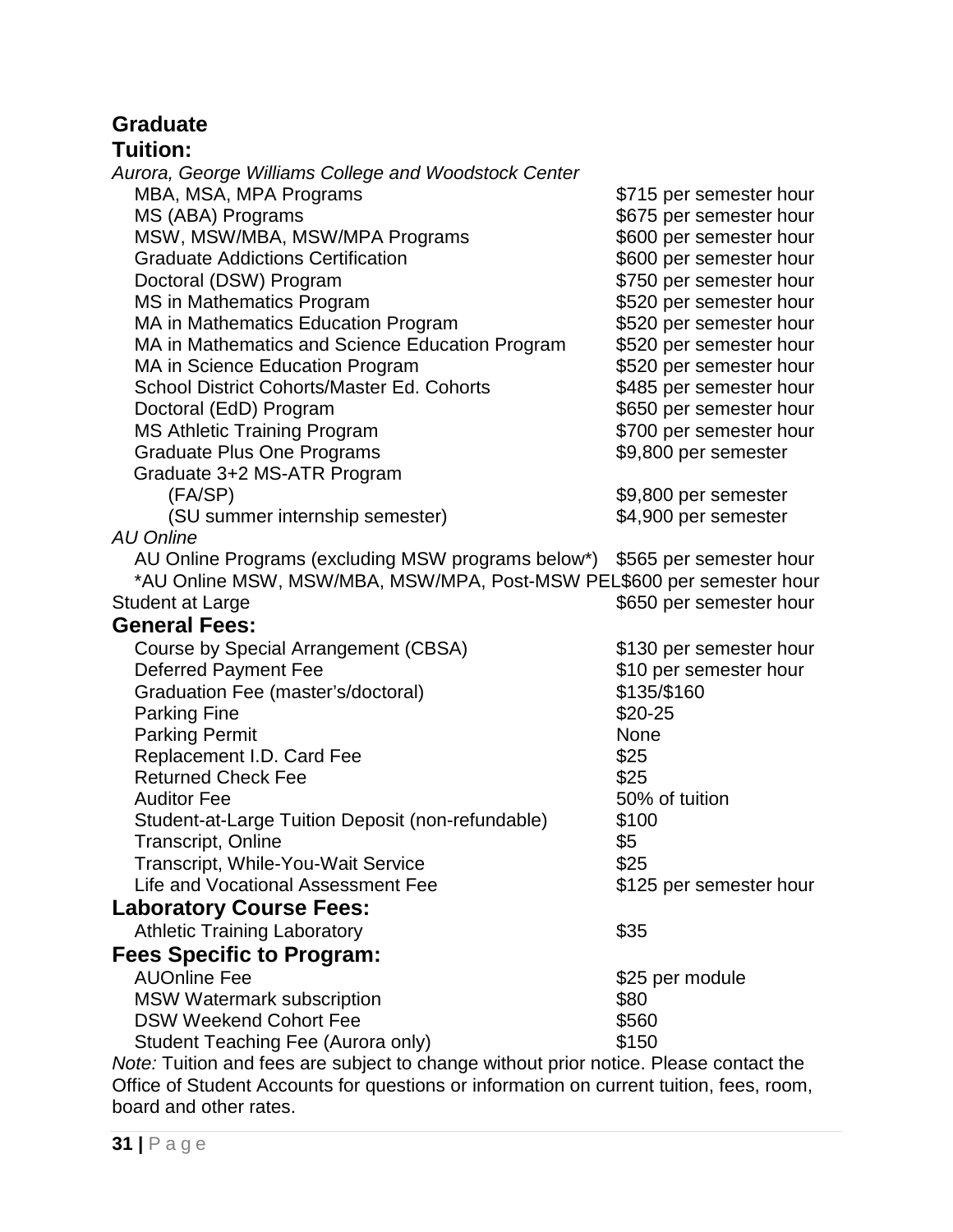## Graduate

### Tuition:

*Aurora, George Williams College and Woodstock Center*

| | |
|---|---|
| MBA, MSA, MPA Programs | $715 per semester hour |
| MS (ABA) Programs | $675 per semester hour |
| MSW, MSW/MBA, MSW/MPA Programs | $600 per semester hour |
| Graduate Addictions Certification | $600 per semester hour |
| Doctoral (DSW) Program | $750 per semester hour |
| MS in Mathematics Program | $520 per semester hour |
| MA in Mathematics Education Program | $520 per semester hour |
| MA in Mathematics and Science Education Program | $520 per semester hour |
| MA in Science Education Program | $520 per semester hour |
| School District Cohorts/Master Ed. Cohorts | $485 per semester hour |
| Doctoral (EdD) Program | $650 per semester hour |
| MS Athletic Training Program | $700 per semester hour |
| Graduate Plus One Programs | $9,800 per semester |
| Graduate 3+2 MS-ATR Program | |
| (FA/SP) | $9,800 per semester |
| (SU summer internship semester) | $4,900 per semester |

*AU Online*

| | |
|---|---|
| AU Online Programs (excluding MSW programs below*) | $565 per semester hour |
| *AU Online MSW, MSW/MBA, MSW/MPA, Post-MSW PEL | $600 per semester hour |
| Student at Large | $650 per semester hour |

### General Fees:

| | |
|---|---|
| Course by Special Arrangement (CBSA) | $130 per semester hour |
| Deferred Payment Fee | $10 per semester hour |
| Graduation Fee (master's/doctoral) | $135/$160 |
| Parking Fine | $20-25 |
| Parking Permit | None |
| Replacement I.D. Card Fee | $25 |
| Returned Check Fee | $25 |
| Auditor Fee | 50% of tuition |
| Student-at-Large Tuition Deposit (non-refundable) | $100 |
| Transcript, Online | $5 |
| Transcript, While-You-Wait Service | $25 |
| Life and Vocational Assessment Fee | $125 per semester hour |

### Laboratory Course Fees:

| | |
|---|---|
| Athletic Training Laboratory | $35 |

### Fees Specific to Program:

| | |
|---|---|
| AUOnline Fee | $25 per module |
| MSW Watermark subscription | $80 |
| DSW Weekend Cohort Fee | $560 |
| Student Teaching Fee (Aurora only) | $150 |

*Note:* Tuition and fees are subject to change without prior notice. Please contact the Office of Student Accounts for questions or information on current tuition, fees, room, board and other rates.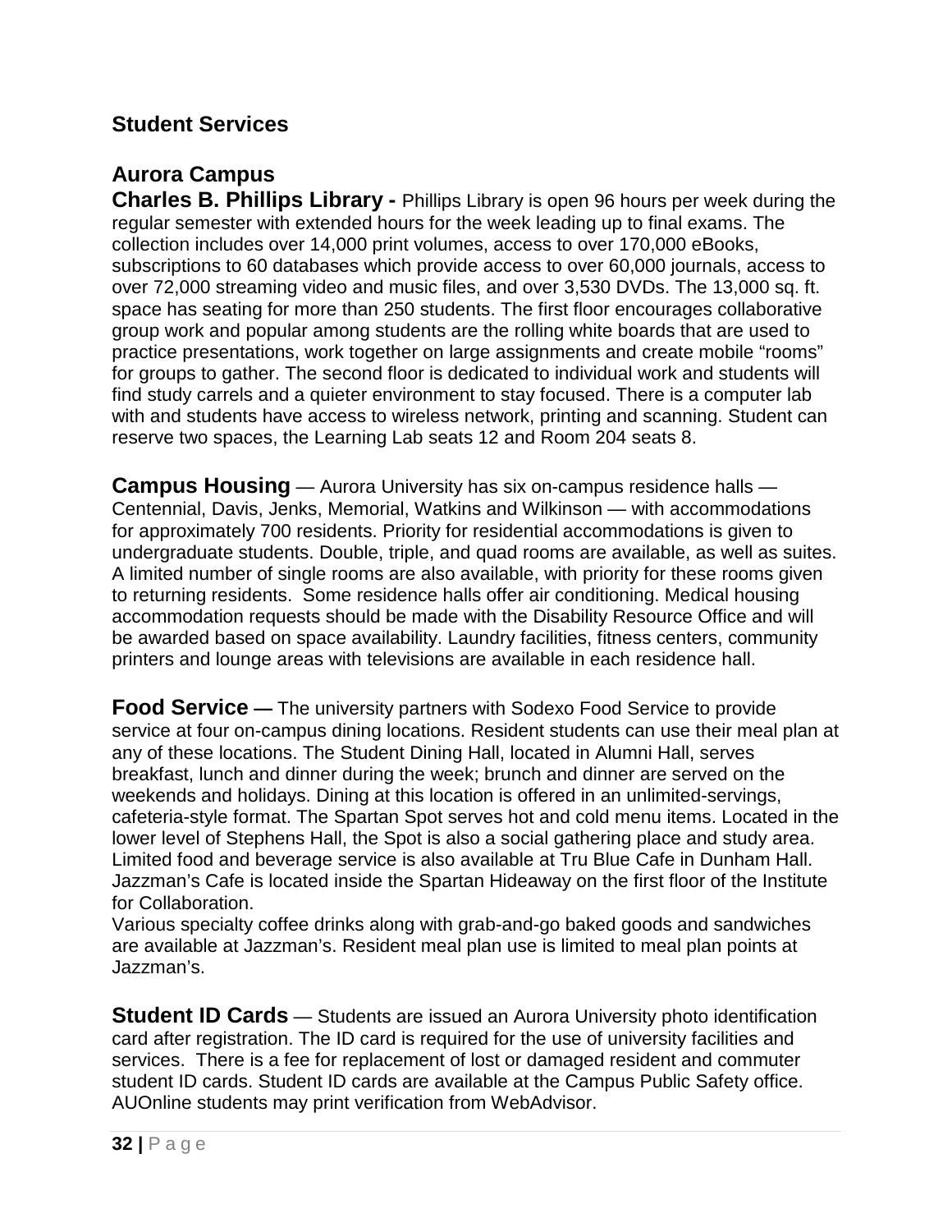## Student Services

### Aurora Campus

**Charles B. Phillips Library -** Phillips Library is open 96 hours per week during the regular semester with extended hours for the week leading up to final exams. The collection includes over 14,000 print volumes, access to over 170,000 eBooks, subscriptions to 60 databases which provide access to over 60,000 journals, access to over 72,000 streaming video and music files, and over 3,530 DVDs. The 13,000 sq. ft. space has seating for more than 250 students. The first floor encourages collaborative group work and popular among students are the rolling white boards that are used to practice presentations, work together on large assignments and create mobile "rooms" for groups to gather. The second floor is dedicated to individual work and students will find study carrels and a quieter environment to stay focused. There is a computer lab with and students have access to wireless network, printing and scanning. Student can reserve two spaces, the Learning Lab seats 12 and Room 204 seats 8.

**Campus Housing** — Aurora University has six on-campus residence halls — Centennial, Davis, Jenks, Memorial, Watkins and Wilkinson — with accommodations for approximately 700 residents. Priority for residential accommodations is given to undergraduate students. Double, triple, and quad rooms are available, as well as suites. A limited number of single rooms are also available, with priority for these rooms given to returning residents. Some residence halls offer air conditioning. Medical housing accommodation requests should be made with the Disability Resource Office and will be awarded based on space availability. Laundry facilities, fitness centers, community printers and lounge areas with televisions are available in each residence hall.

**Food Service —** The university partners with Sodexo Food Service to provide service at four on-campus dining locations. Resident students can use their meal plan at any of these locations. The Student Dining Hall, located in Alumni Hall, serves breakfast, lunch and dinner during the week; brunch and dinner are served on the weekends and holidays. Dining at this location is offered in an unlimited-servings, cafeteria-style format. The Spartan Spot serves hot and cold menu items. Located in the lower level of Stephens Hall, the Spot is also a social gathering place and study area. Limited food and beverage service is also available at Tru Blue Cafe in Dunham Hall. Jazzman's Cafe is located inside the Spartan Hideaway on the first floor of the Institute for Collaboration.

Various specialty coffee drinks along with grab-and-go baked goods and sandwiches are available at Jazzman's. Resident meal plan use is limited to meal plan points at Jazzman's.

**Student ID Cards** — Students are issued an Aurora University photo identification card after registration. The ID card is required for the use of university facilities and services. There is a fee for replacement of lost or damaged resident and commuter student ID cards. Student ID cards are available at the Campus Public Safety office. AUOnline students may print verification from WebAdvisor.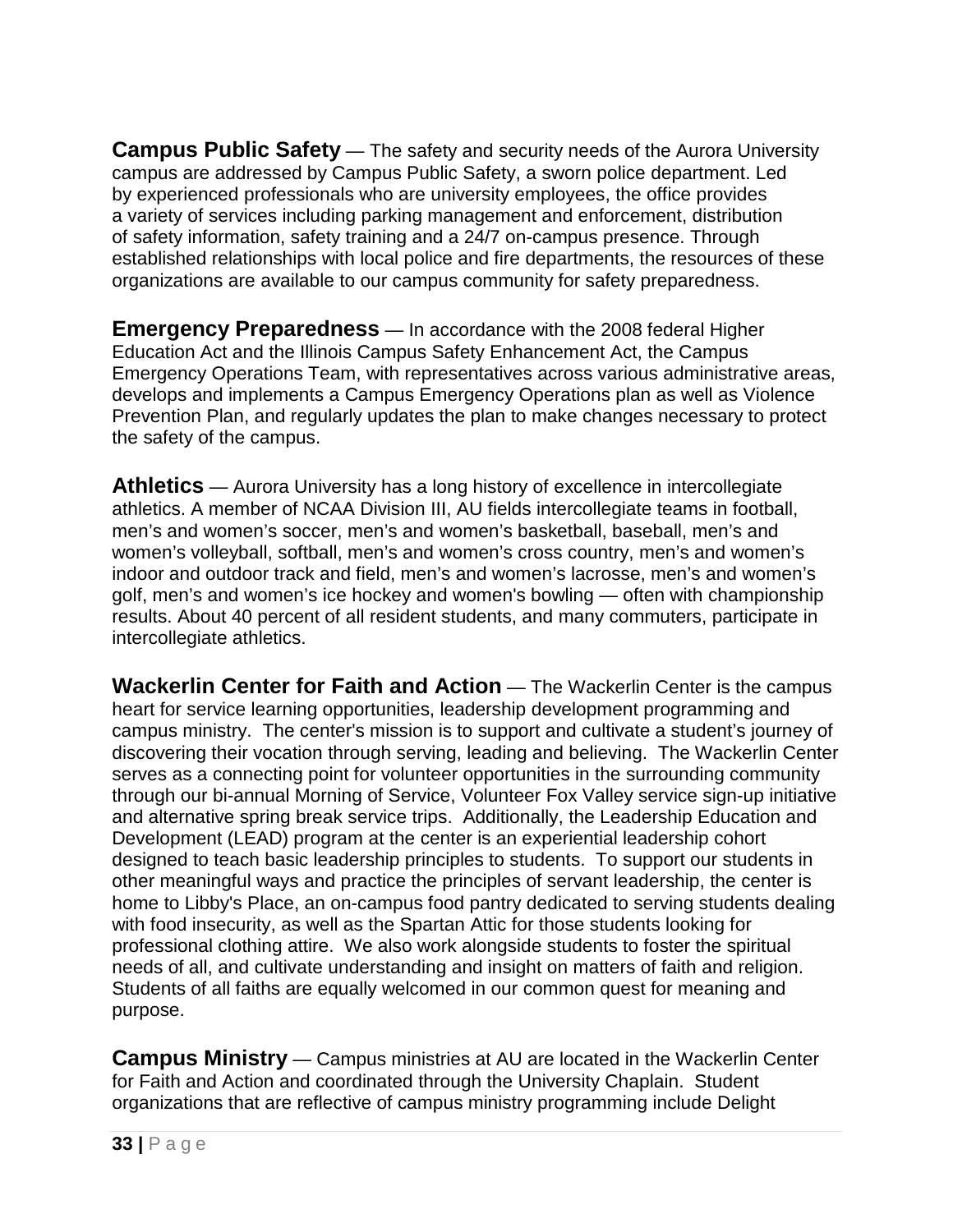**Campus Public Safety** — The safety and security needs of the Aurora University campus are addressed by Campus Public Safety, a sworn police department. Led by experienced professionals who are university employees, the office provides a variety of services including parking management and enforcement, distribution of safety information, safety training and a 24/7 on-campus presence. Through established relationships with local police and fire departments, the resources of these organizations are available to our campus community for safety preparedness.

**Emergency Preparedness** — In accordance with the 2008 federal Higher Education Act and the Illinois Campus Safety Enhancement Act, the Campus Emergency Operations Team, with representatives across various administrative areas, develops and implements a Campus Emergency Operations plan as well as Violence Prevention Plan, and regularly updates the plan to make changes necessary to protect the safety of the campus.

**Athletics** — Aurora University has a long history of excellence in intercollegiate athletics. A member of NCAA Division III, AU fields intercollegiate teams in football, men's and women's soccer, men's and women's basketball, baseball, men's and women's volleyball, softball, men's and women's cross country, men's and women's indoor and outdoor track and field, men's and women's lacrosse, men's and women's golf, men's and women's ice hockey and women's bowling — often with championship results. About 40 percent of all resident students, and many commuters, participate in intercollegiate athletics.

**Wackerlin Center for Faith and Action** — The Wackerlin Center is the campus heart for service learning opportunities, leadership development programming and campus ministry. The center's mission is to support and cultivate a student's journey of discovering their vocation through serving, leading and believing. The Wackerlin Center serves as a connecting point for volunteer opportunities in the surrounding community through our bi-annual Morning of Service, Volunteer Fox Valley service sign-up initiative and alternative spring break service trips. Additionally, the Leadership Education and Development (LEAD) program at the center is an experiential leadership cohort designed to teach basic leadership principles to students. To support our students in other meaningful ways and practice the principles of servant leadership, the center is home to Libby's Place, an on-campus food pantry dedicated to serving students dealing with food insecurity, as well as the Spartan Attic for those students looking for professional clothing attire. We also work alongside students to foster the spiritual needs of all, and cultivate understanding and insight on matters of faith and religion. Students of all faiths are equally welcomed in our common quest for meaning and purpose.

**Campus Ministry** — Campus ministries at AU are located in the Wackerlin Center for Faith and Action and coordinated through the University Chaplain. Student organizations that are reflective of campus ministry programming include Delight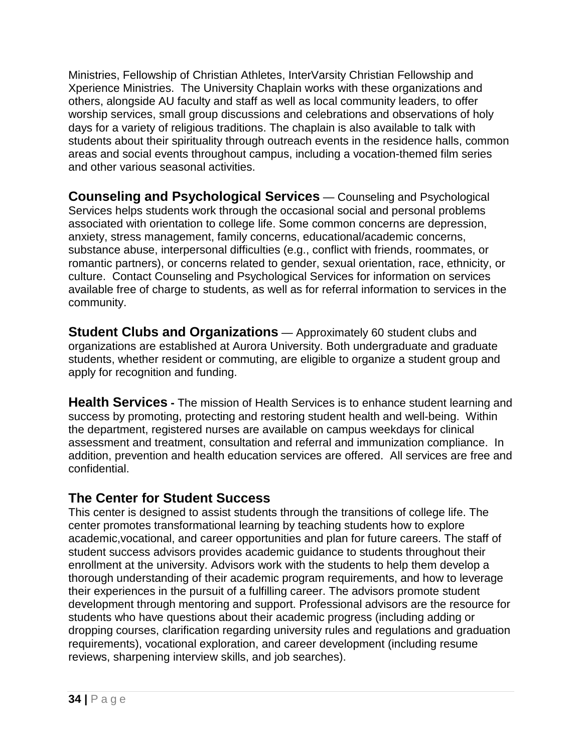Ministries, Fellowship of Christian Athletes, InterVarsity Christian Fellowship and Xperience Ministries. The University Chaplain works with these organizations and others, alongside AU faculty and staff as well as local community leaders, to offer worship services, small group discussions and celebrations and observations of holy days for a variety of religious traditions. The chaplain is also available to talk with students about their spirituality through outreach events in the residence halls, common areas and social events throughout campus, including a vocation-themed film series and other various seasonal activities.

**Counseling and Psychological Services** — Counseling and Psychological Services helps students work through the occasional social and personal problems associated with orientation to college life. Some common concerns are depression, anxiety, stress management, family concerns, educational/academic concerns, substance abuse, interpersonal difficulties (e.g., conflict with friends, roommates, or romantic partners), or concerns related to gender, sexual orientation, race, ethnicity, or culture. Contact Counseling and Psychological Services for information on services available free of charge to students, as well as for referral information to services in the community.

**Student Clubs and Organizations** — Approximately 60 student clubs and organizations are established at Aurora University. Both undergraduate and graduate students, whether resident or commuting, are eligible to organize a student group and apply for recognition and funding.

**Health Services -** The mission of Health Services is to enhance student learning and success by promoting, protecting and restoring student health and well-being. Within the department, registered nurses are available on campus weekdays for clinical assessment and treatment, consultation and referral and immunization compliance. In addition, prevention and health education services are offered. All services are free and confidential.

## The Center for Student Success

This center is designed to assist students through the transitions of college life. The center promotes transformational learning by teaching students how to explore academic,vocational, and career opportunities and plan for future careers. The staff of student success advisors provides academic guidance to students throughout their enrollment at the university. Advisors work with the students to help them develop a thorough understanding of their academic program requirements, and how to leverage their experiences in the pursuit of a fulfilling career. The advisors promote student development through mentoring and support. Professional advisors are the resource for students who have questions about their academic progress (including adding or dropping courses, clarification regarding university rules and regulations and graduation requirements), vocational exploration, and career development (including resume reviews, sharpening interview skills, and job searches).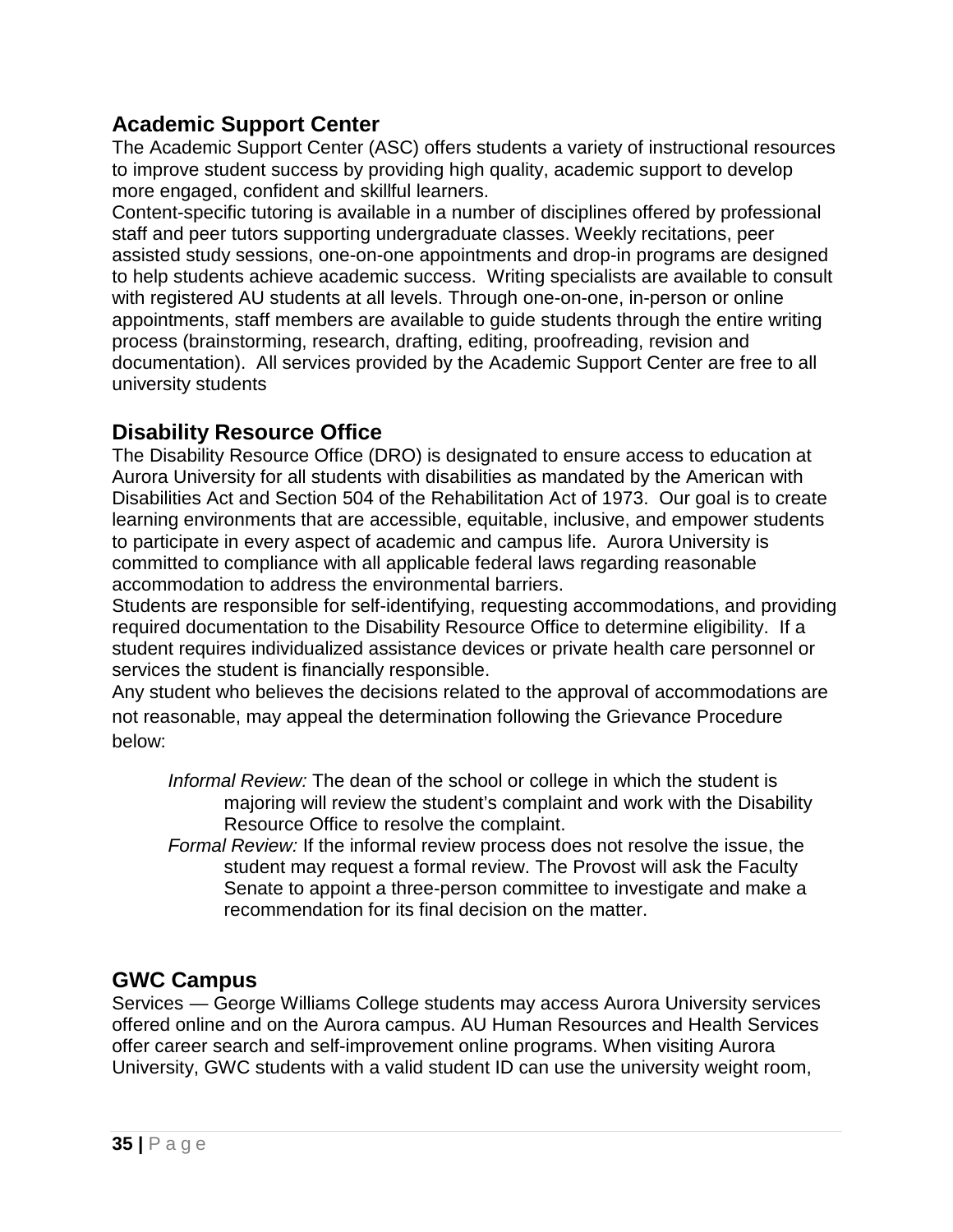## Academic Support Center

The Academic Support Center (ASC) offers students a variety of instructional resources to improve student success by providing high quality, academic support to develop more engaged, confident and skillful learners.

Content-specific tutoring is available in a number of disciplines offered by professional staff and peer tutors supporting undergraduate classes. Weekly recitations, peer assisted study sessions, one-on-one appointments and drop-in programs are designed to help students achieve academic success. Writing specialists are available to consult with registered AU students at all levels. Through one-on-one, in-person or online appointments, staff members are available to guide students through the entire writing process (brainstorming, research, drafting, editing, proofreading, revision and documentation). All services provided by the Academic Support Center are free to all university students

## Disability Resource Office

The Disability Resource Office (DRO) is designated to ensure access to education at Aurora University for all students with disabilities as mandated by the American with Disabilities Act and Section 504 of the Rehabilitation Act of 1973. Our goal is to create learning environments that are accessible, equitable, inclusive, and empower students to participate in every aspect of academic and campus life. Aurora University is committed to compliance with all applicable federal laws regarding reasonable accommodation to address the environmental barriers.

Students are responsible for self-identifying, requesting accommodations, and providing required documentation to the Disability Resource Office to determine eligibility. If a student requires individualized assistance devices or private health care personnel or services the student is financially responsible.

Any student who believes the decisions related to the approval of accommodations are not reasonable, may appeal the determination following the Grievance Procedure below:

*Informal Review:* The dean of the school or college in which the student is majoring will review the student's complaint and work with the Disability Resource Office to resolve the complaint.

*Formal Review:* If the informal review process does not resolve the issue, the student may request a formal review. The Provost will ask the Faculty Senate to appoint a three-person committee to investigate and make a recommendation for its final decision on the matter.

## GWC Campus

Services — George Williams College students may access Aurora University services offered online and on the Aurora campus. AU Human Resources and Health Services offer career search and self-improvement online programs. When visiting Aurora University, GWC students with a valid student ID can use the university weight room,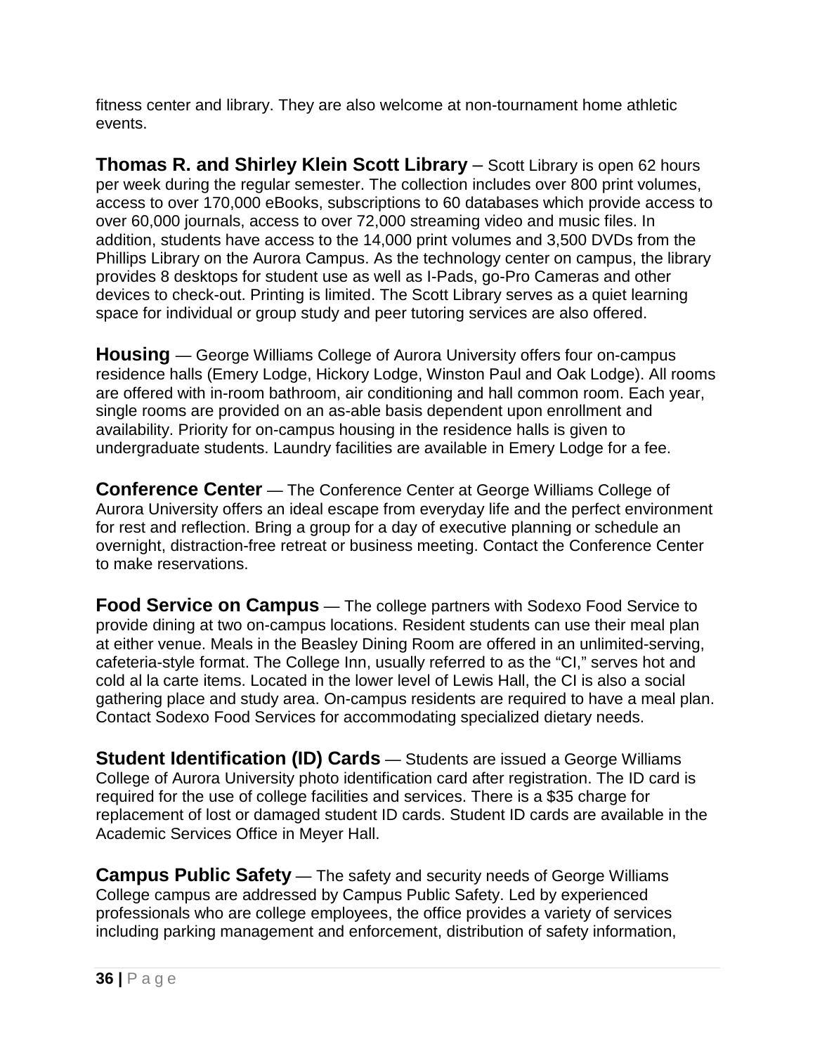fitness center and library. They are also welcome at non-tournament home athletic events.

**Thomas R. and Shirley Klein Scott Library** – Scott Library is open 62 hours per week during the regular semester. The collection includes over 800 print volumes, access to over 170,000 eBooks, subscriptions to 60 databases which provide access to over 60,000 journals, access to over 72,000 streaming video and music files. In addition, students have access to the 14,000 print volumes and 3,500 DVDs from the Phillips Library on the Aurora Campus. As the technology center on campus, the library provides 8 desktops for student use as well as I-Pads, go-Pro Cameras and other devices to check-out. Printing is limited. The Scott Library serves as a quiet learning space for individual or group study and peer tutoring services are also offered.

**Housing** — George Williams College of Aurora University offers four on-campus residence halls (Emery Lodge, Hickory Lodge, Winston Paul and Oak Lodge). All rooms are offered with in-room bathroom, air conditioning and hall common room. Each year, single rooms are provided on an as-able basis dependent upon enrollment and availability. Priority for on-campus housing in the residence halls is given to undergraduate students. Laundry facilities are available in Emery Lodge for a fee.

**Conference Center** — The Conference Center at George Williams College of Aurora University offers an ideal escape from everyday life and the perfect environment for rest and reflection. Bring a group for a day of executive planning or schedule an overnight, distraction-free retreat or business meeting. Contact the Conference Center to make reservations.

**Food Service on Campus** — The college partners with Sodexo Food Service to provide dining at two on-campus locations. Resident students can use their meal plan at either venue. Meals in the Beasley Dining Room are offered in an unlimited-serving, cafeteria-style format. The College Inn, usually referred to as the "CI," serves hot and cold al la carte items. Located in the lower level of Lewis Hall, the CI is also a social gathering place and study area. On-campus residents are required to have a meal plan. Contact Sodexo Food Services for accommodating specialized dietary needs.

**Student Identification (ID) Cards** — Students are issued a George Williams College of Aurora University photo identification card after registration. The ID card is required for the use of college facilities and services. There is a $35 charge for replacement of lost or damaged student ID cards. Student ID cards are available in the Academic Services Office in Meyer Hall.

**Campus Public Safety** — The safety and security needs of George Williams College campus are addressed by Campus Public Safety. Led by experienced professionals who are college employees, the office provides a variety of services including parking management and enforcement, distribution of safety information,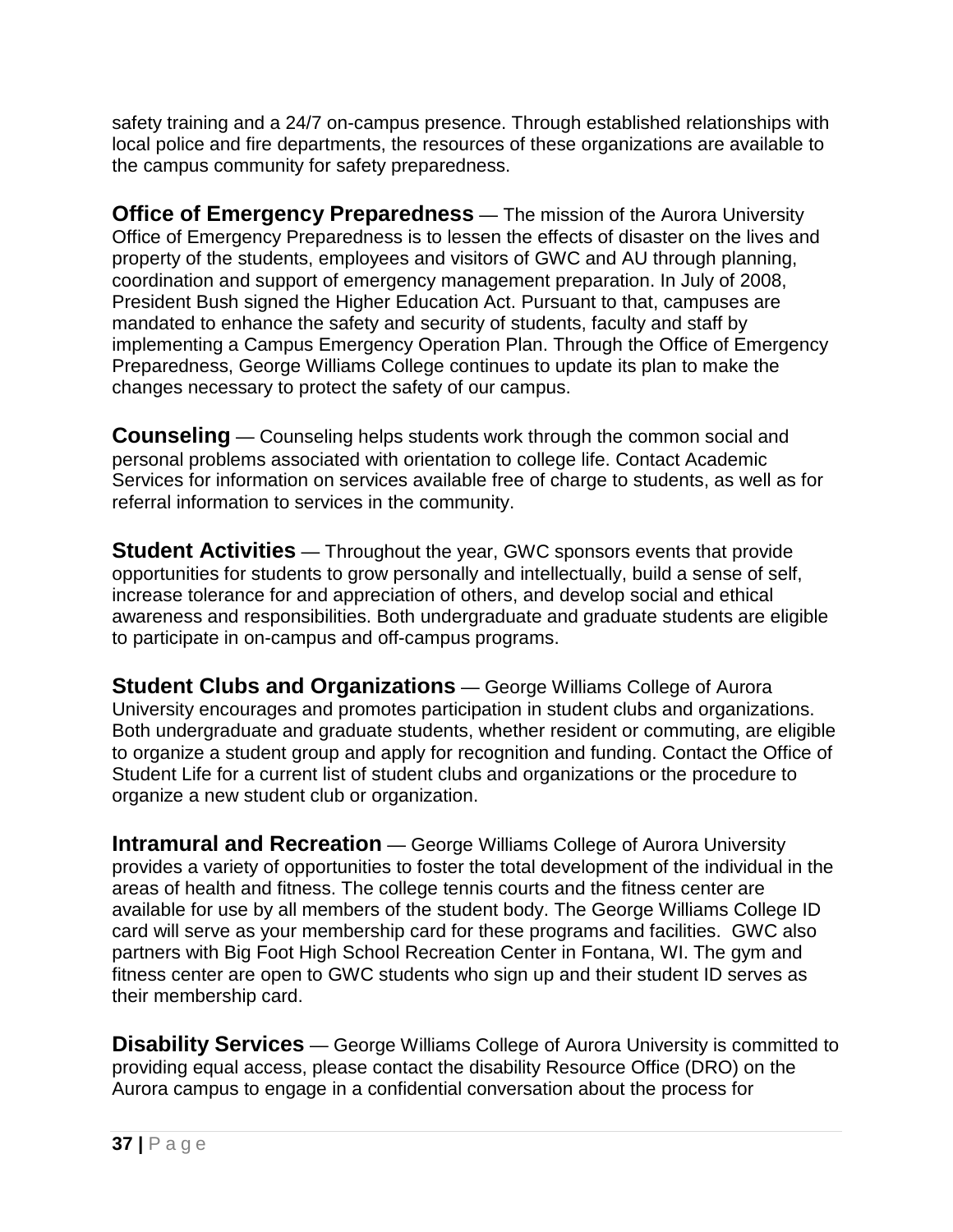safety training and a 24/7 on-campus presence. Through established relationships with local police and fire departments, the resources of these organizations are available to the campus community for safety preparedness.

**Office of Emergency Preparedness** — The mission of the Aurora University Office of Emergency Preparedness is to lessen the effects of disaster on the lives and property of the students, employees and visitors of GWC and AU through planning, coordination and support of emergency management preparation. In July of 2008, President Bush signed the Higher Education Act. Pursuant to that, campuses are mandated to enhance the safety and security of students, faculty and staff by implementing a Campus Emergency Operation Plan. Through the Office of Emergency Preparedness, George Williams College continues to update its plan to make the changes necessary to protect the safety of our campus.

**Counseling** — Counseling helps students work through the common social and personal problems associated with orientation to college life. Contact Academic Services for information on services available free of charge to students, as well as for referral information to services in the community.

**Student Activities** — Throughout the year, GWC sponsors events that provide opportunities for students to grow personally and intellectually, build a sense of self, increase tolerance for and appreciation of others, and develop social and ethical awareness and responsibilities. Both undergraduate and graduate students are eligible to participate in on-campus and off-campus programs.

**Student Clubs and Organizations** — George Williams College of Aurora University encourages and promotes participation in student clubs and organizations. Both undergraduate and graduate students, whether resident or commuting, are eligible to organize a student group and apply for recognition and funding. Contact the Office of Student Life for a current list of student clubs and organizations or the procedure to organize a new student club or organization.

**Intramural and Recreation** — George Williams College of Aurora University provides a variety of opportunities to foster the total development of the individual in the areas of health and fitness. The college tennis courts and the fitness center are available for use by all members of the student body. The George Williams College ID card will serve as your membership card for these programs and facilities. GWC also partners with Big Foot High School Recreation Center in Fontana, WI. The gym and fitness center are open to GWC students who sign up and their student ID serves as their membership card.

**Disability Services** — George Williams College of Aurora University is committed to providing equal access, please contact the disability Resource Office (DRO) on the Aurora campus to engage in a confidential conversation about the process for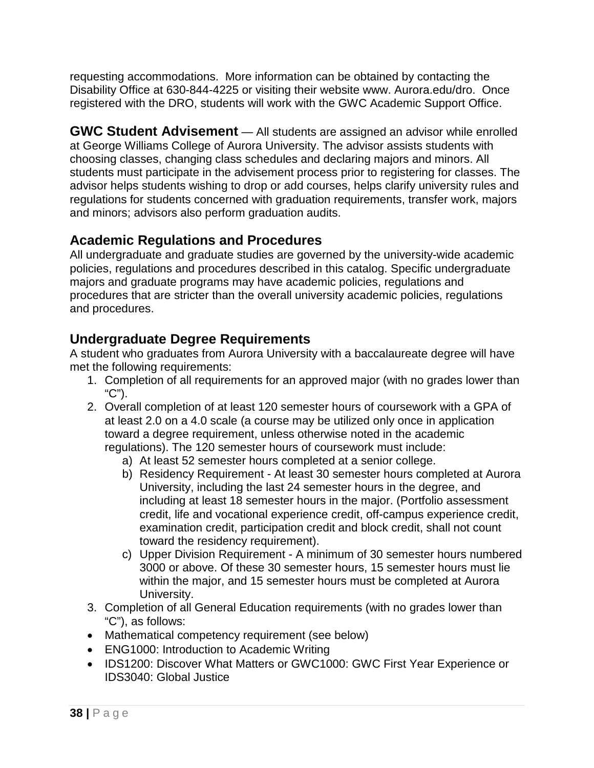requesting accommodations. More information can be obtained by contacting the Disability Office at 630-844-4225 or visiting their website www. Aurora.edu/dro. Once registered with the DRO, students will work with the GWC Academic Support Office.

**GWC Student Advisement** — All students are assigned an advisor while enrolled at George Williams College of Aurora University. The advisor assists students with choosing classes, changing class schedules and declaring majors and minors. All students must participate in the advisement process prior to registering for classes. The advisor helps students wishing to drop or add courses, helps clarify university rules and regulations for students concerned with graduation requirements, transfer work, majors and minors; advisors also perform graduation audits.

## Academic Regulations and Procedures

All undergraduate and graduate studies are governed by the university-wide academic policies, regulations and procedures described in this catalog. Specific undergraduate majors and graduate programs may have academic policies, regulations and procedures that are stricter than the overall university academic policies, regulations and procedures.

## Undergraduate Degree Requirements

A student who graduates from Aurora University with a baccalaureate degree will have met the following requirements:

1. Completion of all requirements for an approved major (with no grades lower than "C").
2. Overall completion of at least 120 semester hours of coursework with a GPA of at least 2.0 on a 4.0 scale (a course may be utilized only once in application toward a degree requirement, unless otherwise noted in the academic regulations). The 120 semester hours of coursework must include:
   a) At least 52 semester hours completed at a senior college.
   b) Residency Requirement - At least 30 semester hours completed at Aurora University, including the last 24 semester hours in the degree, and including at least 18 semester hours in the major. (Portfolio assessment credit, life and vocational experience credit, off-campus experience credit, examination credit, participation credit and block credit, shall not count toward the residency requirement).
   c) Upper Division Requirement - A minimum of 30 semester hours numbered 3000 or above. Of these 30 semester hours, 15 semester hours must lie within the major, and 15 semester hours must be completed at Aurora University.
3. Completion of all General Education requirements (with no grades lower than "C"), as follows:

- Mathematical competency requirement (see below)
- ENG1000: Introduction to Academic Writing
- IDS1200: Discover What Matters or GWC1000: GWC First Year Experience or IDS3040: Global Justice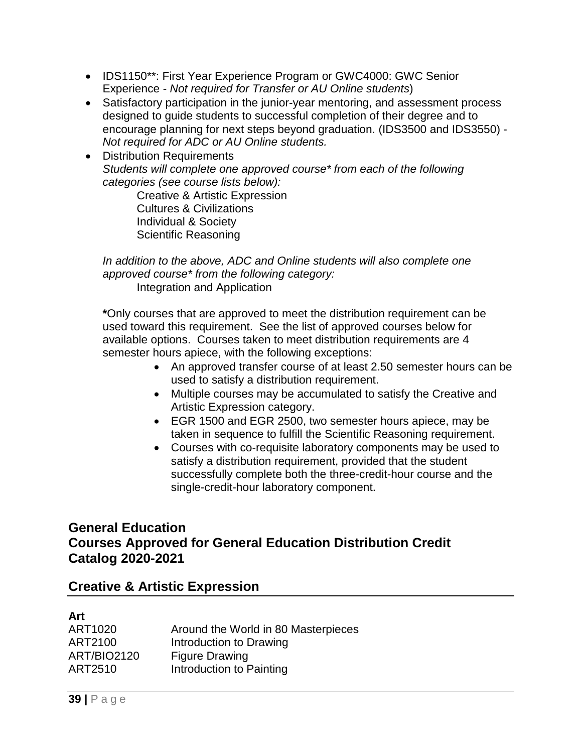- IDS1150**: First Year Experience Program or GWC4000: GWC Senior Experience - *Not required for Transfer or AU Online students*)
- Satisfactory participation in the junior-year mentoring, and assessment process designed to guide students to successful completion of their degree and to encourage planning for next steps beyond graduation. (IDS3500 and IDS3550) - *Not required for ADC or AU Online students.*
- Distribution Requirements
  *Students will complete one approved course* from each of the following categories (see course lists below):*

  Creative & Artistic Expression
  Cultures & Civilizations
  Individual & Society
  Scientific Reasoning

  *In addition to the above, ADC and Online students will also complete one approved course* from the following category:*

  Integration and Application

  **\***Only courses that are approved to meet the distribution requirement can be used toward this requirement. See the list of approved courses below for available options. Courses taken to meet distribution requirements are 4 semester hours apiece, with the following exceptions:

  - An approved transfer course of at least 2.50 semester hours can be used to satisfy a distribution requirement.
  - Multiple courses may be accumulated to satisfy the Creative and Artistic Expression category.
  - EGR 1500 and EGR 2500, two semester hours apiece, may be taken in sequence to fulfill the Scientific Reasoning requirement.
  - Courses with co-requisite laboratory components may be used to satisfy a distribution requirement, provided that the student successfully complete both the three-credit-hour course and the single-credit-hour laboratory component.

## General Education
## Courses Approved for General Education Distribution Credit
## Catalog 2020-2021

## Creative & Artistic Expression

**Art**

| | |
|---|---|
| ART1020 | Around the World in 80 Masterpieces |
| ART2100 | Introduction to Drawing |
| ART/BIO2120 | Figure Drawing |
| ART2510 | Introduction to Painting |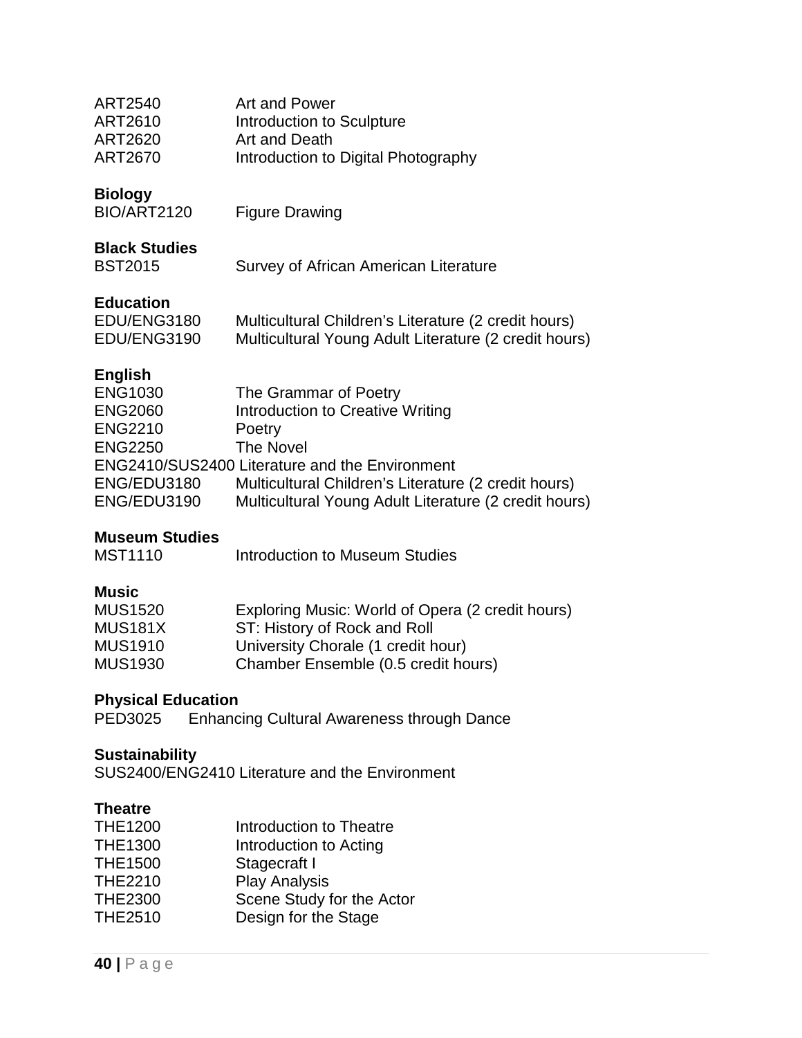ART2540 Art and Power
ART2610 Introduction to Sculpture
ART2620 Art and Death
ART2670 Introduction to Digital Photography

**Biology**

BIO/ART2120 Figure Drawing

**Black Studies**

BST2015 Survey of African American Literature

**Education**

EDU/ENG3180 Multicultural Children's Literature (2 credit hours)
EDU/ENG3190 Multicultural Young Adult Literature (2 credit hours)

**English**

ENG1030 The Grammar of Poetry
ENG2060 Introduction to Creative Writing
ENG2210 Poetry
ENG2250 The Novel
ENG2410/SUS2400 Literature and the Environment
ENG/EDU3180 Multicultural Children's Literature (2 credit hours)
ENG/EDU3190 Multicultural Young Adult Literature (2 credit hours)

**Museum Studies**

MST1110 Introduction to Museum Studies

**Music**

MUS1520 Exploring Music: World of Opera (2 credit hours)
MUS181X ST: History of Rock and Roll
MUS1910 University Chorale (1 credit hour)
MUS1930 Chamber Ensemble (0.5 credit hours)

**Physical Education**

PED3025 Enhancing Cultural Awareness through Dance

**Sustainability**

SUS2400/ENG2410 Literature and the Environment

**Theatre**

THE1200 Introduction to Theatre
THE1300 Introduction to Acting
THE1500 Stagecraft I
THE2210 Play Analysis
THE2300 Scene Study for the Actor
THE2510 Design for the Stage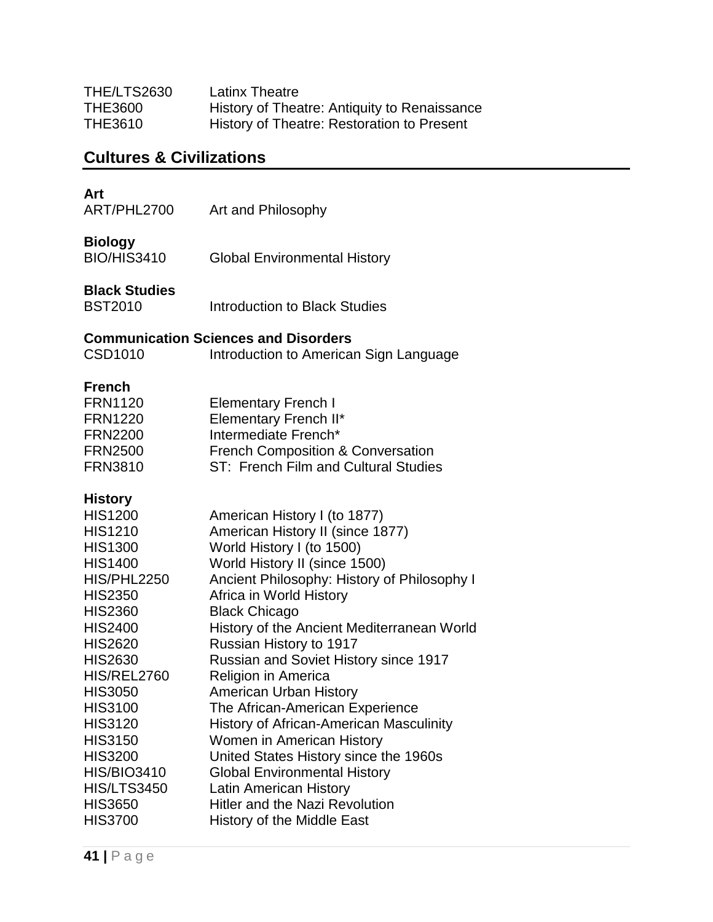| | |
|---|---|
| THE/LTS2630 | Latinx Theatre |
| THE3600 | History of Theatre: Antiquity to Renaissance |
| THE3610 | History of Theatre: Restoration to Present |

## Cultures & Civilizations

**Art**

| | |
|---|---|
| ART/PHL2700 | Art and Philosophy |

**Biology**

| | |
|---|---|
| BIO/HIS3410 | Global Environmental History |

**Black Studies**

| | |
|---|---|
| BST2010 | Introduction to Black Studies |

**Communication Sciences and Disorders**

| | |
|---|---|
| CSD1010 | Introduction to American Sign Language |

**French**

| | |
|---|---|
| FRN1120 | Elementary French I |
| FRN1220 | Elementary French II* |
| FRN2200 | Intermediate French* |
| FRN2500 | French Composition & Conversation |
| FRN3810 | ST: French Film and Cultural Studies |

**History**

| | |
|---|---|
| HIS1200 | American History I (to 1877) |
| HIS1210 | American History II (since 1877) |
| HIS1300 | World History I (to 1500) |
| HIS1400 | World History II (since 1500) |
| HIS/PHL2250 | Ancient Philosophy: History of Philosophy I |
| HIS2350 | Africa in World History |
| HIS2360 | Black Chicago |
| HIS2400 | History of the Ancient Mediterranean World |
| HIS2620 | Russian History to 1917 |
| HIS2630 | Russian and Soviet History since 1917 |
| HIS/REL2760 | Religion in America |
| HIS3050 | American Urban History |
| HIS3100 | The African-American Experience |
| HIS3120 | History of African-American Masculinity |
| HIS3150 | Women in American History |
| HIS3200 | United States History since the 1960s |
| HIS/BIO3410 | Global Environmental History |
| HIS/LTS3450 | Latin American History |
| HIS3650 | Hitler and the Nazi Revolution |
| HIS3700 | History of the Middle East |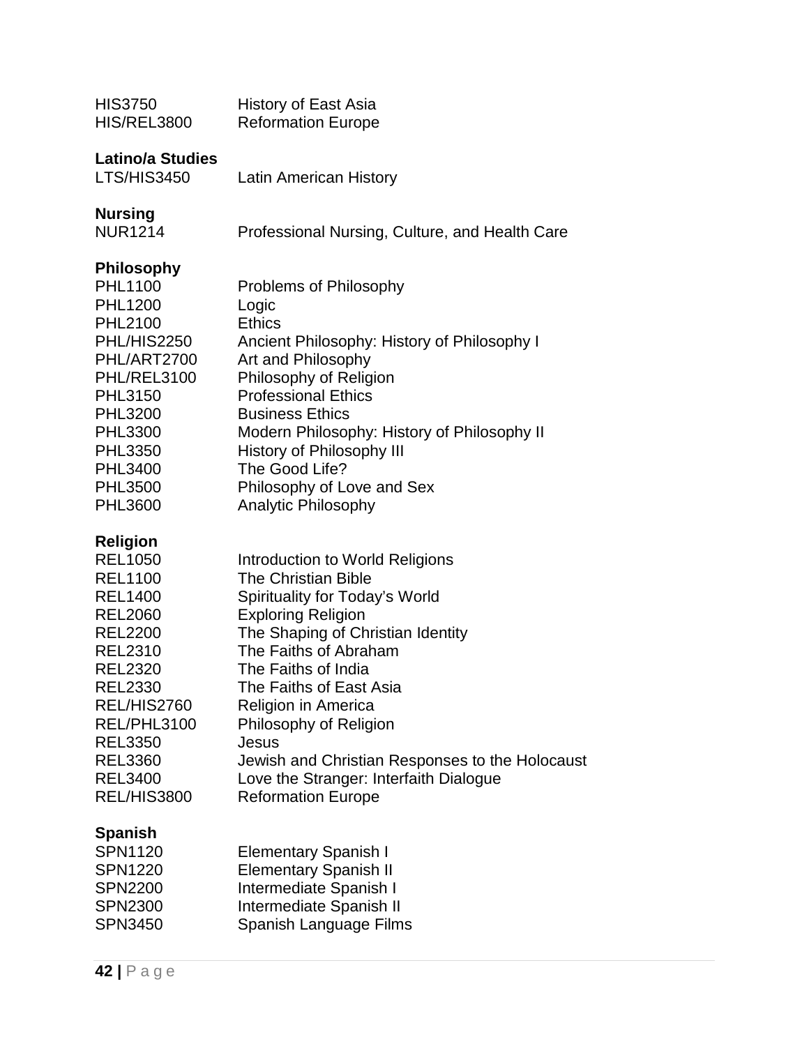HIS3750 History of East Asia
HIS/REL3800 Reformation Europe

**Latino/a Studies**

LTS/HIS3450 Latin American History

**Nursing**

NUR1214 Professional Nursing, Culture, and Health Care

**Philosophy**

PHL1100 Problems of Philosophy
PHL1200 Logic
PHL2100 Ethics
PHL/HIS2250 Ancient Philosophy: History of Philosophy I
PHL/ART2700 Art and Philosophy
PHL/REL3100 Philosophy of Religion
PHL3150 Professional Ethics
PHL3200 Business Ethics
PHL3300 Modern Philosophy: History of Philosophy II
PHL3350 History of Philosophy III
PHL3400 The Good Life?
PHL3500 Philosophy of Love and Sex
PHL3600 Analytic Philosophy

**Religion**

REL1050 Introduction to World Religions
REL1100 The Christian Bible
REL1400 Spirituality for Today's World
REL2060 Exploring Religion
REL2200 The Shaping of Christian Identity
REL2310 The Faiths of Abraham
REL2320 The Faiths of India
REL2330 The Faiths of East Asia
REL/HIS2760 Religion in America
REL/PHL3100 Philosophy of Religion
REL3350 Jesus
REL3360 Jewish and Christian Responses to the Holocaust
REL3400 Love the Stranger: Interfaith Dialogue
REL/HIS3800 Reformation Europe

**Spanish**

SPN1120 Elementary Spanish I
SPN1220 Elementary Spanish II
SPN2200 Intermediate Spanish I
SPN2300 Intermediate Spanish II
SPN3450 Spanish Language Films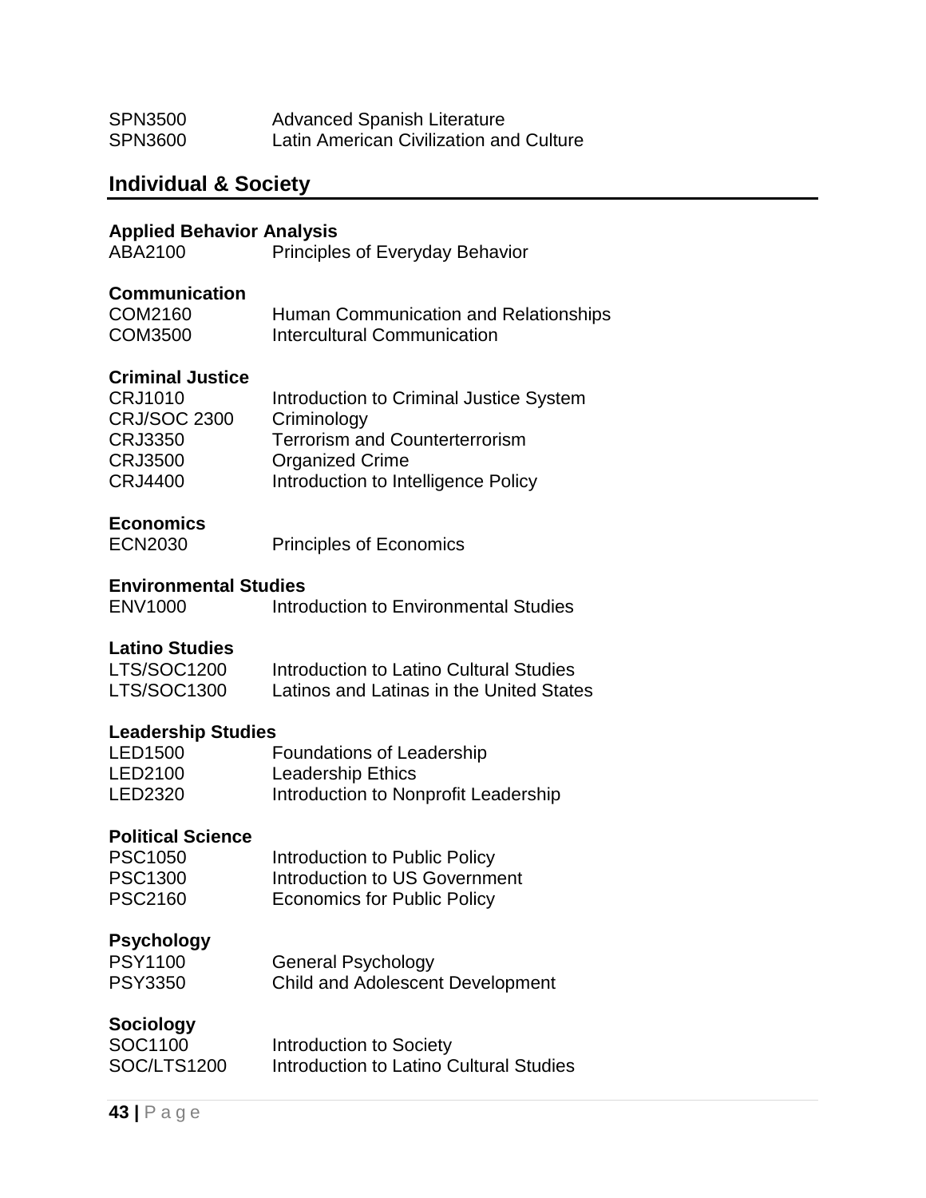SPN3500 Advanced Spanish Literature
SPN3600 Latin American Civilization and Culture

## Individual & Society

**Applied Behavior Analysis**

ABA2100 Principles of Everyday Behavior

**Communication**

COM2160 Human Communication and Relationships
COM3500 Intercultural Communication

**Criminal Justice**

CRJ1010 Introduction to Criminal Justice System
CRJ/SOC 2300 Criminology
CRJ3350 Terrorism and Counterterrorism
CRJ3500 Organized Crime
CRJ4400 Introduction to Intelligence Policy

**Economics**

ECN2030 Principles of Economics

**Environmental Studies**

ENV1000 Introduction to Environmental Studies

**Latino Studies**

LTS/SOC1200 Introduction to Latino Cultural Studies
LTS/SOC1300 Latinos and Latinas in the United States

**Leadership Studies**

LED1500 Foundations of Leadership
LED2100 Leadership Ethics
LED2320 Introduction to Nonprofit Leadership

**Political Science**

PSC1050 Introduction to Public Policy
PSC1300 Introduction to US Government
PSC2160 Economics for Public Policy

**Psychology**

PSY1100 General Psychology
PSY3350 Child and Adolescent Development

**Sociology**

SOC1100 Introduction to Society
SOC/LTS1200 Introduction to Latino Cultural Studies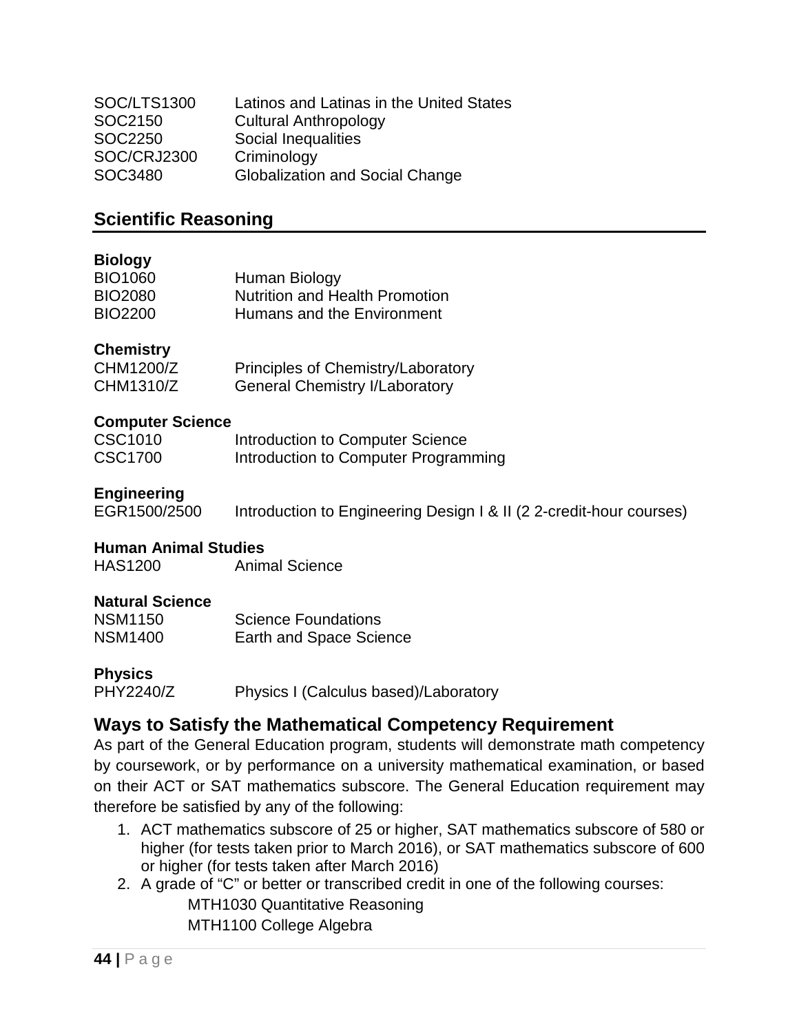| | |
|---|---|
| SOC/LTS1300 | Latinos and Latinas in the United States |
| SOC2150 | Cultural Anthropology |
| SOC2250 | Social Inequalities |
| SOC/CRJ2300 | Criminology |
| SOC3480 | Globalization and Social Change |

## Scientific Reasoning

**Biology**

| | |
|---|---|
| BIO1060 | Human Biology |
| BIO2080 | Nutrition and Health Promotion |
| BIO2200 | Humans and the Environment |

**Chemistry**

| | |
|---|---|
| CHM1200/Z | Principles of Chemistry/Laboratory |
| CHM1310/Z | General Chemistry I/Laboratory |

**Computer Science**

| | |
|---|---|
| CSC1010 | Introduction to Computer Science |
| CSC1700 | Introduction to Computer Programming |

**Engineering**

| | |
|---|---|
| EGR1500/2500 | Introduction to Engineering Design I & II (2 2-credit-hour courses) |

**Human Animal Studies**

| | |
|---|---|
| HAS1200 | Animal Science |

**Natural Science**

| | |
|---|---|
| NSM1150 | Science Foundations |
| NSM1400 | Earth and Space Science |

**Physics**

| | |
|---|---|
| PHY2240/Z | Physics I (Calculus based)/Laboratory |

## Ways to Satisfy the Mathematical Competency Requirement

As part of the General Education program, students will demonstrate math competency by coursework, or by performance on a university mathematical examination, or based on their ACT or SAT mathematics subscore. The General Education requirement may therefore be satisfied by any of the following:

1. ACT mathematics subscore of 25 or higher, SAT mathematics subscore of 580 or higher (for tests taken prior to March 2016), or SAT mathematics subscore of 600 or higher (for tests taken after March 2016)
2. A grade of "C" or better or transcribed credit in one of the following courses:
   - MTH1030 Quantitative Reasoning
   - MTH1100 College Algebra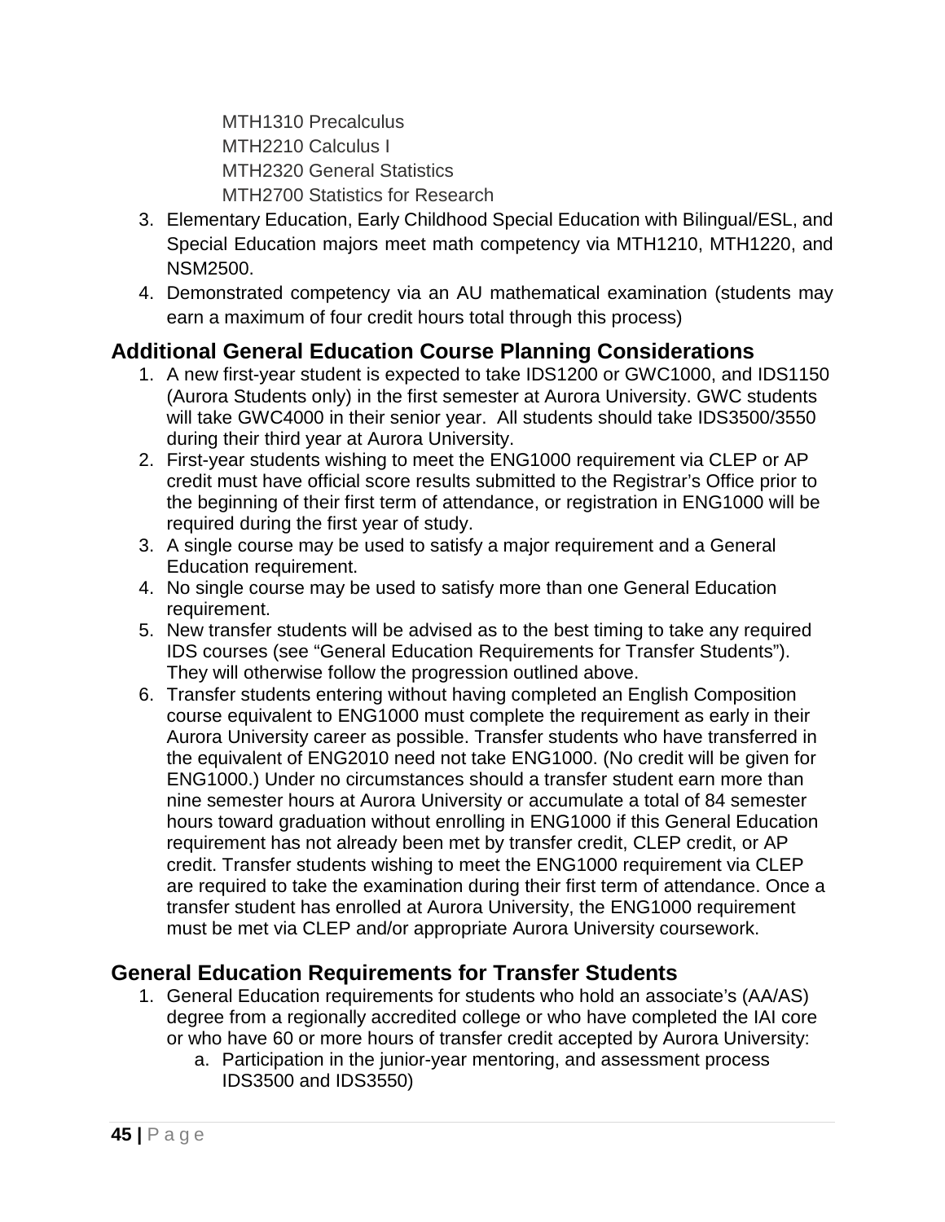MTH1310 Precalculus
MTH2210 Calculus I
MTH2320 General Statistics
MTH2700 Statistics for Research

3. Elementary Education, Early Childhood Special Education with Bilingual/ESL, and Special Education majors meet math competency via MTH1210, MTH1220, and NSM2500.
4. Demonstrated competency via an AU mathematical examination (students may earn a maximum of four credit hours total through this process)

## Additional General Education Course Planning Considerations

1. A new first-year student is expected to take IDS1200 or GWC1000, and IDS1150 (Aurora Students only) in the first semester at Aurora University. GWC students will take GWC4000 in their senior year. All students should take IDS3500/3550 during their third year at Aurora University.
2. First-year students wishing to meet the ENG1000 requirement via CLEP or AP credit must have official score results submitted to the Registrar's Office prior to the beginning of their first term of attendance, or registration in ENG1000 will be required during the first year of study.
3. A single course may be used to satisfy a major requirement and a General Education requirement.
4. No single course may be used to satisfy more than one General Education requirement.
5. New transfer students will be advised as to the best timing to take any required IDS courses (see "General Education Requirements for Transfer Students"). They will otherwise follow the progression outlined above.
6. Transfer students entering without having completed an English Composition course equivalent to ENG1000 must complete the requirement as early in their Aurora University career as possible. Transfer students who have transferred in the equivalent of ENG2010 need not take ENG1000. (No credit will be given for ENG1000.) Under no circumstances should a transfer student earn more than nine semester hours at Aurora University or accumulate a total of 84 semester hours toward graduation without enrolling in ENG1000 if this General Education requirement has not already been met by transfer credit, CLEP credit, or AP credit. Transfer students wishing to meet the ENG1000 requirement via CLEP are required to take the examination during their first term of attendance. Once a transfer student has enrolled at Aurora University, the ENG1000 requirement must be met via CLEP and/or appropriate Aurora University coursework.

## General Education Requirements for Transfer Students

1. General Education requirements for students who hold an associate's (AA/AS) degree from a regionally accredited college or who have completed the IAI core or who have 60 or more hours of transfer credit accepted by Aurora University:
   a. Participation in the junior-year mentoring, and assessment process IDS3500 and IDS3550)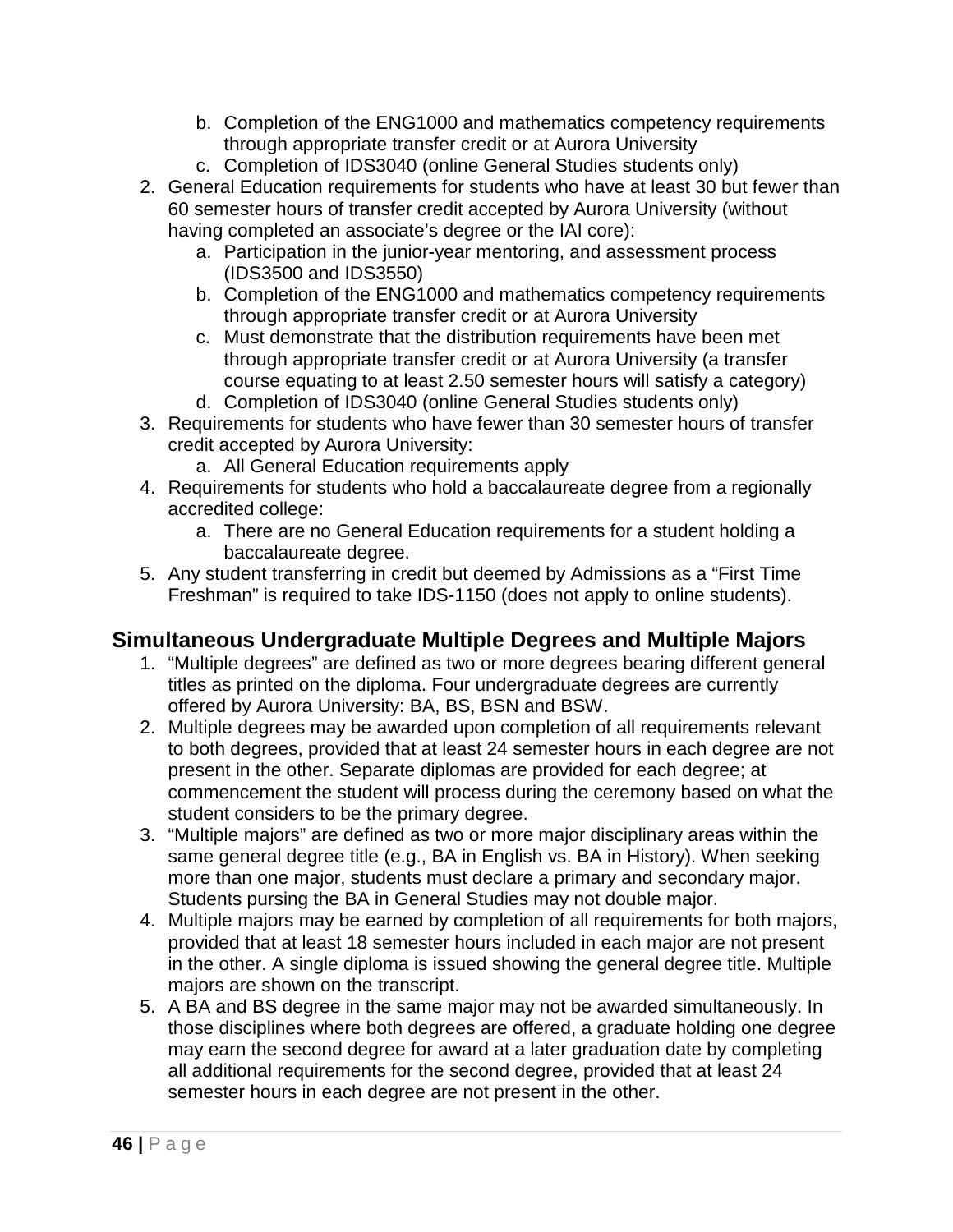b. Completion of the ENG1000 and mathematics competency requirements through appropriate transfer credit or at Aurora University
   c. Completion of IDS3040 (online General Studies students only)
2. General Education requirements for students who have at least 30 but fewer than 60 semester hours of transfer credit accepted by Aurora University (without having completed an associate's degree or the IAI core):
   a. Participation in the junior-year mentoring, and assessment process (IDS3500 and IDS3550)
   b. Completion of the ENG1000 and mathematics competency requirements through appropriate transfer credit or at Aurora University
   c. Must demonstrate that the distribution requirements have been met through appropriate transfer credit or at Aurora University (a transfer course equating to at least 2.50 semester hours will satisfy a category)
   d. Completion of IDS3040 (online General Studies students only)
3. Requirements for students who have fewer than 30 semester hours of transfer credit accepted by Aurora University:
   a. All General Education requirements apply
4. Requirements for students who hold a baccalaureate degree from a regionally accredited college:
   a. There are no General Education requirements for a student holding a baccalaureate degree.
5. Any student transferring in credit but deemed by Admissions as a "First Time Freshman" is required to take IDS-1150 (does not apply to online students).

## Simultaneous Undergraduate Multiple Degrees and Multiple Majors

1. "Multiple degrees" are defined as two or more degrees bearing different general titles as printed on the diploma. Four undergraduate degrees are currently offered by Aurora University: BA, BS, BSN and BSW.
2. Multiple degrees may be awarded upon completion of all requirements relevant to both degrees, provided that at least 24 semester hours in each degree are not present in the other. Separate diplomas are provided for each degree; at commencement the student will process during the ceremony based on what the student considers to be the primary degree.
3. "Multiple majors" are defined as two or more major disciplinary areas within the same general degree title (e.g., BA in English vs. BA in History). When seeking more than one major, students must declare a primary and secondary major. Students pursing the BA in General Studies may not double major.
4. Multiple majors may be earned by completion of all requirements for both majors, provided that at least 18 semester hours included in each major are not present in the other. A single diploma is issued showing the general degree title. Multiple majors are shown on the transcript.
5. A BA and BS degree in the same major may not be awarded simultaneously. In those disciplines where both degrees are offered, a graduate holding one degree may earn the second degree for award at a later graduation date by completing all additional requirements for the second degree, provided that at least 24 semester hours in each degree are not present in the other.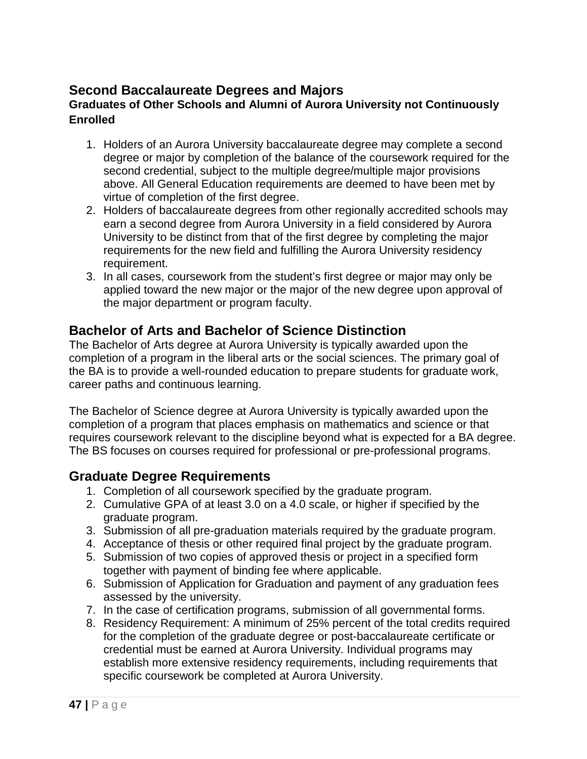## Second Baccalaureate Degrees and Majors

### Graduates of Other Schools and Alumni of Aurora University not Continuously Enrolled

1. Holders of an Aurora University baccalaureate degree may complete a second degree or major by completion of the balance of the coursework required for the second credential, subject to the multiple degree/multiple major provisions above. All General Education requirements are deemed to have been met by virtue of completion of the first degree.
2. Holders of baccalaureate degrees from other regionally accredited schools may earn a second degree from Aurora University in a field considered by Aurora University to be distinct from that of the first degree by completing the major requirements for the new field and fulfilling the Aurora University residency requirement.
3. In all cases, coursework from the student's first degree or major may only be applied toward the new major or the major of the new degree upon approval of the major department or program faculty.

## Bachelor of Arts and Bachelor of Science Distinction

The Bachelor of Arts degree at Aurora University is typically awarded upon the completion of a program in the liberal arts or the social sciences. The primary goal of the BA is to provide a well-rounded education to prepare students for graduate work, career paths and continuous learning.

The Bachelor of Science degree at Aurora University is typically awarded upon the completion of a program that places emphasis on mathematics and science or that requires coursework relevant to the discipline beyond what is expected for a BA degree. The BS focuses on courses required for professional or pre-professional programs.

## Graduate Degree Requirements

1. Completion of all coursework specified by the graduate program.
2. Cumulative GPA of at least 3.0 on a 4.0 scale, or higher if specified by the graduate program.
3. Submission of all pre-graduation materials required by the graduate program.
4. Acceptance of thesis or other required final project by the graduate program.
5. Submission of two copies of approved thesis or project in a specified form together with payment of binding fee where applicable.
6. Submission of Application for Graduation and payment of any graduation fees assessed by the university.
7. In the case of certification programs, submission of all governmental forms.
8. Residency Requirement: A minimum of 25% percent of the total credits required for the completion of the graduate degree or post-baccalaureate certificate or credential must be earned at Aurora University. Individual programs may establish more extensive residency requirements, including requirements that specific coursework be completed at Aurora University.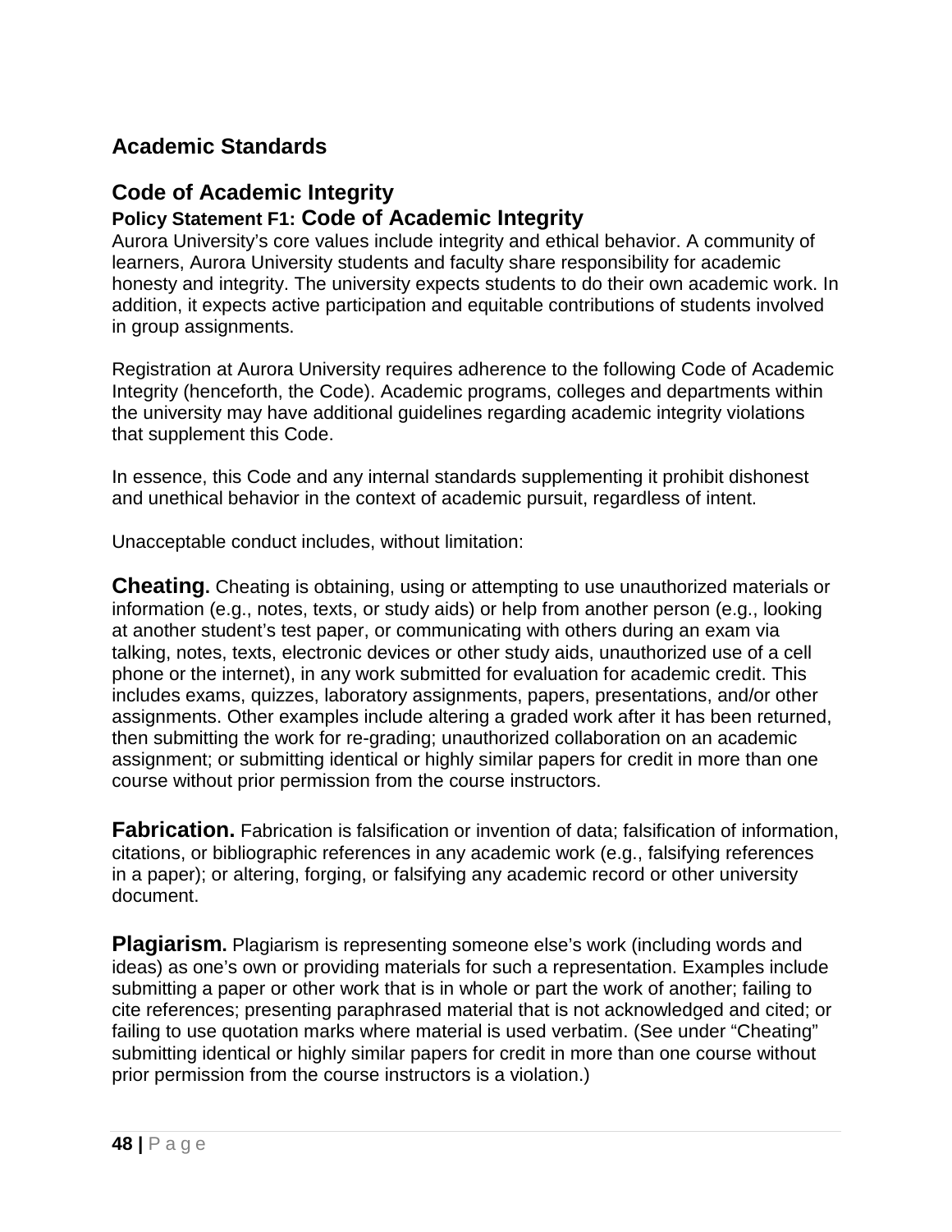## Academic Standards

## Code of Academic Integrity

### Policy Statement F1: Code of Academic Integrity

Aurora University's core values include integrity and ethical behavior. A community of learners, Aurora University students and faculty share responsibility for academic honesty and integrity. The university expects students to do their own academic work. In addition, it expects active participation and equitable contributions of students involved in group assignments.

Registration at Aurora University requires adherence to the following Code of Academic Integrity (henceforth, the Code). Academic programs, colleges and departments within the university may have additional guidelines regarding academic integrity violations that supplement this Code.

In essence, this Code and any internal standards supplementing it prohibit dishonest and unethical behavior in the context of academic pursuit, regardless of intent.

Unacceptable conduct includes, without limitation:

**Cheating.** Cheating is obtaining, using or attempting to use unauthorized materials or information (e.g., notes, texts, or study aids) or help from another person (e.g., looking at another student's test paper, or communicating with others during an exam via talking, notes, texts, electronic devices or other study aids, unauthorized use of a cell phone or the internet), in any work submitted for evaluation for academic credit. This includes exams, quizzes, laboratory assignments, papers, presentations, and/or other assignments. Other examples include altering a graded work after it has been returned, then submitting the work for re-grading; unauthorized collaboration on an academic assignment; or submitting identical or highly similar papers for credit in more than one course without prior permission from the course instructors.

**Fabrication.** Fabrication is falsification or invention of data; falsification of information, citations, or bibliographic references in any academic work (e.g., falsifying references in a paper); or altering, forging, or falsifying any academic record or other university document.

**Plagiarism.** Plagiarism is representing someone else's work (including words and ideas) as one's own or providing materials for such a representation. Examples include submitting a paper or other work that is in whole or part the work of another; failing to cite references; presenting paraphrased material that is not acknowledged and cited; or failing to use quotation marks where material is used verbatim. (See under "Cheating" submitting identical or highly similar papers for credit in more than one course without prior permission from the course instructors is a violation.)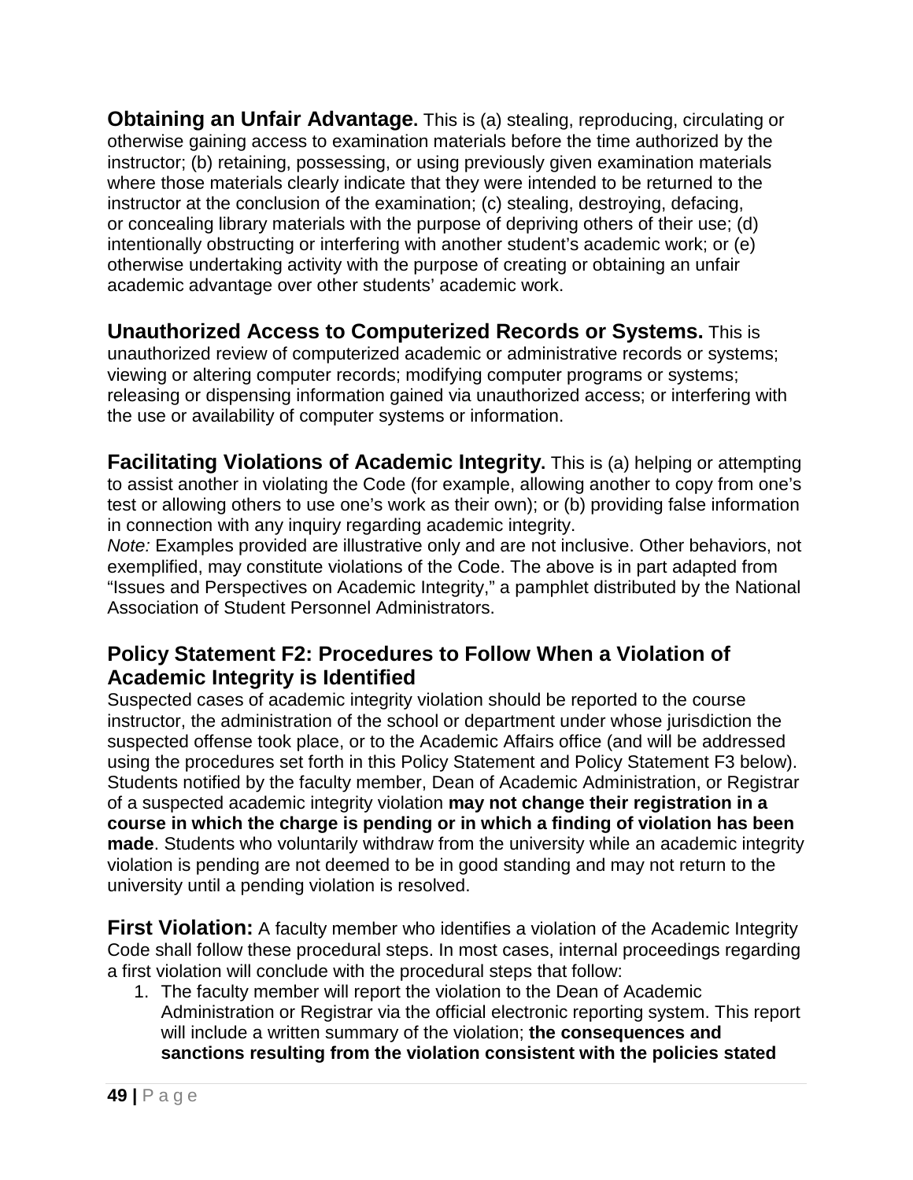**Obtaining an Unfair Advantage.** This is (a) stealing, reproducing, circulating or otherwise gaining access to examination materials before the time authorized by the instructor; (b) retaining, possessing, or using previously given examination materials where those materials clearly indicate that they were intended to be returned to the instructor at the conclusion of the examination; (c) stealing, destroying, defacing, or concealing library materials with the purpose of depriving others of their use; (d) intentionally obstructing or interfering with another student's academic work; or (e) otherwise undertaking activity with the purpose of creating or obtaining an unfair academic advantage over other students' academic work.

**Unauthorized Access to Computerized Records or Systems.** This is unauthorized review of computerized academic or administrative records or systems; viewing or altering computer records; modifying computer programs or systems; releasing or dispensing information gained via unauthorized access; or interfering with the use or availability of computer systems or information.

**Facilitating Violations of Academic Integrity.** This is (a) helping or attempting to assist another in violating the Code (for example, allowing another to copy from one's test or allowing others to use one's work as their own); or (b) providing false information in connection with any inquiry regarding academic integrity.
*Note:* Examples provided are illustrative only and are not inclusive. Other behaviors, not exemplified, may constitute violations of the Code. The above is in part adapted from "Issues and Perspectives on Academic Integrity," a pamphlet distributed by the National Association of Student Personnel Administrators.

## Policy Statement F2: Procedures to Follow When a Violation of Academic Integrity is Identified

Suspected cases of academic integrity violation should be reported to the course instructor, the administration of the school or department under whose jurisdiction the suspected offense took place, or to the Academic Affairs office (and will be addressed using the procedures set forth in this Policy Statement and Policy Statement F3 below). Students notified by the faculty member, Dean of Academic Administration, or Registrar of a suspected academic integrity violation **may not change their registration in a course in which the charge is pending or in which a finding of violation has been made**. Students who voluntarily withdraw from the university while an academic integrity violation is pending are not deemed to be in good standing and may not return to the university until a pending violation is resolved.

**First Violation:** A faculty member who identifies a violation of the Academic Integrity Code shall follow these procedural steps. In most cases, internal proceedings regarding a first violation will conclude with the procedural steps that follow:

1. The faculty member will report the violation to the Dean of Academic Administration or Registrar via the official electronic reporting system. This report will include a written summary of the violation; **the consequences and sanctions resulting from the violation consistent with the policies stated**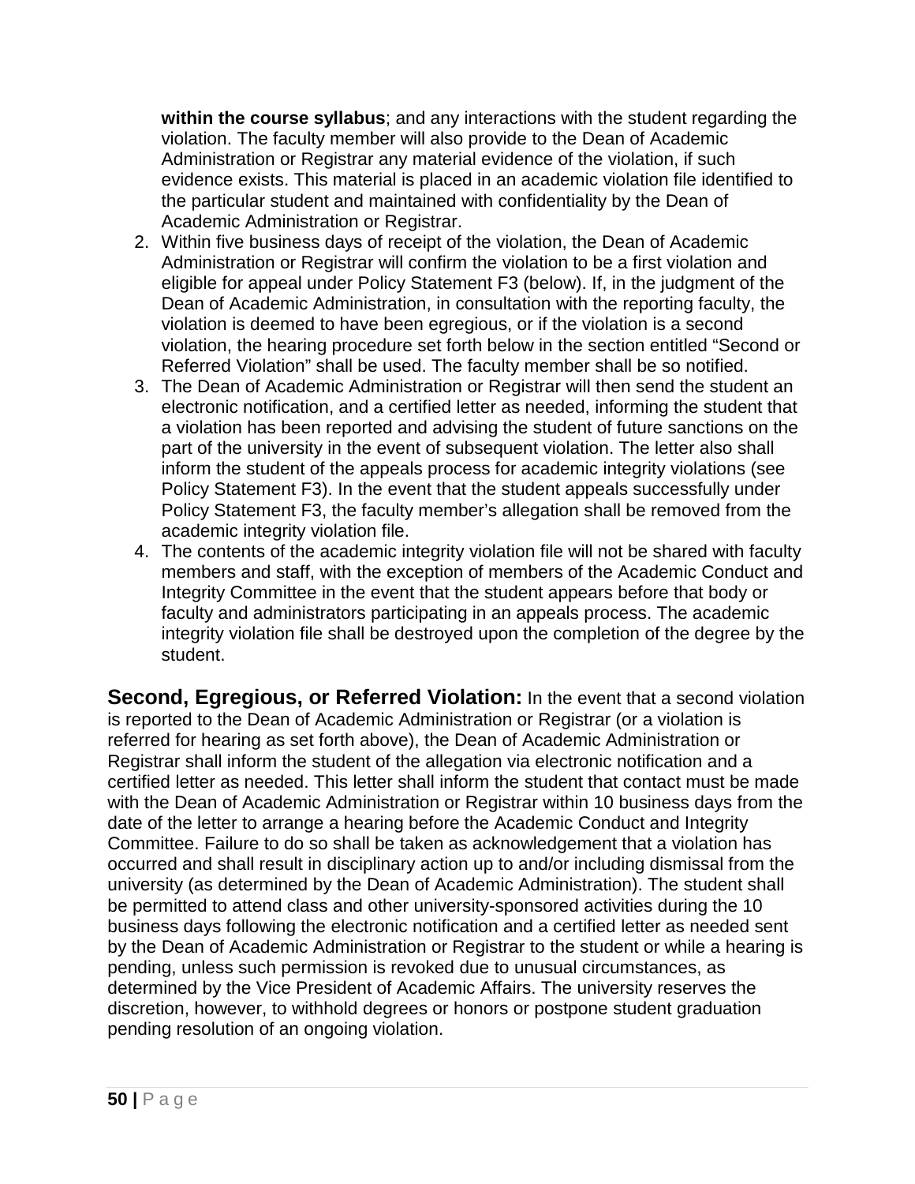**within the course syllabus**; and any interactions with the student regarding the violation. The faculty member will also provide to the Dean of Academic Administration or Registrar any material evidence of the violation, if such evidence exists. This material is placed in an academic violation file identified to the particular student and maintained with confidentiality by the Dean of Academic Administration or Registrar.

2. Within five business days of receipt of the violation, the Dean of Academic Administration or Registrar will confirm the violation to be a first violation and eligible for appeal under Policy Statement F3 (below). If, in the judgment of the Dean of Academic Administration, in consultation with the reporting faculty, the violation is deemed to have been egregious, or if the violation is a second violation, the hearing procedure set forth below in the section entitled "Second or Referred Violation" shall be used. The faculty member shall be so notified.
3. The Dean of Academic Administration or Registrar will then send the student an electronic notification, and a certified letter as needed, informing the student that a violation has been reported and advising the student of future sanctions on the part of the university in the event of subsequent violation. The letter also shall inform the student of the appeals process for academic integrity violations (see Policy Statement F3). In the event that the student appeals successfully under Policy Statement F3, the faculty member's allegation shall be removed from the academic integrity violation file.
4. The contents of the academic integrity violation file will not be shared with faculty members and staff, with the exception of members of the Academic Conduct and Integrity Committee in the event that the student appears before that body or faculty and administrators participating in an appeals process. The academic integrity violation file shall be destroyed upon the completion of the degree by the student.

**Second, Egregious, or Referred Violation:** In the event that a second violation is reported to the Dean of Academic Administration or Registrar (or a violation is referred for hearing as set forth above), the Dean of Academic Administration or Registrar shall inform the student of the allegation via electronic notification and a certified letter as needed. This letter shall inform the student that contact must be made with the Dean of Academic Administration or Registrar within 10 business days from the date of the letter to arrange a hearing before the Academic Conduct and Integrity Committee. Failure to do so shall be taken as acknowledgement that a violation has occurred and shall result in disciplinary action up to and/or including dismissal from the university (as determined by the Dean of Academic Administration). The student shall be permitted to attend class and other university-sponsored activities during the 10 business days following the electronic notification and a certified letter as needed sent by the Dean of Academic Administration or Registrar to the student or while a hearing is pending, unless such permission is revoked due to unusual circumstances, as determined by the Vice President of Academic Affairs. The university reserves the discretion, however, to withhold degrees or honors or postpone student graduation pending resolution of an ongoing violation.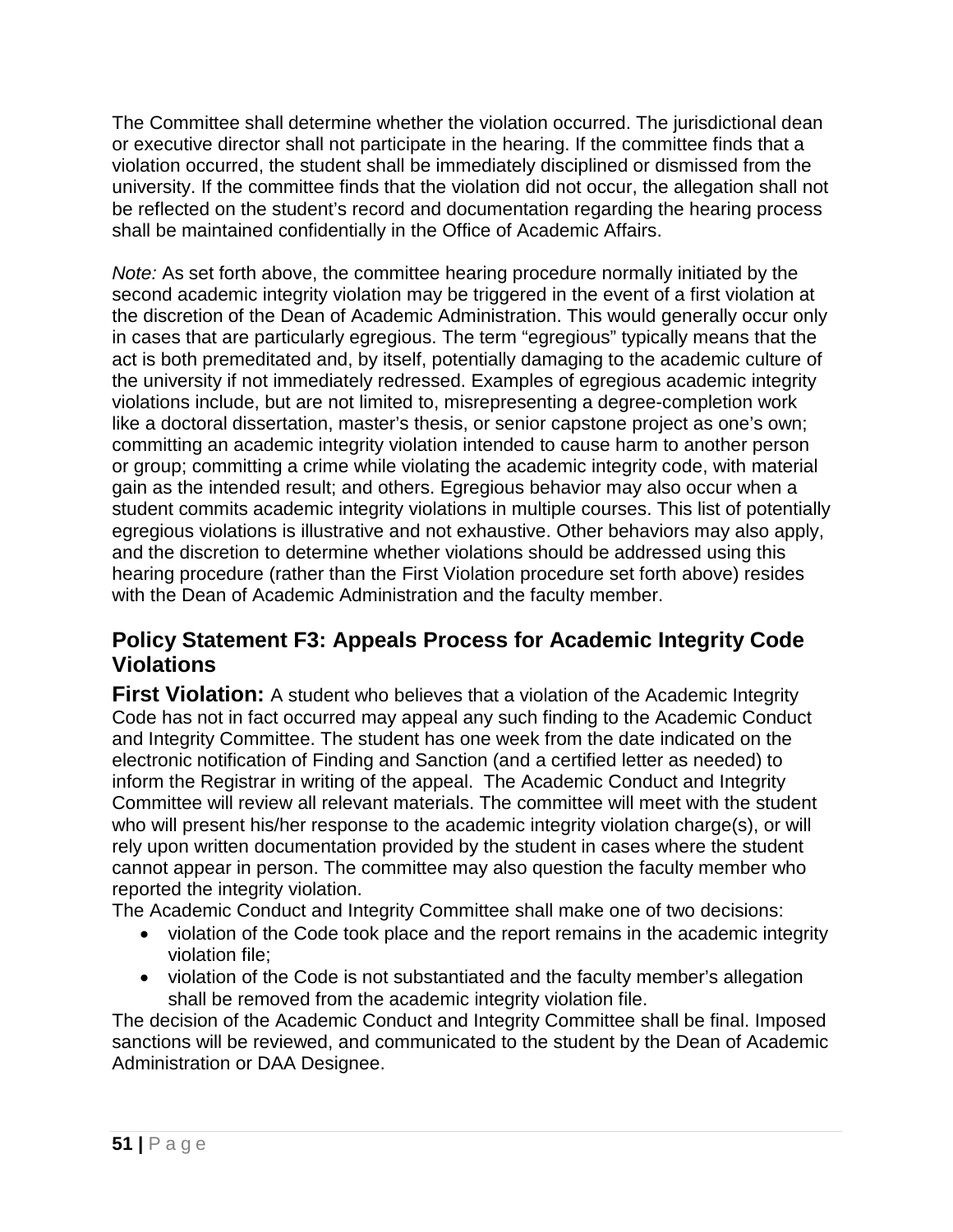The Committee shall determine whether the violation occurred. The jurisdictional dean or executive director shall not participate in the hearing. If the committee finds that a violation occurred, the student shall be immediately disciplined or dismissed from the university. If the committee finds that the violation did not occur, the allegation shall not be reflected on the student's record and documentation regarding the hearing process shall be maintained confidentially in the Office of Academic Affairs.

*Note:* As set forth above, the committee hearing procedure normally initiated by the second academic integrity violation may be triggered in the event of a first violation at the discretion of the Dean of Academic Administration. This would generally occur only in cases that are particularly egregious. The term "egregious" typically means that the act is both premeditated and, by itself, potentially damaging to the academic culture of the university if not immediately redressed. Examples of egregious academic integrity violations include, but are not limited to, misrepresenting a degree-completion work like a doctoral dissertation, master's thesis, or senior capstone project as one's own; committing an academic integrity violation intended to cause harm to another person or group; committing a crime while violating the academic integrity code, with material gain as the intended result; and others. Egregious behavior may also occur when a student commits academic integrity violations in multiple courses. This list of potentially egregious violations is illustrative and not exhaustive. Other behaviors may also apply, and the discretion to determine whether violations should be addressed using this hearing procedure (rather than the First Violation procedure set forth above) resides with the Dean of Academic Administration and the faculty member.

## Policy Statement F3: Appeals Process for Academic Integrity Code Violations

**First Violation:** A student who believes that a violation of the Academic Integrity Code has not in fact occurred may appeal any such finding to the Academic Conduct and Integrity Committee. The student has one week from the date indicated on the electronic notification of Finding and Sanction (and a certified letter as needed) to inform the Registrar in writing of the appeal. The Academic Conduct and Integrity Committee will review all relevant materials. The committee will meet with the student who will present his/her response to the academic integrity violation charge(s), or will rely upon written documentation provided by the student in cases where the student cannot appear in person. The committee may also question the faculty member who reported the integrity violation.

The Academic Conduct and Integrity Committee shall make one of two decisions:

- violation of the Code took place and the report remains in the academic integrity violation file;
- violation of the Code is not substantiated and the faculty member's allegation shall be removed from the academic integrity violation file.

The decision of the Academic Conduct and Integrity Committee shall be final. Imposed sanctions will be reviewed, and communicated to the student by the Dean of Academic Administration or DAA Designee.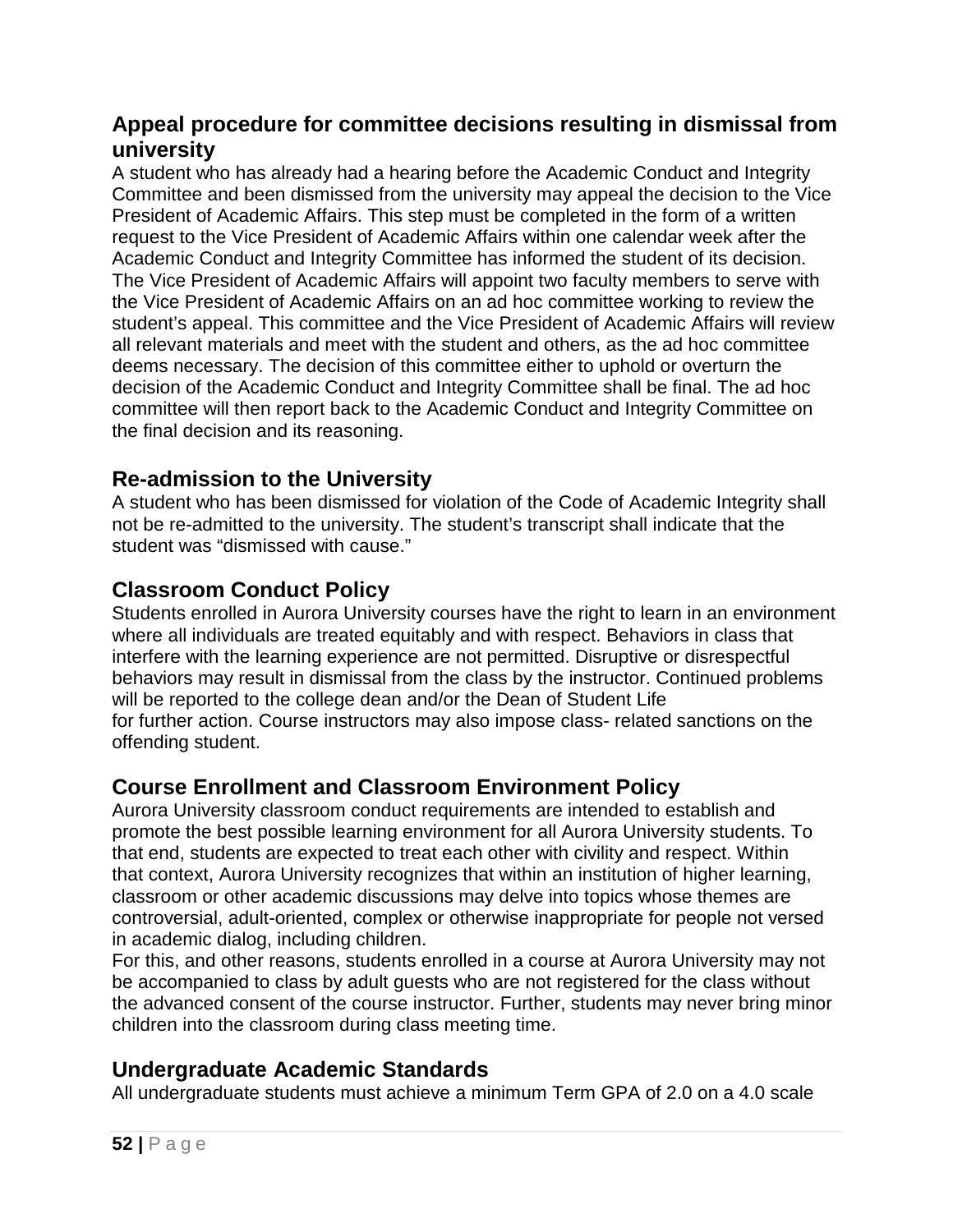## Appeal procedure for committee decisions resulting in dismissal from university

A student who has already had a hearing before the Academic Conduct and Integrity Committee and been dismissed from the university may appeal the decision to the Vice President of Academic Affairs. This step must be completed in the form of a written request to the Vice President of Academic Affairs within one calendar week after the Academic Conduct and Integrity Committee has informed the student of its decision. The Vice President of Academic Affairs will appoint two faculty members to serve with the Vice President of Academic Affairs on an ad hoc committee working to review the student's appeal. This committee and the Vice President of Academic Affairs will review all relevant materials and meet with the student and others, as the ad hoc committee deems necessary. The decision of this committee either to uphold or overturn the decision of the Academic Conduct and Integrity Committee shall be final. The ad hoc committee will then report back to the Academic Conduct and Integrity Committee on the final decision and its reasoning.

## Re-admission to the University

A student who has been dismissed for violation of the Code of Academic Integrity shall not be re-admitted to the university. The student's transcript shall indicate that the student was "dismissed with cause."

## Classroom Conduct Policy

Students enrolled in Aurora University courses have the right to learn in an environment where all individuals are treated equitably and with respect. Behaviors in class that interfere with the learning experience are not permitted. Disruptive or disrespectful behaviors may result in dismissal from the class by the instructor. Continued problems will be reported to the college dean and/or the Dean of Student Life for further action. Course instructors may also impose class- related sanctions on the offending student.

## Course Enrollment and Classroom Environment Policy

Aurora University classroom conduct requirements are intended to establish and promote the best possible learning environment for all Aurora University students. To that end, students are expected to treat each other with civility and respect. Within that context, Aurora University recognizes that within an institution of higher learning, classroom or other academic discussions may delve into topics whose themes are controversial, adult-oriented, complex or otherwise inappropriate for people not versed in academic dialog, including children.

For this, and other reasons, students enrolled in a course at Aurora University may not be accompanied to class by adult guests who are not registered for the class without the advanced consent of the course instructor. Further, students may never bring minor children into the classroom during class meeting time.

## Undergraduate Academic Standards

All undergraduate students must achieve a minimum Term GPA of 2.0 on a 4.0 scale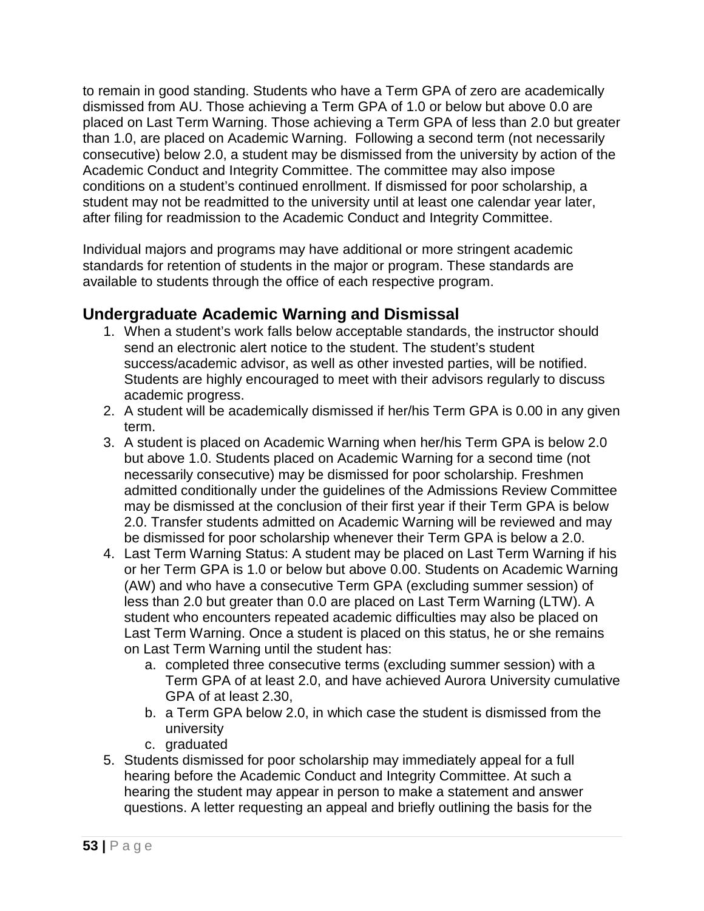to remain in good standing. Students who have a Term GPA of zero are academically dismissed from AU. Those achieving a Term GPA of 1.0 or below but above 0.0 are placed on Last Term Warning. Those achieving a Term GPA of less than 2.0 but greater than 1.0, are placed on Academic Warning. Following a second term (not necessarily consecutive) below 2.0, a student may be dismissed from the university by action of the Academic Conduct and Integrity Committee. The committee may also impose conditions on a student's continued enrollment. If dismissed for poor scholarship, a student may not be readmitted to the university until at least one calendar year later, after filing for readmission to the Academic Conduct and Integrity Committee.

Individual majors and programs may have additional or more stringent academic standards for retention of students in the major or program. These standards are available to students through the office of each respective program.

## Undergraduate Academic Warning and Dismissal

1. When a student's work falls below acceptable standards, the instructor should send an electronic alert notice to the student. The student's student success/academic advisor, as well as other invested parties, will be notified. Students are highly encouraged to meet with their advisors regularly to discuss academic progress.
2. A student will be academically dismissed if her/his Term GPA is 0.00 in any given term.
3. A student is placed on Academic Warning when her/his Term GPA is below 2.0 but above 1.0. Students placed on Academic Warning for a second time (not necessarily consecutive) may be dismissed for poor scholarship. Freshmen admitted conditionally under the guidelines of the Admissions Review Committee may be dismissed at the conclusion of their first year if their Term GPA is below 2.0. Transfer students admitted on Academic Warning will be reviewed and may be dismissed for poor scholarship whenever their Term GPA is below a 2.0.
4. Last Term Warning Status: A student may be placed on Last Term Warning if his or her Term GPA is 1.0 or below but above 0.00. Students on Academic Warning (AW) and who have a consecutive Term GPA (excluding summer session) of less than 2.0 but greater than 0.0 are placed on Last Term Warning (LTW). A student who encounters repeated academic difficulties may also be placed on Last Term Warning. Once a student is placed on this status, he or she remains on Last Term Warning until the student has:
   a. completed three consecutive terms (excluding summer session) with a Term GPA of at least 2.0, and have achieved Aurora University cumulative GPA of at least 2.30,
   b. a Term GPA below 2.0, in which case the student is dismissed from the university
   c. graduated
5. Students dismissed for poor scholarship may immediately appeal for a full hearing before the Academic Conduct and Integrity Committee. At such a hearing the student may appear in person to make a statement and answer questions. A letter requesting an appeal and briefly outlining the basis for the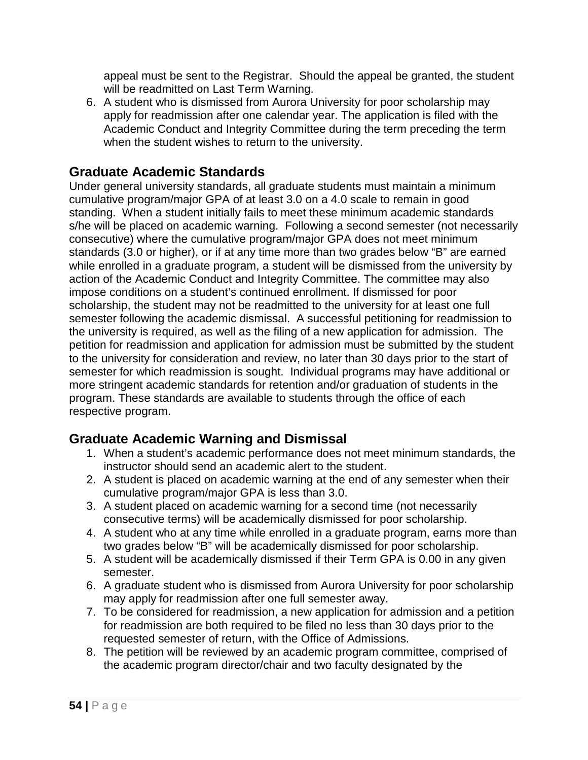appeal must be sent to the Registrar. Should the appeal be granted, the student will be readmitted on Last Term Warning.

6. A student who is dismissed from Aurora University for poor scholarship may apply for readmission after one calendar year. The application is filed with the Academic Conduct and Integrity Committee during the term preceding the term when the student wishes to return to the university.

## Graduate Academic Standards

Under general university standards, all graduate students must maintain a minimum cumulative program/major GPA of at least 3.0 on a 4.0 scale to remain in good standing. When a student initially fails to meet these minimum academic standards s/he will be placed on academic warning. Following a second semester (not necessarily consecutive) where the cumulative program/major GPA does not meet minimum standards (3.0 or higher), or if at any time more than two grades below "B" are earned while enrolled in a graduate program, a student will be dismissed from the university by action of the Academic Conduct and Integrity Committee. The committee may also impose conditions on a student's continued enrollment. If dismissed for poor scholarship, the student may not be readmitted to the university for at least one full semester following the academic dismissal. A successful petitioning for readmission to the university is required, as well as the filing of a new application for admission. The petition for readmission and application for admission must be submitted by the student to the university for consideration and review, no later than 30 days prior to the start of semester for which readmission is sought. Individual programs may have additional or more stringent academic standards for retention and/or graduation of students in the program. These standards are available to students through the office of each respective program.

## Graduate Academic Warning and Dismissal

1. When a student's academic performance does not meet minimum standards, the instructor should send an academic alert to the student.
2. A student is placed on academic warning at the end of any semester when their cumulative program/major GPA is less than 3.0.
3. A student placed on academic warning for a second time (not necessarily consecutive terms) will be academically dismissed for poor scholarship.
4. A student who at any time while enrolled in a graduate program, earns more than two grades below "B" will be academically dismissed for poor scholarship.
5. A student will be academically dismissed if their Term GPA is 0.00 in any given semester.
6. A graduate student who is dismissed from Aurora University for poor scholarship may apply for readmission after one full semester away.
7. To be considered for readmission, a new application for admission and a petition for readmission are both required to be filed no less than 30 days prior to the requested semester of return, with the Office of Admissions.
8. The petition will be reviewed by an academic program committee, comprised of the academic program director/chair and two faculty designated by the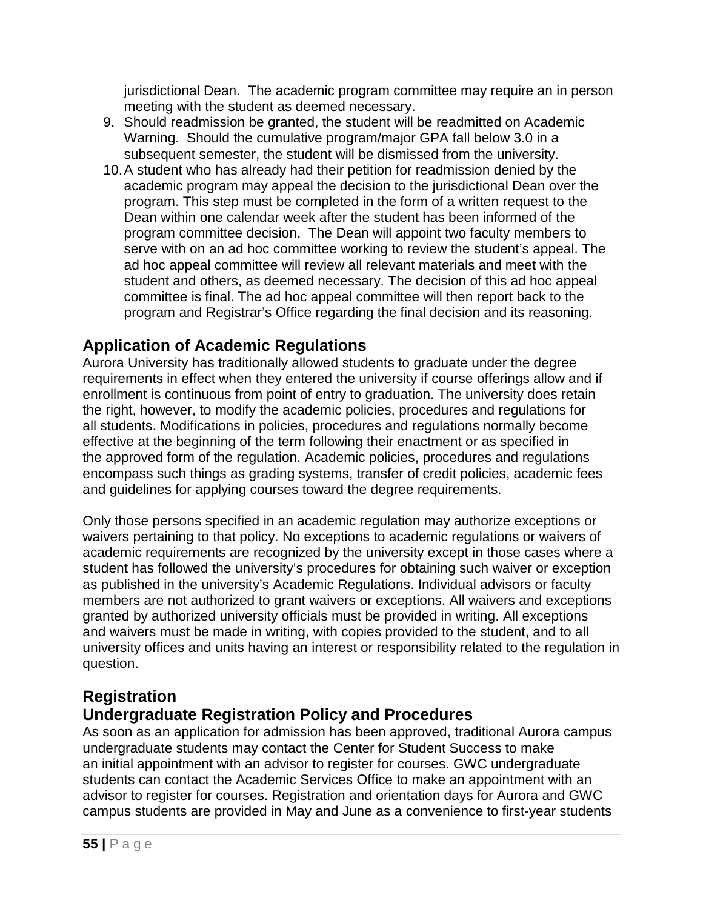jurisdictional Dean. The academic program committee may require an in person meeting with the student as deemed necessary.

9. Should readmission be granted, the student will be readmitted on Academic Warning. Should the cumulative program/major GPA fall below 3.0 in a subsequent semester, the student will be dismissed from the university.
10. A student who has already had their petition for readmission denied by the academic program may appeal the decision to the jurisdictional Dean over the program. This step must be completed in the form of a written request to the Dean within one calendar week after the student has been informed of the program committee decision. The Dean will appoint two faculty members to serve with on an ad hoc committee working to review the student's appeal. The ad hoc appeal committee will review all relevant materials and meet with the student and others, as deemed necessary. The decision of this ad hoc appeal committee is final. The ad hoc appeal committee will then report back to the program and Registrar's Office regarding the final decision and its reasoning.

## Application of Academic Regulations

Aurora University has traditionally allowed students to graduate under the degree requirements in effect when they entered the university if course offerings allow and if enrollment is continuous from point of entry to graduation. The university does retain the right, however, to modify the academic policies, procedures and regulations for all students. Modifications in policies, procedures and regulations normally become effective at the beginning of the term following their enactment or as specified in the approved form of the regulation. Academic policies, procedures and regulations encompass such things as grading systems, transfer of credit policies, academic fees and guidelines for applying courses toward the degree requirements.

Only those persons specified in an academic regulation may authorize exceptions or waivers pertaining to that policy. No exceptions to academic regulations or waivers of academic requirements are recognized by the university except in those cases where a student has followed the university's procedures for obtaining such waiver or exception as published in the university's Academic Regulations. Individual advisors or faculty members are not authorized to grant waivers or exceptions. All waivers and exceptions granted by authorized university officials must be provided in writing. All exceptions and waivers must be made in writing, with copies provided to the student, and to all university offices and units having an interest or responsibility related to the regulation in question.

## Registration

## Undergraduate Registration Policy and Procedures

As soon as an application for admission has been approved, traditional Aurora campus undergraduate students may contact the Center for Student Success to make an initial appointment with an advisor to register for courses. GWC undergraduate students can contact the Academic Services Office to make an appointment with an advisor to register for courses. Registration and orientation days for Aurora and GWC campus students are provided in May and June as a convenience to first-year students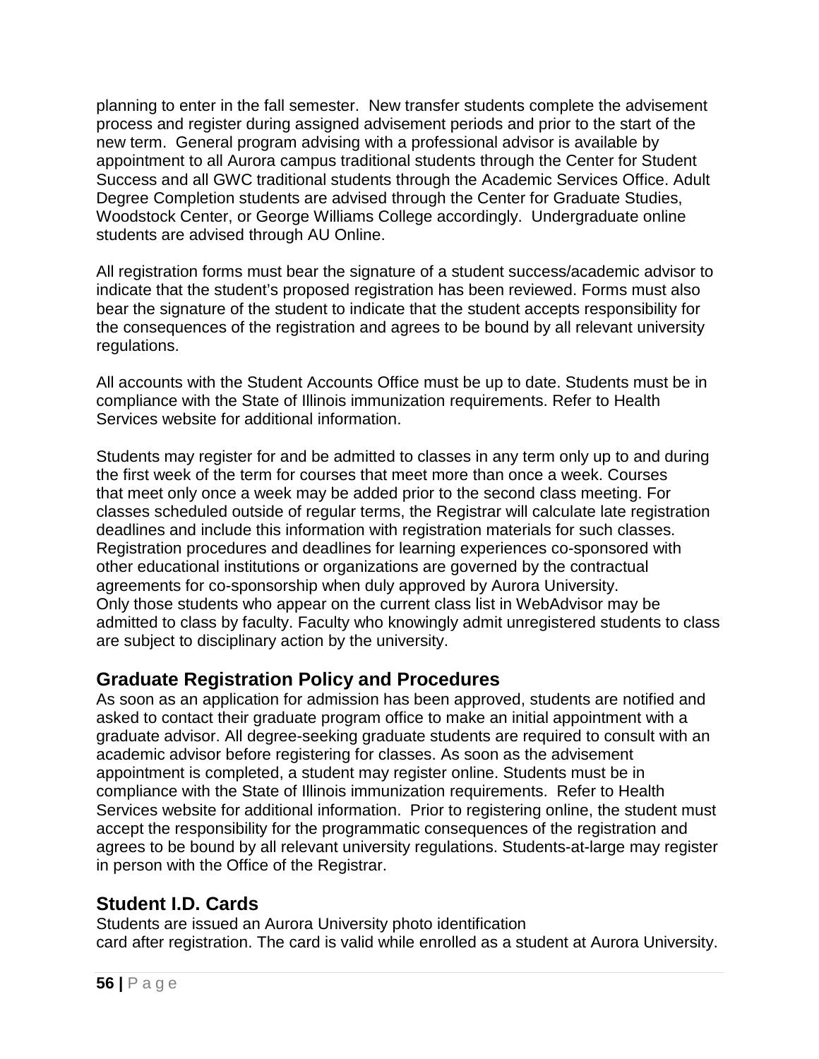planning to enter in the fall semester. New transfer students complete the advisement process and register during assigned advisement periods and prior to the start of the new term. General program advising with a professional advisor is available by appointment to all Aurora campus traditional students through the Center for Student Success and all GWC traditional students through the Academic Services Office. Adult Degree Completion students are advised through the Center for Graduate Studies, Woodstock Center, or George Williams College accordingly. Undergraduate online students are advised through AU Online.

All registration forms must bear the signature of a student success/academic advisor to indicate that the student's proposed registration has been reviewed. Forms must also bear the signature of the student to indicate that the student accepts responsibility for the consequences of the registration and agrees to be bound by all relevant university regulations.

All accounts with the Student Accounts Office must be up to date. Students must be in compliance with the State of Illinois immunization requirements. Refer to Health Services website for additional information.

Students may register for and be admitted to classes in any term only up to and during the first week of the term for courses that meet more than once a week. Courses that meet only once a week may be added prior to the second class meeting. For classes scheduled outside of regular terms, the Registrar will calculate late registration deadlines and include this information with registration materials for such classes. Registration procedures and deadlines for learning experiences co-sponsored with other educational institutions or organizations are governed by the contractual agreements for co-sponsorship when duly approved by Aurora University. Only those students who appear on the current class list in WebAdvisor may be admitted to class by faculty. Faculty who knowingly admit unregistered students to class are subject to disciplinary action by the university.

## Graduate Registration Policy and Procedures

As soon as an application for admission has been approved, students are notified and asked to contact their graduate program office to make an initial appointment with a graduate advisor. All degree-seeking graduate students are required to consult with an academic advisor before registering for classes. As soon as the advisement appointment is completed, a student may register online. Students must be in compliance with the State of Illinois immunization requirements. Refer to Health Services website for additional information. Prior to registering online, the student must accept the responsibility for the programmatic consequences of the registration and agrees to be bound by all relevant university regulations. Students-at-large may register in person with the Office of the Registrar.

## Student I.D. Cards

Students are issued an Aurora University photo identification card after registration. The card is valid while enrolled as a student at Aurora University.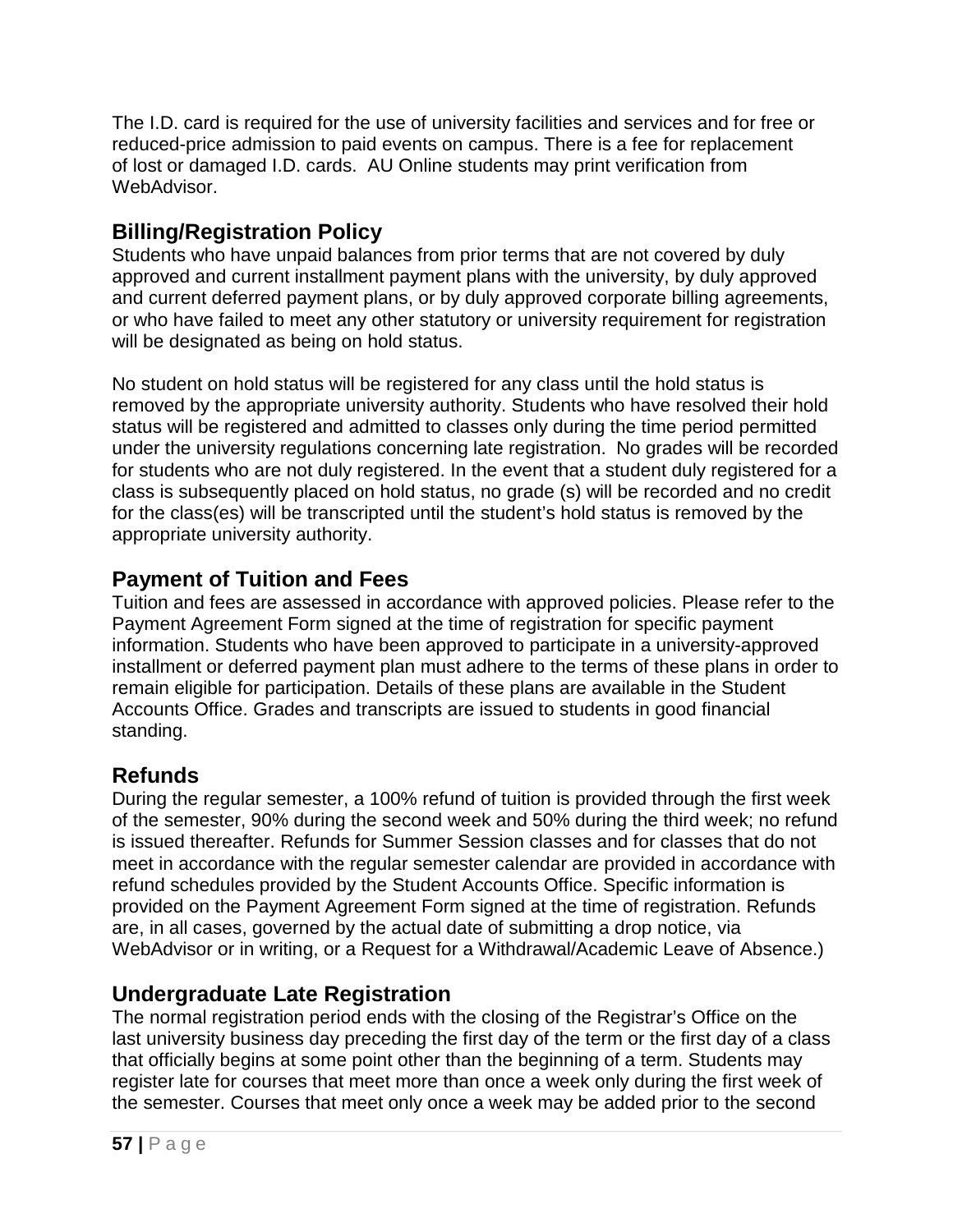The I.D. card is required for the use of university facilities and services and for free or reduced-price admission to paid events on campus. There is a fee for replacement of lost or damaged I.D. cards. AU Online students may print verification from WebAdvisor.

## Billing/Registration Policy

Students who have unpaid balances from prior terms that are not covered by duly approved and current installment payment plans with the university, by duly approved and current deferred payment plans, or by duly approved corporate billing agreements, or who have failed to meet any other statutory or university requirement for registration will be designated as being on hold status.

No student on hold status will be registered for any class until the hold status is removed by the appropriate university authority. Students who have resolved their hold status will be registered and admitted to classes only during the time period permitted under the university regulations concerning late registration. No grades will be recorded for students who are not duly registered. In the event that a student duly registered for a class is subsequently placed on hold status, no grade (s) will be recorded and no credit for the class(es) will be transcripted until the student's hold status is removed by the appropriate university authority.

## Payment of Tuition and Fees

Tuition and fees are assessed in accordance with approved policies. Please refer to the Payment Agreement Form signed at the time of registration for specific payment information. Students who have been approved to participate in a university-approved installment or deferred payment plan must adhere to the terms of these plans in order to remain eligible for participation. Details of these plans are available in the Student Accounts Office. Grades and transcripts are issued to students in good financial standing.

## Refunds

During the regular semester, a 100% refund of tuition is provided through the first week of the semester, 90% during the second week and 50% during the third week; no refund is issued thereafter. Refunds for Summer Session classes and for classes that do not meet in accordance with the regular semester calendar are provided in accordance with refund schedules provided by the Student Accounts Office. Specific information is provided on the Payment Agreement Form signed at the time of registration. Refunds are, in all cases, governed by the actual date of submitting a drop notice, via WebAdvisor or in writing, or a Request for a Withdrawal/Academic Leave of Absence.)

## Undergraduate Late Registration

The normal registration period ends with the closing of the Registrar's Office on the last university business day preceding the first day of the term or the first day of a class that officially begins at some point other than the beginning of a term. Students may register late for courses that meet more than once a week only during the first week of the semester. Courses that meet only once a week may be added prior to the second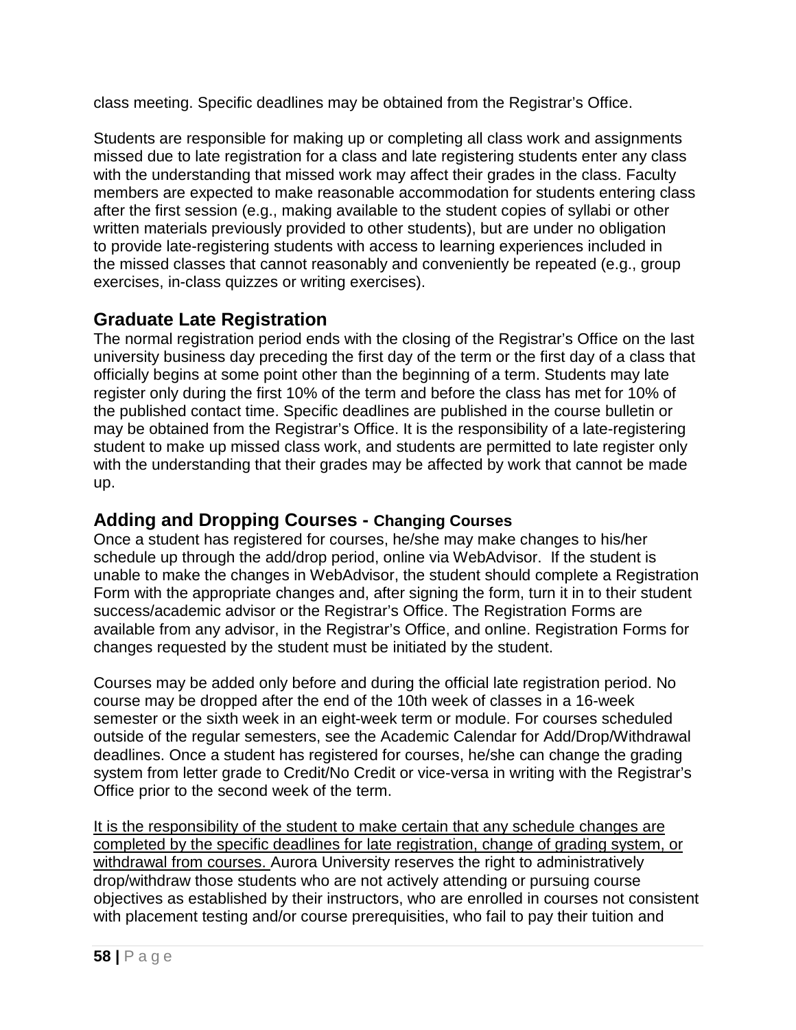class meeting. Specific deadlines may be obtained from the Registrar's Office.

Students are responsible for making up or completing all class work and assignments missed due to late registration for a class and late registering students enter any class with the understanding that missed work may affect their grades in the class. Faculty members are expected to make reasonable accommodation for students entering class after the first session (e.g., making available to the student copies of syllabi or other written materials previously provided to other students), but are under no obligation to provide late-registering students with access to learning experiences included in the missed classes that cannot reasonably and conveniently be repeated (e.g., group exercises, in-class quizzes or writing exercises).

## Graduate Late Registration

The normal registration period ends with the closing of the Registrar's Office on the last university business day preceding the first day of the term or the first day of a class that officially begins at some point other than the beginning of a term. Students may late register only during the first 10% of the term and before the class has met for 10% of the published contact time. Specific deadlines are published in the course bulletin or may be obtained from the Registrar's Office. It is the responsibility of a late-registering student to make up missed class work, and students are permitted to late register only with the understanding that their grades may be affected by work that cannot be made up.

## Adding and Dropping Courses - Changing Courses

Once a student has registered for courses, he/she may make changes to his/her schedule up through the add/drop period, online via WebAdvisor. If the student is unable to make the changes in WebAdvisor, the student should complete a Registration Form with the appropriate changes and, after signing the form, turn it in to their student success/academic advisor or the Registrar's Office. The Registration Forms are available from any advisor, in the Registrar's Office, and online. Registration Forms for changes requested by the student must be initiated by the student.

Courses may be added only before and during the official late registration period. No course may be dropped after the end of the 10th week of classes in a 16-week semester or the sixth week in an eight-week term or module. For courses scheduled outside of the regular semesters, see the Academic Calendar for Add/Drop/Withdrawal deadlines. Once a student has registered for courses, he/she can change the grading system from letter grade to Credit/No Credit or vice-versa in writing with the Registrar's Office prior to the second week of the term.

<u>It is the responsibility of the student to make certain that any schedule changes are completed by the specific deadlines for late registration, change of grading system, or withdrawal from courses.</u> Aurora University reserves the right to administratively drop/withdraw those students who are not actively attending or pursuing course objectives as established by their instructors, who are enrolled in courses not consistent with placement testing and/or course prerequisities, who fail to pay their tuition and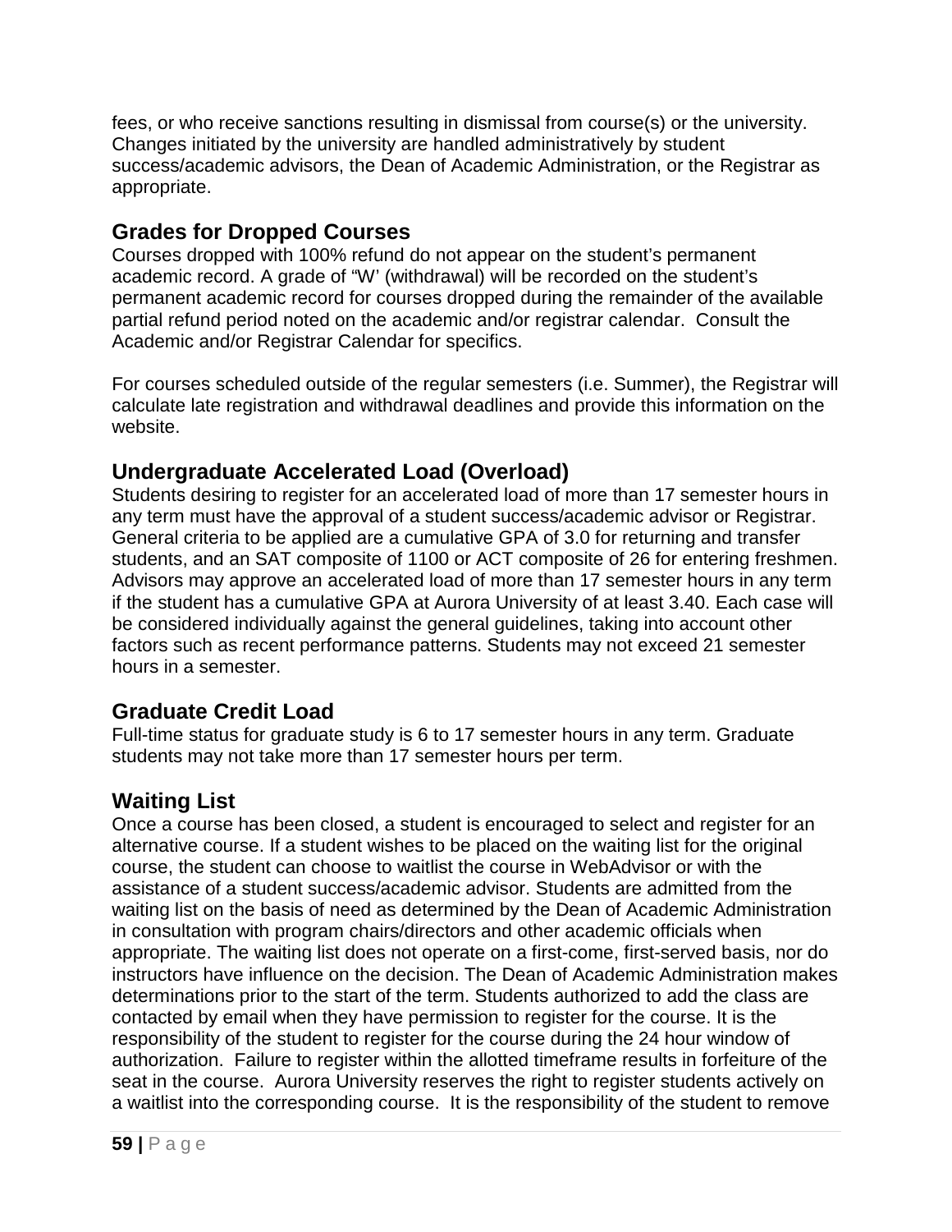fees, or who receive sanctions resulting in dismissal from course(s) or the university. Changes initiated by the university are handled administratively by student success/academic advisors, the Dean of Academic Administration, or the Registrar as appropriate.

## Grades for Dropped Courses

Courses dropped with 100% refund do not appear on the student's permanent academic record. A grade of "W' (withdrawal) will be recorded on the student's permanent academic record for courses dropped during the remainder of the available partial refund period noted on the academic and/or registrar calendar. Consult the Academic and/or Registrar Calendar for specifics.

For courses scheduled outside of the regular semesters (i.e. Summer), the Registrar will calculate late registration and withdrawal deadlines and provide this information on the website.

## Undergraduate Accelerated Load (Overload)

Students desiring to register for an accelerated load of more than 17 semester hours in any term must have the approval of a student success/academic advisor or Registrar. General criteria to be applied are a cumulative GPA of 3.0 for returning and transfer students, and an SAT composite of 1100 or ACT composite of 26 for entering freshmen. Advisors may approve an accelerated load of more than 17 semester hours in any term if the student has a cumulative GPA at Aurora University of at least 3.40. Each case will be considered individually against the general guidelines, taking into account other factors such as recent performance patterns. Students may not exceed 21 semester hours in a semester.

## Graduate Credit Load

Full-time status for graduate study is 6 to 17 semester hours in any term. Graduate students may not take more than 17 semester hours per term.

## Waiting List

Once a course has been closed, a student is encouraged to select and register for an alternative course. If a student wishes to be placed on the waiting list for the original course, the student can choose to waitlist the course in WebAdvisor or with the assistance of a student success/academic advisor. Students are admitted from the waiting list on the basis of need as determined by the Dean of Academic Administration in consultation with program chairs/directors and other academic officials when appropriate. The waiting list does not operate on a first-come, first-served basis, nor do instructors have influence on the decision. The Dean of Academic Administration makes determinations prior to the start of the term. Students authorized to add the class are contacted by email when they have permission to register for the course. It is the responsibility of the student to register for the course during the 24 hour window of authorization. Failure to register within the allotted timeframe results in forfeiture of the seat in the course. Aurora University reserves the right to register students actively on a waitlist into the corresponding course. It is the responsibility of the student to remove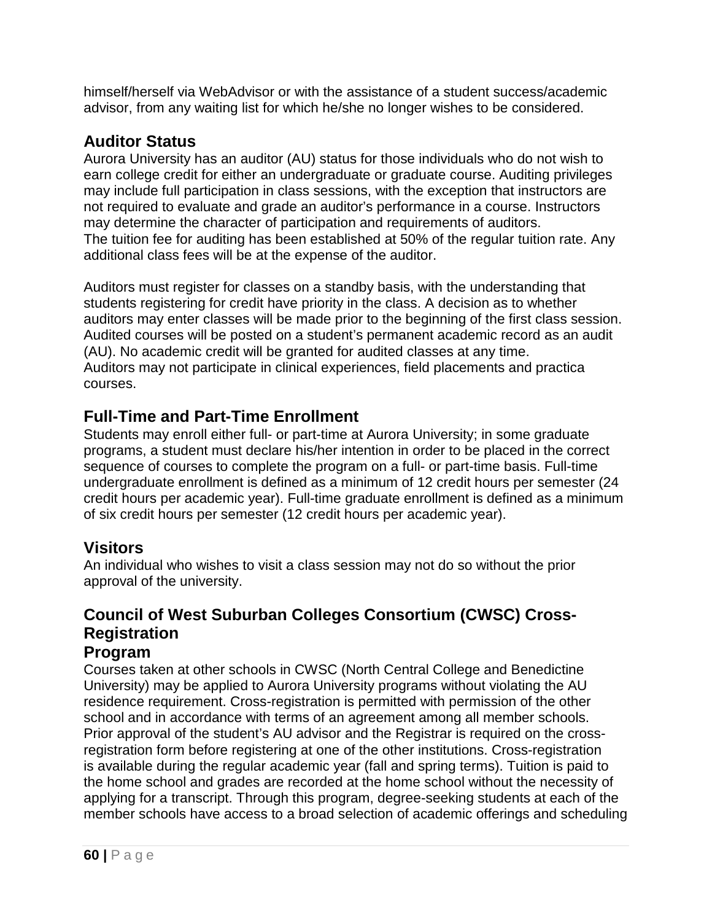himself/herself via WebAdvisor or with the assistance of a student success/academic advisor, from any waiting list for which he/she no longer wishes to be considered.

## Auditor Status

Aurora University has an auditor (AU) status for those individuals who do not wish to earn college credit for either an undergraduate or graduate course. Auditing privileges may include full participation in class sessions, with the exception that instructors are not required to evaluate and grade an auditor's performance in a course. Instructors may determine the character of participation and requirements of auditors.
The tuition fee for auditing has been established at 50% of the regular tuition rate. Any additional class fees will be at the expense of the auditor.

Auditors must register for classes on a standby basis, with the understanding that students registering for credit have priority in the class. A decision as to whether auditors may enter classes will be made prior to the beginning of the first class session. Audited courses will be posted on a student's permanent academic record as an audit (AU). No academic credit will be granted for audited classes at any time.
Auditors may not participate in clinical experiences, field placements and practica courses.

## Full-Time and Part-Time Enrollment

Students may enroll either full- or part-time at Aurora University; in some graduate programs, a student must declare his/her intention in order to be placed in the correct sequence of courses to complete the program on a full- or part-time basis. Full-time undergraduate enrollment is defined as a minimum of 12 credit hours per semester (24 credit hours per academic year). Full-time graduate enrollment is defined as a minimum of six credit hours per semester (12 credit hours per academic year).

## Visitors

An individual who wishes to visit a class session may not do so without the prior approval of the university.

## Council of West Suburban Colleges Consortium (CWSC) Cross-Registration Program

Courses taken at other schools in CWSC (North Central College and Benedictine University) may be applied to Aurora University programs without violating the AU residence requirement. Cross-registration is permitted with permission of the other school and in accordance with terms of an agreement among all member schools.
Prior approval of the student's AU advisor and the Registrar is required on the cross-registration form before registering at one of the other institutions. Cross-registration is available during the regular academic year (fall and spring terms). Tuition is paid to the home school and grades are recorded at the home school without the necessity of applying for a transcript. Through this program, degree-seeking students at each of the member schools have access to a broad selection of academic offerings and scheduling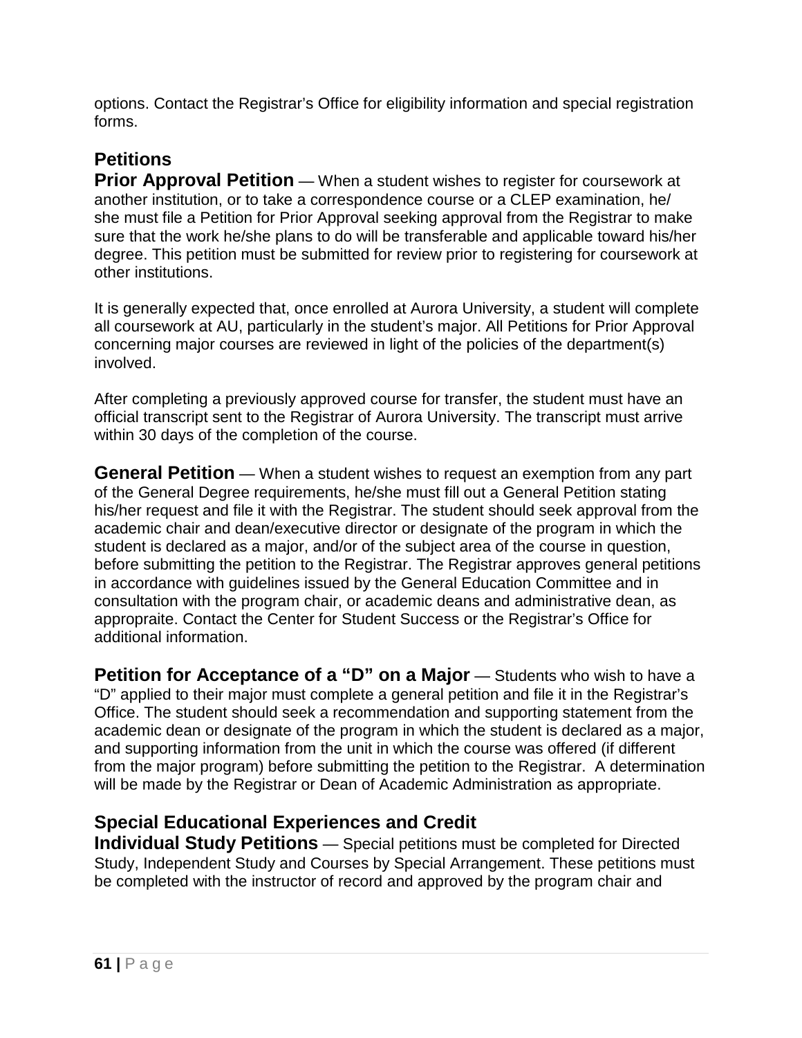options. Contact the Registrar's Office for eligibility information and special registration forms.

## Petitions

**Prior Approval Petition** — When a student wishes to register for coursework at another institution, or to take a correspondence course or a CLEP examination, he/she must file a Petition for Prior Approval seeking approval from the Registrar to make sure that the work he/she plans to do will be transferable and applicable toward his/her degree. This petition must be submitted for review prior to registering for coursework at other institutions.

It is generally expected that, once enrolled at Aurora University, a student will complete all coursework at AU, particularly in the student's major. All Petitions for Prior Approval concerning major courses are reviewed in light of the policies of the department(s) involved.

After completing a previously approved course for transfer, the student must have an official transcript sent to the Registrar of Aurora University. The transcript must arrive within 30 days of the completion of the course.

**General Petition** — When a student wishes to request an exemption from any part of the General Degree requirements, he/she must fill out a General Petition stating his/her request and file it with the Registrar. The student should seek approval from the academic chair and dean/executive director or designate of the program in which the student is declared as a major, and/or of the subject area of the course in question, before submitting the petition to the Registrar. The Registrar approves general petitions in accordance with guidelines issued by the General Education Committee and in consultation with the program chair, or academic deans and administrative dean, as appropraite. Contact the Center for Student Success or the Registrar's Office for additional information.

**Petition for Acceptance of a "D" on a Major** — Students who wish to have a "D" applied to their major must complete a general petition and file it in the Registrar's Office. The student should seek a recommendation and supporting statement from the academic dean or designate of the program in which the student is declared as a major, and supporting information from the unit in which the course was offered (if different from the major program) before submitting the petition to the Registrar. A determination will be made by the Registrar or Dean of Academic Administration as appropriate.

## Special Educational Experiences and Credit

**Individual Study Petitions** — Special petitions must be completed for Directed Study, Independent Study and Courses by Special Arrangement. These petitions must be completed with the instructor of record and approved by the program chair and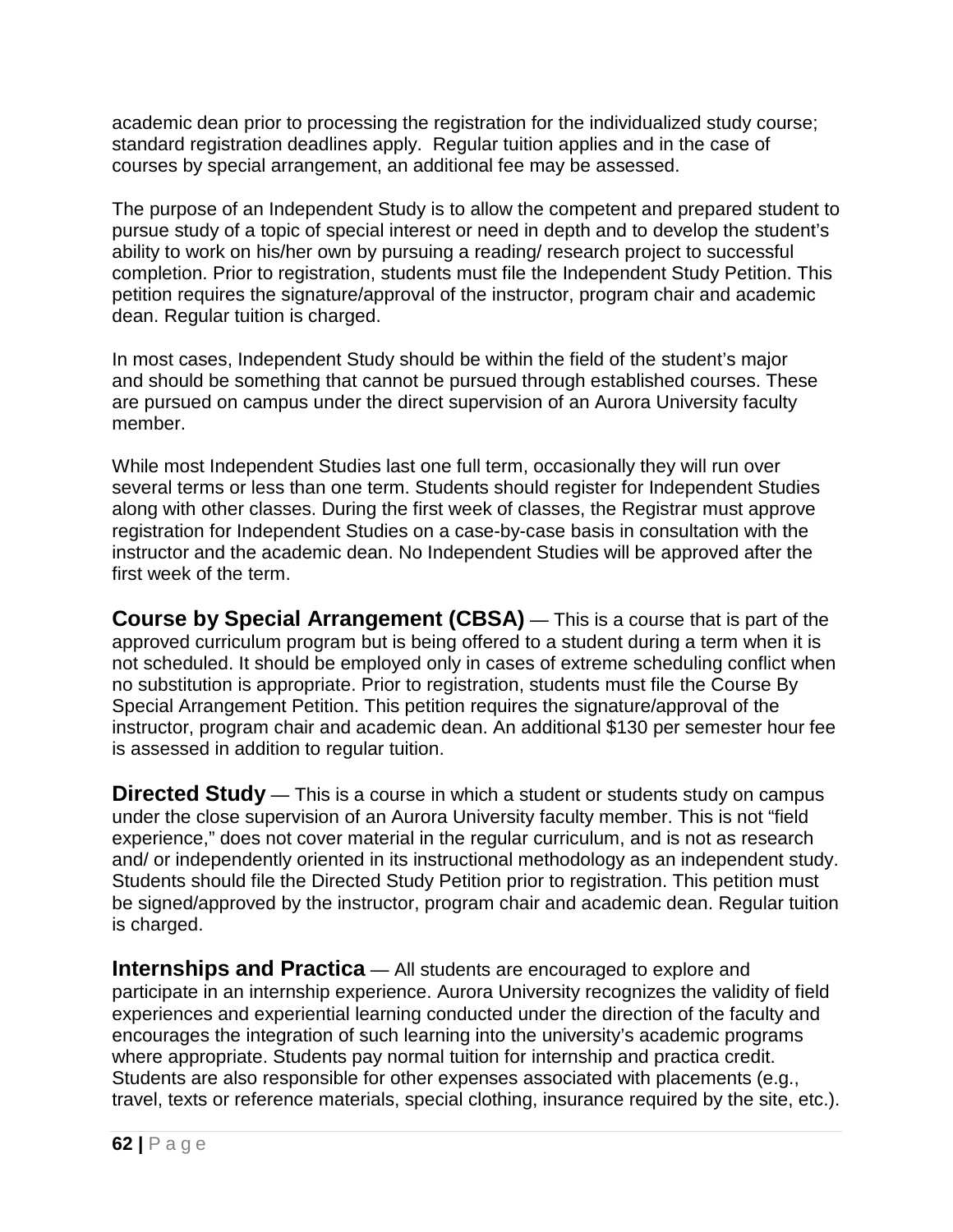academic dean prior to processing the registration for the individualized study course; standard registration deadlines apply. Regular tuition applies and in the case of courses by special arrangement, an additional fee may be assessed.

The purpose of an Independent Study is to allow the competent and prepared student to pursue study of a topic of special interest or need in depth and to develop the student's ability to work on his/her own by pursuing a reading/ research project to successful completion. Prior to registration, students must file the Independent Study Petition. This petition requires the signature/approval of the instructor, program chair and academic dean. Regular tuition is charged.

In most cases, Independent Study should be within the field of the student's major and should be something that cannot be pursued through established courses. These are pursued on campus under the direct supervision of an Aurora University faculty member.

While most Independent Studies last one full term, occasionally they will run over several terms or less than one term. Students should register for Independent Studies along with other classes. During the first week of classes, the Registrar must approve registration for Independent Studies on a case-by-case basis in consultation with the instructor and the academic dean. No Independent Studies will be approved after the first week of the term.

**Course by Special Arrangement (CBSA)** — This is a course that is part of the approved curriculum program but is being offered to a student during a term when it is not scheduled. It should be employed only in cases of extreme scheduling conflict when no substitution is appropriate. Prior to registration, students must file the Course By Special Arrangement Petition. This petition requires the signature/approval of the instructor, program chair and academic dean. An additional $130 per semester hour fee is assessed in addition to regular tuition.

**Directed Study** — This is a course in which a student or students study on campus under the close supervision of an Aurora University faculty member. This is not "field experience," does not cover material in the regular curriculum, and is not as research and/ or independently oriented in its instructional methodology as an independent study. Students should file the Directed Study Petition prior to registration. This petition must be signed/approved by the instructor, program chair and academic dean. Regular tuition is charged.

**Internships and Practica** — All students are encouraged to explore and participate in an internship experience. Aurora University recognizes the validity of field experiences and experiential learning conducted under the direction of the faculty and encourages the integration of such learning into the university's academic programs where appropriate. Students pay normal tuition for internship and practica credit. Students are also responsible for other expenses associated with placements (e.g., travel, texts or reference materials, special clothing, insurance required by the site, etc.).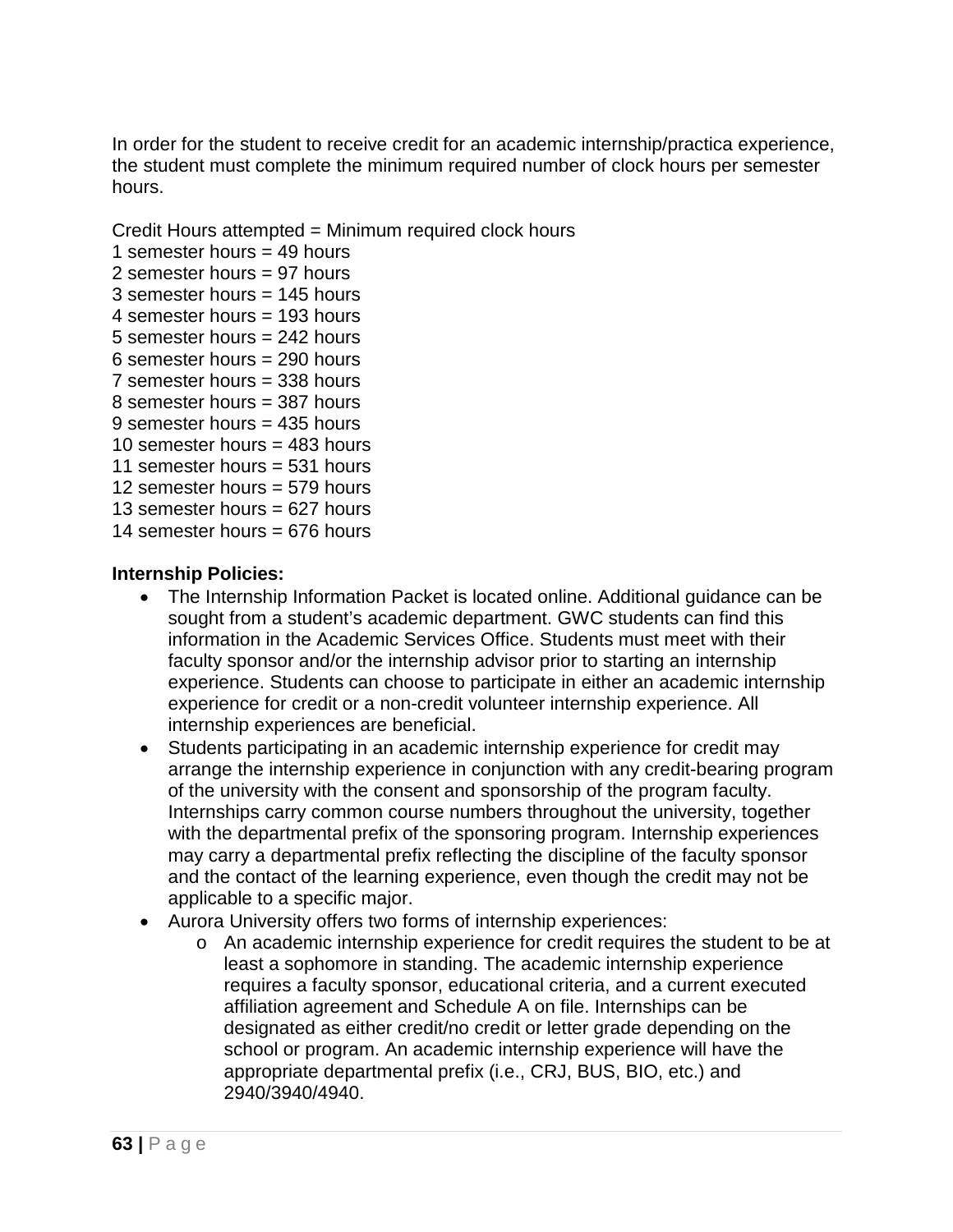In order for the student to receive credit for an academic internship/practica experience, the student must complete the minimum required number of clock hours per semester hours.

Credit Hours attempted = Minimum required clock hours
1 semester hours = 49 hours
2 semester hours = 97 hours
3 semester hours = 145 hours
4 semester hours = 193 hours
5 semester hours = 242 hours
6 semester hours = 290 hours
7 semester hours = 338 hours
8 semester hours = 387 hours
9 semester hours = 435 hours
10 semester hours = 483 hours
11 semester hours = 531 hours
12 semester hours = 579 hours
13 semester hours = 627 hours
14 semester hours = 676 hours

**Internship Policies:**

- The Internship Information Packet is located online. Additional guidance can be sought from a student's academic department. GWC students can find this information in the Academic Services Office. Students must meet with their faculty sponsor and/or the internship advisor prior to starting an internship experience. Students can choose to participate in either an academic internship experience for credit or a non-credit volunteer internship experience. All internship experiences are beneficial.
- Students participating in an academic internship experience for credit may arrange the internship experience in conjunction with any credit-bearing program of the university with the consent and sponsorship of the program faculty. Internships carry common course numbers throughout the university, together with the departmental prefix of the sponsoring program. Internship experiences may carry a departmental prefix reflecting the discipline of the faculty sponsor and the contact of the learning experience, even though the credit may not be applicable to a specific major.
- Aurora University offers two forms of internship experiences:
    - An academic internship experience for credit requires the student to be at least a sophomore in standing. The academic internship experience requires a faculty sponsor, educational criteria, and a current executed affiliation agreement and Schedule A on file. Internships can be designated as either credit/no credit or letter grade depending on the school or program. An academic internship experience will have the appropriate departmental prefix (i.e., CRJ, BUS, BIO, etc.) and 2940/3940/4940.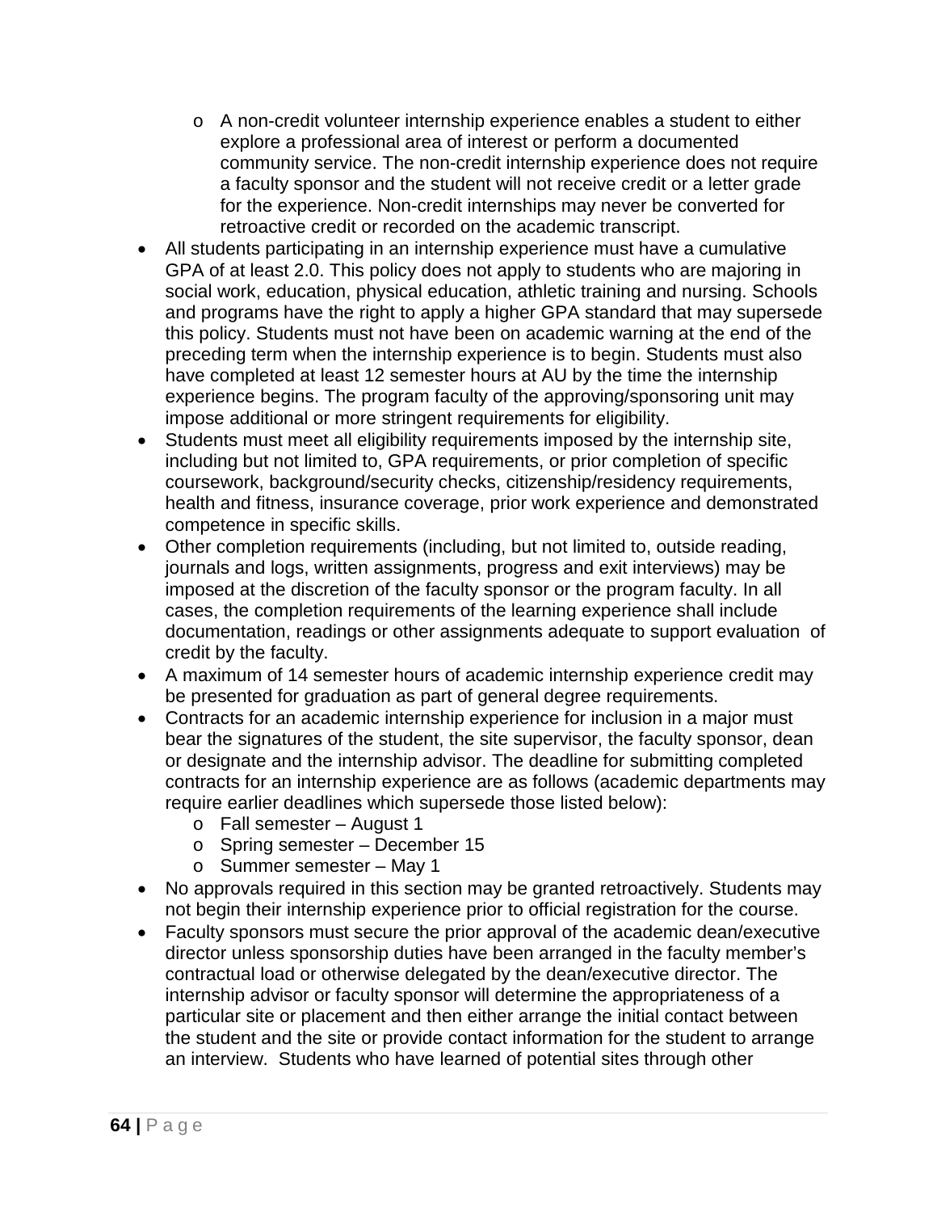- A non-credit volunteer internship experience enables a student to either explore a professional area of interest or perform a documented community service. The non-credit internship experience does not require a faculty sponsor and the student will not receive credit or a letter grade for the experience. Non-credit internships may never be converted for retroactive credit or recorded on the academic transcript.
- All students participating in an internship experience must have a cumulative GPA of at least 2.0. This policy does not apply to students who are majoring in social work, education, physical education, athletic training and nursing. Schools and programs have the right to apply a higher GPA standard that may supersede this policy. Students must not have been on academic warning at the end of the preceding term when the internship experience is to begin. Students must also have completed at least 12 semester hours at AU by the time the internship experience begins. The program faculty of the approving/sponsoring unit may impose additional or more stringent requirements for eligibility.
- Students must meet all eligibility requirements imposed by the internship site, including but not limited to, GPA requirements, or prior completion of specific coursework, background/security checks, citizenship/residency requirements, health and fitness, insurance coverage, prior work experience and demonstrated competence in specific skills.
- Other completion requirements (including, but not limited to, outside reading, journals and logs, written assignments, progress and exit interviews) may be imposed at the discretion of the faculty sponsor or the program faculty. In all cases, the completion requirements of the learning experience shall include documentation, readings or other assignments adequate to support evaluation of credit by the faculty.
- A maximum of 14 semester hours of academic internship experience credit may be presented for graduation as part of general degree requirements.
- Contracts for an academic internship experience for inclusion in a major must bear the signatures of the student, the site supervisor, the faculty sponsor, dean or designate and the internship advisor. The deadline for submitting completed contracts for an internship experience are as follows (academic departments may require earlier deadlines which supersede those listed below):
    - Fall semester – August 1
    - Spring semester – December 15
    - Summer semester – May 1
- No approvals required in this section may be granted retroactively. Students may not begin their internship experience prior to official registration for the course.
- Faculty sponsors must secure the prior approval of the academic dean/executive director unless sponsorship duties have been arranged in the faculty member's contractual load or otherwise delegated by the dean/executive director. The internship advisor or faculty sponsor will determine the appropriateness of a particular site or placement and then either arrange the initial contact between the student and the site or provide contact information for the student to arrange an interview. Students who have learned of potential sites through other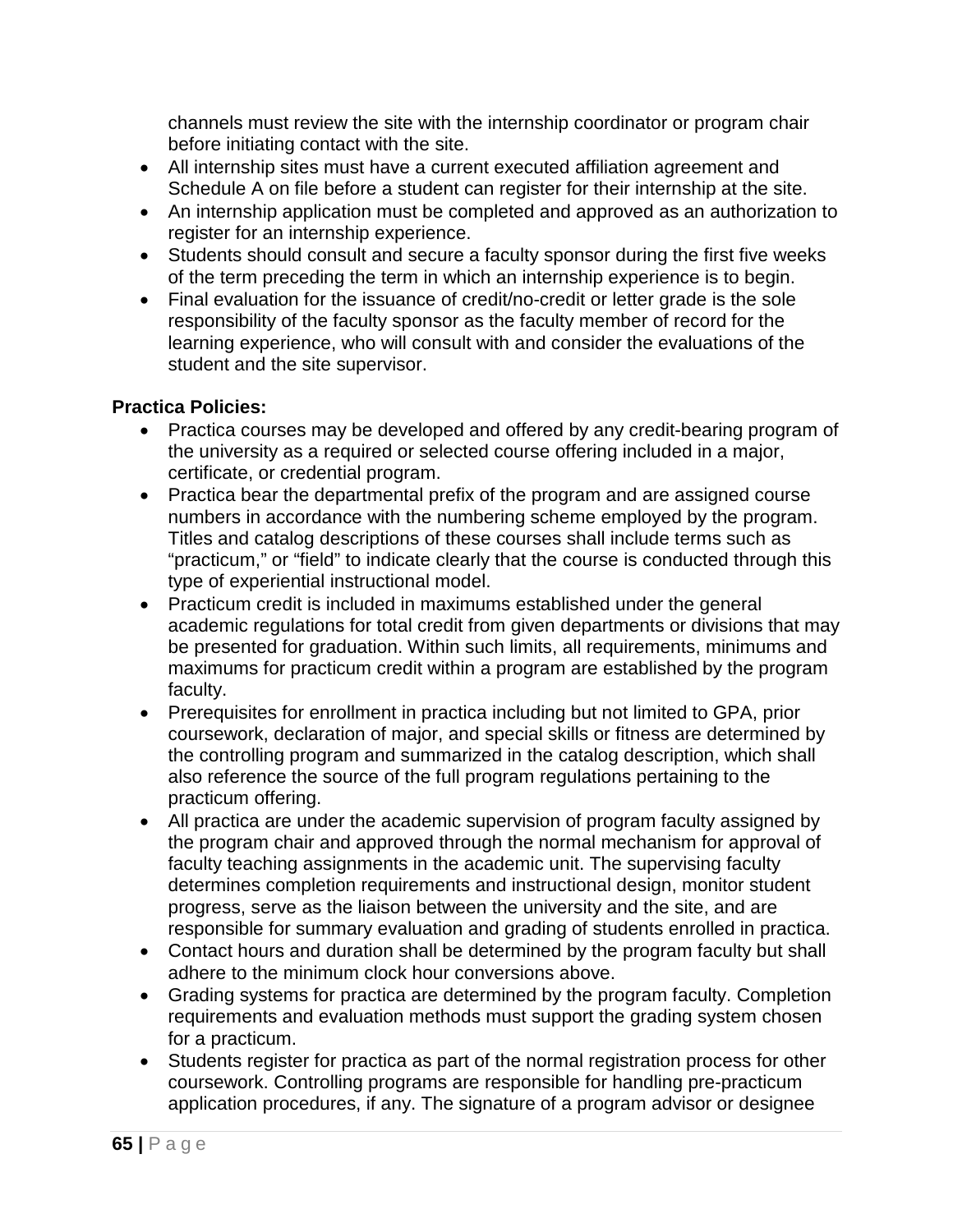channels must review the site with the internship coordinator or program chair before initiating contact with the site.

- All internship sites must have a current executed affiliation agreement and Schedule A on file before a student can register for their internship at the site.
- An internship application must be completed and approved as an authorization to register for an internship experience.
- Students should consult and secure a faculty sponsor during the first five weeks of the term preceding the term in which an internship experience is to begin.
- Final evaluation for the issuance of credit/no-credit or letter grade is the sole responsibility of the faculty sponsor as the faculty member of record for the learning experience, who will consult with and consider the evaluations of the student and the site supervisor.

**Practica Policies:**

- Practica courses may be developed and offered by any credit-bearing program of the university as a required or selected course offering included in a major, certificate, or credential program.
- Practica bear the departmental prefix of the program and are assigned course numbers in accordance with the numbering scheme employed by the program. Titles and catalog descriptions of these courses shall include terms such as "practicum," or "field" to indicate clearly that the course is conducted through this type of experiential instructional model.
- Practicum credit is included in maximums established under the general academic regulations for total credit from given departments or divisions that may be presented for graduation. Within such limits, all requirements, minimums and maximums for practicum credit within a program are established by the program faculty.
- Prerequisites for enrollment in practica including but not limited to GPA, prior coursework, declaration of major, and special skills or fitness are determined by the controlling program and summarized in the catalog description, which shall also reference the source of the full program regulations pertaining to the practicum offering.
- All practica are under the academic supervision of program faculty assigned by the program chair and approved through the normal mechanism for approval of faculty teaching assignments in the academic unit. The supervising faculty determines completion requirements and instructional design, monitor student progress, serve as the liaison between the university and the site, and are responsible for summary evaluation and grading of students enrolled in practica.
- Contact hours and duration shall be determined by the program faculty but shall adhere to the minimum clock hour conversions above.
- Grading systems for practica are determined by the program faculty. Completion requirements and evaluation methods must support the grading system chosen for a practicum.
- Students register for practica as part of the normal registration process for other coursework. Controlling programs are responsible for handling pre-practicum application procedures, if any. The signature of a program advisor or designee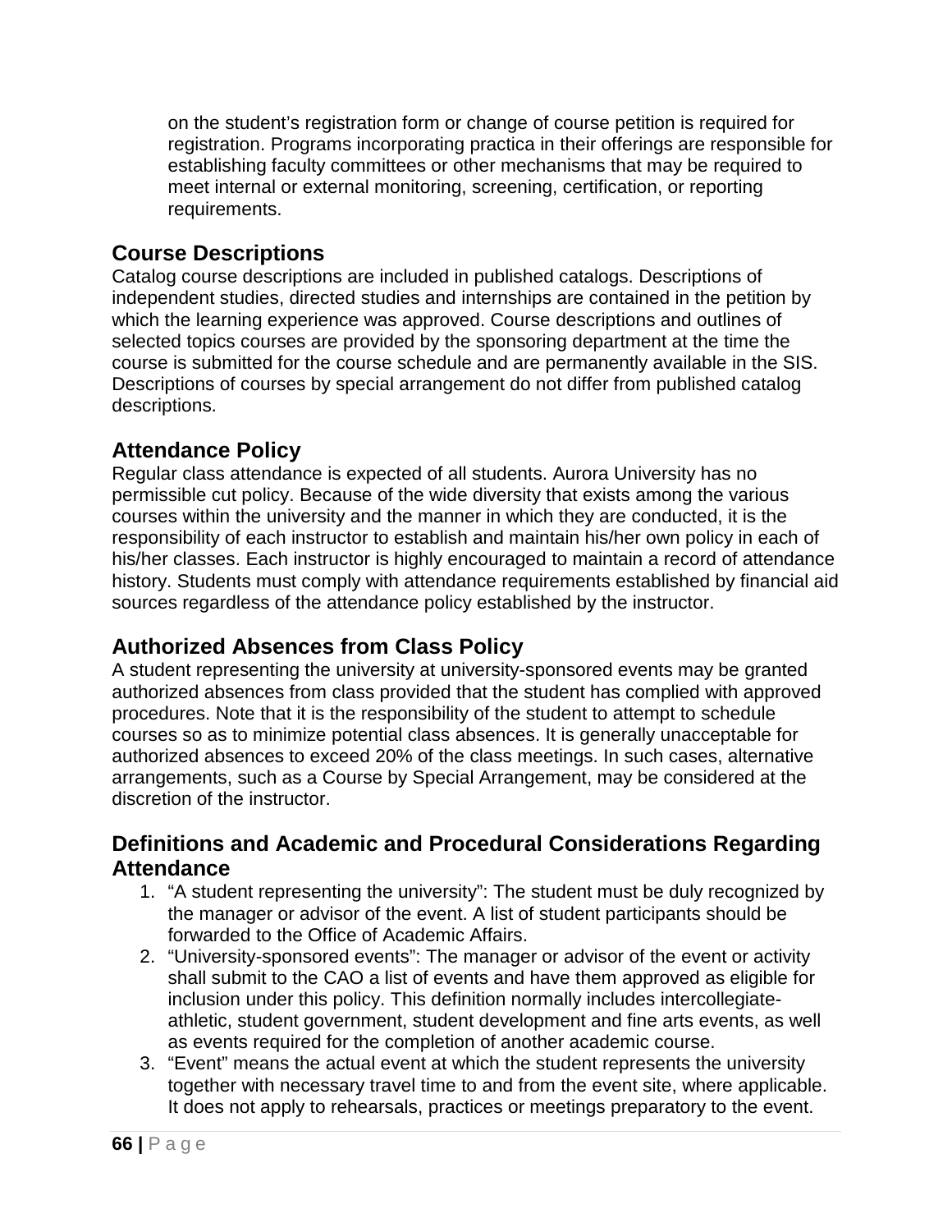on the student's registration form or change of course petition is required for registration. Programs incorporating practica in their offerings are responsible for establishing faculty committees or other mechanisms that may be required to meet internal or external monitoring, screening, certification, or reporting requirements.

## Course Descriptions

Catalog course descriptions are included in published catalogs. Descriptions of independent studies, directed studies and internships are contained in the petition by which the learning experience was approved. Course descriptions and outlines of selected topics courses are provided by the sponsoring department at the time the course is submitted for the course schedule and are permanently available in the SIS. Descriptions of courses by special arrangement do not differ from published catalog descriptions.

## Attendance Policy

Regular class attendance is expected of all students. Aurora University has no permissible cut policy. Because of the wide diversity that exists among the various courses within the university and the manner in which they are conducted, it is the responsibility of each instructor to establish and maintain his/her own policy in each of his/her classes. Each instructor is highly encouraged to maintain a record of attendance history. Students must comply with attendance requirements established by financial aid sources regardless of the attendance policy established by the instructor.

## Authorized Absences from Class Policy

A student representing the university at university-sponsored events may be granted authorized absences from class provided that the student has complied with approved procedures. Note that it is the responsibility of the student to attempt to schedule courses so as to minimize potential class absences. It is generally unacceptable for authorized absences to exceed 20% of the class meetings. In such cases, alternative arrangements, such as a Course by Special Arrangement, may be considered at the discretion of the instructor.

## Definitions and Academic and Procedural Considerations Regarding Attendance

1. "A student representing the university": The student must be duly recognized by the manager or advisor of the event. A list of student participants should be forwarded to the Office of Academic Affairs.
2. "University-sponsored events": The manager or advisor of the event or activity shall submit to the CAO a list of events and have them approved as eligible for inclusion under this policy. This definition normally includes intercollegiate-athletic, student government, student development and fine arts events, as well as events required for the completion of another academic course.
3. "Event" means the actual event at which the student represents the university together with necessary travel time to and from the event site, where applicable. It does not apply to rehearsals, practices or meetings preparatory to the event.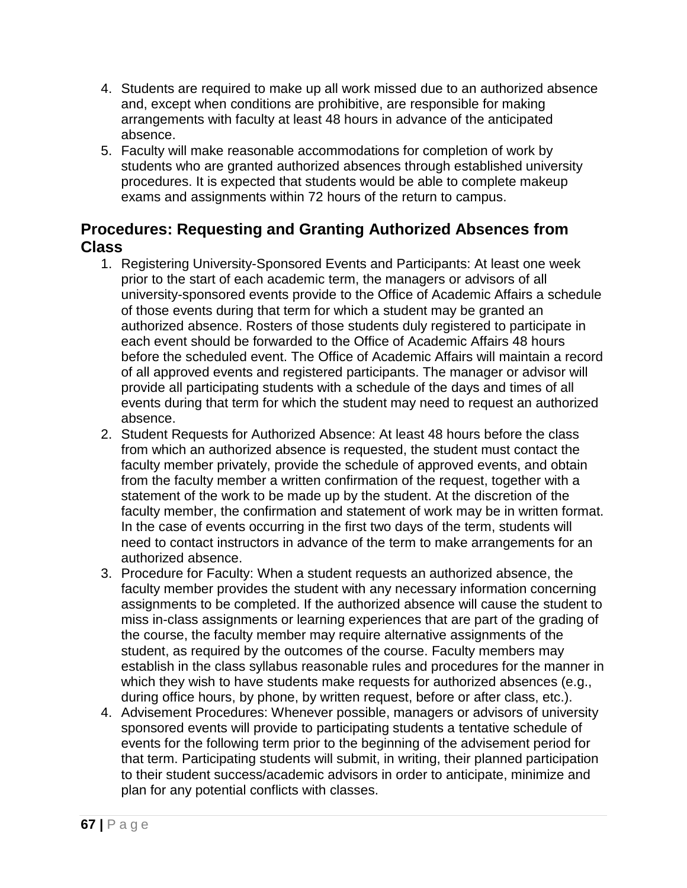4. Students are required to make up all work missed due to an authorized absence and, except when conditions are prohibitive, are responsible for making arrangements with faculty at least 48 hours in advance of the anticipated absence.
5. Faculty will make reasonable accommodations for completion of work by students who are granted authorized absences through established university procedures. It is expected that students would be able to complete makeup exams and assignments within 72 hours of the return to campus.

## Procedures: Requesting and Granting Authorized Absences from Class

1. Registering University-Sponsored Events and Participants: At least one week prior to the start of each academic term, the managers or advisors of all university-sponsored events provide to the Office of Academic Affairs a schedule of those events during that term for which a student may be granted an authorized absence. Rosters of those students duly registered to participate in each event should be forwarded to the Office of Academic Affairs 48 hours before the scheduled event. The Office of Academic Affairs will maintain a record of all approved events and registered participants. The manager or advisor will provide all participating students with a schedule of the days and times of all events during that term for which the student may need to request an authorized absence.
2. Student Requests for Authorized Absence: At least 48 hours before the class from which an authorized absence is requested, the student must contact the faculty member privately, provide the schedule of approved events, and obtain from the faculty member a written confirmation of the request, together with a statement of the work to be made up by the student. At the discretion of the faculty member, the confirmation and statement of work may be in written format. In the case of events occurring in the first two days of the term, students will need to contact instructors in advance of the term to make arrangements for an authorized absence.
3. Procedure for Faculty: When a student requests an authorized absence, the faculty member provides the student with any necessary information concerning assignments to be completed. If the authorized absence will cause the student to miss in-class assignments or learning experiences that are part of the grading of the course, the faculty member may require alternative assignments of the student, as required by the outcomes of the course. Faculty members may establish in the class syllabus reasonable rules and procedures for the manner in which they wish to have students make requests for authorized absences (e.g., during office hours, by phone, by written request, before or after class, etc.).
4. Advisement Procedures: Whenever possible, managers or advisors of university sponsored events will provide to participating students a tentative schedule of events for the following term prior to the beginning of the advisement period for that term. Participating students will submit, in writing, their planned participation to their student success/academic advisors in order to anticipate, minimize and plan for any potential conflicts with classes.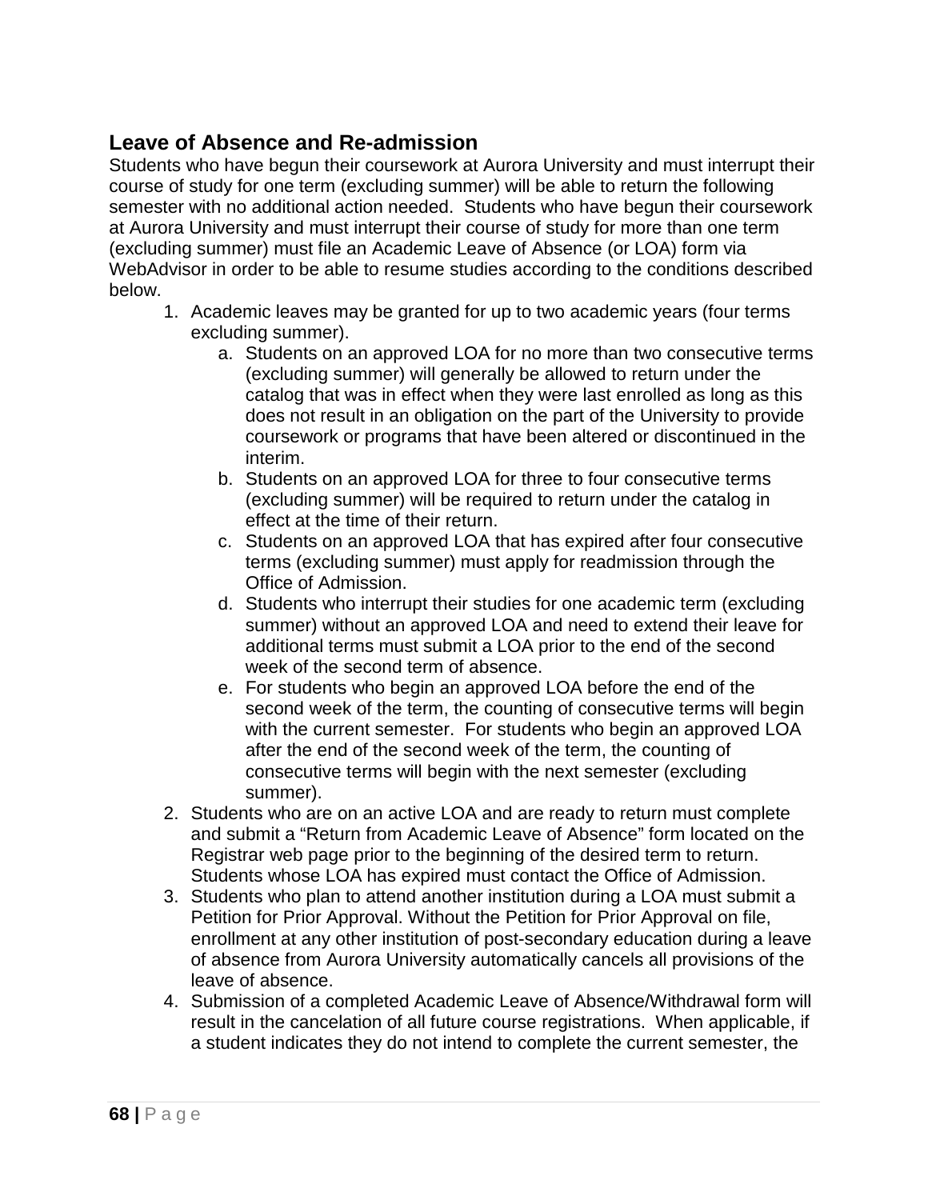## Leave of Absence and Re-admission

Students who have begun their coursework at Aurora University and must interrupt their course of study for one term (excluding summer) will be able to return the following semester with no additional action needed. Students who have begun their coursework at Aurora University and must interrupt their course of study for more than one term (excluding summer) must file an Academic Leave of Absence (or LOA) form via WebAdvisor in order to be able to resume studies according to the conditions described below.

1. Academic leaves may be granted for up to two academic years (four terms excluding summer).
   a. Students on an approved LOA for no more than two consecutive terms (excluding summer) will generally be allowed to return under the catalog that was in effect when they were last enrolled as long as this does not result in an obligation on the part of the University to provide coursework or programs that have been altered or discontinued in the interim.
   b. Students on an approved LOA for three to four consecutive terms (excluding summer) will be required to return under the catalog in effect at the time of their return.
   c. Students on an approved LOA that has expired after four consecutive terms (excluding summer) must apply for readmission through the Office of Admission.
   d. Students who interrupt their studies for one academic term (excluding summer) without an approved LOA and need to extend their leave for additional terms must submit a LOA prior to the end of the second week of the second term of absence.
   e. For students who begin an approved LOA before the end of the second week of the term, the counting of consecutive terms will begin with the current semester. For students who begin an approved LOA after the end of the second week of the term, the counting of consecutive terms will begin with the next semester (excluding summer).
2. Students who are on an active LOA and are ready to return must complete and submit a "Return from Academic Leave of Absence" form located on the Registrar web page prior to the beginning of the desired term to return. Students whose LOA has expired must contact the Office of Admission.
3. Students who plan to attend another institution during a LOA must submit a Petition for Prior Approval. Without the Petition for Prior Approval on file, enrollment at any other institution of post-secondary education during a leave of absence from Aurora University automatically cancels all provisions of the leave of absence.
4. Submission of a completed Academic Leave of Absence/Withdrawal form will result in the cancelation of all future course registrations. When applicable, if a student indicates they do not intend to complete the current semester, the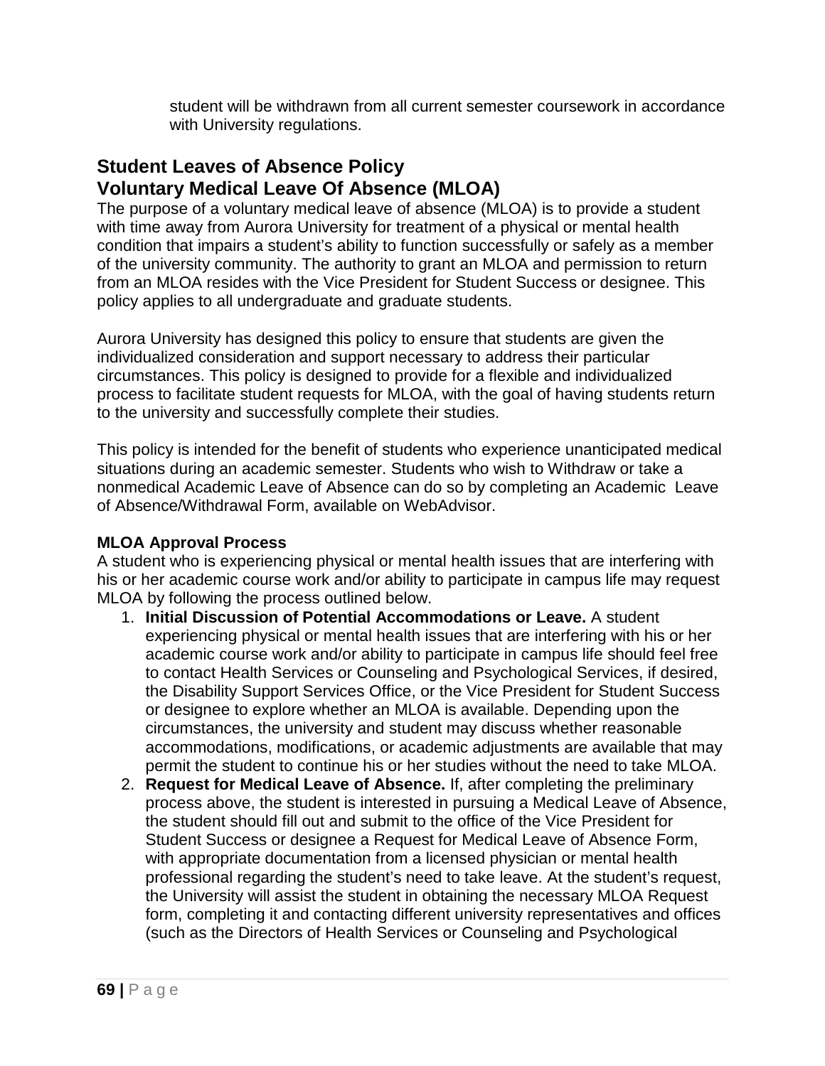student will be withdrawn from all current semester coursework in accordance with University regulations.

## Student Leaves of Absence Policy

## Voluntary Medical Leave Of Absence (MLOA)

The purpose of a voluntary medical leave of absence (MLOA) is to provide a student with time away from Aurora University for treatment of a physical or mental health condition that impairs a student's ability to function successfully or safely as a member of the university community. The authority to grant an MLOA and permission to return from an MLOA resides with the Vice President for Student Success or designee. This policy applies to all undergraduate and graduate students.

Aurora University has designed this policy to ensure that students are given the individualized consideration and support necessary to address their particular circumstances. This policy is designed to provide for a flexible and individualized process to facilitate student requests for MLOA, with the goal of having students return to the university and successfully complete their studies.

This policy is intended for the benefit of students who experience unanticipated medical situations during an academic semester. Students who wish to Withdraw or take a nonmedical Academic Leave of Absence can do so by completing an Academic Leave of Absence/Withdrawal Form, available on WebAdvisor.

### MLOA Approval Process

A student who is experiencing physical or mental health issues that are interfering with his or her academic course work and/or ability to participate in campus life may request MLOA by following the process outlined below.

1. **Initial Discussion of Potential Accommodations or Leave.** A student experiencing physical or mental health issues that are interfering with his or her academic course work and/or ability to participate in campus life should feel free to contact Health Services or Counseling and Psychological Services, if desired, the Disability Support Services Office, or the Vice President for Student Success or designee to explore whether an MLOA is available. Depending upon the circumstances, the university and student may discuss whether reasonable accommodations, modifications, or academic adjustments are available that may permit the student to continue his or her studies without the need to take MLOA.
2. **Request for Medical Leave of Absence.** If, after completing the preliminary process above, the student is interested in pursuing a Medical Leave of Absence, the student should fill out and submit to the office of the Vice President for Student Success or designee a Request for Medical Leave of Absence Form, with appropriate documentation from a licensed physician or mental health professional regarding the student's need to take leave. At the student's request, the University will assist the student in obtaining the necessary MLOA Request form, completing it and contacting different university representatives and offices (such as the Directors of Health Services or Counseling and Psychological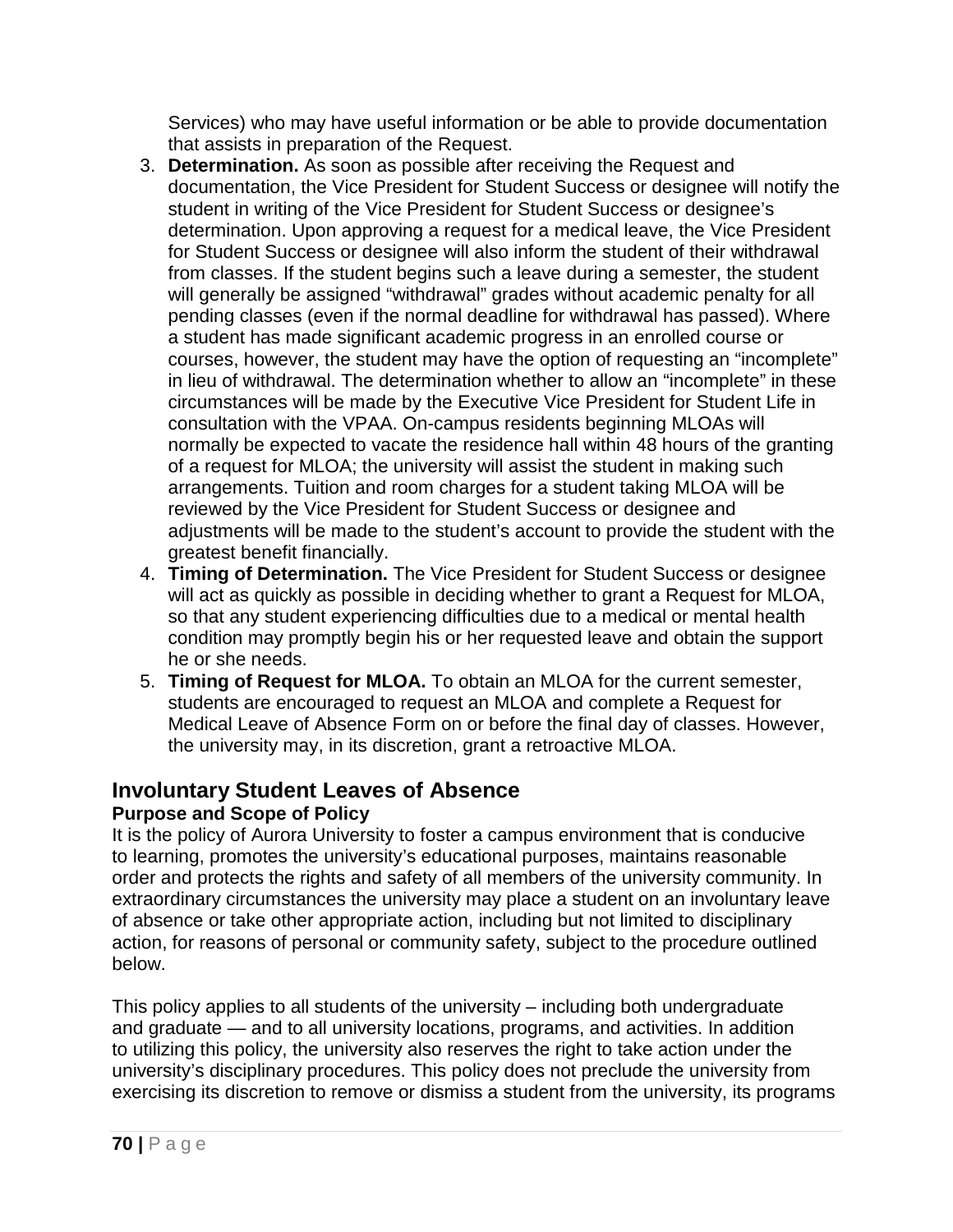Services) who may have useful information or be able to provide documentation that assists in preparation of the Request.

3. **Determination.** As soon as possible after receiving the Request and documentation, the Vice President for Student Success or designee will notify the student in writing of the Vice President for Student Success or designee's determination. Upon approving a request for a medical leave, the Vice President for Student Success or designee will also inform the student of their withdrawal from classes. If the student begins such a leave during a semester, the student will generally be assigned "withdrawal" grades without academic penalty for all pending classes (even if the normal deadline for withdrawal has passed). Where a student has made significant academic progress in an enrolled course or courses, however, the student may have the option of requesting an "incomplete" in lieu of withdrawal. The determination whether to allow an "incomplete" in these circumstances will be made by the Executive Vice President for Student Life in consultation with the VPAA. On-campus residents beginning MLOAs will normally be expected to vacate the residence hall within 48 hours of the granting of a request for MLOA; the university will assist the student in making such arrangements. Tuition and room charges for a student taking MLOA will be reviewed by the Vice President for Student Success or designee and adjustments will be made to the student's account to provide the student with the greatest benefit financially.
4. **Timing of Determination.** The Vice President for Student Success or designee will act as quickly as possible in deciding whether to grant a Request for MLOA, so that any student experiencing difficulties due to a medical or mental health condition may promptly begin his or her requested leave and obtain the support he or she needs.
5. **Timing of Request for MLOA.** To obtain an MLOA for the current semester, students are encouraged to request an MLOA and complete a Request for Medical Leave of Absence Form on or before the final day of classes. However, the university may, in its discretion, grant a retroactive MLOA.

## Involuntary Student Leaves of Absence

### Purpose and Scope of Policy

It is the policy of Aurora University to foster a campus environment that is conducive to learning, promotes the university's educational purposes, maintains reasonable order and protects the rights and safety of all members of the university community. In extraordinary circumstances the university may place a student on an involuntary leave of absence or take other appropriate action, including but not limited to disciplinary action, for reasons of personal or community safety, subject to the procedure outlined below.

This policy applies to all students of the university – including both undergraduate and graduate — and to all university locations, programs, and activities. In addition to utilizing this policy, the university also reserves the right to take action under the university's disciplinary procedures. This policy does not preclude the university from exercising its discretion to remove or dismiss a student from the university, its programs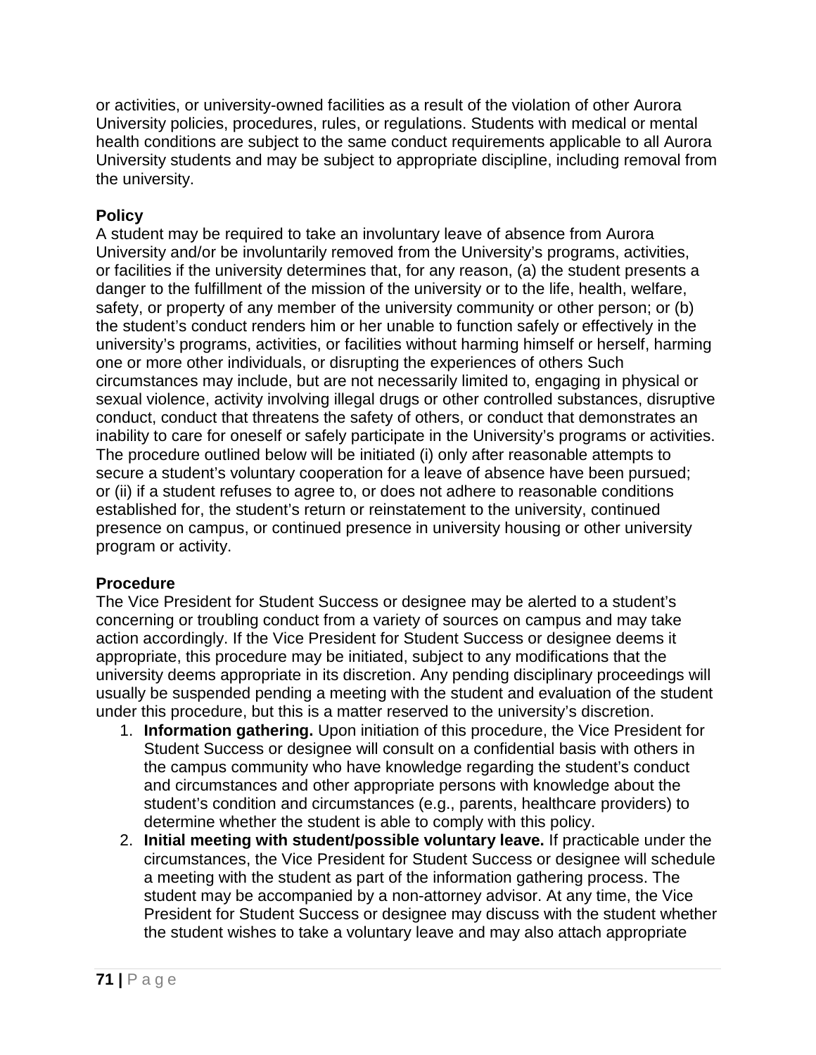or activities, or university-owned facilities as a result of the violation of other Aurora University policies, procedures, rules, or regulations. Students with medical or mental health conditions are subject to the same conduct requirements applicable to all Aurora University students and may be subject to appropriate discipline, including removal from the university.

**Policy**

A student may be required to take an involuntary leave of absence from Aurora University and/or be involuntarily removed from the University's programs, activities, or facilities if the university determines that, for any reason, (a) the student presents a danger to the fulfillment of the mission of the university or to the life, health, welfare, safety, or property of any member of the university community or other person; or (b) the student's conduct renders him or her unable to function safely or effectively in the university's programs, activities, or facilities without harming himself or herself, harming one or more other individuals, or disrupting the experiences of others Such circumstances may include, but are not necessarily limited to, engaging in physical or sexual violence, activity involving illegal drugs or other controlled substances, disruptive conduct, conduct that threatens the safety of others, or conduct that demonstrates an inability to care for oneself or safely participate in the University's programs or activities. The procedure outlined below will be initiated (i) only after reasonable attempts to secure a student's voluntary cooperation for a leave of absence have been pursued; or (ii) if a student refuses to agree to, or does not adhere to reasonable conditions established for, the student's return or reinstatement to the university, continued presence on campus, or continued presence in university housing or other university program or activity.

**Procedure**

The Vice President for Student Success or designee may be alerted to a student's concerning or troubling conduct from a variety of sources on campus and may take action accordingly. If the Vice President for Student Success or designee deems it appropriate, this procedure may be initiated, subject to any modifications that the university deems appropriate in its discretion. Any pending disciplinary proceedings will usually be suspended pending a meeting with the student and evaluation of the student under this procedure, but this is a matter reserved to the university's discretion.

1. **Information gathering.** Upon initiation of this procedure, the Vice President for Student Success or designee will consult on a confidential basis with others in the campus community who have knowledge regarding the student's conduct and circumstances and other appropriate persons with knowledge about the student's condition and circumstances (e.g., parents, healthcare providers) to determine whether the student is able to comply with this policy.
2. **Initial meeting with student/possible voluntary leave.** If practicable under the circumstances, the Vice President for Student Success or designee will schedule a meeting with the student as part of the information gathering process. The student may be accompanied by a non-attorney advisor. At any time, the Vice President for Student Success or designee may discuss with the student whether the student wishes to take a voluntary leave and may also attach appropriate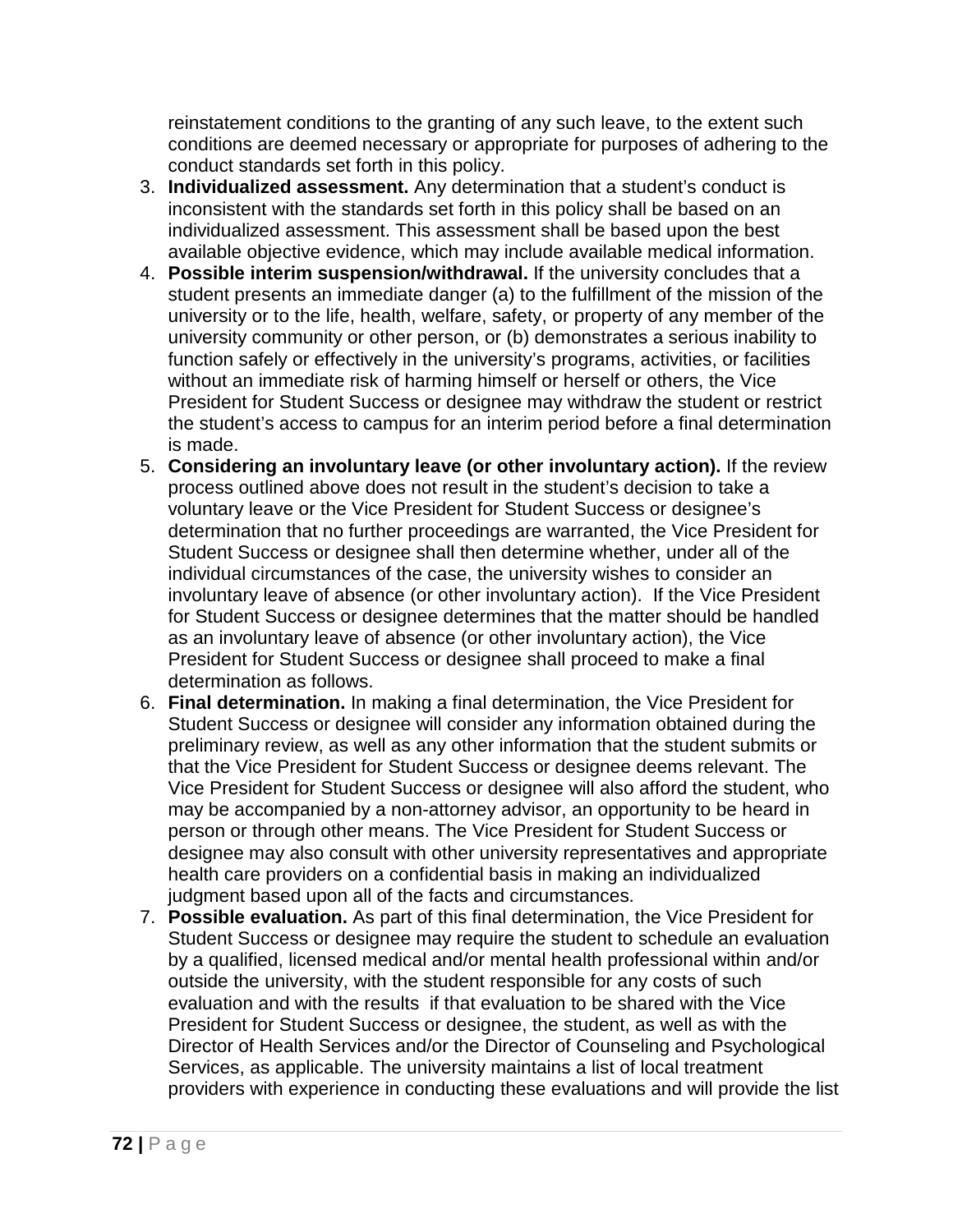reinstatement conditions to the granting of any such leave, to the extent such conditions are deemed necessary or appropriate for purposes of adhering to the conduct standards set forth in this policy.

3. **Individualized assessment.** Any determination that a student's conduct is inconsistent with the standards set forth in this policy shall be based on an individualized assessment. This assessment shall be based upon the best available objective evidence, which may include available medical information.
4. **Possible interim suspension/withdrawal.** If the university concludes that a student presents an immediate danger (a) to the fulfillment of the mission of the university or to the life, health, welfare, safety, or property of any member of the university community or other person, or (b) demonstrates a serious inability to function safely or effectively in the university's programs, activities, or facilities without an immediate risk of harming himself or herself or others, the Vice President for Student Success or designee may withdraw the student or restrict the student's access to campus for an interim period before a final determination is made.
5. **Considering an involuntary leave (or other involuntary action).** If the review process outlined above does not result in the student's decision to take a voluntary leave or the Vice President for Student Success or designee's determination that no further proceedings are warranted, the Vice President for Student Success or designee shall then determine whether, under all of the individual circumstances of the case, the university wishes to consider an involuntary leave of absence (or other involuntary action). If the Vice President for Student Success or designee determines that the matter should be handled as an involuntary leave of absence (or other involuntary action), the Vice President for Student Success or designee shall proceed to make a final determination as follows.
6. **Final determination.** In making a final determination, the Vice President for Student Success or designee will consider any information obtained during the preliminary review, as well as any other information that the student submits or that the Vice President for Student Success or designee deems relevant. The Vice President for Student Success or designee will also afford the student, who may be accompanied by a non-attorney advisor, an opportunity to be heard in person or through other means. The Vice President for Student Success or designee may also consult with other university representatives and appropriate health care providers on a confidential basis in making an individualized judgment based upon all of the facts and circumstances.
7. **Possible evaluation.** As part of this final determination, the Vice President for Student Success or designee may require the student to schedule an evaluation by a qualified, licensed medical and/or mental health professional within and/or outside the university, with the student responsible for any costs of such evaluation and with the results if that evaluation to be shared with the Vice President for Student Success or designee, the student, as well as with the Director of Health Services and/or the Director of Counseling and Psychological Services, as applicable. The university maintains a list of local treatment providers with experience in conducting these evaluations and will provide the list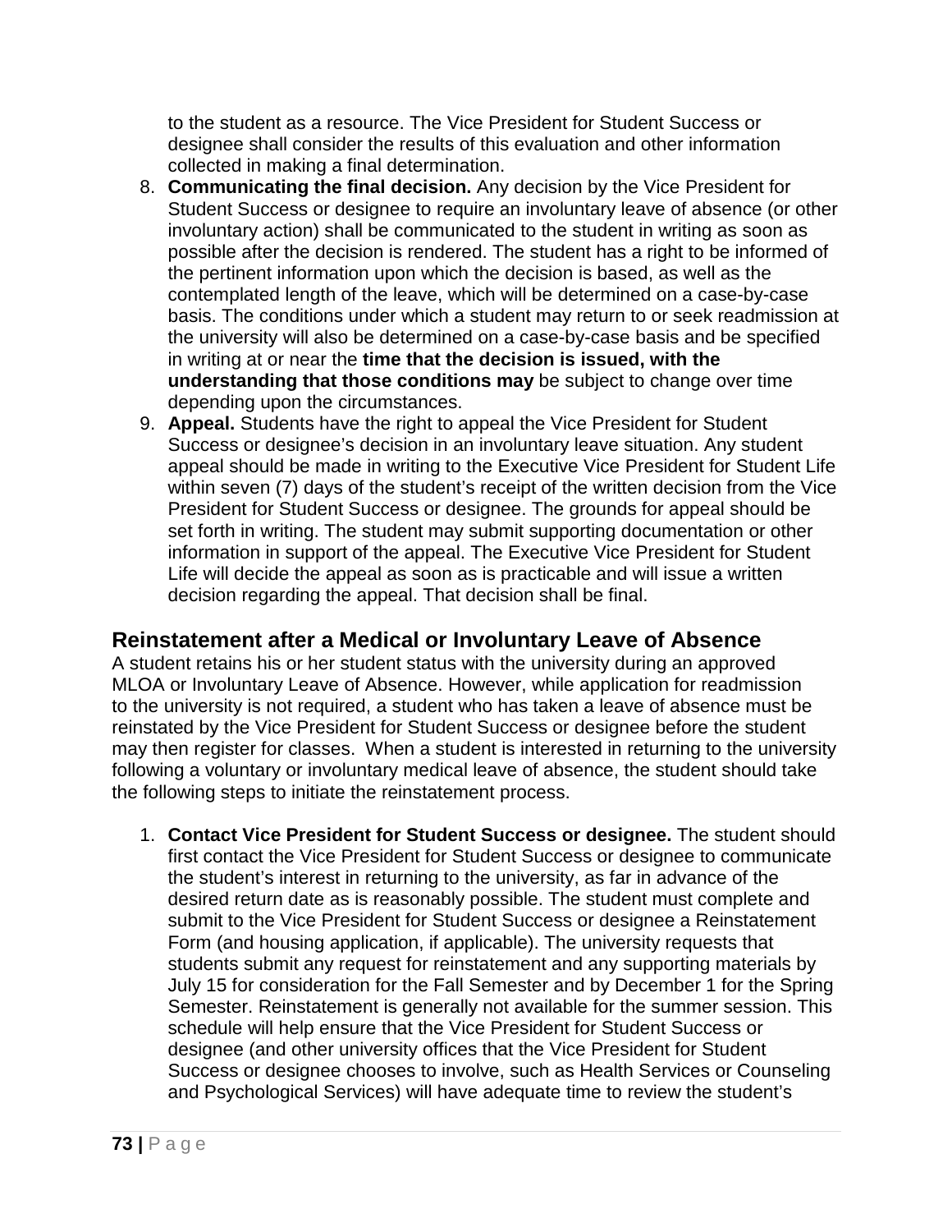to the student as a resource. The Vice President for Student Success or designee shall consider the results of this evaluation and other information collected in making a final determination.

8. **Communicating the final decision.** Any decision by the Vice President for Student Success or designee to require an involuntary leave of absence (or other involuntary action) shall be communicated to the student in writing as soon as possible after the decision is rendered. The student has a right to be informed of the pertinent information upon which the decision is based, as well as the contemplated length of the leave, which will be determined on a case-by-case basis. The conditions under which a student may return to or seek readmission at the university will also be determined on a case-by-case basis and be specified in writing at or near the **time that the decision is issued, with the understanding that those conditions may** be subject to change over time depending upon the circumstances.
9. **Appeal.** Students have the right to appeal the Vice President for Student Success or designee's decision in an involuntary leave situation. Any student appeal should be made in writing to the Executive Vice President for Student Life within seven (7) days of the student's receipt of the written decision from the Vice President for Student Success or designee. The grounds for appeal should be set forth in writing. The student may submit supporting documentation or other information in support of the appeal. The Executive Vice President for Student Life will decide the appeal as soon as is practicable and will issue a written decision regarding the appeal. That decision shall be final.

## Reinstatement after a Medical or Involuntary Leave of Absence

A student retains his or her student status with the university during an approved MLOA or Involuntary Leave of Absence. However, while application for readmission to the university is not required, a student who has taken a leave of absence must be reinstated by the Vice President for Student Success or designee before the student may then register for classes. When a student is interested in returning to the university following a voluntary or involuntary medical leave of absence, the student should take the following steps to initiate the reinstatement process.

1. **Contact Vice President for Student Success or designee.** The student should first contact the Vice President for Student Success or designee to communicate the student's interest in returning to the university, as far in advance of the desired return date as is reasonably possible. The student must complete and submit to the Vice President for Student Success or designee a Reinstatement Form (and housing application, if applicable). The university requests that students submit any request for reinstatement and any supporting materials by July 15 for consideration for the Fall Semester and by December 1 for the Spring Semester. Reinstatement is generally not available for the summer session. This schedule will help ensure that the Vice President for Student Success or designee (and other university offices that the Vice President for Student Success or designee chooses to involve, such as Health Services or Counseling and Psychological Services) will have adequate time to review the student's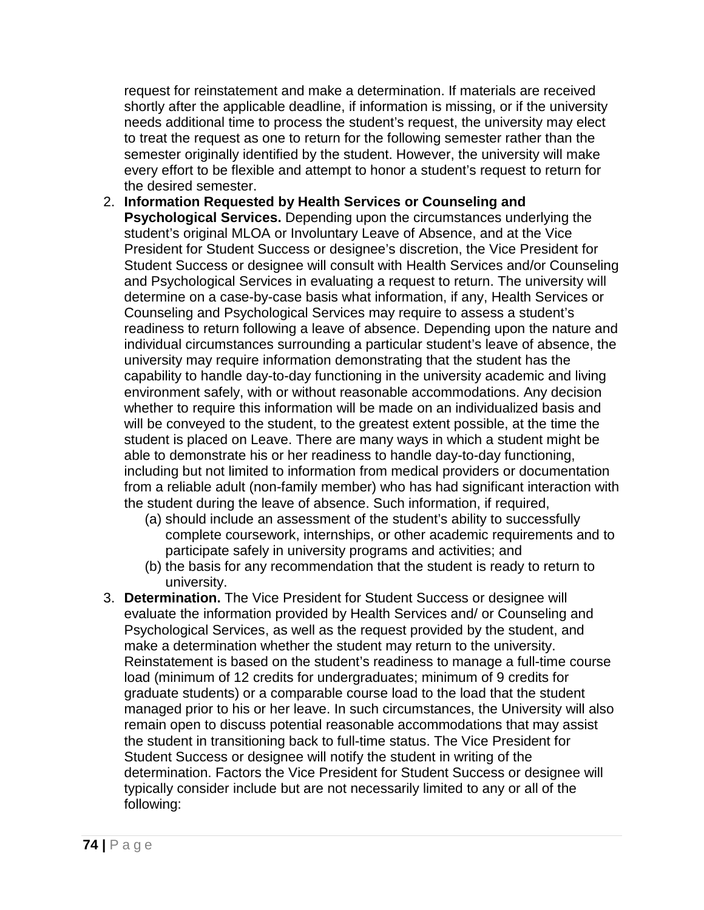request for reinstatement and make a determination. If materials are received shortly after the applicable deadline, if information is missing, or if the university needs additional time to process the student's request, the university may elect to treat the request as one to return for the following semester rather than the semester originally identified by the student. However, the university will make every effort to be flexible and attempt to honor a student's request to return for the desired semester.

2. **Information Requested by Health Services or Counseling and Psychological Services.** Depending upon the circumstances underlying the student's original MLOA or Involuntary Leave of Absence, and at the Vice President for Student Success or designee's discretion, the Vice President for Student Success or designee will consult with Health Services and/or Counseling and Psychological Services in evaluating a request to return. The university will determine on a case-by-case basis what information, if any, Health Services or Counseling and Psychological Services may require to assess a student's readiness to return following a leave of absence. Depending upon the nature and individual circumstances surrounding a particular student's leave of absence, the university may require information demonstrating that the student has the capability to handle day-to-day functioning in the university academic and living environment safely, with or without reasonable accommodations. Any decision whether to require this information will be made on an individualized basis and will be conveyed to the student, to the greatest extent possible, at the time the student is placed on Leave. There are many ways in which a student might be able to demonstrate his or her readiness to handle day-to-day functioning, including but not limited to information from medical providers or documentation from a reliable adult (non-family member) who has had significant interaction with the student during the leave of absence. Such information, if required,
   (a) should include an assessment of the student's ability to successfully complete coursework, internships, or other academic requirements and to participate safely in university programs and activities; and
   (b) the basis for any recommendation that the student is ready to return to university.
3. **Determination.** The Vice President for Student Success or designee will evaluate the information provided by Health Services and/ or Counseling and Psychological Services, as well as the request provided by the student, and make a determination whether the student may return to the university. Reinstatement is based on the student's readiness to manage a full-time course load (minimum of 12 credits for undergraduates; minimum of 9 credits for graduate students) or a comparable course load to the load that the student managed prior to his or her leave. In such circumstances, the University will also remain open to discuss potential reasonable accommodations that may assist the student in transitioning back to full-time status. The Vice President for Student Success or designee will notify the student in writing of the determination. Factors the Vice President for Student Success or designee will typically consider include but are not necessarily limited to any or all of the following: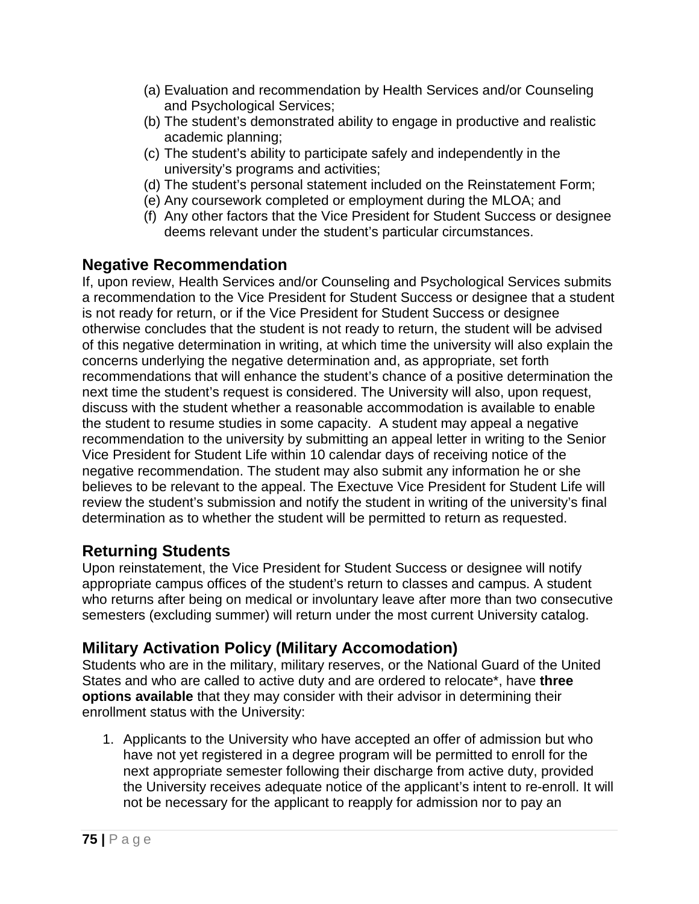(a) Evaluation and recommendation by Health Services and/or Counseling and Psychological Services;
(b) The student's demonstrated ability to engage in productive and realistic academic planning;
(c) The student's ability to participate safely and independently in the university's programs and activities;
(d) The student's personal statement included on the Reinstatement Form;
(e) Any coursework completed or employment during the MLOA; and
(f) Any other factors that the Vice President for Student Success or designee deems relevant under the student's particular circumstances.

## Negative Recommendation

If, upon review, Health Services and/or Counseling and Psychological Services submits a recommendation to the Vice President for Student Success or designee that a student is not ready for return, or if the Vice President for Student Success or designee otherwise concludes that the student is not ready to return, the student will be advised of this negative determination in writing, at which time the university will also explain the concerns underlying the negative determination and, as appropriate, set forth recommendations that will enhance the student's chance of a positive determination the next time the student's request is considered. The University will also, upon request, discuss with the student whether a reasonable accommodation is available to enable the student to resume studies in some capacity. A student may appeal a negative recommendation to the university by submitting an appeal letter in writing to the Senior Vice President for Student Life within 10 calendar days of receiving notice of the negative recommendation. The student may also submit any information he or she believes to be relevant to the appeal. The Exectuve Vice President for Student Life will review the student's submission and notify the student in writing of the university's final determination as to whether the student will be permitted to return as requested.

## Returning Students

Upon reinstatement, the Vice President for Student Success or designee will notify appropriate campus offices of the student's return to classes and campus. A student who returns after being on medical or involuntary leave after more than two consecutive semesters (excluding summer) will return under the most current University catalog.

## Military Activation Policy (Military Accomodation)

Students who are in the military, military reserves, or the National Guard of the United States and who are called to active duty and are ordered to relocate*, have **three options available** that they may consider with their advisor in determining their enrollment status with the University:

1. Applicants to the University who have accepted an offer of admission but who have not yet registered in a degree program will be permitted to enroll for the next appropriate semester following their discharge from active duty, provided the University receives adequate notice of the applicant's intent to re-enroll. It will not be necessary for the applicant to reapply for admission nor to pay an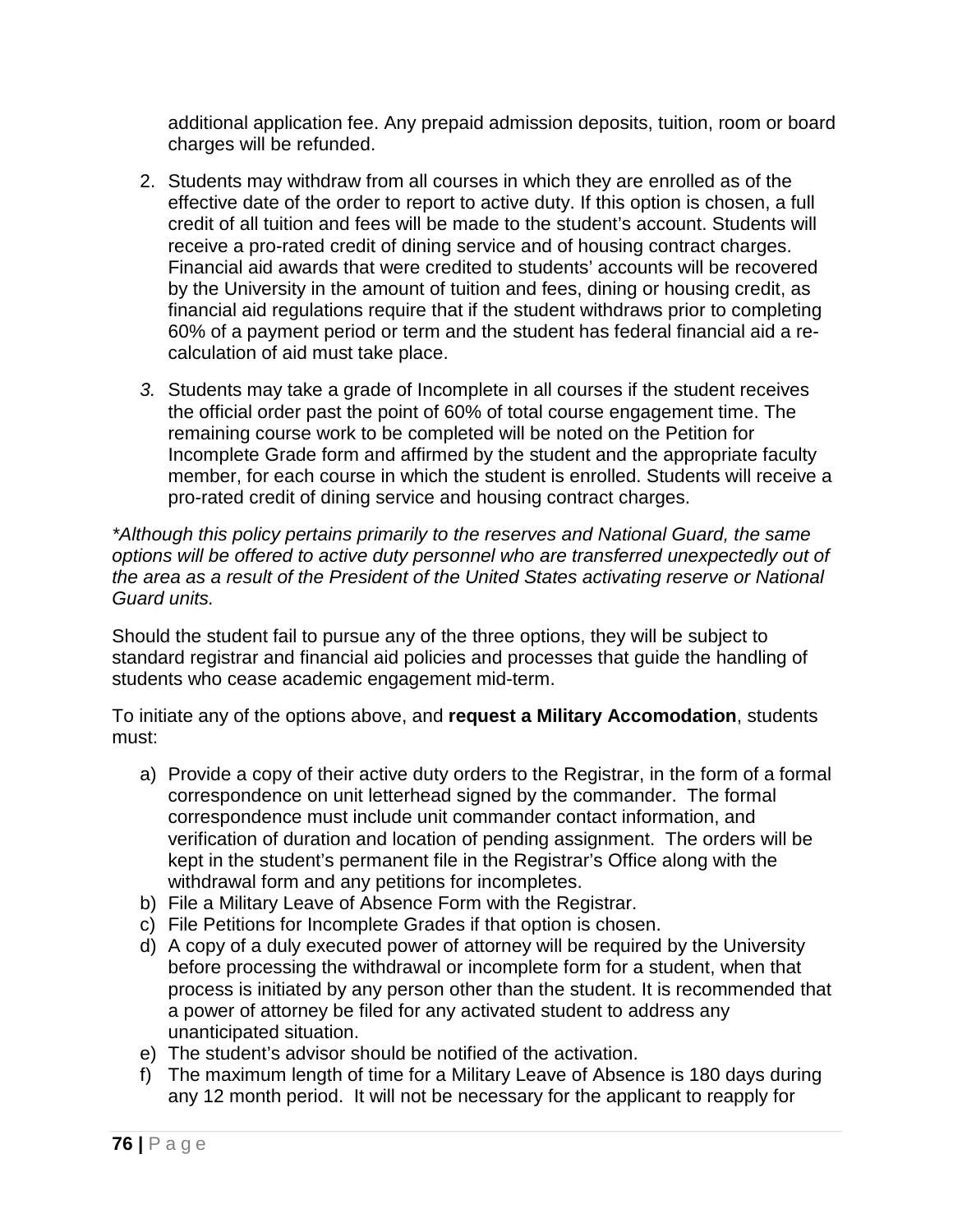additional application fee. Any prepaid admission deposits, tuition, room or board charges will be refunded.

2. Students may withdraw from all courses in which they are enrolled as of the effective date of the order to report to active duty. If this option is chosen, a full credit of all tuition and fees will be made to the student's account. Students will receive a pro-rated credit of dining service and of housing contract charges. Financial aid awards that were credited to students' accounts will be recovered by the University in the amount of tuition and fees, dining or housing credit, as financial aid regulations require that if the student withdraws prior to completing 60% of a payment period or term and the student has federal financial aid a re-calculation of aid must take place.

3. Students may take a grade of Incomplete in all courses if the student receives the official order past the point of 60% of total course engagement time. The remaining course work to be completed will be noted on the Petition for Incomplete Grade form and affirmed by the student and the appropriate faculty member, for each course in which the student is enrolled. Students will receive a pro-rated credit of dining service and housing contract charges.

*\*Although this policy pertains primarily to the reserves and National Guard, the same options will be offered to active duty personnel who are transferred unexpectedly out of the area as a result of the President of the United States activating reserve or National Guard units.*

Should the student fail to pursue any of the three options, they will be subject to standard registrar and financial aid policies and processes that guide the handling of students who cease academic engagement mid-term.

To initiate any of the options above, and **request a Military Accomodation**, students must:

a) Provide a copy of their active duty orders to the Registrar, in the form of a formal correspondence on unit letterhead signed by the commander. The formal correspondence must include unit commander contact information, and verification of duration and location of pending assignment. The orders will be kept in the student's permanent file in the Registrar's Office along with the withdrawal form and any petitions for incompletes.
b) File a Military Leave of Absence Form with the Registrar.
c) File Petitions for Incomplete Grades if that option is chosen.
d) A copy of a duly executed power of attorney will be required by the University before processing the withdrawal or incomplete form for a student, when that process is initiated by any person other than the student. It is recommended that a power of attorney be filed for any activated student to address any unanticipated situation.
e) The student's advisor should be notified of the activation.
f) The maximum length of time for a Military Leave of Absence is 180 days during any 12 month period. It will not be necessary for the applicant to reapply for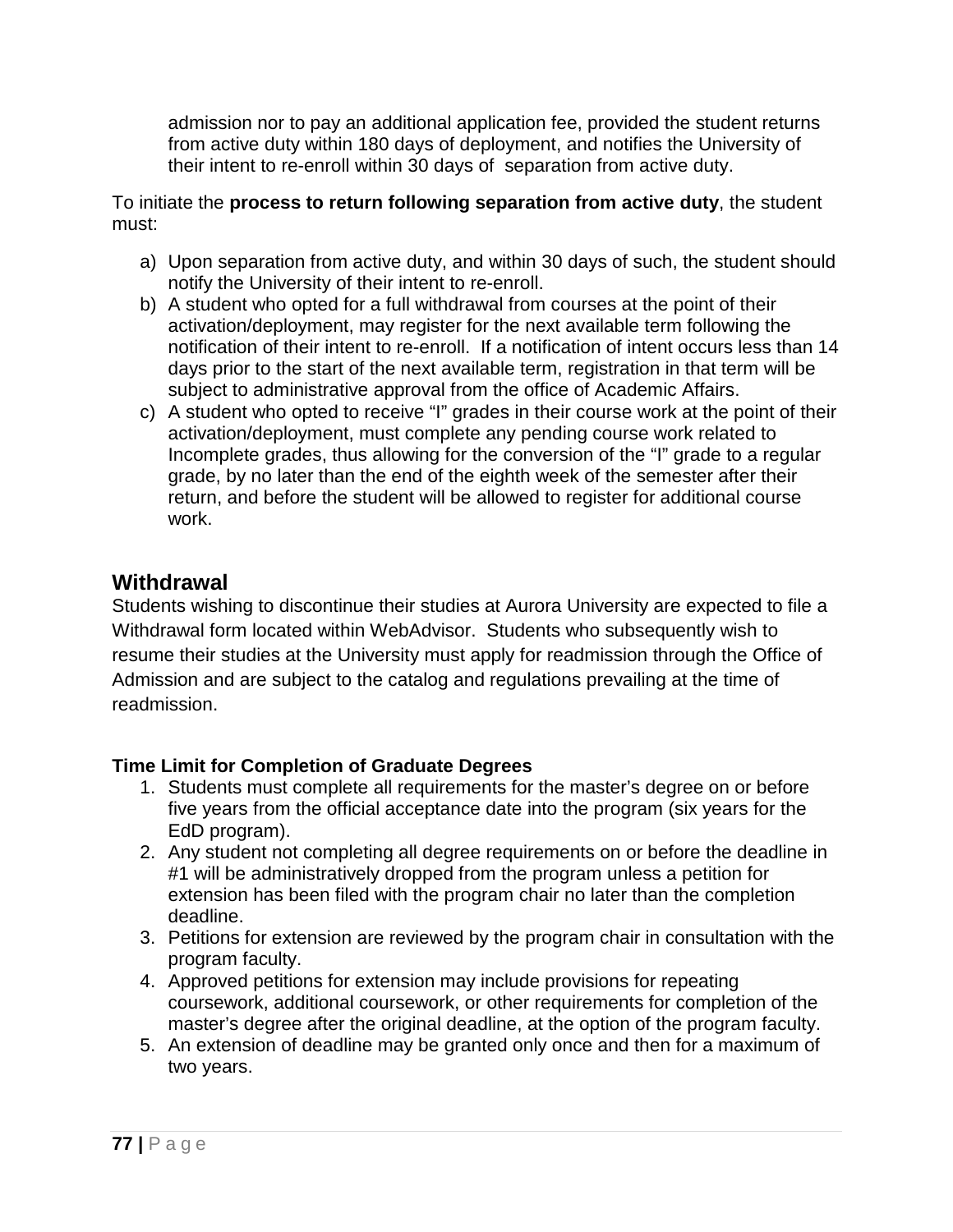admission nor to pay an additional application fee, provided the student returns from active duty within 180 days of deployment, and notifies the University of their intent to re-enroll within 30 days of separation from active duty.

To initiate the **process to return following separation from active duty**, the student must:

a) Upon separation from active duty, and within 30 days of such, the student should notify the University of their intent to re-enroll.
b) A student who opted for a full withdrawal from courses at the point of their activation/deployment, may register for the next available term following the notification of their intent to re-enroll. If a notification of intent occurs less than 14 days prior to the start of the next available term, registration in that term will be subject to administrative approval from the office of Academic Affairs.
c) A student who opted to receive "I" grades in their course work at the point of their activation/deployment, must complete any pending course work related to Incomplete grades, thus allowing for the conversion of the "I" grade to a regular grade, by no later than the end of the eighth week of the semester after their return, and before the student will be allowed to register for additional course work.

## Withdrawal

Students wishing to discontinue their studies at Aurora University are expected to file a Withdrawal form located within WebAdvisor. Students who subsequently wish to resume their studies at the University must apply for readmission through the Office of Admission and are subject to the catalog and regulations prevailing at the time of readmission.

### Time Limit for Completion of Graduate Degrees

1. Students must complete all requirements for the master's degree on or before five years from the official acceptance date into the program (six years for the EdD program).
2. Any student not completing all degree requirements on or before the deadline in #1 will be administratively dropped from the program unless a petition for extension has been filed with the program chair no later than the completion deadline.
3. Petitions for extension are reviewed by the program chair in consultation with the program faculty.
4. Approved petitions for extension may include provisions for repeating coursework, additional coursework, or other requirements for completion of the master's degree after the original deadline, at the option of the program faculty.
5. An extension of deadline may be granted only once and then for a maximum of two years.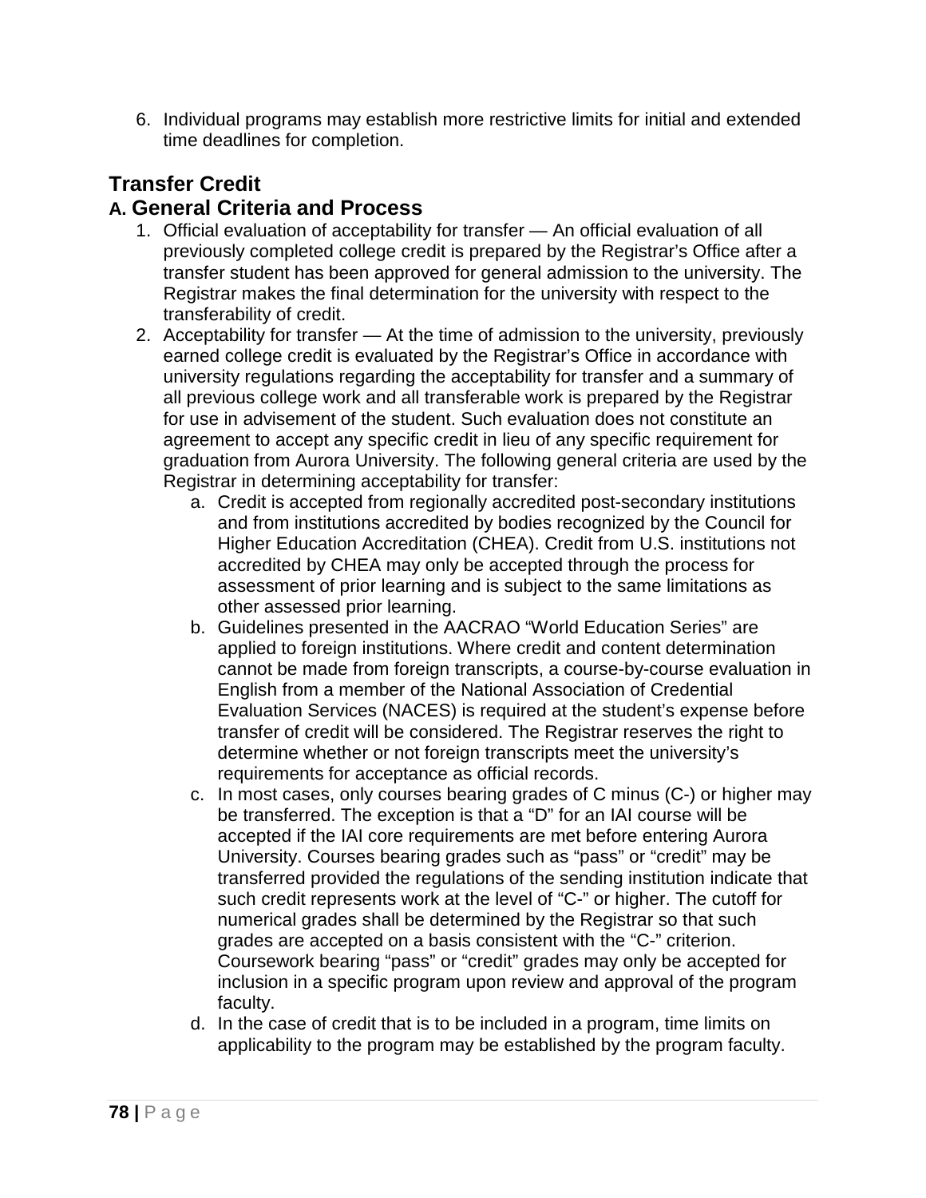6. Individual programs may establish more restrictive limits for initial and extended time deadlines for completion.

## Transfer Credit

### A. General Criteria and Process

1. Official evaluation of acceptability for transfer — An official evaluation of all previously completed college credit is prepared by the Registrar's Office after a transfer student has been approved for general admission to the university. The Registrar makes the final determination for the university with respect to the transferability of credit.
2. Acceptability for transfer — At the time of admission to the university, previously earned college credit is evaluated by the Registrar's Office in accordance with university regulations regarding the acceptability for transfer and a summary of all previous college work and all transferable work is prepared by the Registrar for use in advisement of the student. Such evaluation does not constitute an agreement to accept any specific credit in lieu of any specific requirement for graduation from Aurora University. The following general criteria are used by the Registrar in determining acceptability for transfer:
   a. Credit is accepted from regionally accredited post-secondary institutions and from institutions accredited by bodies recognized by the Council for Higher Education Accreditation (CHEA). Credit from U.S. institutions not accredited by CHEA may only be accepted through the process for assessment of prior learning and is subject to the same limitations as other assessed prior learning.
   b. Guidelines presented in the AACRAO "World Education Series" are applied to foreign institutions. Where credit and content determination cannot be made from foreign transcripts, a course-by-course evaluation in English from a member of the National Association of Credential Evaluation Services (NACES) is required at the student's expense before transfer of credit will be considered. The Registrar reserves the right to determine whether or not foreign transcripts meet the university's requirements for acceptance as official records.
   c. In most cases, only courses bearing grades of C minus (C-) or higher may be transferred. The exception is that a "D" for an IAI course will be accepted if the IAI core requirements are met before entering Aurora University. Courses bearing grades such as "pass" or "credit" may be transferred provided the regulations of the sending institution indicate that such credit represents work at the level of "C-" or higher. The cutoff for numerical grades shall be determined by the Registrar so that such grades are accepted on a basis consistent with the "C-" criterion. Coursework bearing "pass" or "credit" grades may only be accepted for inclusion in a specific program upon review and approval of the program faculty.
   d. In the case of credit that is to be included in a program, time limits on applicability to the program may be established by the program faculty.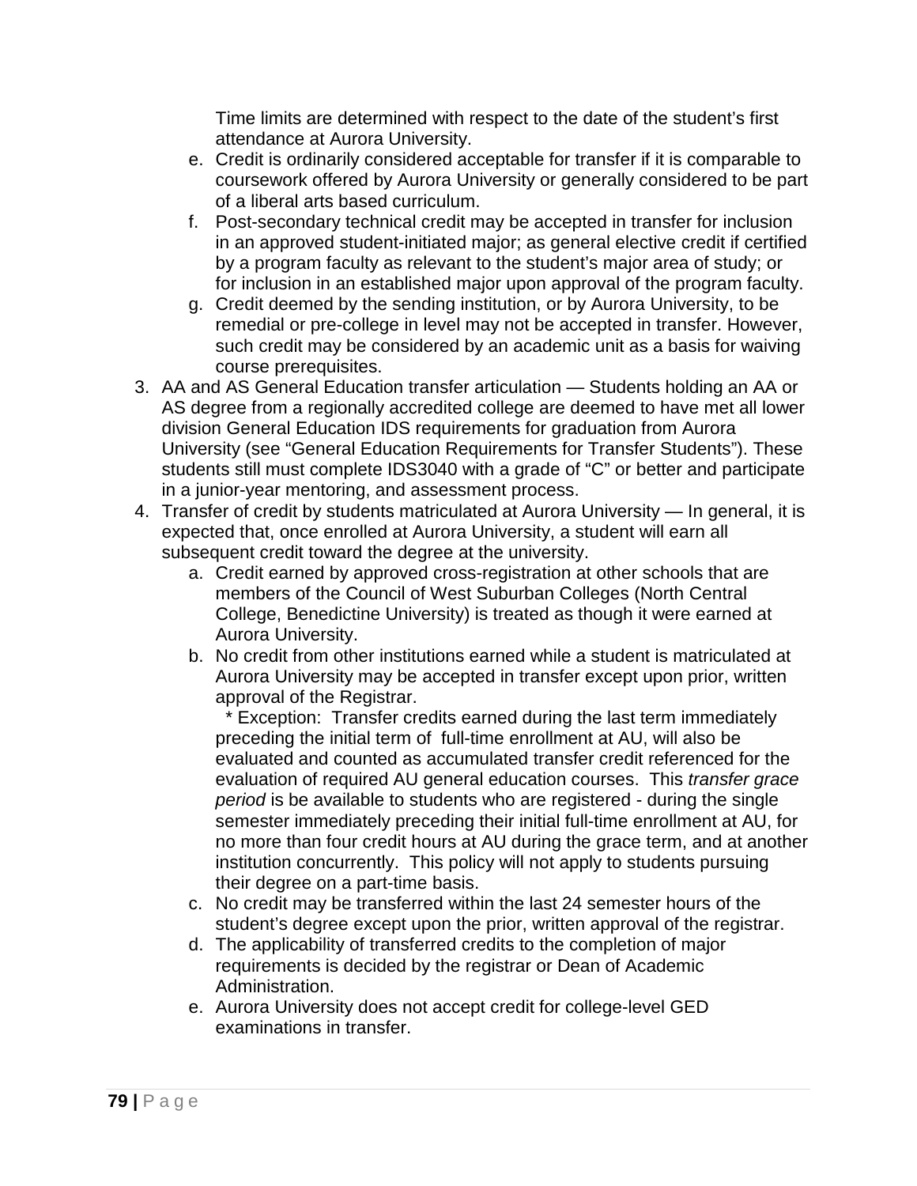Time limits are determined with respect to the date of the student's first attendance at Aurora University.

   e. Credit is ordinarily considered acceptable for transfer if it is comparable to coursework offered by Aurora University or generally considered to be part of a liberal arts based curriculum.
   f. Post-secondary technical credit may be accepted in transfer for inclusion in an approved student-initiated major; as general elective credit if certified by a program faculty as relevant to the student's major area of study; or for inclusion in an established major upon approval of the program faculty.
   g. Credit deemed by the sending institution, or by Aurora University, to be remedial or pre-college in level may not be accepted in transfer. However, such credit may be considered by an academic unit as a basis for waiving course prerequisites.

3. AA and AS General Education transfer articulation — Students holding an AA or AS degree from a regionally accredited college are deemed to have met all lower division General Education IDS requirements for graduation from Aurora University (see "General Education Requirements for Transfer Students"). These students still must complete IDS3040 with a grade of "C" or better and participate in a junior-year mentoring, and assessment process.
4. Transfer of credit by students matriculated at Aurora University — In general, it is expected that, once enrolled at Aurora University, a student will earn all subsequent credit toward the degree at the university.
   a. Credit earned by approved cross-registration at other schools that are members of the Council of West Suburban Colleges (North Central College, Benedictine University) is treated as though it were earned at Aurora University.
   b. No credit from other institutions earned while a student is matriculated at Aurora University may be accepted in transfer except upon prior, written approval of the Registrar.

      * Exception: Transfer credits earned during the last term immediately preceding the initial term of full-time enrollment at AU, will also be evaluated and counted as accumulated transfer credit referenced for the evaluation of required AU general education courses. This *transfer grace period* is be available to students who are registered - during the single semester immediately preceding their initial full-time enrollment at AU, for no more than four credit hours at AU during the grace term, and at another institution concurrently. This policy will not apply to students pursuing their degree on a part-time basis.
   c. No credit may be transferred within the last 24 semester hours of the student's degree except upon the prior, written approval of the registrar.
   d. The applicability of transferred credits to the completion of major requirements is decided by the registrar or Dean of Academic Administration.
   e. Aurora University does not accept credit for college-level GED examinations in transfer.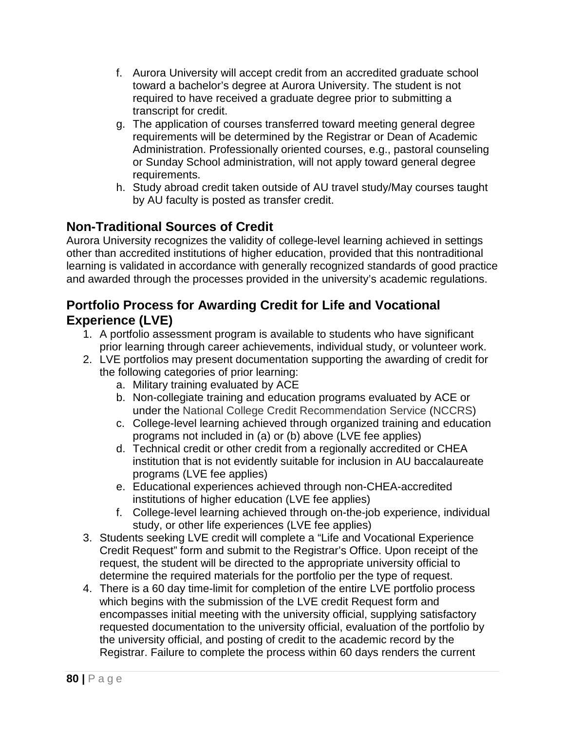f. Aurora University will accept credit from an accredited graduate school toward a bachelor's degree at Aurora University. The student is not required to have received a graduate degree prior to submitting a transcript for credit.
g. The application of courses transferred toward meeting general degree requirements will be determined by the Registrar or Dean of Academic Administration. Professionally oriented courses, e.g., pastoral counseling or Sunday School administration, will not apply toward general degree requirements.
h. Study abroad credit taken outside of AU travel study/May courses taught by AU faculty is posted as transfer credit.

## Non-Traditional Sources of Credit

Aurora University recognizes the validity of college-level learning achieved in settings other than accredited institutions of higher education, provided that this nontraditional learning is validated in accordance with generally recognized standards of good practice and awarded through the processes provided in the university's academic regulations.

## Portfolio Process for Awarding Credit for Life and Vocational Experience (LVE)

1. A portfolio assessment program is available to students who have significant prior learning through career achievements, individual study, or volunteer work.
2. LVE portfolios may present documentation supporting the awarding of credit for the following categories of prior learning:
   a. Military training evaluated by ACE
   b. Non-collegiate training and education programs evaluated by ACE or under the National College Credit Recommendation Service (NCCRS)
   c. College-level learning achieved through organized training and education programs not included in (a) or (b) above (LVE fee applies)
   d. Technical credit or other credit from a regionally accredited or CHEA institution that is not evidently suitable for inclusion in AU baccalaureate programs (LVE fee applies)
   e. Educational experiences achieved through non-CHEA-accredited institutions of higher education (LVE fee applies)
   f. College-level learning achieved through on-the-job experience, individual study, or other life experiences (LVE fee applies)
3. Students seeking LVE credit will complete a "Life and Vocational Experience Credit Request" form and submit to the Registrar's Office. Upon receipt of the request, the student will be directed to the appropriate university official to determine the required materials for the portfolio per the type of request.
4. There is a 60 day time-limit for completion of the entire LVE portfolio process which begins with the submission of the LVE credit Request form and encompasses initial meeting with the university official, supplying satisfactory requested documentation to the university official, evaluation of the portfolio by the university official, and posting of credit to the academic record by the Registrar. Failure to complete the process within 60 days renders the current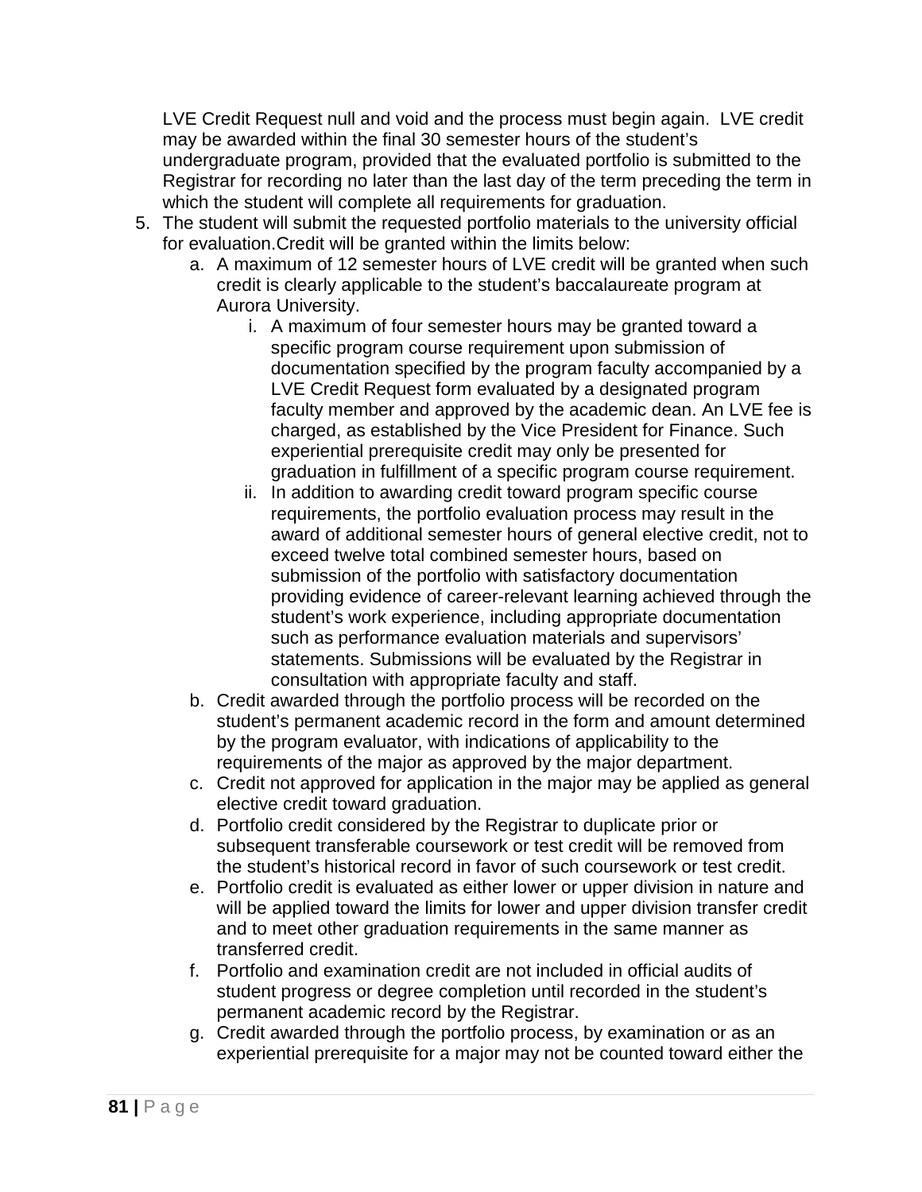LVE Credit Request null and void and the process must begin again. LVE credit may be awarded within the final 30 semester hours of the student's undergraduate program, provided that the evaluated portfolio is submitted to the Registrar for recording no later than the last day of the term preceding the term in which the student will complete all requirements for graduation.

5. The student will submit the requested portfolio materials to the university official for evaluation.Credit will be granted within the limits below:
   a. A maximum of 12 semester hours of LVE credit will be granted when such credit is clearly applicable to the student's baccalaureate program at Aurora University.
      i. A maximum of four semester hours may be granted toward a specific program course requirement upon submission of documentation specified by the program faculty accompanied by a LVE Credit Request form evaluated by a designated program faculty member and approved by the academic dean. An LVE fee is charged, as established by the Vice President for Finance. Such experiential prerequisite credit may only be presented for graduation in fulfillment of a specific program course requirement.
      ii. In addition to awarding credit toward program specific course requirements, the portfolio evaluation process may result in the award of additional semester hours of general elective credit, not to exceed twelve total combined semester hours, based on submission of the portfolio with satisfactory documentation providing evidence of career-relevant learning achieved through the student's work experience, including appropriate documentation such as performance evaluation materials and supervisors' statements. Submissions will be evaluated by the Registrar in consultation with appropriate faculty and staff.
   b. Credit awarded through the portfolio process will be recorded on the student's permanent academic record in the form and amount determined by the program evaluator, with indications of applicability to the requirements of the major as approved by the major department.
   c. Credit not approved for application in the major may be applied as general elective credit toward graduation.
   d. Portfolio credit considered by the Registrar to duplicate prior or subsequent transferable coursework or test credit will be removed from the student's historical record in favor of such coursework or test credit.
   e. Portfolio credit is evaluated as either lower or upper division in nature and will be applied toward the limits for lower and upper division transfer credit and to meet other graduation requirements in the same manner as transferred credit.
   f. Portfolio and examination credit are not included in official audits of student progress or degree completion until recorded in the student's permanent academic record by the Registrar.
   g. Credit awarded through the portfolio process, by examination or as an experiential prerequisite for a major may not be counted toward either the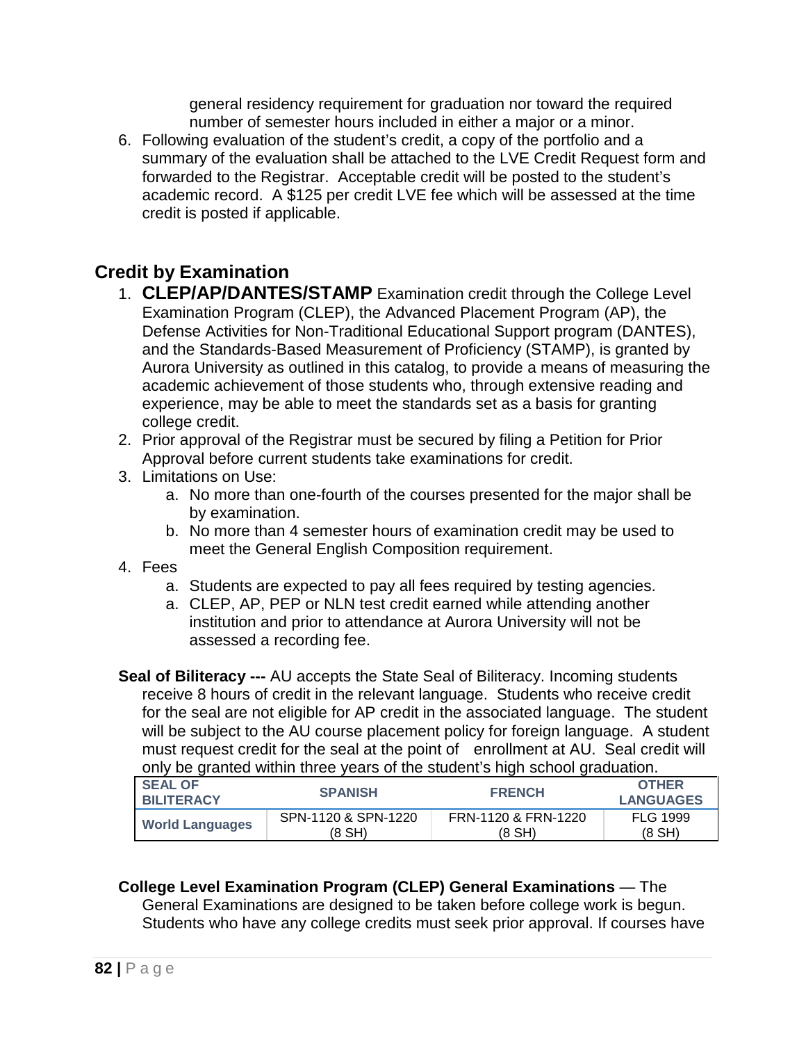general residency requirement for graduation nor toward the required number of semester hours included in either a major or a minor.

6. Following evaluation of the student's credit, a copy of the portfolio and a summary of the evaluation shall be attached to the LVE Credit Request form and forwarded to the Registrar. Acceptable credit will be posted to the student's academic record. A $125 per credit LVE fee which will be assessed at the time credit is posted if applicable.

## Credit by Examination

1. **CLEP/AP/DANTES/STAMP** Examination credit through the College Level Examination Program (CLEP), the Advanced Placement Program (AP), the Defense Activities for Non-Traditional Educational Support program (DANTES), and the Standards-Based Measurement of Proficiency (STAMP), is granted by Aurora University as outlined in this catalog, to provide a means of measuring the academic achievement of those students who, through extensive reading and experience, may be able to meet the standards set as a basis for granting college credit.
2. Prior approval of the Registrar must be secured by filing a Petition for Prior Approval before current students take examinations for credit.
3. Limitations on Use:
   a. No more than one-fourth of the courses presented for the major shall be by examination.
   b. No more than 4 semester hours of examination credit may be used to meet the General English Composition requirement.
4. Fees
   a. Students are expected to pay all fees required by testing agencies.
   a. CLEP, AP, PEP or NLN test credit earned while attending another institution and prior to attendance at Aurora University will not be assessed a recording fee.

**Seal of Biliteracy ---** AU accepts the State Seal of Biliteracy. Incoming students receive 8 hours of credit in the relevant language. Students who receive credit for the seal are not eligible for AP credit in the associated language. The student will be subject to the AU course placement policy for foreign language. A student must request credit for the seal at the point of enrollment at AU. Seal credit will only be granted within three years of the student's high school graduation.

| SEAL OF BILITERACY | SPANISH | FRENCH | OTHER LANGUAGES |
|---|---|---|---|
| World Languages | SPN-1120 & SPN-1220 (8 SH) | FRN-1120 & FRN-1220 (8 SH) | FLG 1999 (8 SH) |

**College Level Examination Program (CLEP) General Examinations** — The General Examinations are designed to be taken before college work is begun. Students who have any college credits must seek prior approval. If courses have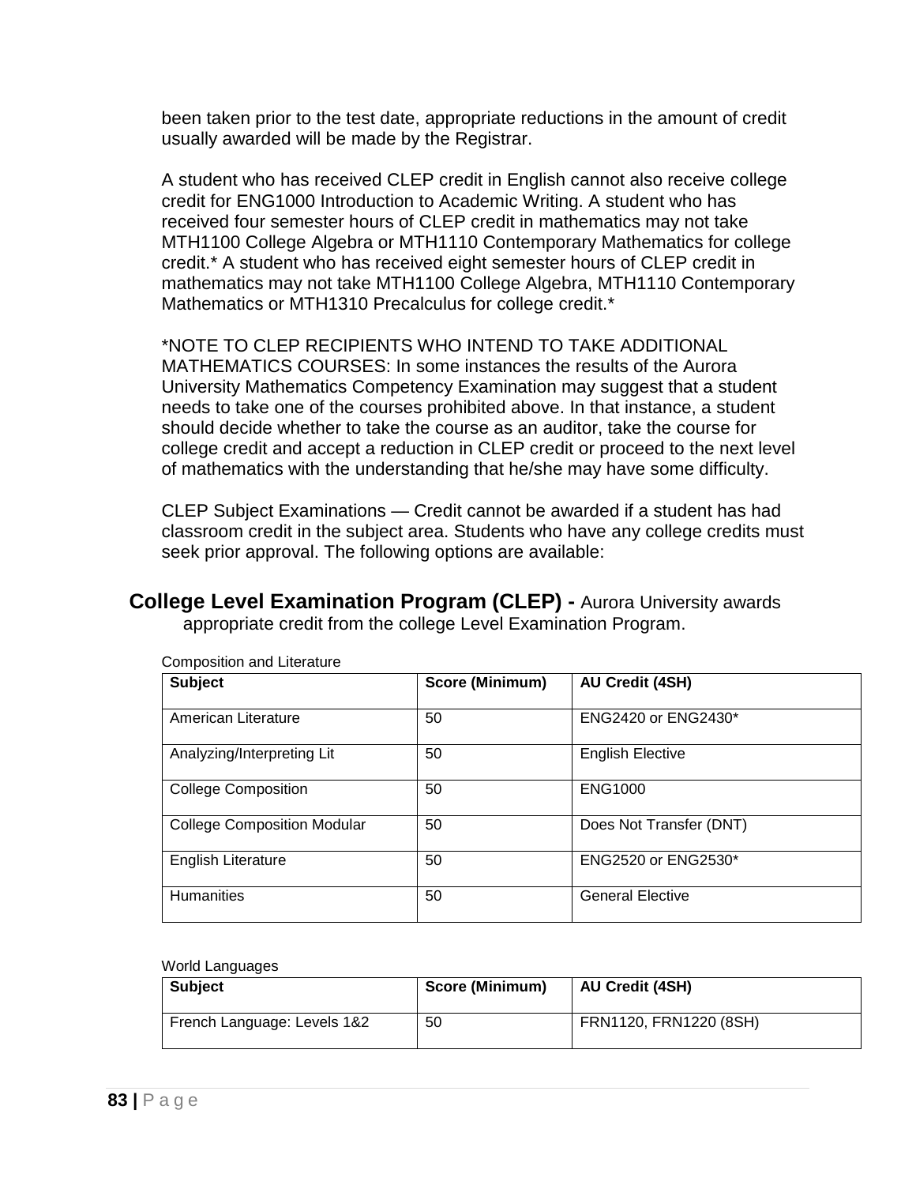been taken prior to the test date, appropriate reductions in the amount of credit usually awarded will be made by the Registrar.

A student who has received CLEP credit in English cannot also receive college credit for ENG1000 Introduction to Academic Writing. A student who has received four semester hours of CLEP credit in mathematics may not take MTH1100 College Algebra or MTH1110 Contemporary Mathematics for college credit.* A student who has received eight semester hours of CLEP credit in mathematics may not take MTH1100 College Algebra, MTH1110 Contemporary Mathematics or MTH1310 Precalculus for college credit.*

*NOTE TO CLEP RECIPIENTS WHO INTEND TO TAKE ADDITIONAL MATHEMATICS COURSES: In some instances the results of the Aurora University Mathematics Competency Examination may suggest that a student needs to take one of the courses prohibited above. In that instance, a student should decide whether to take the course as an auditor, take the course for college credit and accept a reduction in CLEP credit or proceed to the next level of mathematics with the understanding that he/she may have some difficulty.

CLEP Subject Examinations — Credit cannot be awarded if a student has had classroom credit in the subject area. Students who have any college credits must seek prior approval. The following options are available:

**College Level Examination Program (CLEP) -** Aurora University awards appropriate credit from the college Level Examination Program.

Composition and Literature

| Subject | Score (Minimum) | AU Credit (4SH) |
|---|---|---|
| American Literature | 50 | ENG2420 or ENG2430* |
| Analyzing/Interpreting Lit | 50 | English Elective |
| College Composition | 50 | ENG1000 |
| College Composition Modular | 50 | Does Not Transfer (DNT) |
| English Literature | 50 | ENG2520 or ENG2530* |
| Humanities | 50 | General Elective |

World Languages

| Subject | Score (Minimum) | AU Credit (4SH) |
|---|---|---|
| French Language: Levels 1&2 | 50 | FRN1120, FRN1220 (8SH) |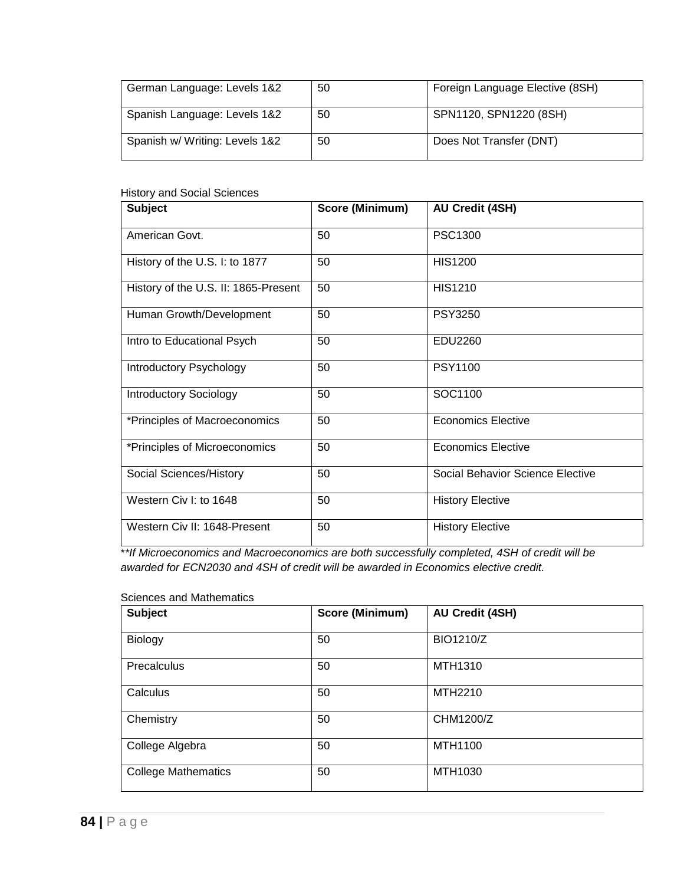| German Language: Levels 1&2 | 50 | Foreign Language Elective (8SH) |
| --- | --- | --- |
| Spanish Language: Levels 1&2 | 50 | SPN1120, SPN1220 (8SH) |
| Spanish w/ Writing: Levels 1&2 | 50 | Does Not Transfer (DNT) |

History and Social Sciences

| Subject | Score (Minimum) | AU Credit (4SH) |
| --- | --- | --- |
| American Govt. | 50 | PSC1300 |
| History of the U.S. I: to 1877 | 50 | HIS1200 |
| History of the U.S. II: 1865-Present | 50 | HIS1210 |
| Human Growth/Development | 50 | PSY3250 |
| Intro to Educational Psych | 50 | EDU2260 |
| Introductory Psychology | 50 | PSY1100 |
| Introductory Sociology | 50 | SOC1100 |
| *Principles of Macroeconomics | 50 | Economics Elective |
| *Principles of Microeconomics | 50 | Economics Elective |
| Social Sciences/History | 50 | Social Behavior Science Elective |
| Western Civ I: to 1648 | 50 | History Elective |
| Western Civ II: 1648-Present | 50 | History Elective |

*\*\*If Microeconomics and Macroeconomics are both successfully completed, 4SH of credit will be awarded for ECN2030 and 4SH of credit will be awarded in Economics elective credit.*

Sciences and Mathematics

| Subject | Score (Minimum) | AU Credit (4SH) |
| --- | --- | --- |
| Biology | 50 | BIO1210/Z |
| Precalculus | 50 | MTH1310 |
| Calculus | 50 | MTH2210 |
| Chemistry | 50 | CHM1200/Z |
| College Algebra | 50 | MTH1100 |
| College Mathematics | 50 | MTH1030 |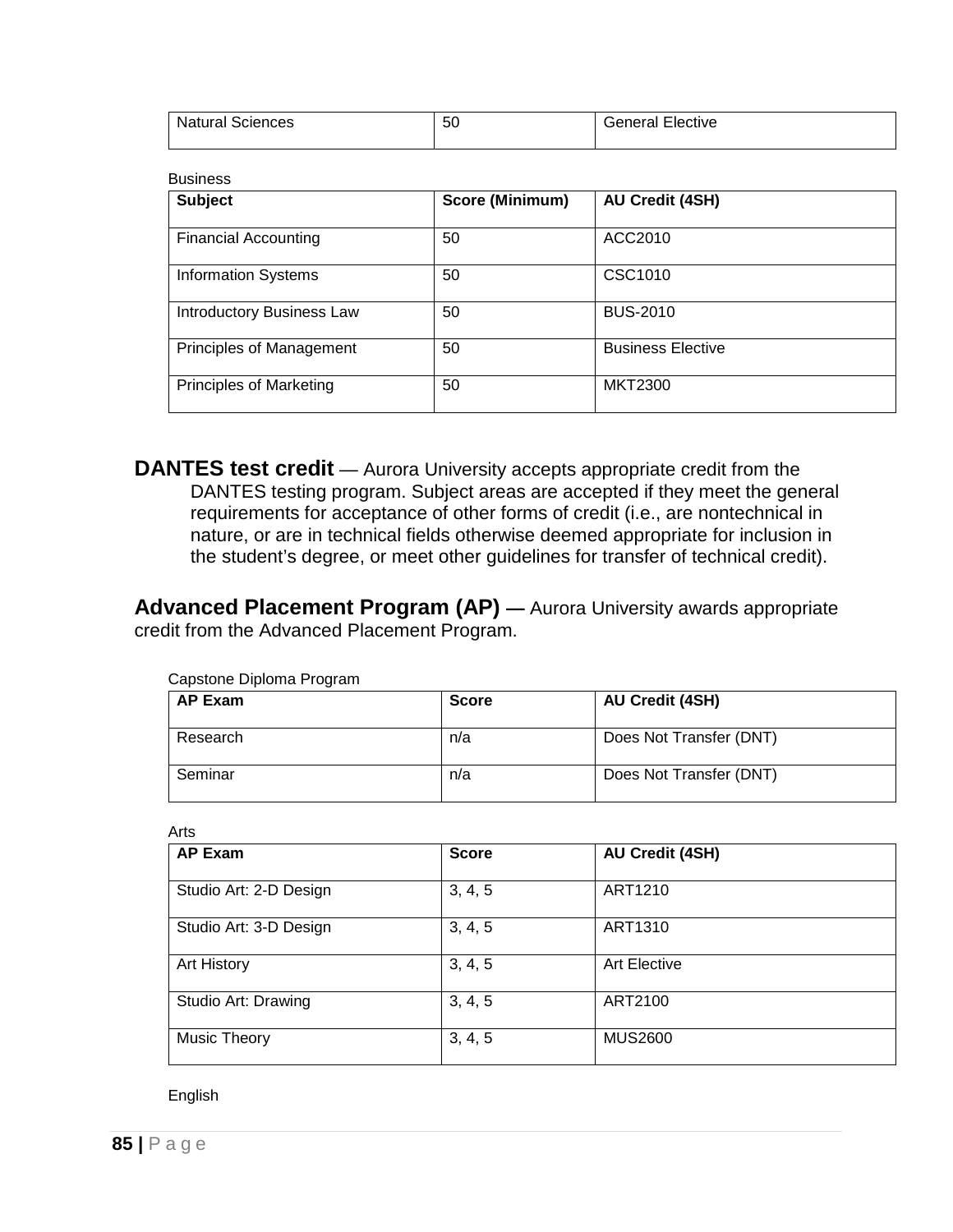| Natural Sciences | 50 | General Elective |
|---|---|---|

Business

| Subject | Score (Minimum) | AU Credit (4SH) |
|---|---|---|
| Financial Accounting | 50 | ACC2010 |
| Information Systems | 50 | CSC1010 |
| Introductory Business Law | 50 | BUS-2010 |
| Principles of Management | 50 | Business Elective |
| Principles of Marketing | 50 | MKT2300 |

**DANTES test credit** — Aurora University accepts appropriate credit from the DANTES testing program. Subject areas are accepted if they meet the general requirements for acceptance of other forms of credit (i.e., are nontechnical in nature, or are in technical fields otherwise deemed appropriate for inclusion in the student's degree, or meet other guidelines for transfer of technical credit).

**Advanced Placement Program (AP) —** Aurora University awards appropriate credit from the Advanced Placement Program.

Capstone Diploma Program

| AP Exam | Score | AU Credit (4SH) |
|---|---|---|
| Research | n/a | Does Not Transfer (DNT) |
| Seminar | n/a | Does Not Transfer (DNT) |

Arts

| AP Exam | Score | AU Credit (4SH) |
|---|---|---|
| Studio Art: 2-D Design | 3, 4, 5 | ART1210 |
| Studio Art: 3-D Design | 3, 4, 5 | ART1310 |
| Art History | 3, 4, 5 | Art Elective |
| Studio Art: Drawing | 3, 4, 5 | ART2100 |
| Music Theory | 3, 4, 5 | MUS2600 |

English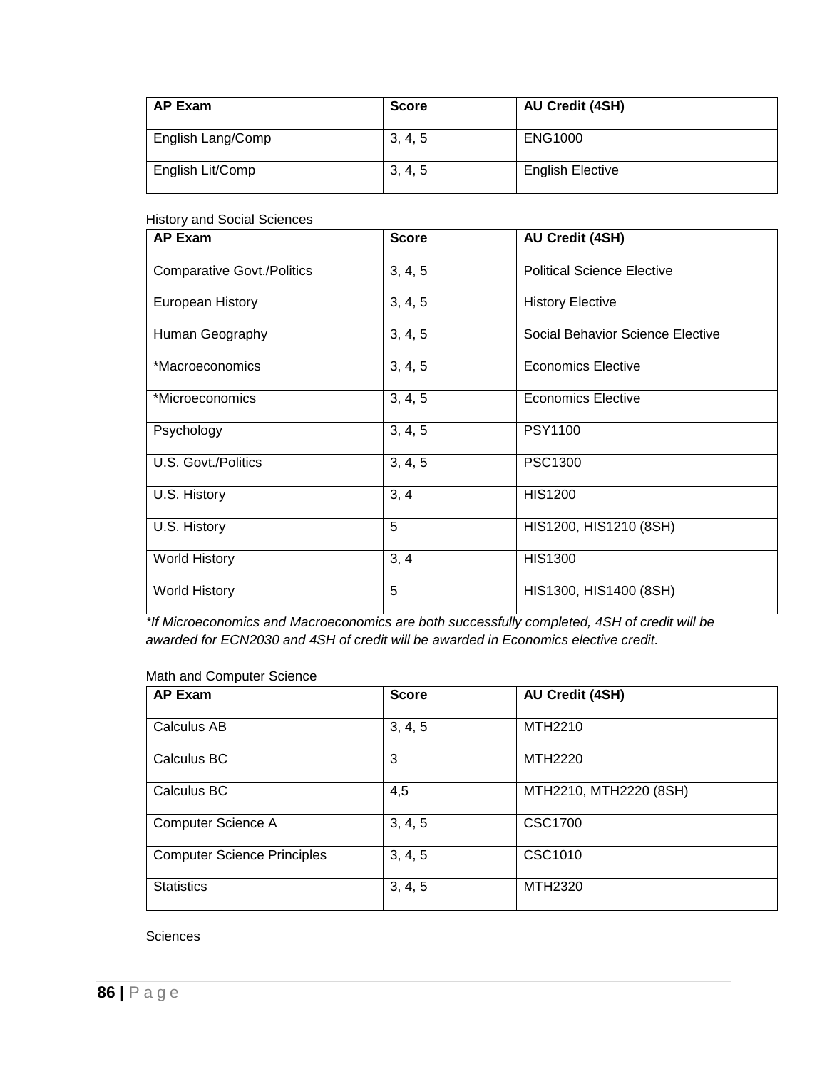| AP Exam | Score | AU Credit (4SH) |
|---|---|---|
| English Lang/Comp | 3, 4, 5 | ENG1000 |
| English Lit/Comp | 3, 4, 5 | English Elective |

History and Social Sciences

| AP Exam | Score | AU Credit (4SH) |
|---|---|---|
| Comparative Govt./Politics | 3, 4, 5 | Political Science Elective |
| European History | 3, 4, 5 | History Elective |
| Human Geography | 3, 4, 5 | Social Behavior Science Elective |
| *Macroeconomics | 3, 4, 5 | Economics Elective |
| *Microeconomics | 3, 4, 5 | Economics Elective |
| Psychology | 3, 4, 5 | PSY1100 |
| U.S. Govt./Politics | 3, 4, 5 | PSC1300 |
| U.S. History | 3, 4 | HIS1200 |
| U.S. History | 5 | HIS1200, HIS1210 (8SH) |
| World History | 3, 4 | HIS1300 |
| World History | 5 | HIS1300, HIS1400 (8SH) |

*If Microeconomics and Macroeconomics are both successfully completed, 4SH of credit will be awarded for ECN2030 and 4SH of credit will be awarded in Economics elective credit.*

Math and Computer Science

| AP Exam | Score | AU Credit (4SH) |
|---|---|---|
| Calculus AB | 3, 4, 5 | MTH2210 |
| Calculus BC | 3 | MTH2220 |
| Calculus BC | 4,5 | MTH2210, MTH2220 (8SH) |
| Computer Science A | 3, 4, 5 | CSC1700 |
| Computer Science Principles | 3, 4, 5 | CSC1010 |
| Statistics | 3, 4, 5 | MTH2320 |

Sciences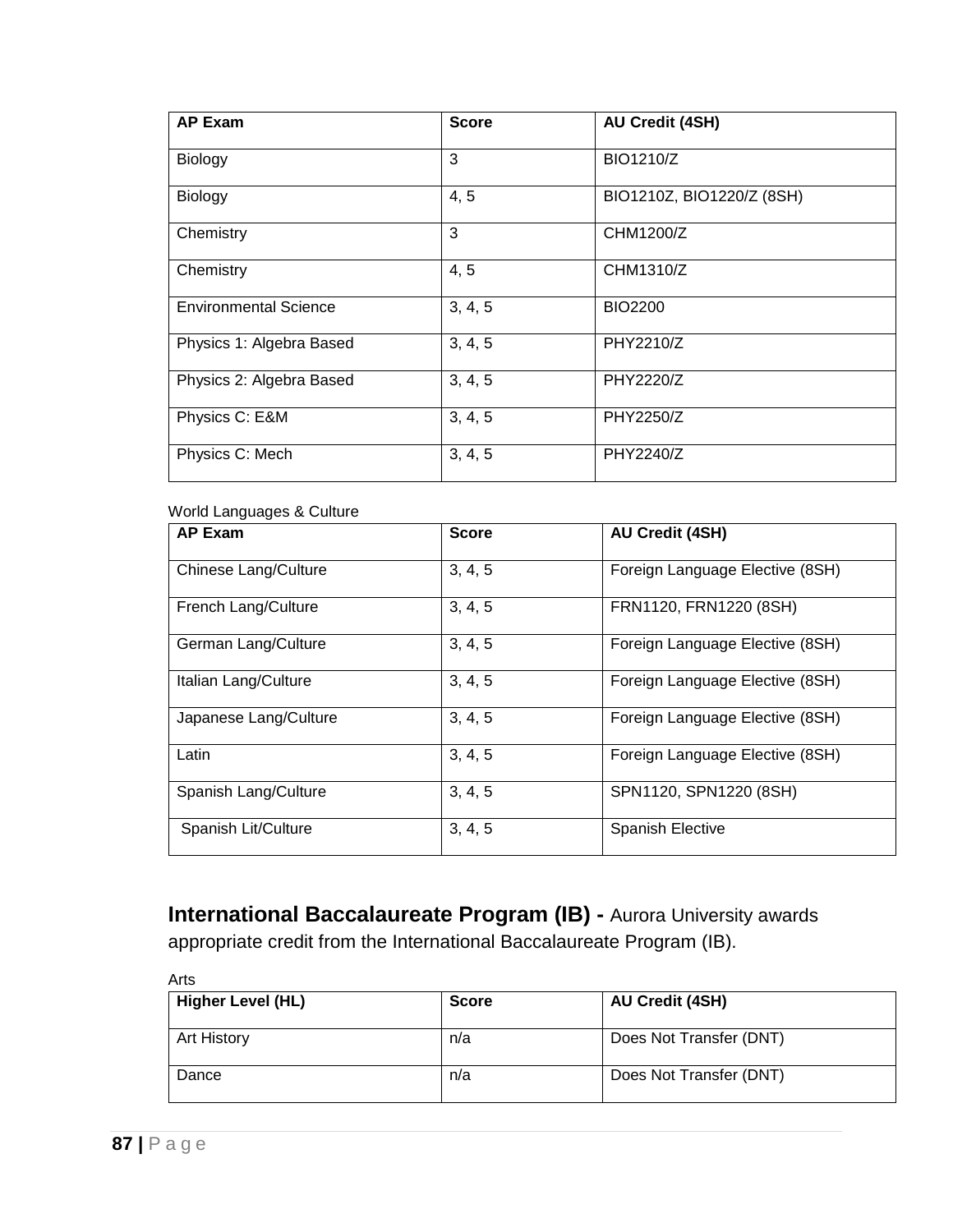| AP Exam | Score | AU Credit (4SH) |
|---|---|---|
| Biology | 3 | BIO1210/Z |
| Biology | 4, 5 | BIO1210Z, BIO1220/Z (8SH) |
| Chemistry | 3 | CHM1200/Z |
| Chemistry | 4, 5 | CHM1310/Z |
| Environmental Science | 3, 4, 5 | BIO2200 |
| Physics 1: Algebra Based | 3, 4, 5 | PHY2210/Z |
| Physics 2: Algebra Based | 3, 4, 5 | PHY2220/Z |
| Physics C: E&M | 3, 4, 5 | PHY2250/Z |
| Physics C: Mech | 3, 4, 5 | PHY2240/Z |

World Languages & Culture

| AP Exam | Score | AU Credit (4SH) |
|---|---|---|
| Chinese Lang/Culture | 3, 4, 5 | Foreign Language Elective (8SH) |
| French Lang/Culture | 3, 4, 5 | FRN1120, FRN1220 (8SH) |
| German Lang/Culture | 3, 4, 5 | Foreign Language Elective (8SH) |
| Italian Lang/Culture | 3, 4, 5 | Foreign Language Elective (8SH) |
| Japanese Lang/Culture | 3, 4, 5 | Foreign Language Elective (8SH) |
| Latin | 3, 4, 5 | Foreign Language Elective (8SH) |
| Spanish Lang/Culture | 3, 4, 5 | SPN1120, SPN1220 (8SH) |
| Spanish Lit/Culture | 3, 4, 5 | Spanish Elective |

## International Baccalaureate Program (IB) - Aurora University awards appropriate credit from the International Baccalaureate Program (IB).

Arts

| Higher Level (HL) | Score | AU Credit (4SH) |
|---|---|---|
| Art History | n/a | Does Not Transfer (DNT) |
| Dance | n/a | Does Not Transfer (DNT) |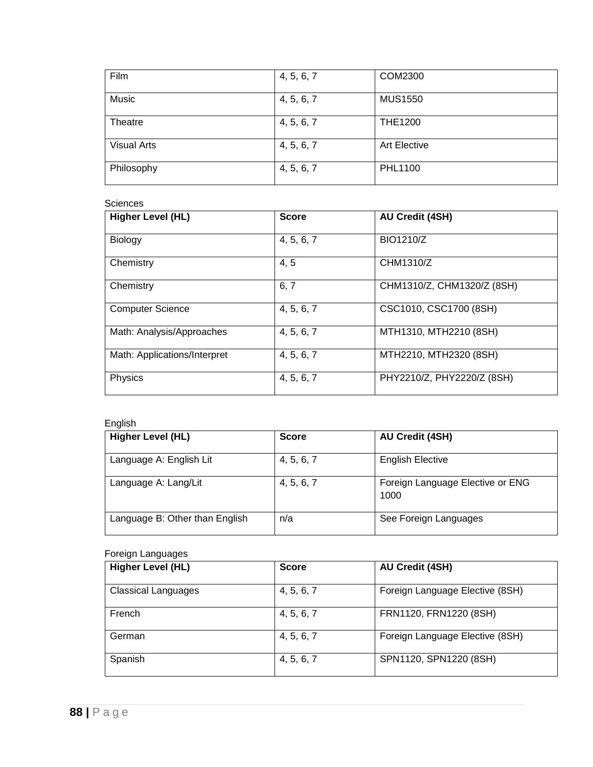| | | |
|---|---|---|
| Film | 4, 5, 6, 7 | COM2300 |
| Music | 4, 5, 6, 7 | MUS1550 |
| Theatre | 4, 5, 6, 7 | THE1200 |
| Visual Arts | 4, 5, 6, 7 | Art Elective |
| Philosophy | 4, 5, 6, 7 | PHL1100 |

Sciences

| Higher Level (HL) | Score | AU Credit (4SH) |
|---|---|---|
| Biology | 4, 5, 6, 7 | BIO1210/Z |
| Chemistry | 4, 5 | CHM1310/Z |
| Chemistry | 6, 7 | CHM1310/Z, CHM1320/Z (8SH) |
| Computer Science | 4, 5, 6, 7 | CSC1010, CSC1700 (8SH) |
| Math: Analysis/Approaches | 4, 5, 6, 7 | MTH1310, MTH2210 (8SH) |
| Math: Applications/Interpret | 4, 5, 6, 7 | MTH2210, MTH2320 (8SH) |
| Physics | 4, 5, 6, 7 | PHY2210/Z, PHY2220/Z (8SH) |

English

| Higher Level (HL) | Score | AU Credit (4SH) |
|---|---|---|
| Language A: English Lit | 4, 5, 6, 7 | English Elective |
| Language A: Lang/Lit | 4, 5, 6, 7 | Foreign Language Elective or ENG 1000 |
| Language B: Other than English | n/a | See Foreign Languages |

Foreign Languages

| Higher Level (HL) | Score | AU Credit (4SH) |
|---|---|---|
| Classical Languages | 4, 5, 6, 7 | Foreign Language Elective (8SH) |
| French | 4, 5, 6, 7 | FRN1120, FRN1220 (8SH) |
| German | 4, 5, 6, 7 | Foreign Language Elective (8SH) |
| Spanish | 4, 5, 6, 7 | SPN1120, SPN1220 (8SH) |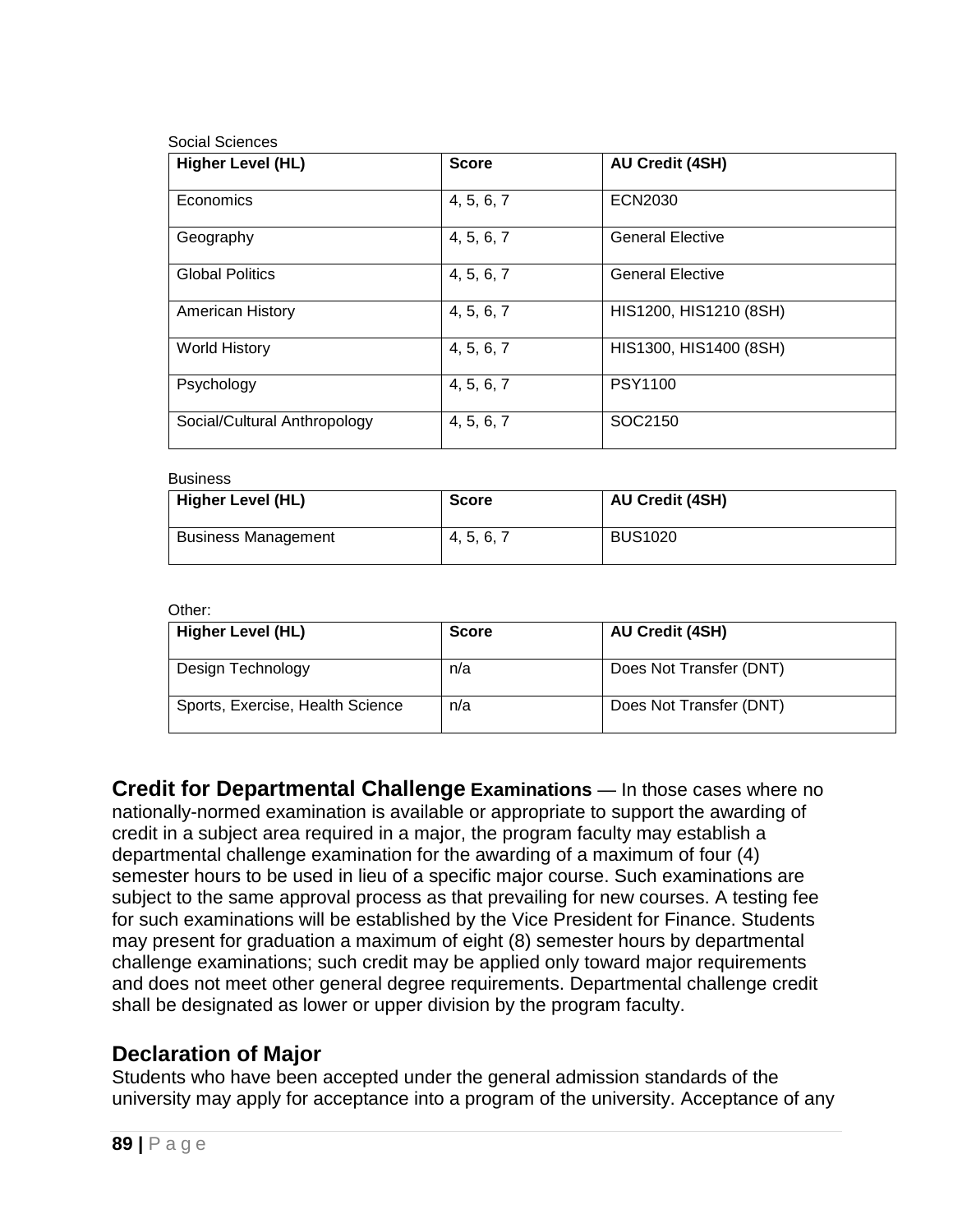Social Sciences

| Higher Level (HL) | Score | AU Credit (4SH) |
|---|---|---|
| Economics | 4, 5, 6, 7 | ECN2030 |
| Geography | 4, 5, 6, 7 | General Elective |
| Global Politics | 4, 5, 6, 7 | General Elective |
| American History | 4, 5, 6, 7 | HIS1200, HIS1210 (8SH) |
| World History | 4, 5, 6, 7 | HIS1300, HIS1400 (8SH) |
| Psychology | 4, 5, 6, 7 | PSY1100 |
| Social/Cultural Anthropology | 4, 5, 6, 7 | SOC2150 |

Business

| Higher Level (HL) | Score | AU Credit (4SH) |
|---|---|---|
| Business Management | 4, 5, 6, 7 | BUS1020 |

Other:

| Higher Level (HL) | Score | AU Credit (4SH) |
|---|---|---|
| Design Technology | n/a | Does Not Transfer (DNT) |
| Sports, Exercise, Health Science | n/a | Does Not Transfer (DNT) |

**Credit for Departmental Challenge Examinations** — In those cases where no nationally-normed examination is available or appropriate to support the awarding of credit in a subject area required in a major, the program faculty may establish a departmental challenge examination for the awarding of a maximum of four (4) semester hours to be used in lieu of a specific major course. Such examinations are subject to the same approval process as that prevailing for new courses. A testing fee for such examinations will be established by the Vice President for Finance. Students may present for graduation a maximum of eight (8) semester hours by departmental challenge examinations; such credit may be applied only toward major requirements and does not meet other general degree requirements. Departmental challenge credit shall be designated as lower or upper division by the program faculty.

## Declaration of Major

Students who have been accepted under the general admission standards of the university may apply for acceptance into a program of the university. Acceptance of any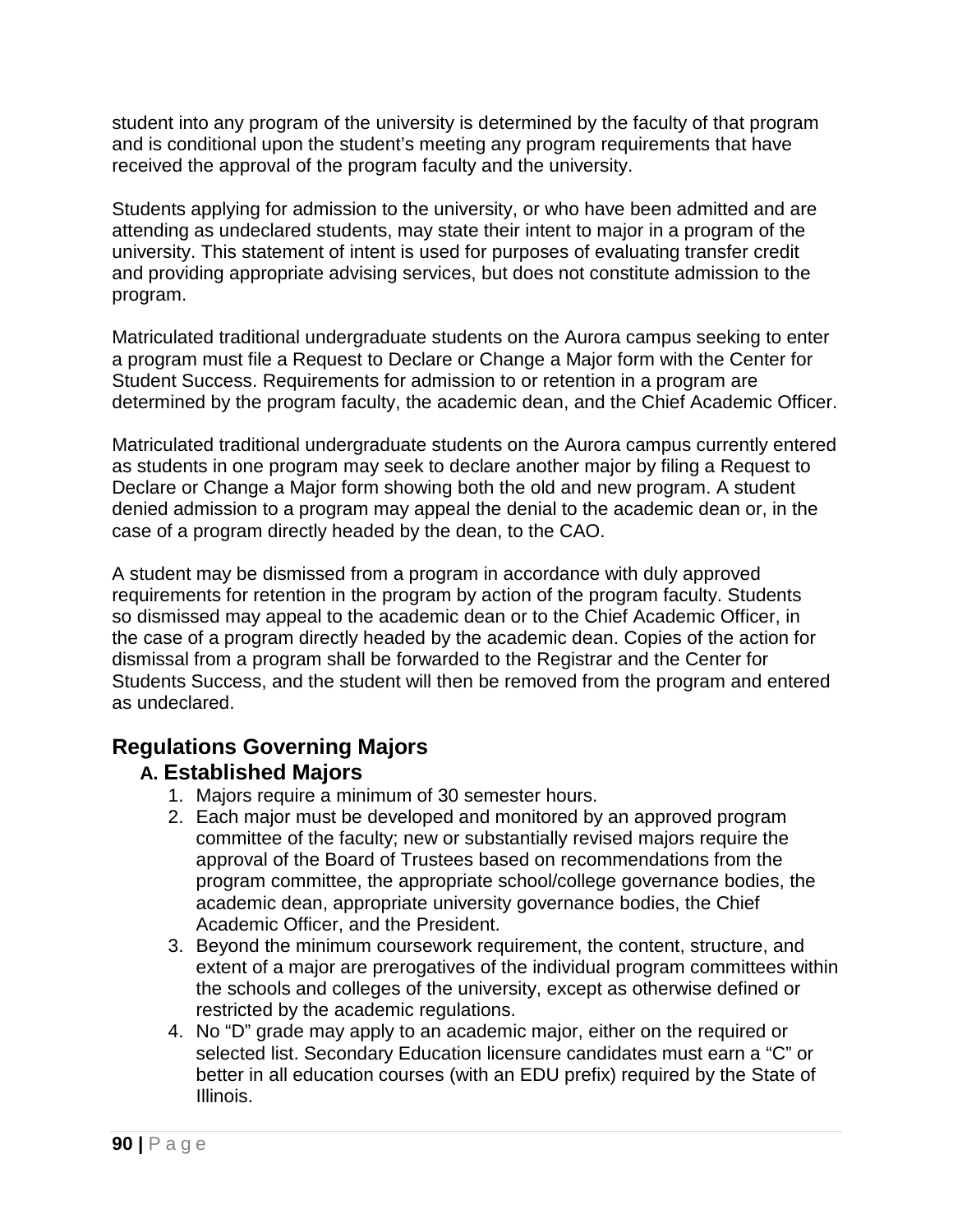student into any program of the university is determined by the faculty of that program and is conditional upon the student's meeting any program requirements that have received the approval of the program faculty and the university.

Students applying for admission to the university, or who have been admitted and are attending as undeclared students, may state their intent to major in a program of the university. This statement of intent is used for purposes of evaluating transfer credit and providing appropriate advising services, but does not constitute admission to the program.

Matriculated traditional undergraduate students on the Aurora campus seeking to enter a program must file a Request to Declare or Change a Major form with the Center for Student Success. Requirements for admission to or retention in a program are determined by the program faculty, the academic dean, and the Chief Academic Officer.

Matriculated traditional undergraduate students on the Aurora campus currently entered as students in one program may seek to declare another major by filing a Request to Declare or Change a Major form showing both the old and new program. A student denied admission to a program may appeal the denial to the academic dean or, in the case of a program directly headed by the dean, to the CAO.

A student may be dismissed from a program in accordance with duly approved requirements for retention in the program by action of the program faculty. Students so dismissed may appeal to the academic dean or to the Chief Academic Officer, in the case of a program directly headed by the academic dean. Copies of the action for dismissal from a program shall be forwarded to the Registrar and the Center for Students Success, and the student will then be removed from the program and entered as undeclared.

## Regulations Governing Majors

### A. Established Majors

1. Majors require a minimum of 30 semester hours.
2. Each major must be developed and monitored by an approved program committee of the faculty; new or substantially revised majors require the approval of the Board of Trustees based on recommendations from the program committee, the appropriate school/college governance bodies, the academic dean, appropriate university governance bodies, the Chief Academic Officer, and the President.
3. Beyond the minimum coursework requirement, the content, structure, and extent of a major are prerogatives of the individual program committees within the schools and colleges of the university, except as otherwise defined or restricted by the academic regulations.
4. No "D" grade may apply to an academic major, either on the required or selected list. Secondary Education licensure candidates must earn a "C" or better in all education courses (with an EDU prefix) required by the State of Illinois.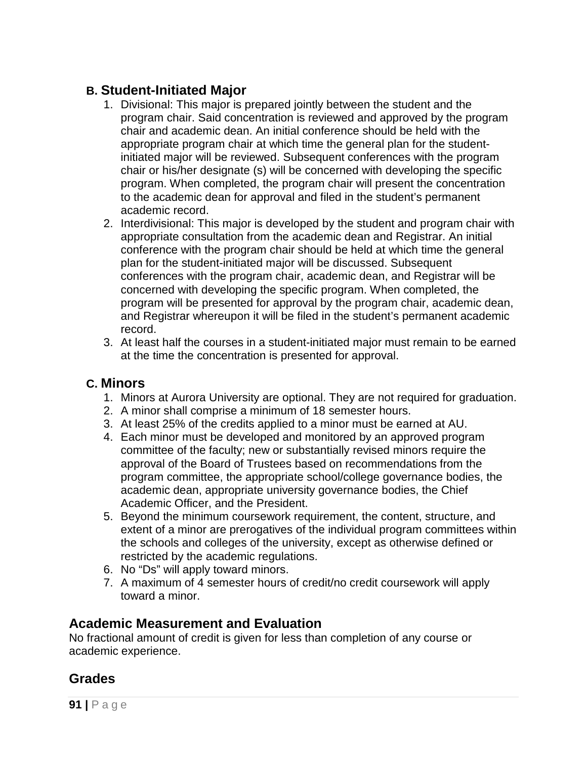### B. Student-Initiated Major

1. Divisional: This major is prepared jointly between the student and the program chair. Said concentration is reviewed and approved by the program chair and academic dean. An initial conference should be held with the appropriate program chair at which time the general plan for the student-initiated major will be reviewed. Subsequent conferences with the program chair or his/her designate (s) will be concerned with developing the specific program. When completed, the program chair will present the concentration to the academic dean for approval and filed in the student's permanent academic record.
2. Interdivisional: This major is developed by the student and program chair with appropriate consultation from the academic dean and Registrar. An initial conference with the program chair should be held at which time the general plan for the student-initiated major will be discussed. Subsequent conferences with the program chair, academic dean, and Registrar will be concerned with developing the specific program. When completed, the program will be presented for approval by the program chair, academic dean, and Registrar whereupon it will be filed in the student's permanent academic record.
3. At least half the courses in a student-initiated major must remain to be earned at the time the concentration is presented for approval.

### C. Minors

1. Minors at Aurora University are optional. They are not required for graduation.
2. A minor shall comprise a minimum of 18 semester hours.
3. At least 25% of the credits applied to a minor must be earned at AU.
4. Each minor must be developed and monitored by an approved program committee of the faculty; new or substantially revised minors require the approval of the Board of Trustees based on recommendations from the program committee, the appropriate school/college governance bodies, the academic dean, appropriate university governance bodies, the Chief Academic Officer, and the President.
5. Beyond the minimum coursework requirement, the content, structure, and extent of a minor are prerogatives of the individual program committees within the schools and colleges of the university, except as otherwise defined or restricted by the academic regulations.
6. No "Ds" will apply toward minors.
7. A maximum of 4 semester hours of credit/no credit coursework will apply toward a minor.

## Academic Measurement and Evaluation

No fractional amount of credit is given for less than completion of any course or academic experience.

## Grades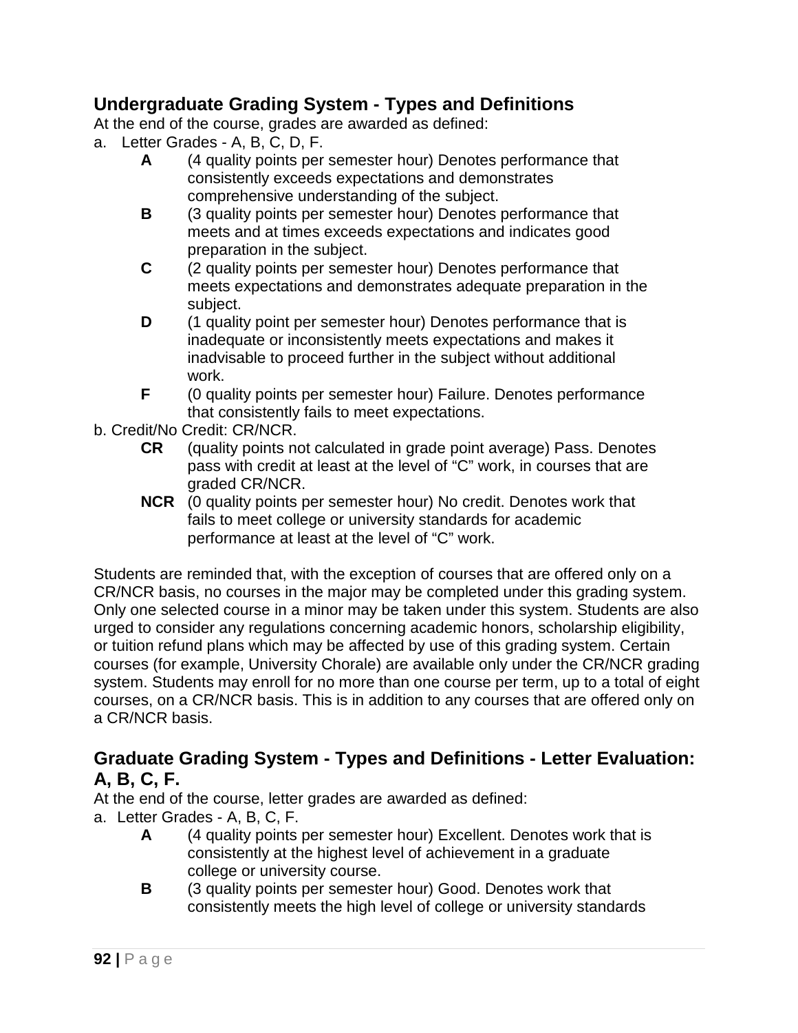## Undergraduate Grading System - Types and Definitions

At the end of the course, grades are awarded as defined:

a. Letter Grades - A, B, C, D, F.

- **A** (4 quality points per semester hour) Denotes performance that consistently exceeds expectations and demonstrates comprehensive understanding of the subject.
- **B** (3 quality points per semester hour) Denotes performance that meets and at times exceeds expectations and indicates good preparation in the subject.
- **C** (2 quality points per semester hour) Denotes performance that meets expectations and demonstrates adequate preparation in the subject.
- **D** (1 quality point per semester hour) Denotes performance that is inadequate or inconsistently meets expectations and makes it inadvisable to proceed further in the subject without additional work.
- **F** (0 quality points per semester hour) Failure. Denotes performance that consistently fails to meet expectations.

b. Credit/No Credit: CR/NCR.

- **CR** (quality points not calculated in grade point average) Pass. Denotes pass with credit at least at the level of "C" work, in courses that are graded CR/NCR.
- **NCR** (0 quality points per semester hour) No credit. Denotes work that fails to meet college or university standards for academic performance at least at the level of "C" work.

Students are reminded that, with the exception of courses that are offered only on a CR/NCR basis, no courses in the major may be completed under this grading system. Only one selected course in a minor may be taken under this system. Students are also urged to consider any regulations concerning academic honors, scholarship eligibility, or tuition refund plans which may be affected by use of this grading system. Certain courses (for example, University Chorale) are available only under the CR/NCR grading system. Students may enroll for no more than one course per term, up to a total of eight courses, on a CR/NCR basis. This is in addition to any courses that are offered only on a CR/NCR basis.

## Graduate Grading System - Types and Definitions - Letter Evaluation: A, B, C, F.

At the end of the course, letter grades are awarded as defined:

a. Letter Grades - A, B, C, F.

- **A** (4 quality points per semester hour) Excellent. Denotes work that is consistently at the highest level of achievement in a graduate college or university course.
- **B** (3 quality points per semester hour) Good. Denotes work that consistently meets the high level of college or university standards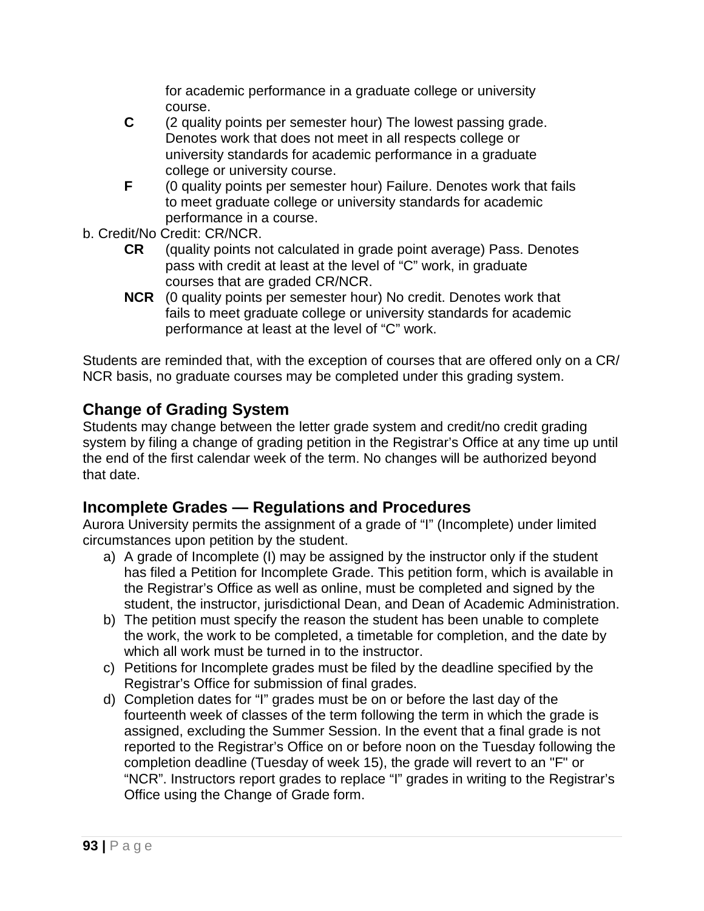for academic performance in a graduate college or university course.

**C** (2 quality points per semester hour) The lowest passing grade. Denotes work that does not meet in all respects college or university standards for academic performance in a graduate college or university course.

**F** (0 quality points per semester hour) Failure. Denotes work that fails to meet graduate college or university standards for academic performance in a course.

b. Credit/No Credit: CR/NCR.

**CR** (quality points not calculated in grade point average) Pass. Denotes pass with credit at least at the level of “C” work, in graduate courses that are graded CR/NCR.

**NCR** (0 quality points per semester hour) No credit. Denotes work that fails to meet graduate college or university standards for academic performance at least at the level of “C” work.

Students are reminded that, with the exception of courses that are offered only on a CR/NCR basis, no graduate courses may be completed under this grading system.

## Change of Grading System

Students may change between the letter grade system and credit/no credit grading system by filing a change of grading petition in the Registrar’s Office at any time up until the end of the first calendar week of the term. No changes will be authorized beyond that date.

## Incomplete Grades — Regulations and Procedures

Aurora University permits the assignment of a grade of “I” (Incomplete) under limited circumstances upon petition by the student.

a) A grade of Incomplete (I) may be assigned by the instructor only if the student has filed a Petition for Incomplete Grade. This petition form, which is available in the Registrar’s Office as well as online, must be completed and signed by the student, the instructor, jurisdictional Dean, and Dean of Academic Administration.
b) The petition must specify the reason the student has been unable to complete the work, the work to be completed, a timetable for completion, and the date by which all work must be turned in to the instructor.
c) Petitions for Incomplete grades must be filed by the deadline specified by the Registrar’s Office for submission of final grades.
d) Completion dates for “I” grades must be on or before the last day of the fourteenth week of classes of the term following the term in which the grade is assigned, excluding the Summer Session. In the event that a final grade is not reported to the Registrar’s Office on or before noon on the Tuesday following the completion deadline (Tuesday of week 15), the grade will revert to an "F" or “NCR”. Instructors report grades to replace “I” grades in writing to the Registrar’s Office using the Change of Grade form.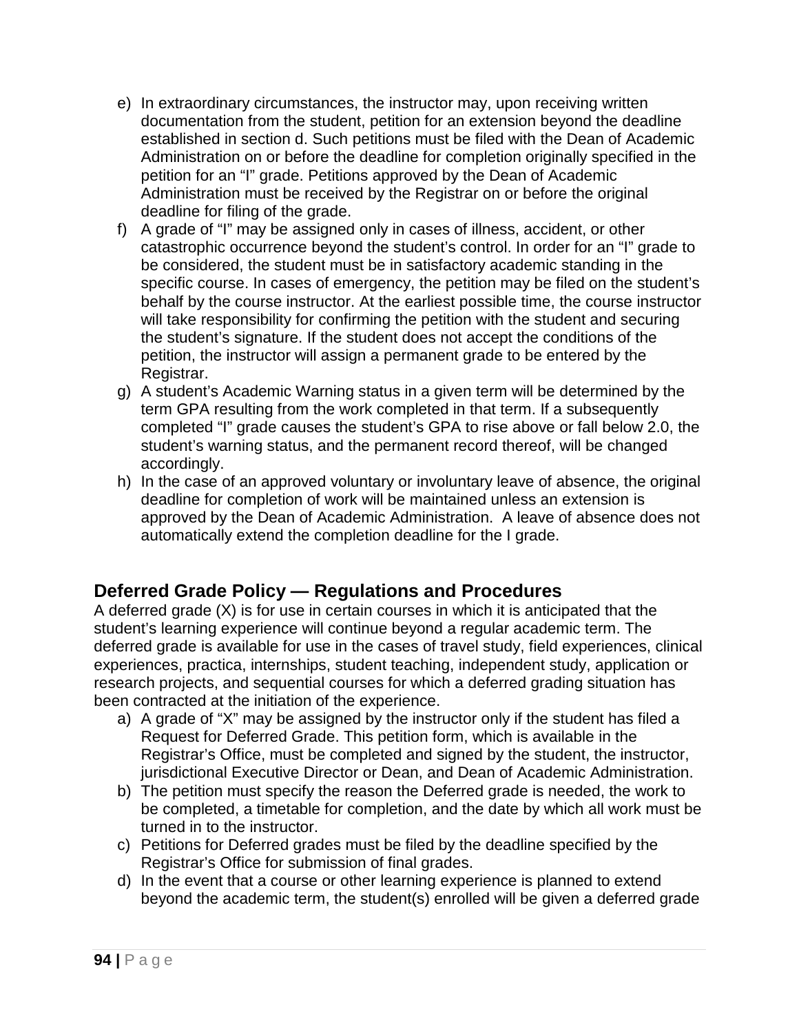e) In extraordinary circumstances, the instructor may, upon receiving written documentation from the student, petition for an extension beyond the deadline established in section d. Such petitions must be filed with the Dean of Academic Administration on or before the deadline for completion originally specified in the petition for an "I" grade. Petitions approved by the Dean of Academic Administration must be received by the Registrar on or before the original deadline for filing of the grade.
f) A grade of "I" may be assigned only in cases of illness, accident, or other catastrophic occurrence beyond the student's control. In order for an "I" grade to be considered, the student must be in satisfactory academic standing in the specific course. In cases of emergency, the petition may be filed on the student's behalf by the course instructor. At the earliest possible time, the course instructor will take responsibility for confirming the petition with the student and securing the student's signature. If the student does not accept the conditions of the petition, the instructor will assign a permanent grade to be entered by the Registrar.
g) A student's Academic Warning status in a given term will be determined by the term GPA resulting from the work completed in that term. If a subsequently completed "I" grade causes the student's GPA to rise above or fall below 2.0, the student's warning status, and the permanent record thereof, will be changed accordingly.
h) In the case of an approved voluntary or involuntary leave of absence, the original deadline for completion of work will be maintained unless an extension is approved by the Dean of Academic Administration. A leave of absence does not automatically extend the completion deadline for the I grade.

## Deferred Grade Policy — Regulations and Procedures

A deferred grade (X) is for use in certain courses in which it is anticipated that the student's learning experience will continue beyond a regular academic term. The deferred grade is available for use in the cases of travel study, field experiences, clinical experiences, practica, internships, student teaching, independent study, application or research projects, and sequential courses for which a deferred grading situation has been contracted at the initiation of the experience.

a) A grade of "X" may be assigned by the instructor only if the student has filed a Request for Deferred Grade. This petition form, which is available in the Registrar's Office, must be completed and signed by the student, the instructor, jurisdictional Executive Director or Dean, and Dean of Academic Administration.
b) The petition must specify the reason the Deferred grade is needed, the work to be completed, a timetable for completion, and the date by which all work must be turned in to the instructor.
c) Petitions for Deferred grades must be filed by the deadline specified by the Registrar's Office for submission of final grades.
d) In the event that a course or other learning experience is planned to extend beyond the academic term, the student(s) enrolled will be given a deferred grade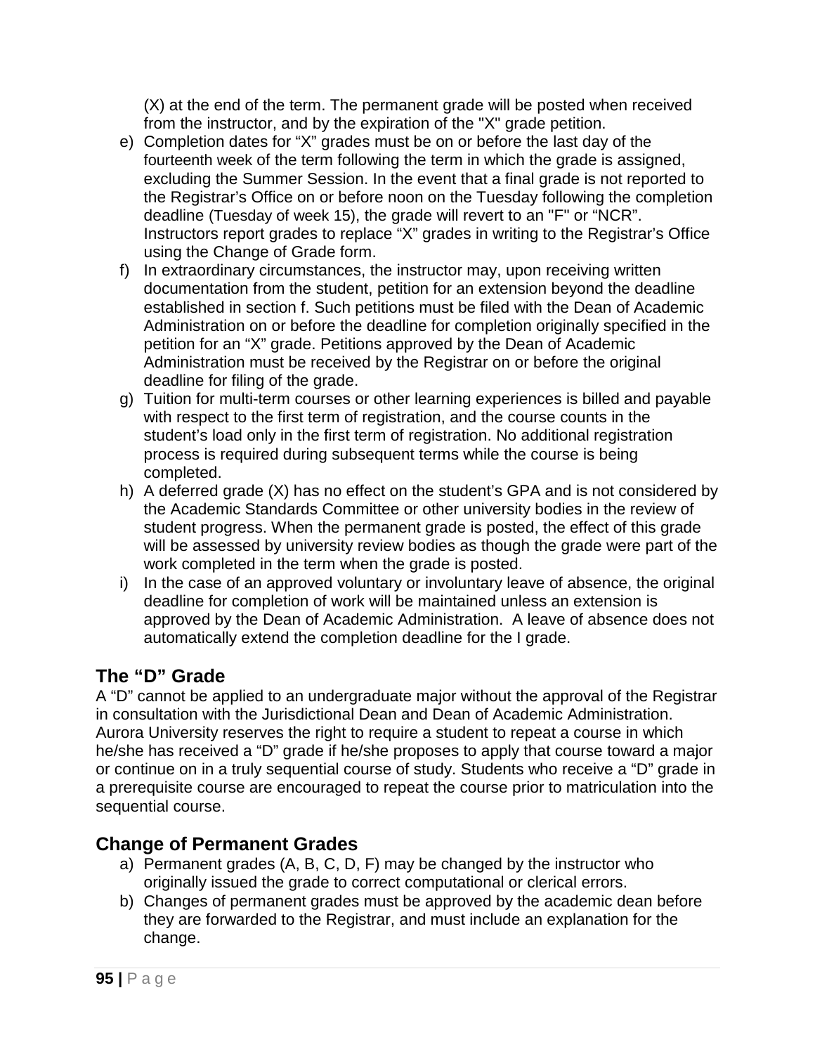(X) at the end of the term. The permanent grade will be posted when received from the instructor, and by the expiration of the "X" grade petition.

e) Completion dates for “X” grades must be on or before the last day of the fourteenth week of the term following the term in which the grade is assigned, excluding the Summer Session. In the event that a final grade is not reported to the Registrar’s Office on or before noon on the Tuesday following the completion deadline (Tuesday of week 15), the grade will revert to an "F" or “NCR”. Instructors report grades to replace “X” grades in writing to the Registrar’s Office using the Change of Grade form.

f) In extraordinary circumstances, the instructor may, upon receiving written documentation from the student, petition for an extension beyond the deadline established in section f. Such petitions must be filed with the Dean of Academic Administration on or before the deadline for completion originally specified in the petition for an “X” grade. Petitions approved by the Dean of Academic Administration must be received by the Registrar on or before the original deadline for filing of the grade.

g) Tuition for multi-term courses or other learning experiences is billed and payable with respect to the first term of registration, and the course counts in the student’s load only in the first term of registration. No additional registration process is required during subsequent terms while the course is being completed.

h) A deferred grade (X) has no effect on the student’s GPA and is not considered by the Academic Standards Committee or other university bodies in the review of student progress. When the permanent grade is posted, the effect of this grade will be assessed by university review bodies as though the grade were part of the work completed in the term when the grade is posted.

i) In the case of an approved voluntary or involuntary leave of absence, the original deadline for completion of work will be maintained unless an extension is approved by the Dean of Academic Administration. A leave of absence does not automatically extend the completion deadline for the I grade.

## The “D” Grade

A “D” cannot be applied to an undergraduate major without the approval of the Registrar in consultation with the Jurisdictional Dean and Dean of Academic Administration. Aurora University reserves the right to require a student to repeat a course in which he/she has received a “D” grade if he/she proposes to apply that course toward a major or continue on in a truly sequential course of study. Students who receive a “D” grade in a prerequisite course are encouraged to repeat the course prior to matriculation into the sequential course.

## Change of Permanent Grades

a) Permanent grades (A, B, C, D, F) may be changed by the instructor who originally issued the grade to correct computational or clerical errors.

b) Changes of permanent grades must be approved by the academic dean before they are forwarded to the Registrar, and must include an explanation for the change.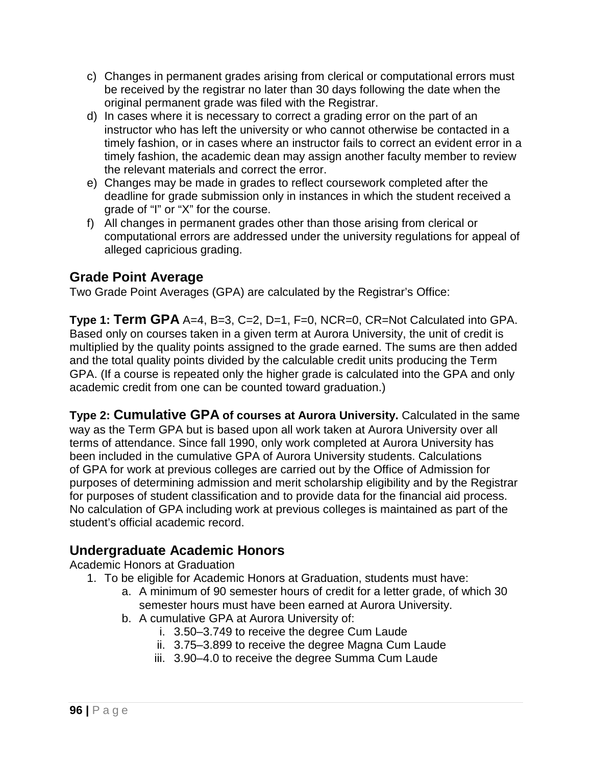c) Changes in permanent grades arising from clerical or computational errors must be received by the registrar no later than 30 days following the date when the original permanent grade was filed with the Registrar.
d) In cases where it is necessary to correct a grading error on the part of an instructor who has left the university or who cannot otherwise be contacted in a timely fashion, or in cases where an instructor fails to correct an evident error in a timely fashion, the academic dean may assign another faculty member to review the relevant materials and correct the error.
e) Changes may be made in grades to reflect coursework completed after the deadline for grade submission only in instances in which the student received a grade of "I" or "X" for the course.
f) All changes in permanent grades other than those arising from clerical or computational errors are addressed under the university regulations for appeal of alleged capricious grading.

## Grade Point Average

Two Grade Point Averages (GPA) are calculated by the Registrar's Office:

**Type 1: Term GPA** A=4, B=3, C=2, D=1, F=0, NCR=0, CR=Not Calculated into GPA. Based only on courses taken in a given term at Aurora University, the unit of credit is multiplied by the quality points assigned to the grade earned. The sums are then added and the total quality points divided by the calculable credit units producing the Term GPA. (If a course is repeated only the higher grade is calculated into the GPA and only academic credit from one can be counted toward graduation.)

**Type 2: Cumulative GPA of courses at Aurora University.** Calculated in the same way as the Term GPA but is based upon all work taken at Aurora University over all terms of attendance. Since fall 1990, only work completed at Aurora University has been included in the cumulative GPA of Aurora University students. Calculations of GPA for work at previous colleges are carried out by the Office of Admission for purposes of determining admission and merit scholarship eligibility and by the Registrar for purposes of student classification and to provide data for the financial aid process. No calculation of GPA including work at previous colleges is maintained as part of the student's official academic record.

## Undergraduate Academic Honors

Academic Honors at Graduation

1. To be eligible for Academic Honors at Graduation, students must have:
   a. A minimum of 90 semester hours of credit for a letter grade, of which 30 semester hours must have been earned at Aurora University.
   b. A cumulative GPA at Aurora University of:
      i. 3.50–3.749 to receive the degree Cum Laude
      ii. 3.75–3.899 to receive the degree Magna Cum Laude
      iii. 3.90–4.0 to receive the degree Summa Cum Laude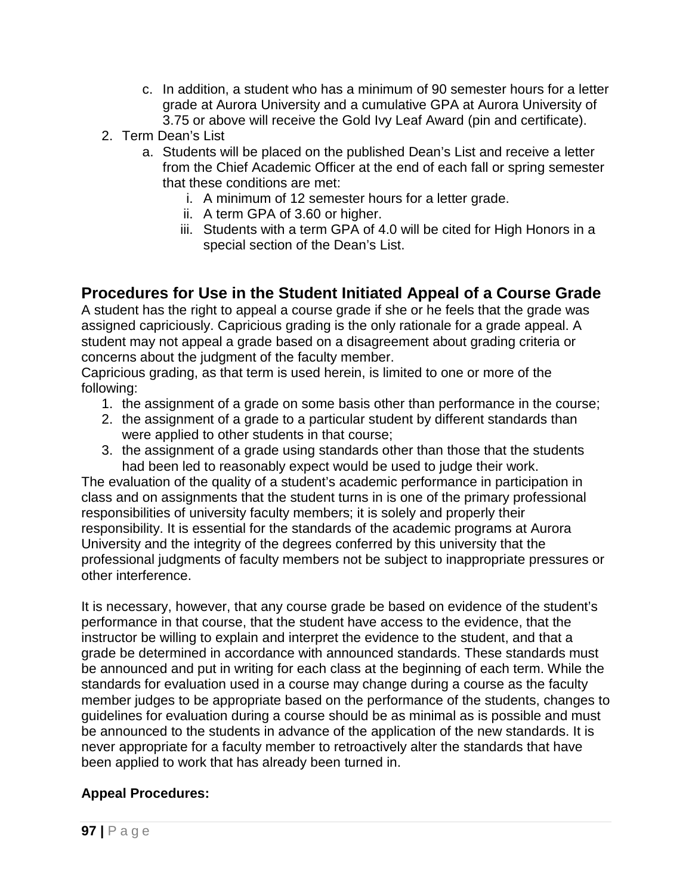c. In addition, a student who has a minimum of 90 semester hours for a letter grade at Aurora University and a cumulative GPA at Aurora University of 3.75 or above will receive the Gold Ivy Leaf Award (pin and certificate).

2. Term Dean's List
   a. Students will be placed on the published Dean's List and receive a letter from the Chief Academic Officer at the end of each fall or spring semester that these conditions are met:
      i. A minimum of 12 semester hours for a letter grade.
      ii. A term GPA of 3.60 or higher.
      iii. Students with a term GPA of 4.0 will be cited for High Honors in a special section of the Dean's List.

## Procedures for Use in the Student Initiated Appeal of a Course Grade

A student has the right to appeal a course grade if she or he feels that the grade was assigned capriciously. Capricious grading is the only rationale for a grade appeal. A student may not appeal a grade based on a disagreement about grading criteria or concerns about the judgment of the faculty member.

Capricious grading, as that term is used herein, is limited to one or more of the following:

1. the assignment of a grade on some basis other than performance in the course;
2. the assignment of a grade to a particular student by different standards than were applied to other students in that course;
3. the assignment of a grade using standards other than those that the students had been led to reasonably expect would be used to judge their work.

The evaluation of the quality of a student's academic performance in participation in class and on assignments that the student turns in is one of the primary professional responsibilities of university faculty members; it is solely and properly their responsibility. It is essential for the standards of the academic programs at Aurora University and the integrity of the degrees conferred by this university that the professional judgments of faculty members not be subject to inappropriate pressures or other interference.

It is necessary, however, that any course grade be based on evidence of the student's performance in that course, that the student have access to the evidence, that the instructor be willing to explain and interpret the evidence to the student, and that a grade be determined in accordance with announced standards. These standards must be announced and put in writing for each class at the beginning of each term. While the standards for evaluation used in a course may change during a course as the faculty member judges to be appropriate based on the performance of the students, changes to guidelines for evaluation during a course should be as minimal as is possible and must be announced to the students in advance of the application of the new standards. It is never appropriate for a faculty member to retroactively alter the standards that have been applied to work that has already been turned in.

**Appeal Procedures:**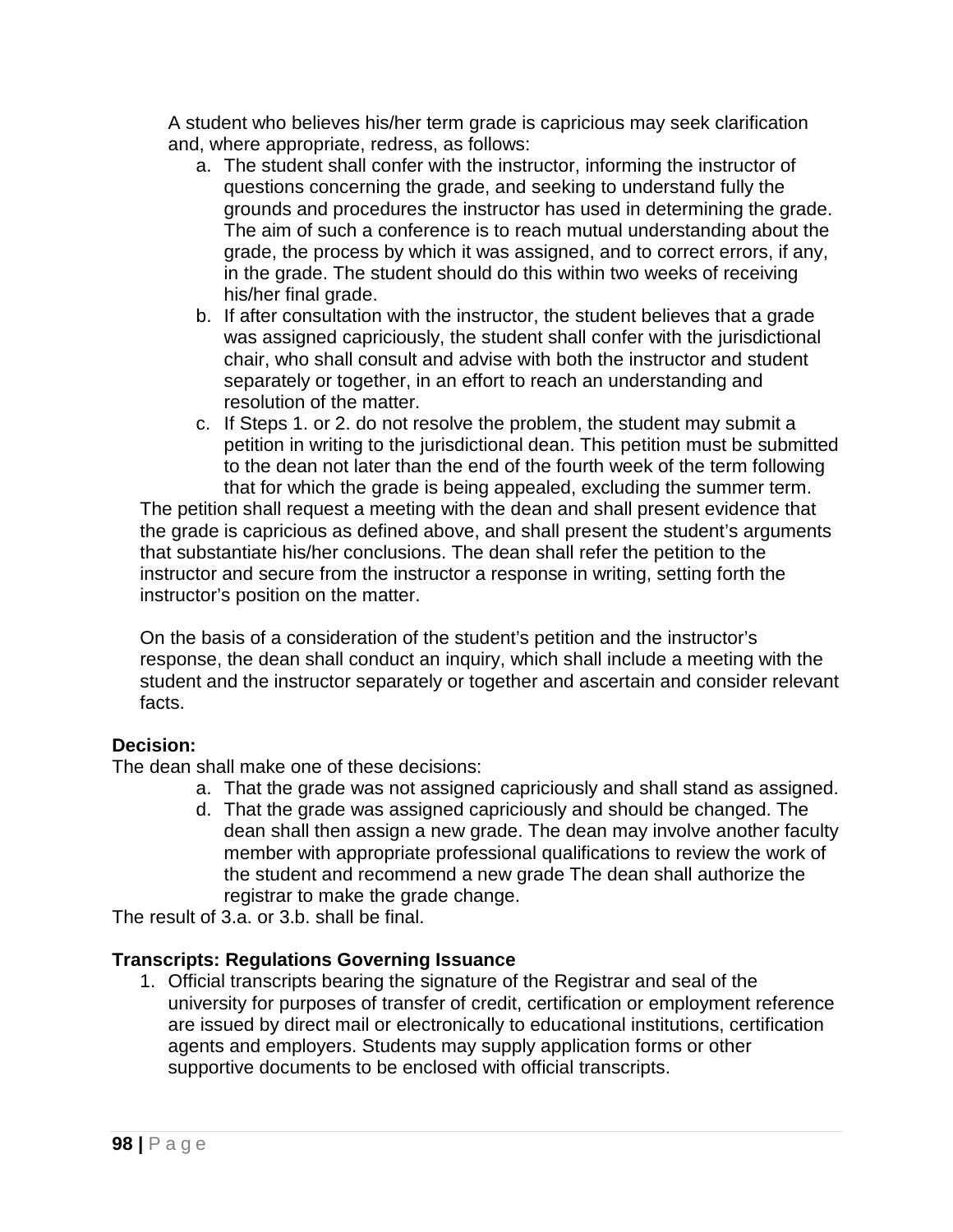A student who believes his/her term grade is capricious may seek clarification and, where appropriate, redress, as follows:

a. The student shall confer with the instructor, informing the instructor of questions concerning the grade, and seeking to understand fully the grounds and procedures the instructor has used in determining the grade. The aim of such a conference is to reach mutual understanding about the grade, the process by which it was assigned, and to correct errors, if any, in the grade. The student should do this within two weeks of receiving his/her final grade.
b. If after consultation with the instructor, the student believes that a grade was assigned capriciously, the student shall confer with the jurisdictional chair, who shall consult and advise with both the instructor and student separately or together, in an effort to reach an understanding and resolution of the matter.
c. If Steps 1. or 2. do not resolve the problem, the student may submit a petition in writing to the jurisdictional dean. This petition must be submitted to the dean not later than the end of the fourth week of the term following that for which the grade is being appealed, excluding the summer term.

The petition shall request a meeting with the dean and shall present evidence that the grade is capricious as defined above, and shall present the student's arguments that substantiate his/her conclusions. The dean shall refer the petition to the instructor and secure from the instructor a response in writing, setting forth the instructor's position on the matter.

On the basis of a consideration of the student's petition and the instructor's response, the dean shall conduct an inquiry, which shall include a meeting with the student and the instructor separately or together and ascertain and consider relevant facts.

**Decision:**

The dean shall make one of these decisions:

a. That the grade was not assigned capriciously and shall stand as assigned.
d. That the grade was assigned capriciously and should be changed. The dean shall then assign a new grade. The dean may involve another faculty member with appropriate professional qualifications to review the work of the student and recommend a new grade The dean shall authorize the registrar to make the grade change.

The result of 3.a. or 3.b. shall be final.

**Transcripts: Regulations Governing Issuance**

1. Official transcripts bearing the signature of the Registrar and seal of the university for purposes of transfer of credit, certification or employment reference are issued by direct mail or electronically to educational institutions, certification agents and employers. Students may supply application forms or other supportive documents to be enclosed with official transcripts.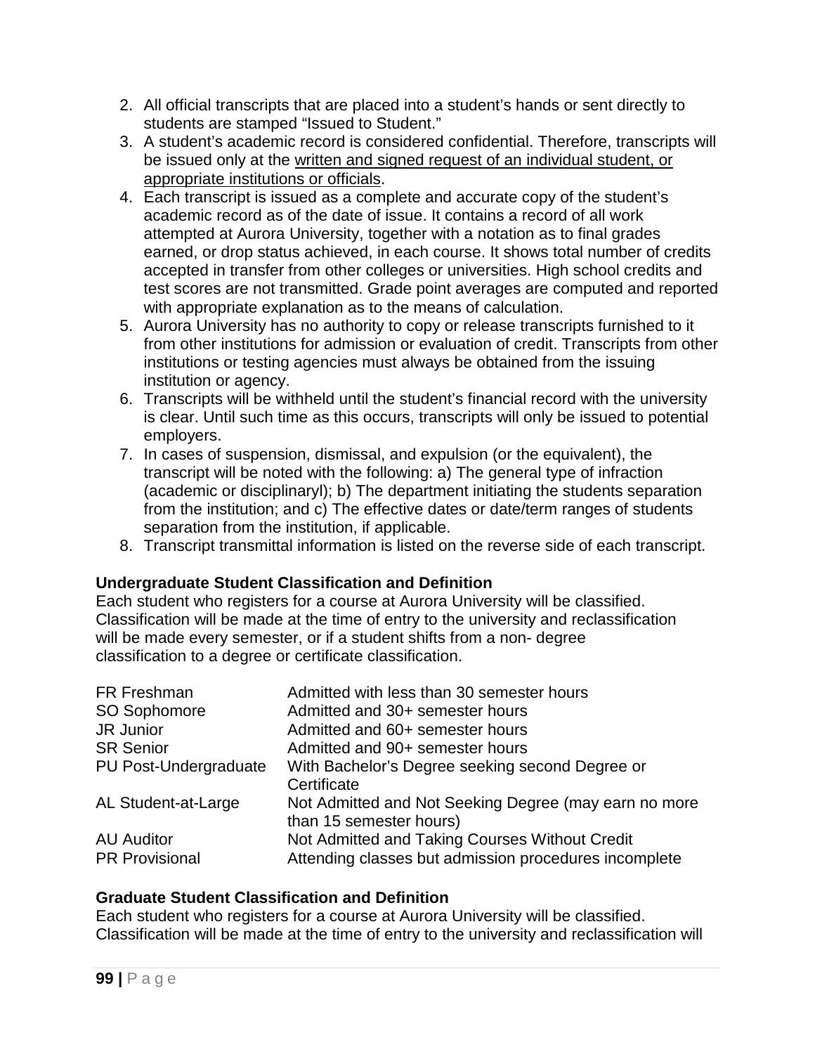2. All official transcripts that are placed into a student's hands or sent directly to students are stamped "Issued to Student."
3. A student's academic record is considered confidential. Therefore, transcripts will be issued only at the <u>written and signed request of an individual student, or appropriate institutions or officials</u>.
4. Each transcript is issued as a complete and accurate copy of the student's academic record as of the date of issue. It contains a record of all work attempted at Aurora University, together with a notation as to final grades earned, or drop status achieved, in each course. It shows total number of credits accepted in transfer from other colleges or universities. High school credits and test scores are not transmitted. Grade point averages are computed and reported with appropriate explanation as to the means of calculation.
5. Aurora University has no authority to copy or release transcripts furnished to it from other institutions for admission or evaluation of credit. Transcripts from other institutions or testing agencies must always be obtained from the issuing institution or agency.
6. Transcripts will be withheld until the student's financial record with the university is clear. Until such time as this occurs, transcripts will only be issued to potential employers.
7. In cases of suspension, dismissal, and expulsion (or the equivalent), the transcript will be noted with the following: a) The general type of infraction (academic or disciplinaryl); b) The department initiating the students separation from the institution; and c) The effective dates or date/term ranges of students separation from the institution, if applicable.
8. Transcript transmittal information is listed on the reverse side of each transcript.

**Undergraduate Student Classification and Definition**

Each student who registers for a course at Aurora University will be classified. Classification will be made at the time of entry to the university and reclassification will be made every semester, or if a student shifts from a non- degree classification to a degree or certificate classification.

| | |
|---|---|
| FR Freshman | Admitted with less than 30 semester hours |
| SO Sophomore | Admitted and 30+ semester hours |
| JR Junior | Admitted and 60+ semester hours |
| SR Senior | Admitted and 90+ semester hours |
| PU Post-Undergraduate | With Bachelor's Degree seeking second Degree or Certificate |
| AL Student-at-Large | Not Admitted and Not Seeking Degree (may earn no more than 15 semester hours) |
| AU Auditor | Not Admitted and Taking Courses Without Credit |
| PR Provisional | Attending classes but admission procedures incomplete |

**Graduate Student Classification and Definition**

Each student who registers for a course at Aurora University will be classified. Classification will be made at the time of entry to the university and reclassification will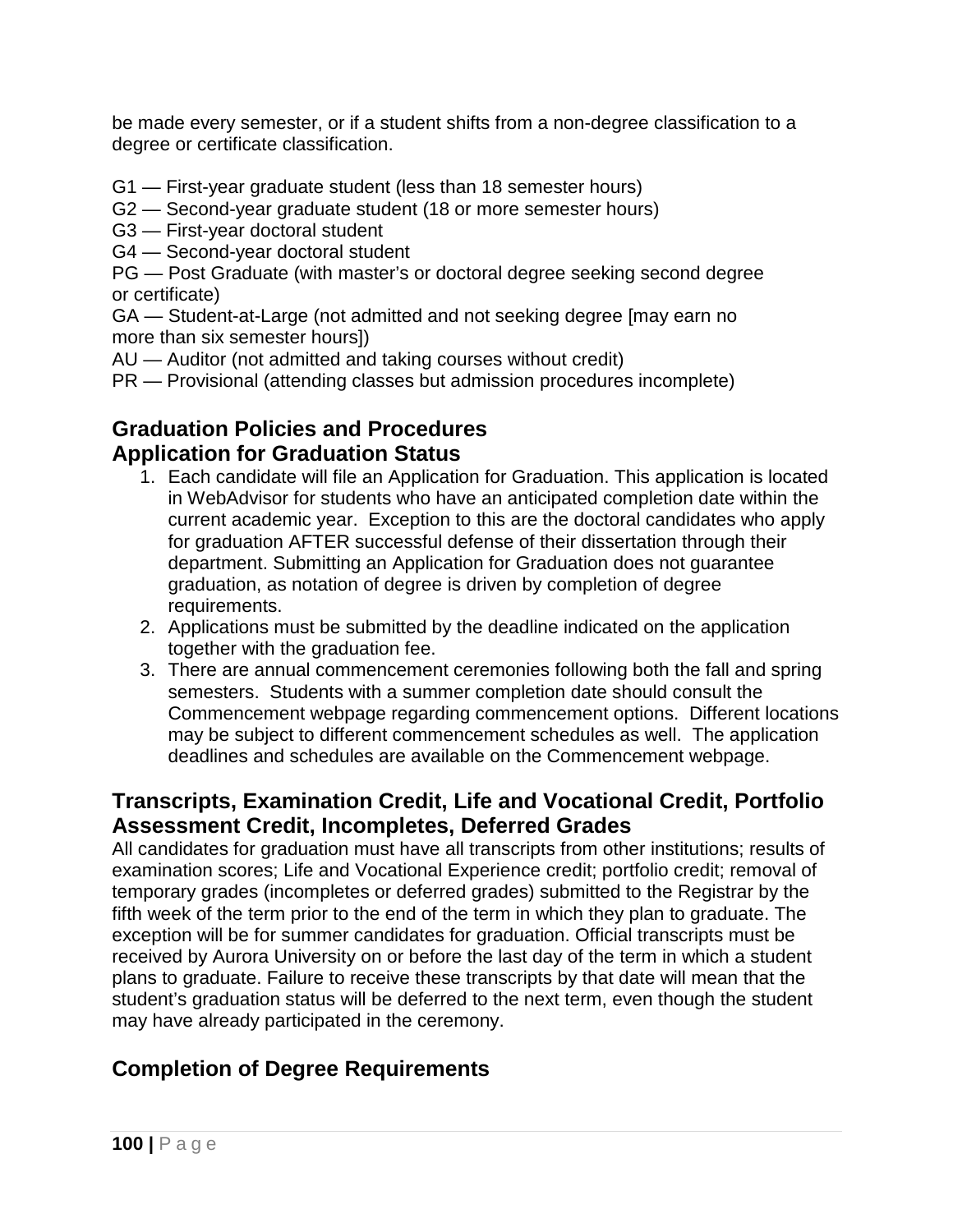be made every semester, or if a student shifts from a non-degree classification to a degree or certificate classification.

G1 — First-year graduate student (less than 18 semester hours)
G2 — Second-year graduate student (18 or more semester hours)
G3 — First-year doctoral student
G4 — Second-year doctoral student
PG — Post Graduate (with master's or doctoral degree seeking second degree or certificate)
GA — Student-at-Large (not admitted and not seeking degree [may earn no more than six semester hours])
AU — Auditor (not admitted and taking courses without credit)
PR — Provisional (attending classes but admission procedures incomplete)

## Graduation Policies and Procedures

## Application for Graduation Status

1. Each candidate will file an Application for Graduation. This application is located in WebAdvisor for students who have an anticipated completion date within the current academic year. Exception to this are the doctoral candidates who apply for graduation AFTER successful defense of their dissertation through their department. Submitting an Application for Graduation does not guarantee graduation, as notation of degree is driven by completion of degree requirements.
2. Applications must be submitted by the deadline indicated on the application together with the graduation fee.
3. There are annual commencement ceremonies following both the fall and spring semesters. Students with a summer completion date should consult the Commencement webpage regarding commencement options. Different locations may be subject to different commencement schedules as well. The application deadlines and schedules are available on the Commencement webpage.

## Transcripts, Examination Credit, Life and Vocational Credit, Portfolio Assessment Credit, Incompletes, Deferred Grades

All candidates for graduation must have all transcripts from other institutions; results of examination scores; Life and Vocational Experience credit; portfolio credit; removal of temporary grades (incompletes or deferred grades) submitted to the Registrar by the fifth week of the term prior to the end of the term in which they plan to graduate. The exception will be for summer candidates for graduation. Official transcripts must be received by Aurora University on or before the last day of the term in which a student plans to graduate. Failure to receive these transcripts by that date will mean that the student's graduation status will be deferred to the next term, even though the student may have already participated in the ceremony.

## Completion of Degree Requirements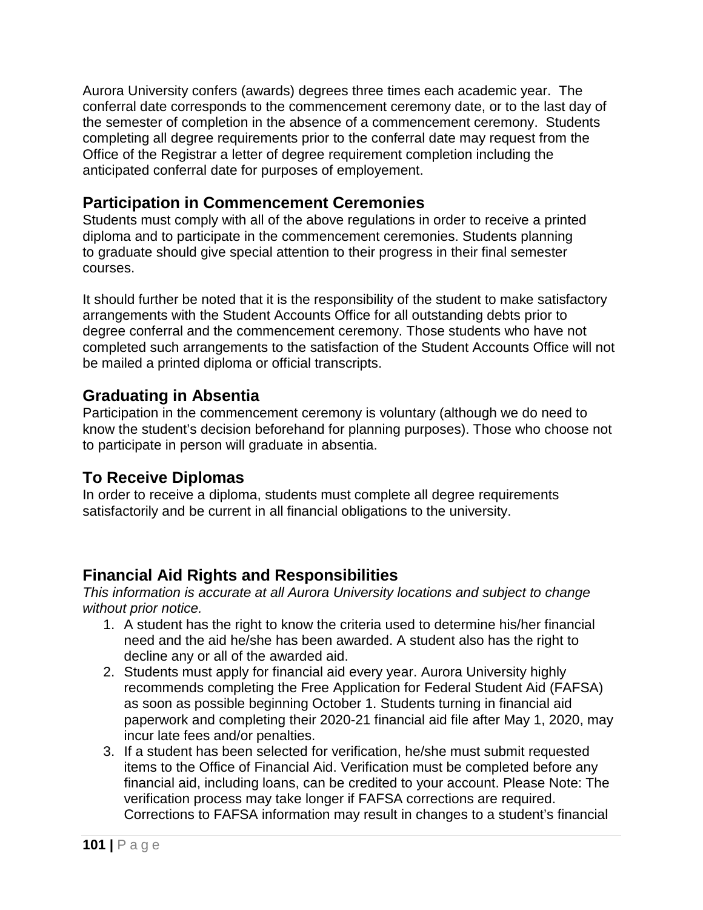Aurora University confers (awards) degrees three times each academic year. The conferral date corresponds to the commencement ceremony date, or to the last day of the semester of completion in the absence of a commencement ceremony. Students completing all degree requirements prior to the conferral date may request from the Office of the Registrar a letter of degree requirement completion including the anticipated conferral date for purposes of employement.

## Participation in Commencement Ceremonies

Students must comply with all of the above regulations in order to receive a printed diploma and to participate in the commencement ceremonies. Students planning to graduate should give special attention to their progress in their final semester courses.

It should further be noted that it is the responsibility of the student to make satisfactory arrangements with the Student Accounts Office for all outstanding debts prior to degree conferral and the commencement ceremony. Those students who have not completed such arrangements to the satisfaction of the Student Accounts Office will not be mailed a printed diploma or official transcripts.

## Graduating in Absentia

Participation in the commencement ceremony is voluntary (although we do need to know the student's decision beforehand for planning purposes). Those who choose not to participate in person will graduate in absentia.

## To Receive Diplomas

In order to receive a diploma, students must complete all degree requirements satisfactorily and be current in all financial obligations to the university.

## Financial Aid Rights and Responsibilities

*This information is accurate at all Aurora University locations and subject to change without prior notice.*

1. A student has the right to know the criteria used to determine his/her financial need and the aid he/she has been awarded. A student also has the right to decline any or all of the awarded aid.
2. Students must apply for financial aid every year. Aurora University highly recommends completing the Free Application for Federal Student Aid (FAFSA) as soon as possible beginning October 1. Students turning in financial aid paperwork and completing their 2020-21 financial aid file after May 1, 2020, may incur late fees and/or penalties.
3. If a student has been selected for verification, he/she must submit requested items to the Office of Financial Aid. Verification must be completed before any financial aid, including loans, can be credited to your account. Please Note: The verification process may take longer if FAFSA corrections are required. Corrections to FAFSA information may result in changes to a student's financial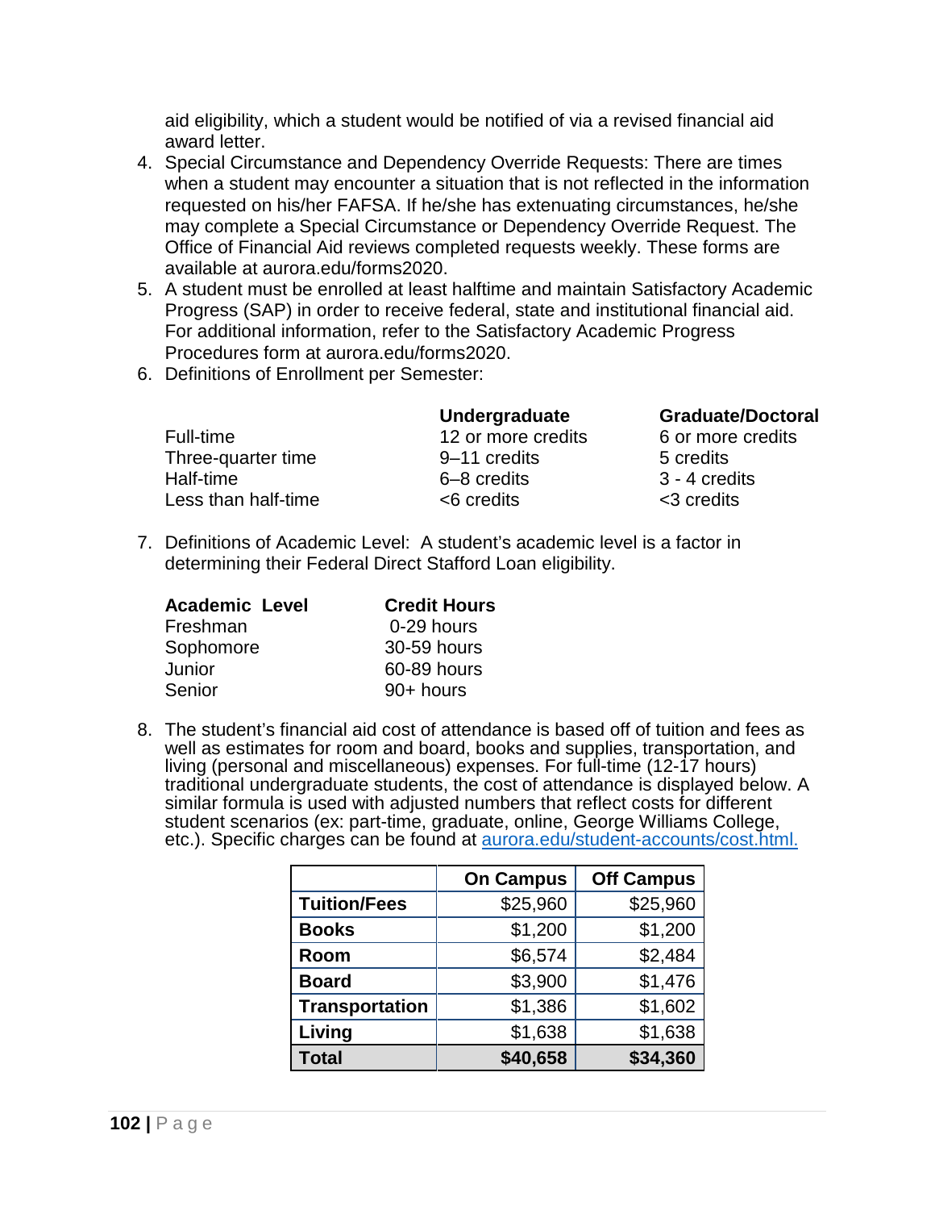aid eligibility, which a student would be notified of via a revised financial aid award letter.

4. Special Circumstance and Dependency Override Requests: There are times when a student may encounter a situation that is not reflected in the information requested on his/her FAFSA. If he/she has extenuating circumstances, he/she may complete a Special Circumstance or Dependency Override Request. The Office of Financial Aid reviews completed requests weekly. These forms are available at aurora.edu/forms2020.
5. A student must be enrolled at least halftime and maintain Satisfactory Academic Progress (SAP) in order to receive federal, state and institutional financial aid. For additional information, refer to the Satisfactory Academic Progress Procedures form at aurora.edu/forms2020.
6. Definitions of Enrollment per Semester:

| | **Undergraduate** | **Graduate/Doctoral** |
|---|---|---|
| Full-time | 12 or more credits | 6 or more credits |
| Three-quarter time | 9–11 credits | 5 credits |
| Half-time | 6–8 credits | 3 - 4 credits |
| Less than half-time | <6 credits | <3 credits |

7. Definitions of Academic Level: A student's academic level is a factor in determining their Federal Direct Stafford Loan eligibility.

| **Academic Level** | **Credit Hours** |
|---|---|
| Freshman | 0-29 hours |
| Sophomore | 30-59 hours |
| Junior | 60-89 hours |
| Senior | 90+ hours |

8. The student's financial aid cost of attendance is based off of tuition and fees as well as estimates for room and board, books and supplies, transportation, and living (personal and miscellaneous) expenses. For full-time (12-17 hours) traditional undergraduate students, the cost of attendance is displayed below. A similar formula is used with adjusted numbers that reflect costs for different student scenarios (ex: part-time, graduate, online, George Williams College, etc.). Specific charges can be found at [aurora.edu/student-accounts/cost.html.](aurora.edu/student-accounts/cost.html)

| | **On Campus** | **Off Campus** |
|---|---|---|
| **Tuition/Fees** | $25,960 | $25,960 |
| **Books** | $1,200 | $1,200 |
| **Room** | $6,574 | $2,484 |
| **Board** | $3,900 | $1,476 |
| **Transportation** | $1,386 | $1,602 |
| **Living** | $1,638 | $1,638 |
| **Total** | **$40,658** | **$34,360** |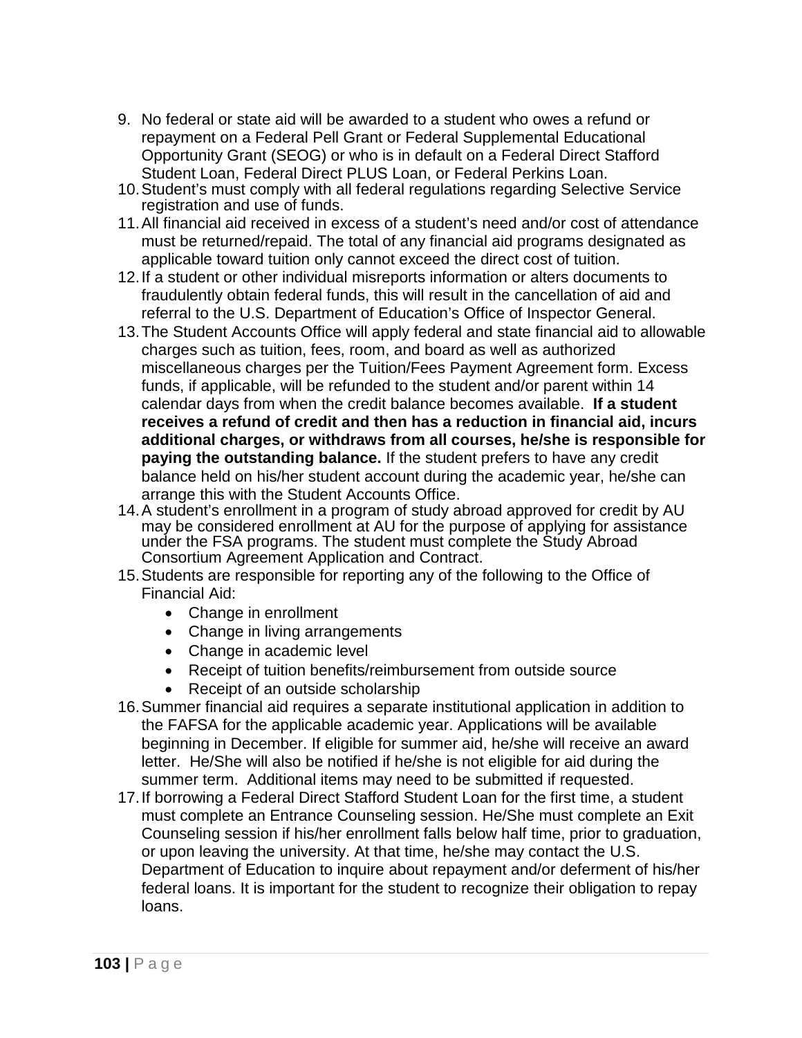9. No federal or state aid will be awarded to a student who owes a refund or repayment on a Federal Pell Grant or Federal Supplemental Educational Opportunity Grant (SEOG) or who is in default on a Federal Direct Stafford Student Loan, Federal Direct PLUS Loan, or Federal Perkins Loan.
10. Student's must comply with all federal regulations regarding Selective Service registration and use of funds.
11. All financial aid received in excess of a student's need and/or cost of attendance must be returned/repaid. The total of any financial aid programs designated as applicable toward tuition only cannot exceed the direct cost of tuition.
12. If a student or other individual misreports information or alters documents to fraudulently obtain federal funds, this will result in the cancellation of aid and referral to the U.S. Department of Education's Office of Inspector General.
13. The Student Accounts Office will apply federal and state financial aid to allowable charges such as tuition, fees, room, and board as well as authorized miscellaneous charges per the Tuition/Fees Payment Agreement form. Excess funds, if applicable, will be refunded to the student and/or parent within 14 calendar days from when the credit balance becomes available. **If a student receives a refund of credit and then has a reduction in financial aid, incurs additional charges, or withdraws from all courses, he/she is responsible for paying the outstanding balance.** If the student prefers to have any credit balance held on his/her student account during the academic year, he/she can arrange this with the Student Accounts Office.
14. A student's enrollment in a program of study abroad approved for credit by AU may be considered enrollment at AU for the purpose of applying for assistance under the FSA programs. The student must complete the Study Abroad Consortium Agreement Application and Contract.
15. Students are responsible for reporting any of the following to the Office of Financial Aid:
    - Change in enrollment
    - Change in living arrangements
    - Change in academic level
    - Receipt of tuition benefits/reimbursement from outside source
    - Receipt of an outside scholarship
16. Summer financial aid requires a separate institutional application in addition to the FAFSA for the applicable academic year. Applications will be available beginning in December. If eligible for summer aid, he/she will receive an award letter. He/She will also be notified if he/she is not eligible for aid during the summer term. Additional items may need to be submitted if requested.
17. If borrowing a Federal Direct Stafford Student Loan for the first time, a student must complete an Entrance Counseling session. He/She must complete an Exit Counseling session if his/her enrollment falls below half time, prior to graduation, or upon leaving the university. At that time, he/she may contact the U.S. Department of Education to inquire about repayment and/or deferment of his/her federal loans. It is important for the student to recognize their obligation to repay loans.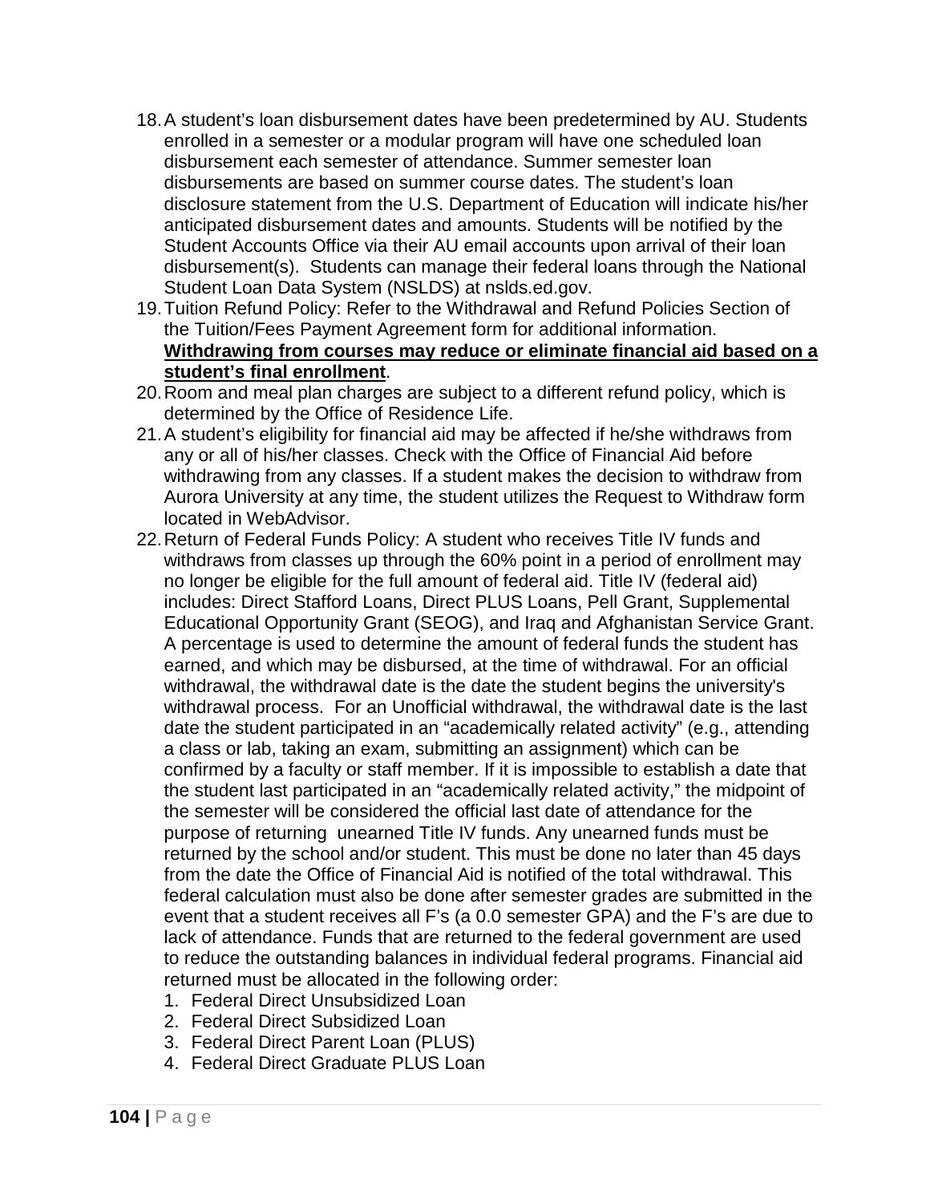18. A student's loan disbursement dates have been predetermined by AU. Students enrolled in a semester or a modular program will have one scheduled loan disbursement each semester of attendance. Summer semester loan disbursements are based on summer course dates. The student's loan disclosure statement from the U.S. Department of Education will indicate his/her anticipated disbursement dates and amounts. Students will be notified by the Student Accounts Office via their AU email accounts upon arrival of their loan disbursement(s). Students can manage their federal loans through the National Student Loan Data System (NSLDS) at nslds.ed.gov.
19. Tuition Refund Policy: Refer to the Withdrawal and Refund Policies Section of the Tuition/Fees Payment Agreement form for additional information. **Withdrawing from courses may reduce or eliminate financial aid based on a student's final enrollment**.
20. Room and meal plan charges are subject to a different refund policy, which is determined by the Office of Residence Life.
21. A student's eligibility for financial aid may be affected if he/she withdraws from any or all of his/her classes. Check with the Office of Financial Aid before withdrawing from any classes. If a student makes the decision to withdraw from Aurora University at any time, the student utilizes the Request to Withdraw form located in WebAdvisor.
22. Return of Federal Funds Policy: A student who receives Title IV funds and withdraws from classes up through the 60% point in a period of enrollment may no longer be eligible for the full amount of federal aid. Title IV (federal aid) includes: Direct Stafford Loans, Direct PLUS Loans, Pell Grant, Supplemental Educational Opportunity Grant (SEOG), and Iraq and Afghanistan Service Grant. A percentage is used to determine the amount of federal funds the student has earned, and which may be disbursed, at the time of withdrawal. For an official withdrawal, the withdrawal date is the date the student begins the university's withdrawal process. For an Unofficial withdrawal, the withdrawal date is the last date the student participated in an "academically related activity" (e.g., attending a class or lab, taking an exam, submitting an assignment) which can be confirmed by a faculty or staff member. If it is impossible to establish a date that the student last participated in an "academically related activity," the midpoint of the semester will be considered the official last date of attendance for the purpose of returning unearned Title IV funds. Any unearned funds must be returned by the school and/or student. This must be done no later than 45 days from the date the Office of Financial Aid is notified of the total withdrawal. This federal calculation must also be done after semester grades are submitted in the event that a student receives all F's (a 0.0 semester GPA) and the F's are due to lack of attendance. Funds that are returned to the federal government are used to reduce the outstanding balances in individual federal programs. Financial aid returned must be allocated in the following order:
    1. Federal Direct Unsubsidized Loan
    2. Federal Direct Subsidized Loan
    3. Federal Direct Parent Loan (PLUS)
    4. Federal Direct Graduate PLUS Loan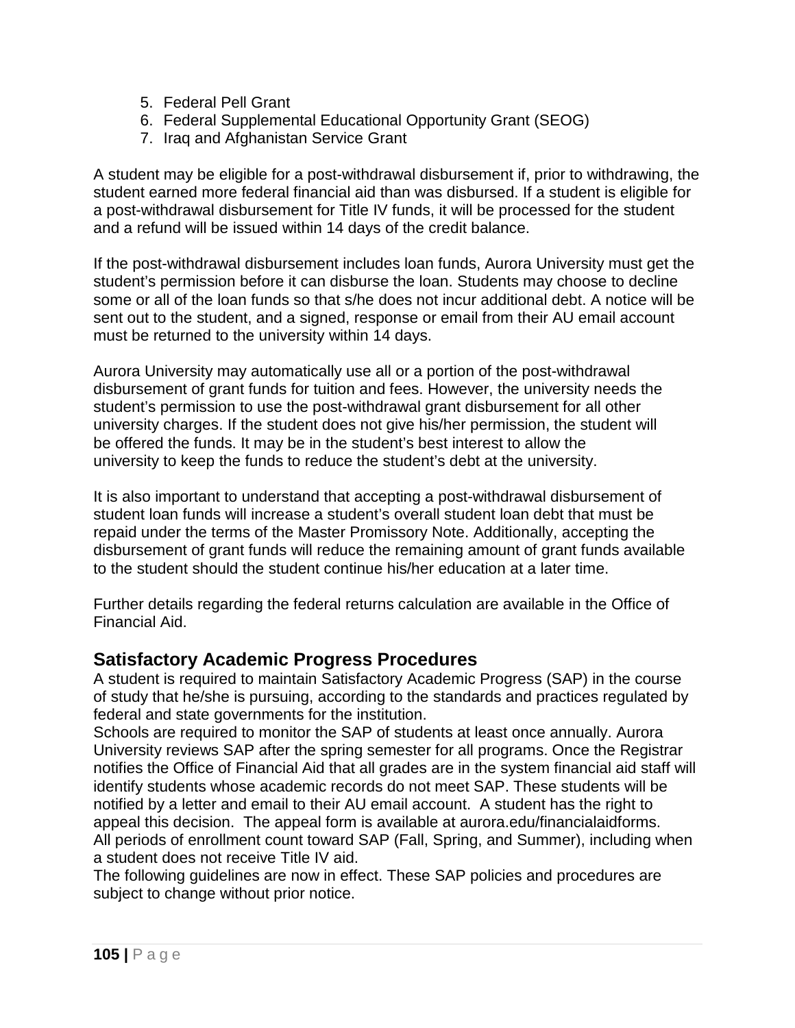5. Federal Pell Grant
6. Federal Supplemental Educational Opportunity Grant (SEOG)
7. Iraq and Afghanistan Service Grant

A student may be eligible for a post-withdrawal disbursement if, prior to withdrawing, the student earned more federal financial aid than was disbursed. If a student is eligible for a post-withdrawal disbursement for Title IV funds, it will be processed for the student and a refund will be issued within 14 days of the credit balance.

If the post-withdrawal disbursement includes loan funds, Aurora University must get the student's permission before it can disburse the loan. Students may choose to decline some or all of the loan funds so that s/he does not incur additional debt. A notice will be sent out to the student, and a signed, response or email from their AU email account must be returned to the university within 14 days.

Aurora University may automatically use all or a portion of the post-withdrawal disbursement of grant funds for tuition and fees. However, the university needs the student's permission to use the post-withdrawal grant disbursement for all other university charges. If the student does not give his/her permission, the student will be offered the funds. It may be in the student's best interest to allow the university to keep the funds to reduce the student's debt at the university.

It is also important to understand that accepting a post-withdrawal disbursement of student loan funds will increase a student's overall student loan debt that must be repaid under the terms of the Master Promissory Note. Additionally, accepting the disbursement of grant funds will reduce the remaining amount of grant funds available to the student should the student continue his/her education at a later time.

Further details regarding the federal returns calculation are available in the Office of Financial Aid.

## Satisfactory Academic Progress Procedures

A student is required to maintain Satisfactory Academic Progress (SAP) in the course of study that he/she is pursuing, according to the standards and practices regulated by federal and state governments for the institution.

Schools are required to monitor the SAP of students at least once annually. Aurora University reviews SAP after the spring semester for all programs. Once the Registrar notifies the Office of Financial Aid that all grades are in the system financial aid staff will identify students whose academic records do not meet SAP. These students will be notified by a letter and email to their AU email account. A student has the right to appeal this decision. The appeal form is available at aurora.edu/financialaidforms.

All periods of enrollment count toward SAP (Fall, Spring, and Summer), including when a student does not receive Title IV aid.

The following guidelines are now in effect. These SAP policies and procedures are subject to change without prior notice.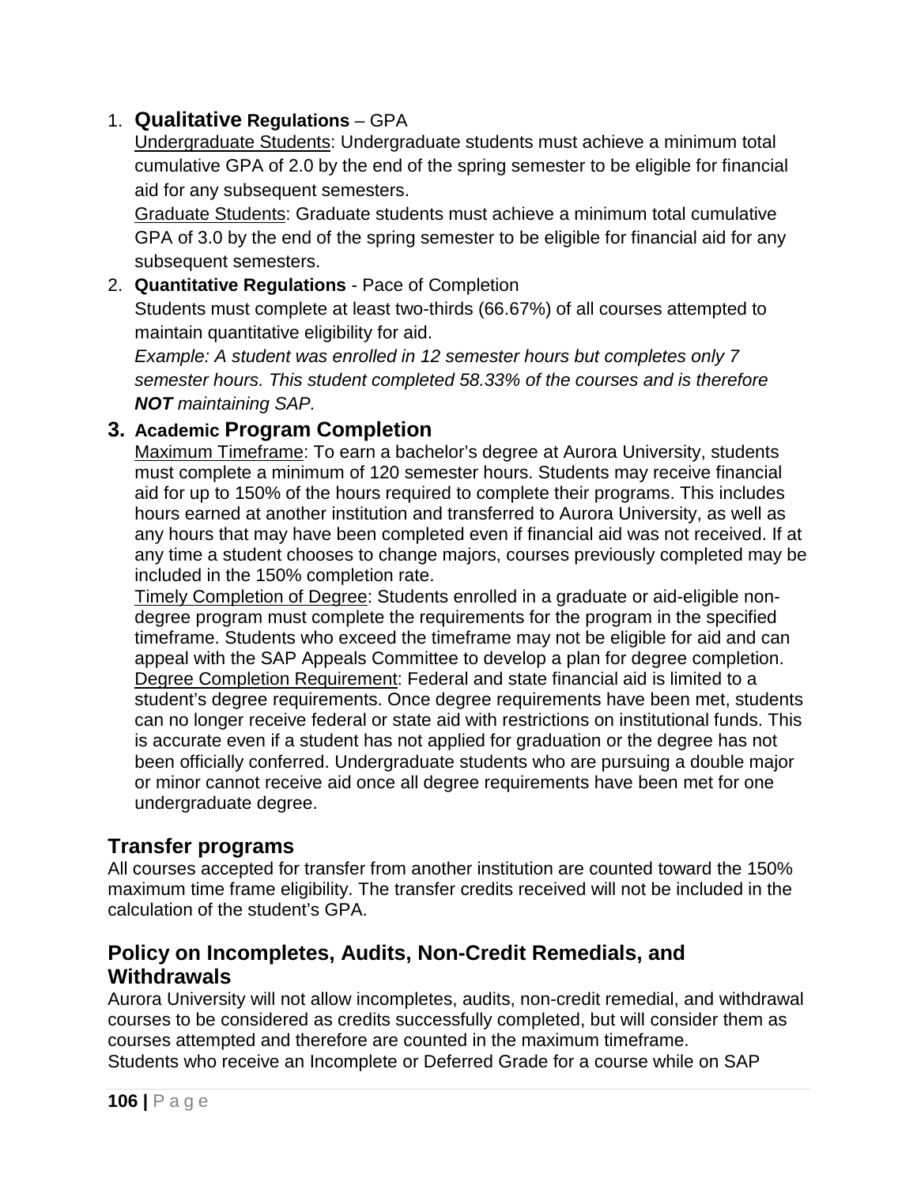1. **Qualitative Regulations** – GPA

   Undergraduate Students: Undergraduate students must achieve a minimum total cumulative GPA of 2.0 by the end of the spring semester to be eligible for financial aid for any subsequent semesters.

   Graduate Students: Graduate students must achieve a minimum total cumulative GPA of 3.0 by the end of the spring semester to be eligible for financial aid for any subsequent semesters.

2. **Quantitative Regulations** - Pace of Completion

   Students must complete at least two-thirds (66.67%) of all courses attempted to maintain quantitative eligibility for aid.

   *Example: A student was enrolled in 12 semester hours but completes only 7 semester hours. This student completed 58.33% of the courses and is therefore **NOT** maintaining SAP.*

3. **Academic Program Completion**

   Maximum Timeframe: To earn a bachelor's degree at Aurora University, students must complete a minimum of 120 semester hours. Students may receive financial aid for up to 150% of the hours required to complete their programs. This includes hours earned at another institution and transferred to Aurora University, as well as any hours that may have been completed even if financial aid was not received. If at any time a student chooses to change majors, courses previously completed may be included in the 150% completion rate.

   Timely Completion of Degree: Students enrolled in a graduate or aid-eligible non-degree program must complete the requirements for the program in the specified timeframe. Students who exceed the timeframe may not be eligible for aid and can appeal with the SAP Appeals Committee to develop a plan for degree completion.

   Degree Completion Requirement: Federal and state financial aid is limited to a student's degree requirements. Once degree requirements have been met, students can no longer receive federal or state aid with restrictions on institutional funds. This is accurate even if a student has not applied for graduation or the degree has not been officially conferred. Undergraduate students who are pursuing a double major or minor cannot receive aid once all degree requirements have been met for one undergraduate degree.

## Transfer programs

All courses accepted for transfer from another institution are counted toward the 150% maximum time frame eligibility. The transfer credits received will not be included in the calculation of the student's GPA.

## Policy on Incompletes, Audits, Non-Credit Remedials, and Withdrawals

Aurora University will not allow incompletes, audits, non-credit remedial, and withdrawal courses to be considered as credits successfully completed, but will consider them as courses attempted and therefore are counted in the maximum timeframe.

Students who receive an Incomplete or Deferred Grade for a course while on SAP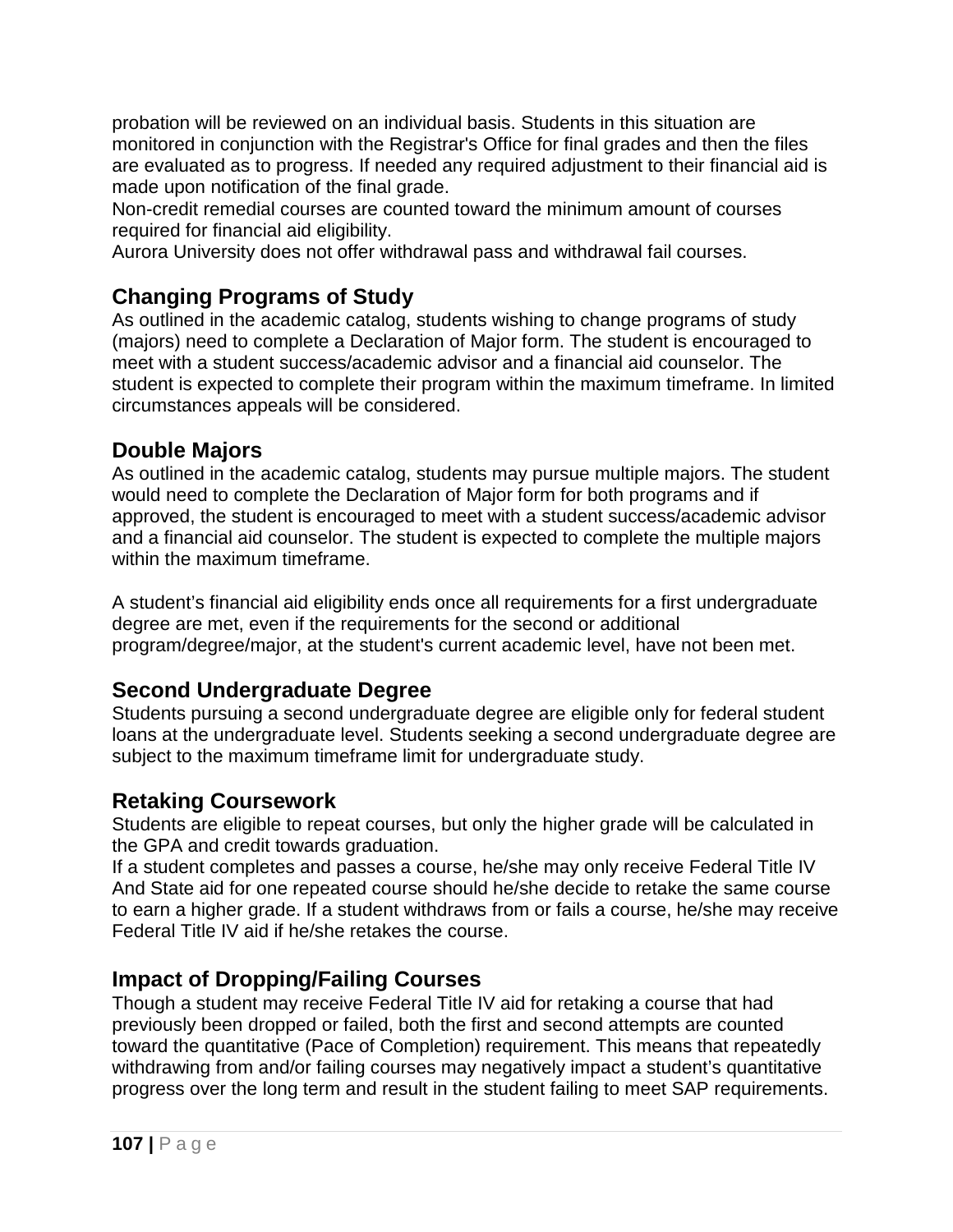probation will be reviewed on an individual basis. Students in this situation are monitored in conjunction with the Registrar's Office for final grades and then the files are evaluated as to progress. If needed any required adjustment to their financial aid is made upon notification of the final grade.

Non-credit remedial courses are counted toward the minimum amount of courses required for financial aid eligibility.

Aurora University does not offer withdrawal pass and withdrawal fail courses.

## Changing Programs of Study

As outlined in the academic catalog, students wishing to change programs of study (majors) need to complete a Declaration of Major form. The student is encouraged to meet with a student success/academic advisor and a financial aid counselor. The student is expected to complete their program within the maximum timeframe. In limited circumstances appeals will be considered.

## Double Majors

As outlined in the academic catalog, students may pursue multiple majors. The student would need to complete the Declaration of Major form for both programs and if approved, the student is encouraged to meet with a student success/academic advisor and a financial aid counselor. The student is expected to complete the multiple majors within the maximum timeframe.

A student's financial aid eligibility ends once all requirements for a first undergraduate degree are met, even if the requirements for the second or additional program/degree/major, at the student's current academic level, have not been met.

## Second Undergraduate Degree

Students pursuing a second undergraduate degree are eligible only for federal student loans at the undergraduate level. Students seeking a second undergraduate degree are subject to the maximum timeframe limit for undergraduate study.

## Retaking Coursework

Students are eligible to repeat courses, but only the higher grade will be calculated in the GPA and credit towards graduation.

If a student completes and passes a course, he/she may only receive Federal Title IV And State aid for one repeated course should he/she decide to retake the same course to earn a higher grade. If a student withdraws from or fails a course, he/she may receive Federal Title IV aid if he/she retakes the course.

## Impact of Dropping/Failing Courses

Though a student may receive Federal Title IV aid for retaking a course that had previously been dropped or failed, both the first and second attempts are counted toward the quantitative (Pace of Completion) requirement. This means that repeatedly withdrawing from and/or failing courses may negatively impact a student's quantitative progress over the long term and result in the student failing to meet SAP requirements.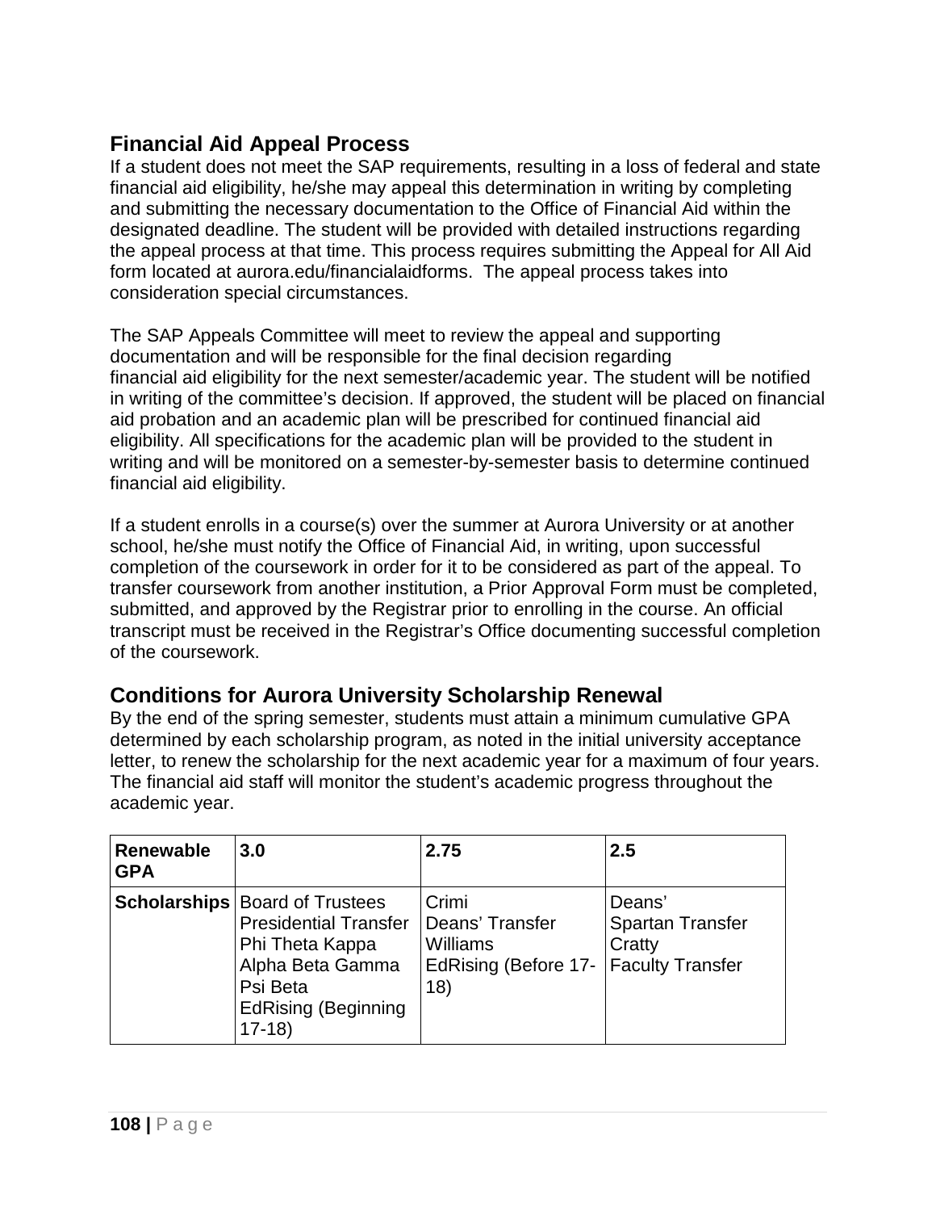## Financial Aid Appeal Process

If a student does not meet the SAP requirements, resulting in a loss of federal and state financial aid eligibility, he/she may appeal this determination in writing by completing and submitting the necessary documentation to the Office of Financial Aid within the designated deadline. The student will be provided with detailed instructions regarding the appeal process at that time. This process requires submitting the Appeal for All Aid form located at aurora.edu/financialaidforms. The appeal process takes into consideration special circumstances.

The SAP Appeals Committee will meet to review the appeal and supporting documentation and will be responsible for the final decision regarding financial aid eligibility for the next semester/academic year. The student will be notified in writing of the committee's decision. If approved, the student will be placed on financial aid probation and an academic plan will be prescribed for continued financial aid eligibility. All specifications for the academic plan will be provided to the student in writing and will be monitored on a semester-by-semester basis to determine continued financial aid eligibility.

If a student enrolls in a course(s) over the summer at Aurora University or at another school, he/she must notify the Office of Financial Aid, in writing, upon successful completion of the coursework in order for it to be considered as part of the appeal. To transfer coursework from another institution, a Prior Approval Form must be completed, submitted, and approved by the Registrar prior to enrolling in the course. An official transcript must be received in the Registrar's Office documenting successful completion of the coursework.

## Conditions for Aurora University Scholarship Renewal

By the end of the spring semester, students must attain a minimum cumulative GPA determined by each scholarship program, as noted in the initial university acceptance letter, to renew the scholarship for the next academic year for a maximum of four years. The financial aid staff will monitor the student's academic progress throughout the academic year.

| **Renewable GPA** | **3.0** | **2.75** | **2.5** |
|---|---|---|---|
| **Scholarships** | Board of Trustees<br>Presidential Transfer<br>Phi Theta Kappa<br>Alpha Beta Gamma<br>Psi Beta<br>EdRising (Beginning 17-18) | Crimi<br>Deans' Transfer<br>Williams<br>EdRising (Before 17-18) | Deans'<br>Spartan Transfer<br>Cratty<br>Faculty Transfer |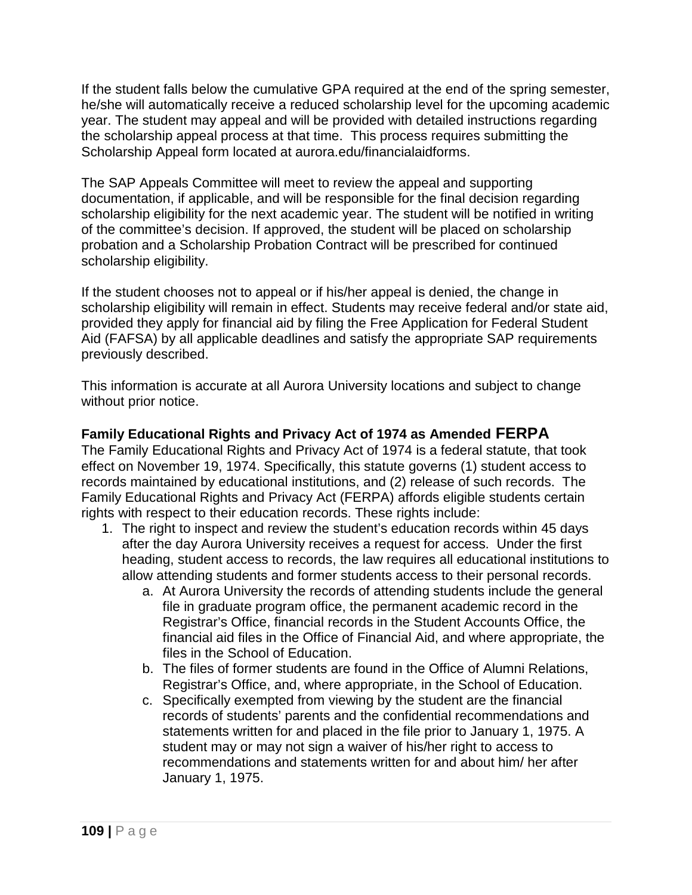If the student falls below the cumulative GPA required at the end of the spring semester, he/she will automatically receive a reduced scholarship level for the upcoming academic year. The student may appeal and will be provided with detailed instructions regarding the scholarship appeal process at that time. This process requires submitting the Scholarship Appeal form located at aurora.edu/financialaidforms.

The SAP Appeals Committee will meet to review the appeal and supporting documentation, if applicable, and will be responsible for the final decision regarding scholarship eligibility for the next academic year. The student will be notified in writing of the committee's decision. If approved, the student will be placed on scholarship probation and a Scholarship Probation Contract will be prescribed for continued scholarship eligibility.

If the student chooses not to appeal or if his/her appeal is denied, the change in scholarship eligibility will remain in effect. Students may receive federal and/or state aid, provided they apply for financial aid by filing the Free Application for Federal Student Aid (FAFSA) by all applicable deadlines and satisfy the appropriate SAP requirements previously described.

This information is accurate at all Aurora University locations and subject to change without prior notice.

### Family Educational Rights and Privacy Act of 1974 as Amended FERPA

The Family Educational Rights and Privacy Act of 1974 is a federal statute, that took effect on November 19, 1974. Specifically, this statute governs (1) student access to records maintained by educational institutions, and (2) release of such records. The Family Educational Rights and Privacy Act (FERPA) affords eligible students certain rights with respect to their education records. These rights include:

1. The right to inspect and review the student's education records within 45 days after the day Aurora University receives a request for access. Under the first heading, student access to records, the law requires all educational institutions to allow attending students and former students access to their personal records.
   a. At Aurora University the records of attending students include the general file in graduate program office, the permanent academic record in the Registrar's Office, financial records in the Student Accounts Office, the financial aid files in the Office of Financial Aid, and where appropriate, the files in the School of Education.
   b. The files of former students are found in the Office of Alumni Relations, Registrar's Office, and, where appropriate, in the School of Education.
   c. Specifically exempted from viewing by the student are the financial records of students' parents and the confidential recommendations and statements written for and placed in the file prior to January 1, 1975. A student may or may not sign a waiver of his/her right to access to recommendations and statements written for and about him/ her after January 1, 1975.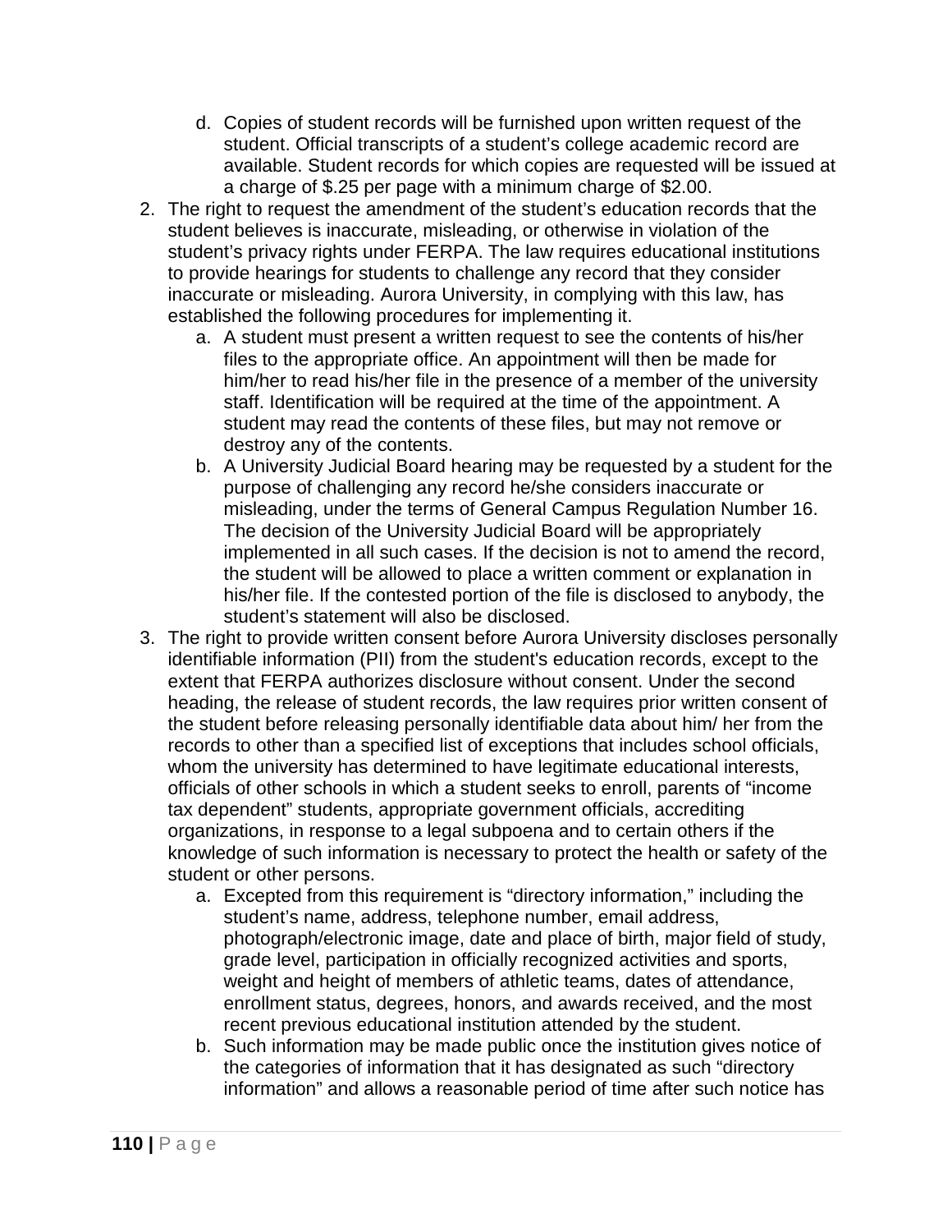d. Copies of student records will be furnished upon written request of the student. Official transcripts of a student's college academic record are available. Student records for which copies are requested will be issued at a charge of $.25 per page with a minimum charge of $2.00.

2. The right to request the amendment of the student's education records that the student believes is inaccurate, misleading, or otherwise in violation of the student's privacy rights under FERPA. The law requires educational institutions to provide hearings for students to challenge any record that they consider inaccurate or misleading. Aurora University, in complying with this law, has established the following procedures for implementing it.
   a. A student must present a written request to see the contents of his/her files to the appropriate office. An appointment will then be made for him/her to read his/her file in the presence of a member of the university staff. Identification will be required at the time of the appointment. A student may read the contents of these files, but may not remove or destroy any of the contents.
   b. A University Judicial Board hearing may be requested by a student for the purpose of challenging any record he/she considers inaccurate or misleading, under the terms of General Campus Regulation Number 16. The decision of the University Judicial Board will be appropriately implemented in all such cases. If the decision is not to amend the record, the student will be allowed to place a written comment or explanation in his/her file. If the contested portion of the file is disclosed to anybody, the student's statement will also be disclosed.
3. The right to provide written consent before Aurora University discloses personally identifiable information (PII) from the student's education records, except to the extent that FERPA authorizes disclosure without consent. Under the second heading, the release of student records, the law requires prior written consent of the student before releasing personally identifiable data about him/ her from the records to other than a specified list of exceptions that includes school officials, whom the university has determined to have legitimate educational interests, officials of other schools in which a student seeks to enroll, parents of "income tax dependent" students, appropriate government officials, accrediting organizations, in response to a legal subpoena and to certain others if the knowledge of such information is necessary to protect the health or safety of the student or other persons.
   a. Excepted from this requirement is "directory information," including the student's name, address, telephone number, email address, photograph/electronic image, date and place of birth, major field of study, grade level, participation in officially recognized activities and sports, weight and height of members of athletic teams, dates of attendance, enrollment status, degrees, honors, and awards received, and the most recent previous educational institution attended by the student.
   b. Such information may be made public once the institution gives notice of the categories of information that it has designated as such "directory information" and allows a reasonable period of time after such notice has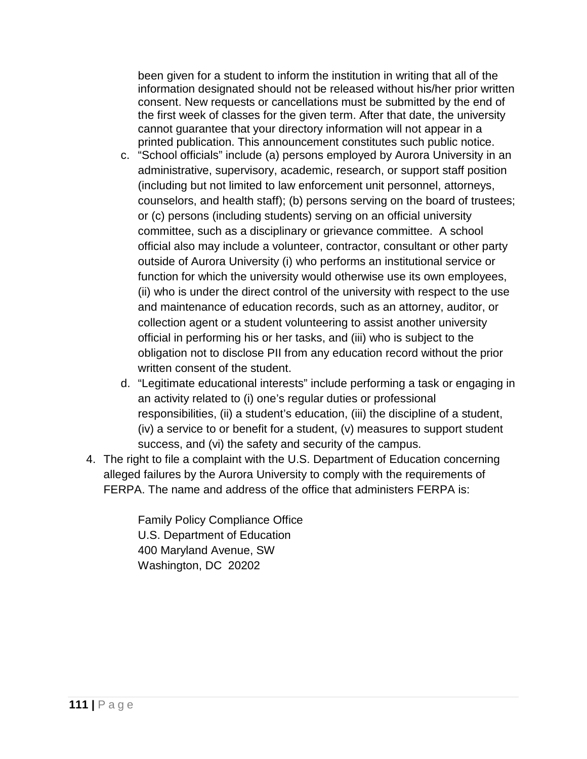been given for a student to inform the institution in writing that all of the information designated should not be released without his/her prior written consent. New requests or cancellations must be submitted by the end of the first week of classes for the given term. After that date, the university cannot guarantee that your directory information will not appear in a printed publication. This announcement constitutes such public notice.

   c. "School officials" include (a) persons employed by Aurora University in an administrative, supervisory, academic, research, or support staff position (including but not limited to law enforcement unit personnel, attorneys, counselors, and health staff); (b) persons serving on the board of trustees; or (c) persons (including students) serving on an official university committee, such as a disciplinary or grievance committee. A school official also may include a volunteer, contractor, consultant or other party outside of Aurora University (i) who performs an institutional service or function for which the university would otherwise use its own employees, (ii) who is under the direct control of the university with respect to the use and maintenance of education records, such as an attorney, auditor, or collection agent or a student volunteering to assist another university official in performing his or her tasks, and (iii) who is subject to the obligation not to disclose PII from any education record without the prior written consent of the student.
   d. "Legitimate educational interests" include performing a task or engaging in an activity related to (i) one's regular duties or professional responsibilities, (ii) a student's education, (iii) the discipline of a student, (iv) a service to or benefit for a student, (v) measures to support student success, and (vi) the safety and security of the campus.

4. The right to file a complaint with the U.S. Department of Education concerning alleged failures by the Aurora University to comply with the requirements of FERPA. The name and address of the office that administers FERPA is:

   Family Policy Compliance Office
   U.S. Department of Education
   400 Maryland Avenue, SW
   Washington, DC 20202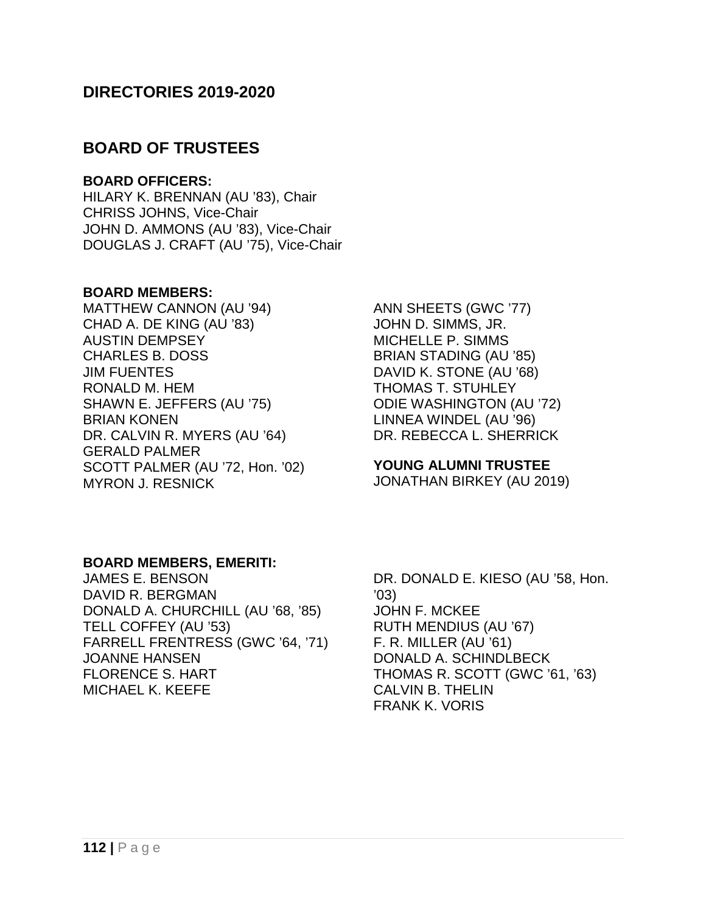# DIRECTORIES 2019-2020

## BOARD OF TRUSTEES

**BOARD OFFICERS:**
HILARY K. BRENNAN (AU ’83), Chair
CHRISS JOHNS, Vice-Chair
JOHN D. AMMONS (AU ’83), Vice-Chair
DOUGLAS J. CRAFT (AU ’75), Vice-Chair

**BOARD MEMBERS:**
MATTHEW CANNON (AU ’94)
CHAD A. DE KING (AU ’83)
AUSTIN DEMPSEY
CHARLES B. DOSS
JIM FUENTES
RONALD M. HEM
SHAWN E. JEFFERS (AU ’75)
BRIAN KONEN
DR. CALVIN R. MYERS (AU ’64)
GERALD PALMER
SCOTT PALMER (AU ’72, Hon. ’02)
MYRON J. RESNICK
ANN SHEETS (GWC ’77)
JOHN D. SIMMS, JR.
MICHELLE P. SIMMS
BRIAN STADING (AU ’85)
DAVID K. STONE (AU ’68)
THOMAS T. STUHLEY
ODIE WASHINGTON (AU ’72)
LINNEA WINDEL (AU ’96)
DR. REBECCA L. SHERRICK

**YOUNG ALUMNI TRUSTEE**
JONATHAN BIRKEY (AU 2019)

**BOARD MEMBERS, EMERITI:**
JAMES E. BENSON
DAVID R. BERGMAN
DONALD A. CHURCHILL (AU ’68, ’85)
TELL COFFEY (AU ’53)
FARRELL FRENTRESS (GWC ’64, ’71)
JOANNE HANSEN
FLORENCE S. HART
MICHAEL K. KEEFE
DR. DONALD E. KIESO (AU ’58, Hon. ’03)
JOHN F. MCKEE
RUTH MENDIUS (AU ’67)
F. R. MILLER (AU ’61)
DONALD A. SCHINDLBECK
THOMAS R. SCOTT (GWC ’61, ’63)
CALVIN B. THELIN
FRANK K. VORIS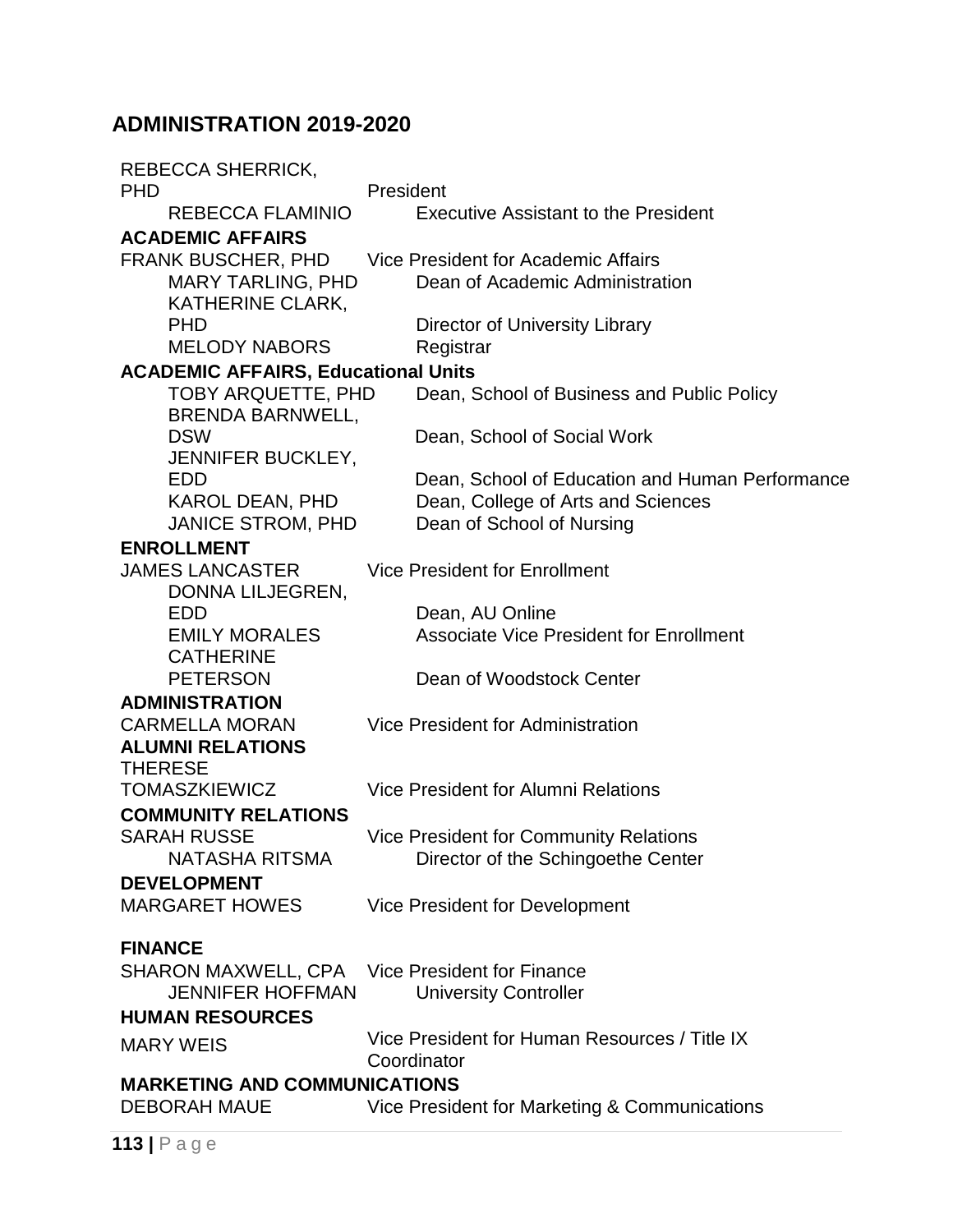## ADMINISTRATION 2019-2020

| | |
|---|---|
| REBECCA SHERRICK, PHD | President |
| REBECCA FLAMINIO | Executive Assistant to the President |
| **ACADEMIC AFFAIRS** | |
| FRANK BUSCHER, PHD | Vice President for Academic Affairs |
| MARY TARLING, PHD | Dean of Academic Administration |
| KATHERINE CLARK, PHD | Director of University Library |
| MELODY NABORS | Registrar |
| **ACADEMIC AFFAIRS, Educational Units** | |
| TOBY ARQUETTE, PHD | Dean, School of Business and Public Policy |
| BRENDA BARNWELL, DSW | Dean, School of Social Work |
| JENNIFER BUCKLEY, EDD | Dean, School of Education and Human Performance |
| KAROL DEAN, PHD | Dean, College of Arts and Sciences |
| JANICE STROM, PHD | Dean of School of Nursing |
| **ENROLLMENT** | |
| JAMES LANCASTER | Vice President for Enrollment |
| DONNA LILJEGREN, EDD | Dean, AU Online |
| EMILY MORALES | Associate Vice President for Enrollment |
| CATHERINE PETERSON | Dean of Woodstock Center |
| **ADMINISTRATION** | |
| CARMELLA MORAN | Vice President for Administration |
| **ALUMNI RELATIONS** | |
| THERESE TOMASZKIEWICZ | Vice President for Alumni Relations |
| **COMMUNITY RELATIONS** | |
| SARAH RUSSE | Vice President for Community Relations |
| NATASHA RITSMA | Director of the Schingoethe Center |
| **DEVELOPMENT** | |
| MARGARET HOWES | Vice President for Development |
| **FINANCE** | |
| SHARON MAXWELL, CPA | Vice President for Finance |
| JENNIFER HOFFMAN | University Controller |
| **HUMAN RESOURCES** | |
| MARY WEIS | Vice President for Human Resources / Title IX Coordinator |
| **MARKETING AND COMMUNICATIONS** | |
| DEBORAH MAUE | Vice President for Marketing & Communications |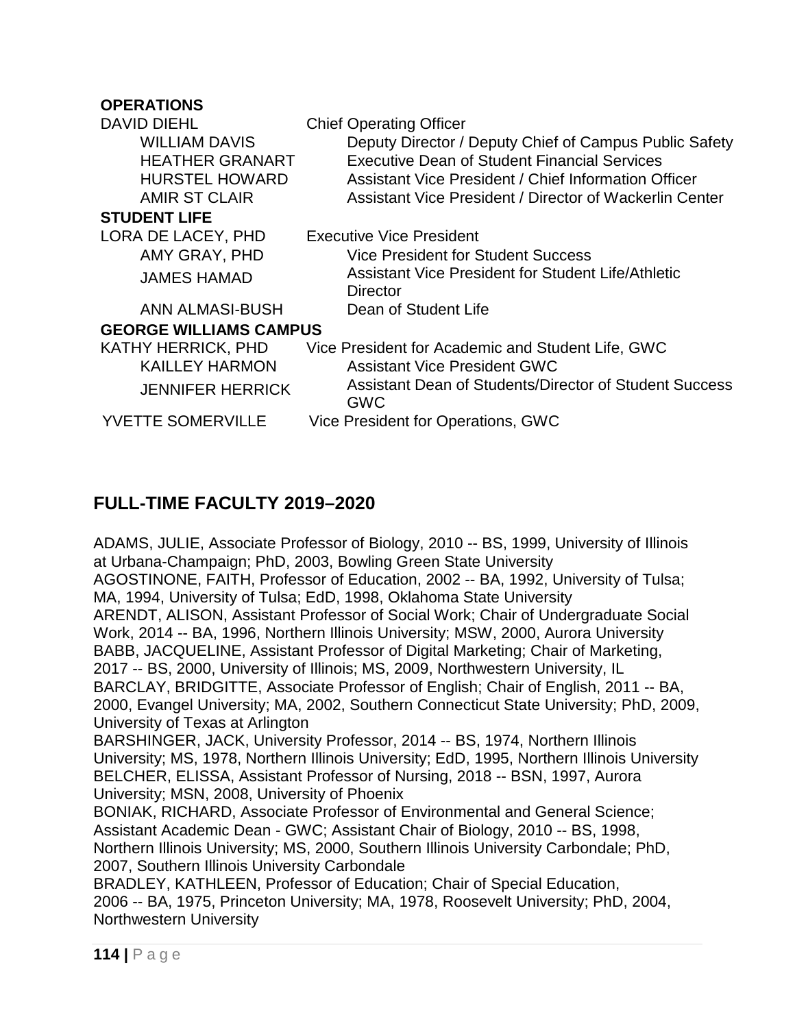**OPERATIONS**

| | |
|---|---|
| DAVID DIEHL | Chief Operating Officer |
| WILLIAM DAVIS | Deputy Director / Deputy Chief of Campus Public Safety |
| HEATHER GRANART | Executive Dean of Student Financial Services |
| HURSTEL HOWARD | Assistant Vice President / Chief Information Officer |
| AMIR ST CLAIR | Assistant Vice President / Director of Wackerlin Center |

**STUDENT LIFE**

| | |
|---|---|
| LORA DE LACEY, PHD | Executive Vice President |
| AMY GRAY, PHD | Vice President for Student Success |
| JAMES HAMAD | Assistant Vice President for Student Life/Athletic Director |
| ANN ALMASI-BUSH | Dean of Student Life |

**GEORGE WILLIAMS CAMPUS**

| | |
|---|---|
| KATHY HERRICK, PHD | Vice President for Academic and Student Life, GWC |
| KAILLEY HARMON | Assistant Vice President GWC |
| JENNIFER HERRICK | Assistant Dean of Students/Director of Student Success GWC |
| YVETTE SOMERVILLE | Vice President for Operations, GWC |

## FULL-TIME FACULTY 2019–2020

ADAMS, JULIE, Associate Professor of Biology, 2010 -- BS, 1999, University of Illinois at Urbana-Champaign; PhD, 2003, Bowling Green State University

AGOSTINONE, FAITH, Professor of Education, 2002 -- BA, 1992, University of Tulsa; MA, 1994, University of Tulsa; EdD, 1998, Oklahoma State University

ARENDT, ALISON, Assistant Professor of Social Work; Chair of Undergraduate Social Work, 2014 -- BA, 1996, Northern Illinois University; MSW, 2000, Aurora University

BABB, JACQUELINE, Assistant Professor of Digital Marketing; Chair of Marketing, 2017 -- BS, 2000, University of Illinois; MS, 2009, Northwestern University, IL

BARCLAY, BRIDGITTE, Associate Professor of English; Chair of English, 2011 -- BA, 2000, Evangel University; MA, 2002, Southern Connecticut State University; PhD, 2009, University of Texas at Arlington

BARSHINGER, JACK, University Professor, 2014 -- BS, 1974, Northern Illinois University; MS, 1978, Northern Illinois University; EdD, 1995, Northern Illinois University

BELCHER, ELISSA, Assistant Professor of Nursing, 2018 -- BSN, 1997, Aurora University; MSN, 2008, University of Phoenix

BONIAK, RICHARD, Associate Professor of Environmental and General Science; Assistant Academic Dean - GWC; Assistant Chair of Biology, 2010 -- BS, 1998, Northern Illinois University; MS, 2000, Southern Illinois University Carbondale; PhD, 2007, Southern Illinois University Carbondale

BRADLEY, KATHLEEN, Professor of Education; Chair of Special Education, 2006 -- BA, 1975, Princeton University; MA, 1978, Roosevelt University; PhD, 2004, Northwestern University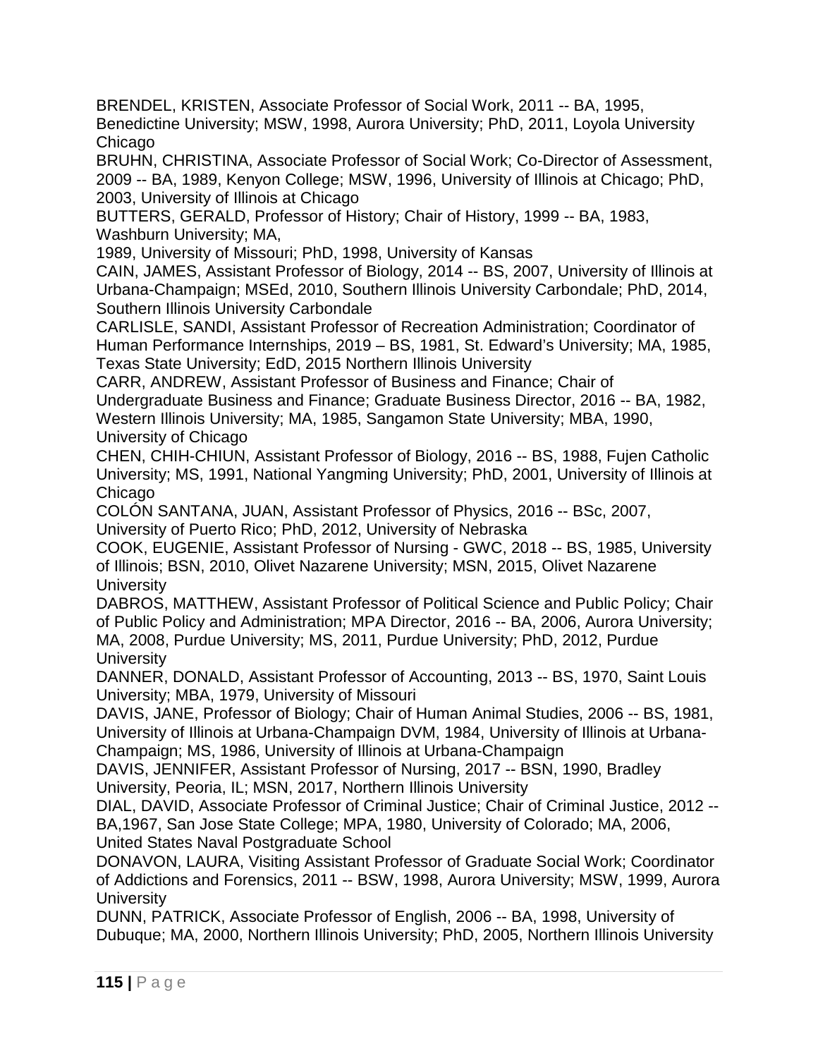BRENDEL, KRISTEN, Associate Professor of Social Work, 2011 -- BA, 1995, Benedictine University; MSW, 1998, Aurora University; PhD, 2011, Loyola University Chicago

BRUHN, CHRISTINA, Associate Professor of Social Work; Co-Director of Assessment, 2009 -- BA, 1989, Kenyon College; MSW, 1996, University of Illinois at Chicago; PhD, 2003, University of Illinois at Chicago

BUTTERS, GERALD, Professor of History; Chair of History, 1999 -- BA, 1983, Washburn University; MA, 1989, University of Missouri; PhD, 1998, University of Kansas

CAIN, JAMES, Assistant Professor of Biology, 2014 -- BS, 2007, University of Illinois at Urbana-Champaign; MSEd, 2010, Southern Illinois University Carbondale; PhD, 2014, Southern Illinois University Carbondale

CARLISLE, SANDI, Assistant Professor of Recreation Administration; Coordinator of Human Performance Internships, 2019 – BS, 1981, St. Edward’s University; MA, 1985, Texas State University; EdD, 2015 Northern Illinois University

CARR, ANDREW, Assistant Professor of Business and Finance; Chair of Undergraduate Business and Finance; Graduate Business Director, 2016 -- BA, 1982, Western Illinois University; MA, 1985, Sangamon State University; MBA, 1990, University of Chicago

CHEN, CHIH-CHIUN, Assistant Professor of Biology, 2016 -- BS, 1988, Fujen Catholic University; MS, 1991, National Yangming University; PhD, 2001, University of Illinois at Chicago

COLÓN SANTANA, JUAN, Assistant Professor of Physics, 2016 -- BSc, 2007, University of Puerto Rico; PhD, 2012, University of Nebraska

COOK, EUGENIE, Assistant Professor of Nursing - GWC, 2018 -- BS, 1985, University of Illinois; BSN, 2010, Olivet Nazarene University; MSN, 2015, Olivet Nazarene University

DABROS, MATTHEW, Assistant Professor of Political Science and Public Policy; Chair of Public Policy and Administration; MPA Director, 2016 -- BA, 2006, Aurora University; MA, 2008, Purdue University; MS, 2011, Purdue University; PhD, 2012, Purdue University

DANNER, DONALD, Assistant Professor of Accounting, 2013 -- BS, 1970, Saint Louis University; MBA, 1979, University of Missouri

DAVIS, JANE, Professor of Biology; Chair of Human Animal Studies, 2006 -- BS, 1981, University of Illinois at Urbana-Champaign DVM, 1984, University of Illinois at Urbana-Champaign; MS, 1986, University of Illinois at Urbana-Champaign

DAVIS, JENNIFER, Assistant Professor of Nursing, 2017 -- BSN, 1990, Bradley University, Peoria, IL; MSN, 2017, Northern Illinois University

DIAL, DAVID, Associate Professor of Criminal Justice; Chair of Criminal Justice, 2012 -- BA,1967, San Jose State College; MPA, 1980, University of Colorado; MA, 2006, United States Naval Postgraduate School

DONAVON, LAURA, Visiting Assistant Professor of Graduate Social Work; Coordinator of Addictions and Forensics, 2011 -- BSW, 1998, Aurora University; MSW, 1999, Aurora University

DUNN, PATRICK, Associate Professor of English, 2006 -- BA, 1998, University of Dubuque; MA, 2000, Northern Illinois University; PhD, 2005, Northern Illinois University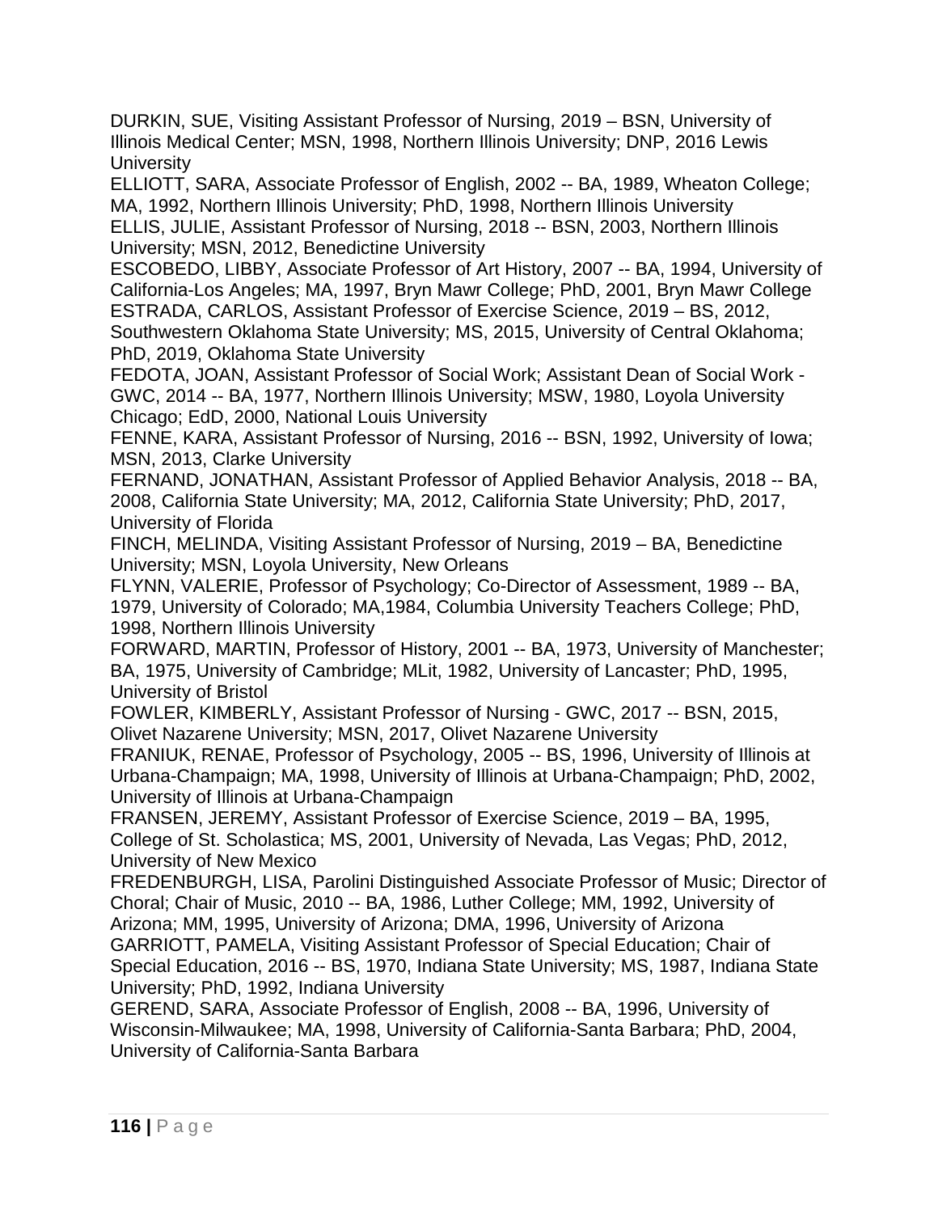DURKIN, SUE, Visiting Assistant Professor of Nursing, 2019 – BSN, University of Illinois Medical Center; MSN, 1998, Northern Illinois University; DNP, 2016 Lewis University

ELLIOTT, SARA, Associate Professor of English, 2002 -- BA, 1989, Wheaton College; MA, 1992, Northern Illinois University; PhD, 1998, Northern Illinois University

ELLIS, JULIE, Assistant Professor of Nursing, 2018 -- BSN, 2003, Northern Illinois University; MSN, 2012, Benedictine University

ESCOBEDO, LIBBY, Associate Professor of Art History, 2007 -- BA, 1994, University of California-Los Angeles; MA, 1997, Bryn Mawr College; PhD, 2001, Bryn Mawr College

ESTRADA, CARLOS, Assistant Professor of Exercise Science, 2019 – BS, 2012, Southwestern Oklahoma State University; MS, 2015, University of Central Oklahoma; PhD, 2019, Oklahoma State University

FEDOTA, JOAN, Assistant Professor of Social Work; Assistant Dean of Social Work - GWC, 2014 -- BA, 1977, Northern Illinois University; MSW, 1980, Loyola University Chicago; EdD, 2000, National Louis University

FENNE, KARA, Assistant Professor of Nursing, 2016 -- BSN, 1992, University of Iowa; MSN, 2013, Clarke University

FERNAND, JONATHAN, Assistant Professor of Applied Behavior Analysis, 2018 -- BA, 2008, California State University; MA, 2012, California State University; PhD, 2017, University of Florida

FINCH, MELINDA, Visiting Assistant Professor of Nursing, 2019 – BA, Benedictine University; MSN, Loyola University, New Orleans

FLYNN, VALERIE, Professor of Psychology; Co-Director of Assessment, 1989 -- BA, 1979, University of Colorado; MA,1984, Columbia University Teachers College; PhD, 1998, Northern Illinois University

FORWARD, MARTIN, Professor of History, 2001 -- BA, 1973, University of Manchester; BA, 1975, University of Cambridge; MLit, 1982, University of Lancaster; PhD, 1995, University of Bristol

FOWLER, KIMBERLY, Assistant Professor of Nursing - GWC, 2017 -- BSN, 2015, Olivet Nazarene University; MSN, 2017, Olivet Nazarene University

FRANIUK, RENAE, Professor of Psychology, 2005 -- BS, 1996, University of Illinois at Urbana-Champaign; MA, 1998, University of Illinois at Urbana-Champaign; PhD, 2002, University of Illinois at Urbana-Champaign

FRANSEN, JEREMY, Assistant Professor of Exercise Science, 2019 – BA, 1995, College of St. Scholastica; MS, 2001, University of Nevada, Las Vegas; PhD, 2012, University of New Mexico

FREDENBURGH, LISA, Parolini Distinguished Associate Professor of Music; Director of Choral; Chair of Music, 2010 -- BA, 1986, Luther College; MM, 1992, University of Arizona; MM, 1995, University of Arizona; DMA, 1996, University of Arizona

GARRIOTT, PAMELA, Visiting Assistant Professor of Special Education; Chair of Special Education, 2016 -- BS, 1970, Indiana State University; MS, 1987, Indiana State University; PhD, 1992, Indiana University

GEREND, SARA, Associate Professor of English, 2008 -- BA, 1996, University of Wisconsin-Milwaukee; MA, 1998, University of California-Santa Barbara; PhD, 2004, University of California-Santa Barbara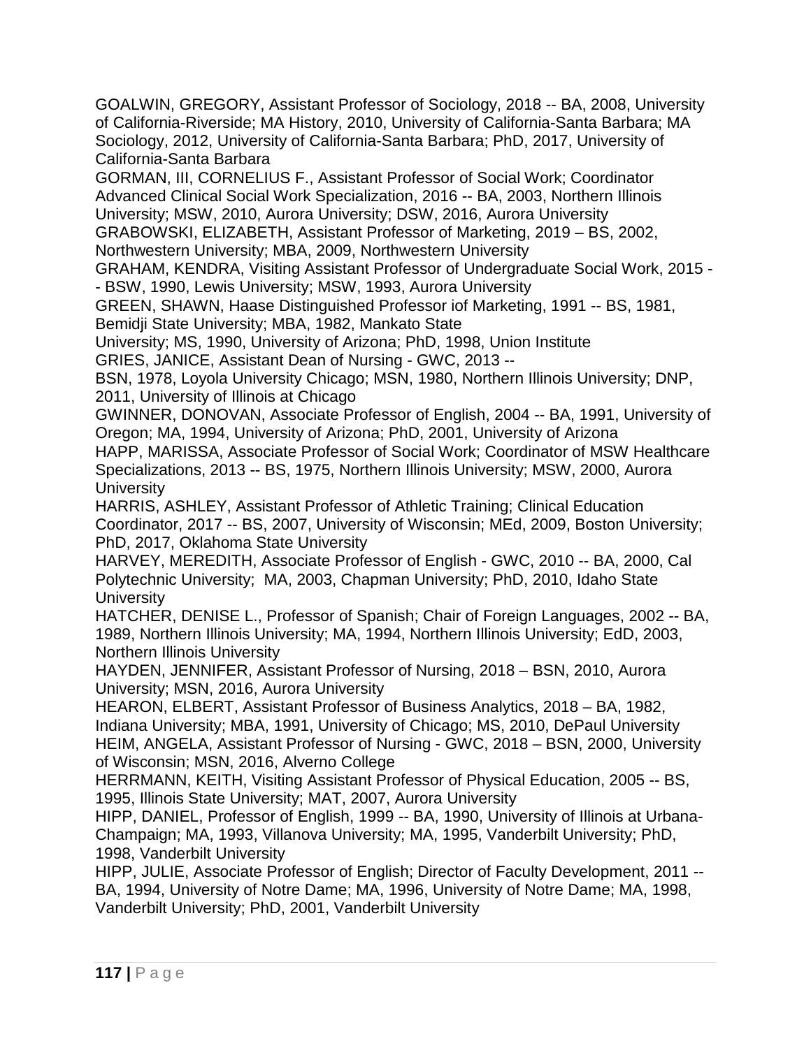GOALWIN, GREGORY, Assistant Professor of Sociology, 2018 -- BA, 2008, University of California-Riverside; MA History, 2010, University of California-Santa Barbara; MA Sociology, 2012, University of California-Santa Barbara; PhD, 2017, University of California-Santa Barbara

GORMAN, III, CORNELIUS F., Assistant Professor of Social Work; Coordinator Advanced Clinical Social Work Specialization, 2016 -- BA, 2003, Northern Illinois University; MSW, 2010, Aurora University; DSW, 2016, Aurora University

GRABOWSKI, ELIZABETH, Assistant Professor of Marketing, 2019 – BS, 2002, Northwestern University; MBA, 2009, Northwestern University

GRAHAM, KENDRA, Visiting Assistant Professor of Undergraduate Social Work, 2015 -- BSW, 1990, Lewis University; MSW, 1993, Aurora University

GREEN, SHAWN, Haase Distinguished Professor iof Marketing, 1991 -- BS, 1981, Bemidji State University; MBA, 1982, Mankato State University; MS, 1990, University of Arizona; PhD, 1998, Union Institute

GRIES, JANICE, Assistant Dean of Nursing - GWC, 2013 -- BSN, 1978, Loyola University Chicago; MSN, 1980, Northern Illinois University; DNP, 2011, University of Illinois at Chicago

GWINNER, DONOVAN, Associate Professor of English, 2004 -- BA, 1991, University of Oregon; MA, 1994, University of Arizona; PhD, 2001, University of Arizona

HAPP, MARISSA, Associate Professor of Social Work; Coordinator of MSW Healthcare Specializations, 2013 -- BS, 1975, Northern Illinois University; MSW, 2000, Aurora University

HARRIS, ASHLEY, Assistant Professor of Athletic Training; Clinical Education Coordinator, 2017 -- BS, 2007, University of Wisconsin; MEd, 2009, Boston University; PhD, 2017, Oklahoma State University

HARVEY, MEREDITH, Associate Professor of English - GWC, 2010 -- BA, 2000, Cal Polytechnic University; MA, 2003, Chapman University; PhD, 2010, Idaho State University

HATCHER, DENISE L., Professor of Spanish; Chair of Foreign Languages, 2002 -- BA, 1989, Northern Illinois University; MA, 1994, Northern Illinois University; EdD, 2003, Northern Illinois University

HAYDEN, JENNIFER, Assistant Professor of Nursing, 2018 – BSN, 2010, Aurora University; MSN, 2016, Aurora University

HEARON, ELBERT, Assistant Professor of Business Analytics, 2018 – BA, 1982, Indiana University; MBA, 1991, University of Chicago; MS, 2010, DePaul University

HEIM, ANGELA, Assistant Professor of Nursing - GWC, 2018 – BSN, 2000, University of Wisconsin; MSN, 2016, Alverno College

HERRMANN, KEITH, Visiting Assistant Professor of Physical Education, 2005 -- BS, 1995, Illinois State University; MAT, 2007, Aurora University

HIPP, DANIEL, Professor of English, 1999 -- BA, 1990, University of Illinois at Urbana-Champaign; MA, 1993, Villanova University; MA, 1995, Vanderbilt University; PhD, 1998, Vanderbilt University

HIPP, JULIE, Associate Professor of English; Director of Faculty Development, 2011 -- BA, 1994, University of Notre Dame; MA, 1996, University of Notre Dame; MA, 1998, Vanderbilt University; PhD, 2001, Vanderbilt University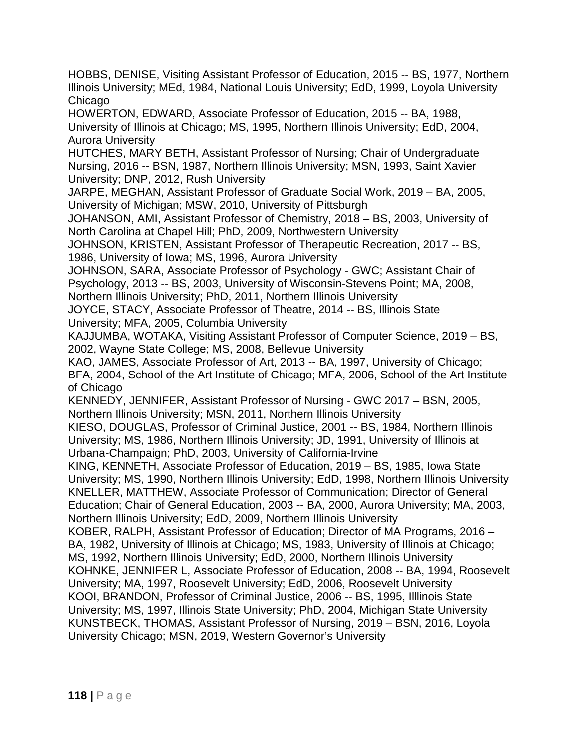HOBBS, DENISE, Visiting Assistant Professor of Education, 2015 -- BS, 1977, Northern Illinois University; MEd, 1984, National Louis University; EdD, 1999, Loyola University Chicago

HOWERTON, EDWARD, Associate Professor of Education, 2015 -- BA, 1988, University of Illinois at Chicago; MS, 1995, Northern Illinois University; EdD, 2004, Aurora University

HUTCHES, MARY BETH, Assistant Professor of Nursing; Chair of Undergraduate Nursing, 2016 -- BSN, 1987, Northern Illinois University; MSN, 1993, Saint Xavier University; DNP, 2012, Rush University

JARPE, MEGHAN, Assistant Professor of Graduate Social Work, 2019 – BA, 2005, University of Michigan; MSW, 2010, University of Pittsburgh

JOHANSON, AMI, Assistant Professor of Chemistry, 2018 – BS, 2003, University of North Carolina at Chapel Hill; PhD, 2009, Northwestern University

JOHNSON, KRISTEN, Assistant Professor of Therapeutic Recreation, 2017 -- BS, 1986, University of Iowa; MS, 1996, Aurora University

JOHNSON, SARA, Associate Professor of Psychology - GWC; Assistant Chair of Psychology, 2013 -- BS, 2003, University of Wisconsin-Stevens Point; MA, 2008, Northern Illinois University; PhD, 2011, Northern Illinois University

JOYCE, STACY, Associate Professor of Theatre, 2014 -- BS, Illinois State University; MFA, 2005, Columbia University

KAJJUMBA, WOTAKA, Visiting Assistant Professor of Computer Science, 2019 – BS, 2002, Wayne State College; MS, 2008, Bellevue University

KAO, JAMES, Associate Professor of Art, 2013 -- BA, 1997, University of Chicago; BFA, 2004, School of the Art Institute of Chicago; MFA, 2006, School of the Art Institute of Chicago

KENNEDY, JENNIFER, Assistant Professor of Nursing - GWC 2017 – BSN, 2005, Northern Illinois University; MSN, 2011, Northern Illinois University

KIESO, DOUGLAS, Professor of Criminal Justice, 2001 -- BS, 1984, Northern Illinois University; MS, 1986, Northern Illinois University; JD, 1991, University of Illinois at Urbana-Champaign; PhD, 2003, University of California-Irvine

KING, KENNETH, Associate Professor of Education, 2019 – BS, 1985, Iowa State University; MS, 1990, Northern Illinois University; EdD, 1998, Northern Illinois University

KNELLER, MATTHEW, Associate Professor of Communication; Director of General Education; Chair of General Education, 2003 -- BA, 2000, Aurora University; MA, 2003, Northern Illinois University; EdD, 2009, Northern Illinois University

KOBER, RALPH, Assistant Professor of Education; Director of MA Programs, 2016 – BA, 1982, University of Illinois at Chicago; MS, 1983, University of Illinois at Chicago; MS, 1992, Northern Illinois University; EdD, 2000, Northern Illinois University

KOHNKE, JENNIFER L, Associate Professor of Education, 2008 -- BA, 1994, Roosevelt University; MA, 1997, Roosevelt University; EdD, 2006, Roosevelt University

KOOI, BRANDON, Professor of Criminal Justice, 2006 -- BS, 1995, Illlinois State University; MS, 1997, Illinois State University; PhD, 2004, Michigan State University

KUNSTBECK, THOMAS, Assistant Professor of Nursing, 2019 – BSN, 2016, Loyola University Chicago; MSN, 2019, Western Governor's University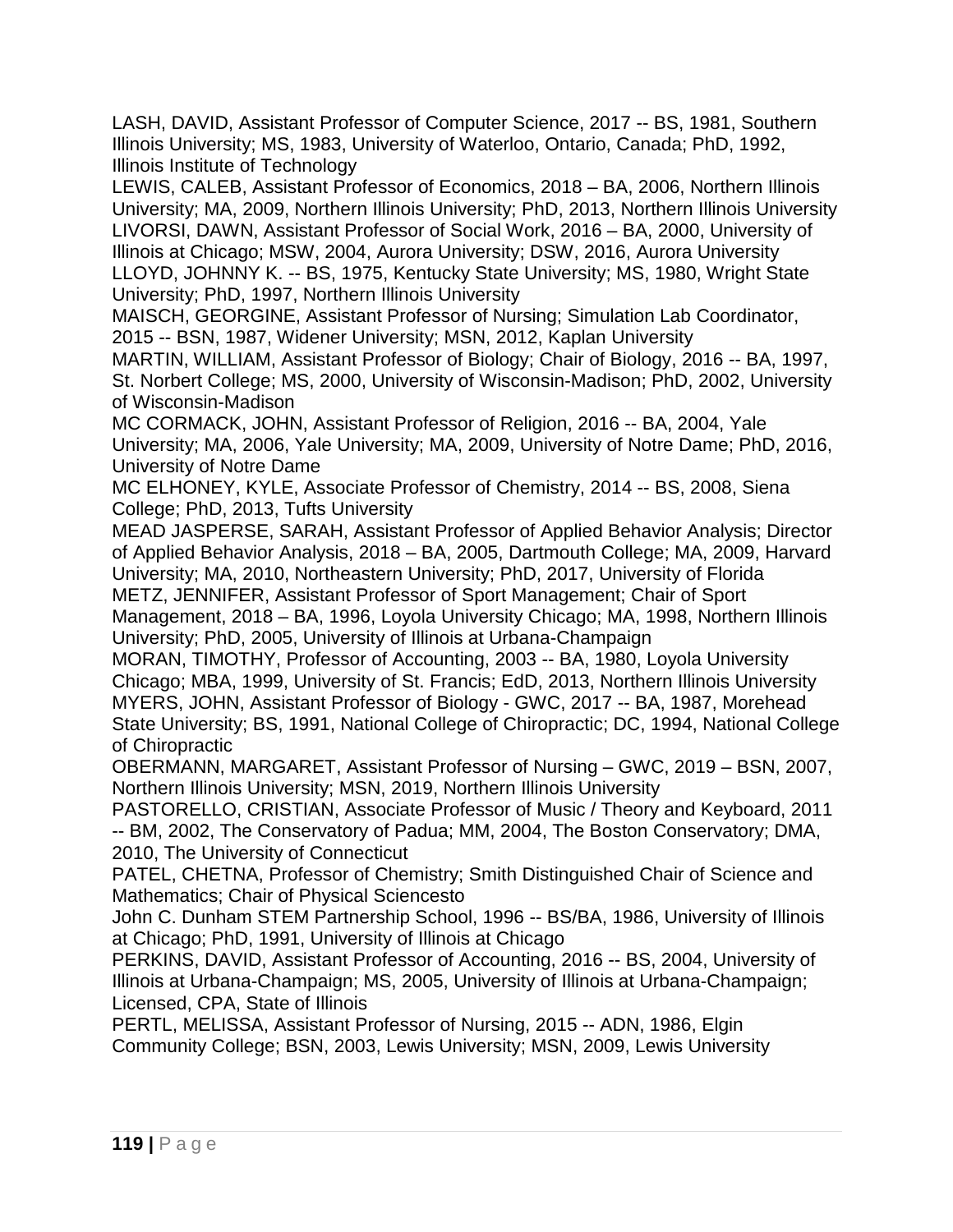LASH, DAVID, Assistant Professor of Computer Science, 2017 -- BS, 1981, Southern Illinois University; MS, 1983, University of Waterloo, Ontario, Canada; PhD, 1992, Illinois Institute of Technology

LEWIS, CALEB, Assistant Professor of Economics, 2018 – BA, 2006, Northern Illinois University; MA, 2009, Northern Illinois University; PhD, 2013, Northern Illinois University

LIVORSI, DAWN, Assistant Professor of Social Work, 2016 – BA, 2000, University of Illinois at Chicago; MSW, 2004, Aurora University; DSW, 2016, Aurora University

LLOYD, JOHNNY K. -- BS, 1975, Kentucky State University; MS, 1980, Wright State University; PhD, 1997, Northern Illinois University

MAISCH, GEORGINE, Assistant Professor of Nursing; Simulation Lab Coordinator, 2015 -- BSN, 1987, Widener University; MSN, 2012, Kaplan University

MARTIN, WILLIAM, Assistant Professor of Biology; Chair of Biology, 2016 -- BA, 1997, St. Norbert College; MS, 2000, University of Wisconsin-Madison; PhD, 2002, University of Wisconsin-Madison

MC CORMACK, JOHN, Assistant Professor of Religion, 2016 -- BA, 2004, Yale University; MA, 2006, Yale University; MA, 2009, University of Notre Dame; PhD, 2016, University of Notre Dame

MC ELHONEY, KYLE, Associate Professor of Chemistry, 2014 -- BS, 2008, Siena College; PhD, 2013, Tufts University

MEAD JASPERSE, SARAH, Assistant Professor of Applied Behavior Analysis; Director of Applied Behavior Analysis, 2018 – BA, 2005, Dartmouth College; MA, 2009, Harvard University; MA, 2010, Northeastern University; PhD, 2017, University of Florida

METZ, JENNIFER, Assistant Professor of Sport Management; Chair of Sport Management, 2018 – BA, 1996, Loyola University Chicago; MA, 1998, Northern Illinois University; PhD, 2005, University of Illinois at Urbana-Champaign

MORAN, TIMOTHY, Professor of Accounting, 2003 -- BA, 1980, Loyola University Chicago; MBA, 1999, University of St. Francis; EdD, 2013, Northern Illinois University

MYERS, JOHN, Assistant Professor of Biology - GWC, 2017 -- BA, 1987, Morehead State University; BS, 1991, National College of Chiropractic; DC, 1994, National College of Chiropractic

OBERMANN, MARGARET, Assistant Professor of Nursing – GWC, 2019 – BSN, 2007, Northern Illinois University; MSN, 2019, Northern Illinois University

PASTORELLO, CRISTIAN, Associate Professor of Music / Theory and Keyboard, 2011 -- BM, 2002, The Conservatory of Padua; MM, 2004, The Boston Conservatory; DMA, 2010, The University of Connecticut

PATEL, CHETNA, Professor of Chemistry; Smith Distinguished Chair of Science and Mathematics; Chair of Physical Sciencesto
John C. Dunham STEM Partnership School, 1996 -- BS/BA, 1986, University of Illinois at Chicago; PhD, 1991, University of Illinois at Chicago

PERKINS, DAVID, Assistant Professor of Accounting, 2016 -- BS, 2004, University of Illinois at Urbana-Champaign; MS, 2005, University of Illinois at Urbana-Champaign; Licensed, CPA, State of Illinois

PERTL, MELISSA, Assistant Professor of Nursing, 2015 -- ADN, 1986, Elgin Community College; BSN, 2003, Lewis University; MSN, 2009, Lewis University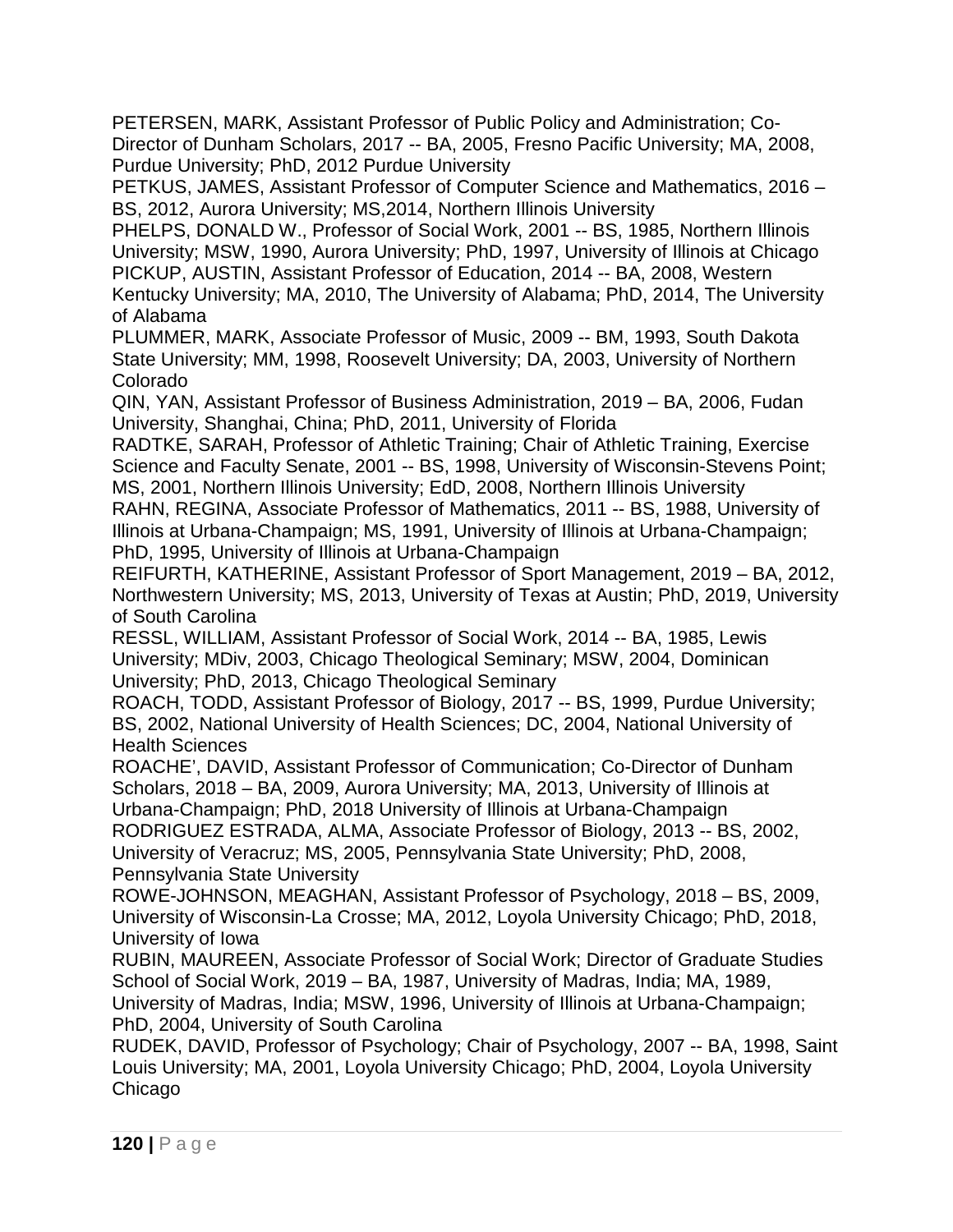PETERSEN, MARK, Assistant Professor of Public Policy and Administration; Co-Director of Dunham Scholars, 2017 -- BA, 2005, Fresno Pacific University; MA, 2008, Purdue University; PhD, 2012 Purdue University

PETKUS, JAMES, Assistant Professor of Computer Science and Mathematics, 2016 – BS, 2012, Aurora University; MS,2014, Northern Illinois University

PHELPS, DONALD W., Professor of Social Work, 2001 -- BS, 1985, Northern Illinois University; MSW, 1990, Aurora University; PhD, 1997, University of Illinois at Chicago

PICKUP, AUSTIN, Assistant Professor of Education, 2014 -- BA, 2008, Western Kentucky University; MA, 2010, The University of Alabama; PhD, 2014, The University of Alabama

PLUMMER, MARK, Associate Professor of Music, 2009 -- BM, 1993, South Dakota State University; MM, 1998, Roosevelt University; DA, 2003, University of Northern Colorado

QIN, YAN, Assistant Professor of Business Administration, 2019 – BA, 2006, Fudan University, Shanghai, China; PhD, 2011, University of Florida

RADTKE, SARAH, Professor of Athletic Training; Chair of Athletic Training, Exercise Science and Faculty Senate, 2001 -- BS, 1998, University of Wisconsin-Stevens Point; MS, 2001, Northern Illinois University; EdD, 2008, Northern Illinois University

RAHN, REGINA, Associate Professor of Mathematics, 2011 -- BS, 1988, University of Illinois at Urbana-Champaign; MS, 1991, University of Illinois at Urbana-Champaign; PhD, 1995, University of Illinois at Urbana-Champaign

REIFURTH, KATHERINE, Assistant Professor of Sport Management, 2019 – BA, 2012, Northwestern University; MS, 2013, University of Texas at Austin; PhD, 2019, University of South Carolina

RESSL, WILLIAM, Assistant Professor of Social Work, 2014 -- BA, 1985, Lewis University; MDiv, 2003, Chicago Theological Seminary; MSW, 2004, Dominican University; PhD, 2013, Chicago Theological Seminary

ROACH, TODD, Assistant Professor of Biology, 2017 -- BS, 1999, Purdue University; BS, 2002, National University of Health Sciences; DC, 2004, National University of Health Sciences

ROACHE', DAVID, Assistant Professor of Communication; Co-Director of Dunham Scholars, 2018 – BA, 2009, Aurora University; MA, 2013, University of Illinois at Urbana-Champaign; PhD, 2018 University of Illinois at Urbana-Champaign

RODRIGUEZ ESTRADA, ALMA, Associate Professor of Biology, 2013 -- BS, 2002, University of Veracruz; MS, 2005, Pennsylvania State University; PhD, 2008, Pennsylvania State University

ROWE-JOHNSON, MEAGHAN, Assistant Professor of Psychology, 2018 – BS, 2009, University of Wisconsin-La Crosse; MA, 2012, Loyola University Chicago; PhD, 2018, University of Iowa

RUBIN, MAUREEN, Associate Professor of Social Work; Director of Graduate Studies School of Social Work, 2019 – BA, 1987, University of Madras, India; MA, 1989, University of Madras, India; MSW, 1996, University of Illinois at Urbana-Champaign; PhD, 2004, University of South Carolina

RUDEK, DAVID, Professor of Psychology; Chair of Psychology, 2007 -- BA, 1998, Saint Louis University; MA, 2001, Loyola University Chicago; PhD, 2004, Loyola University Chicago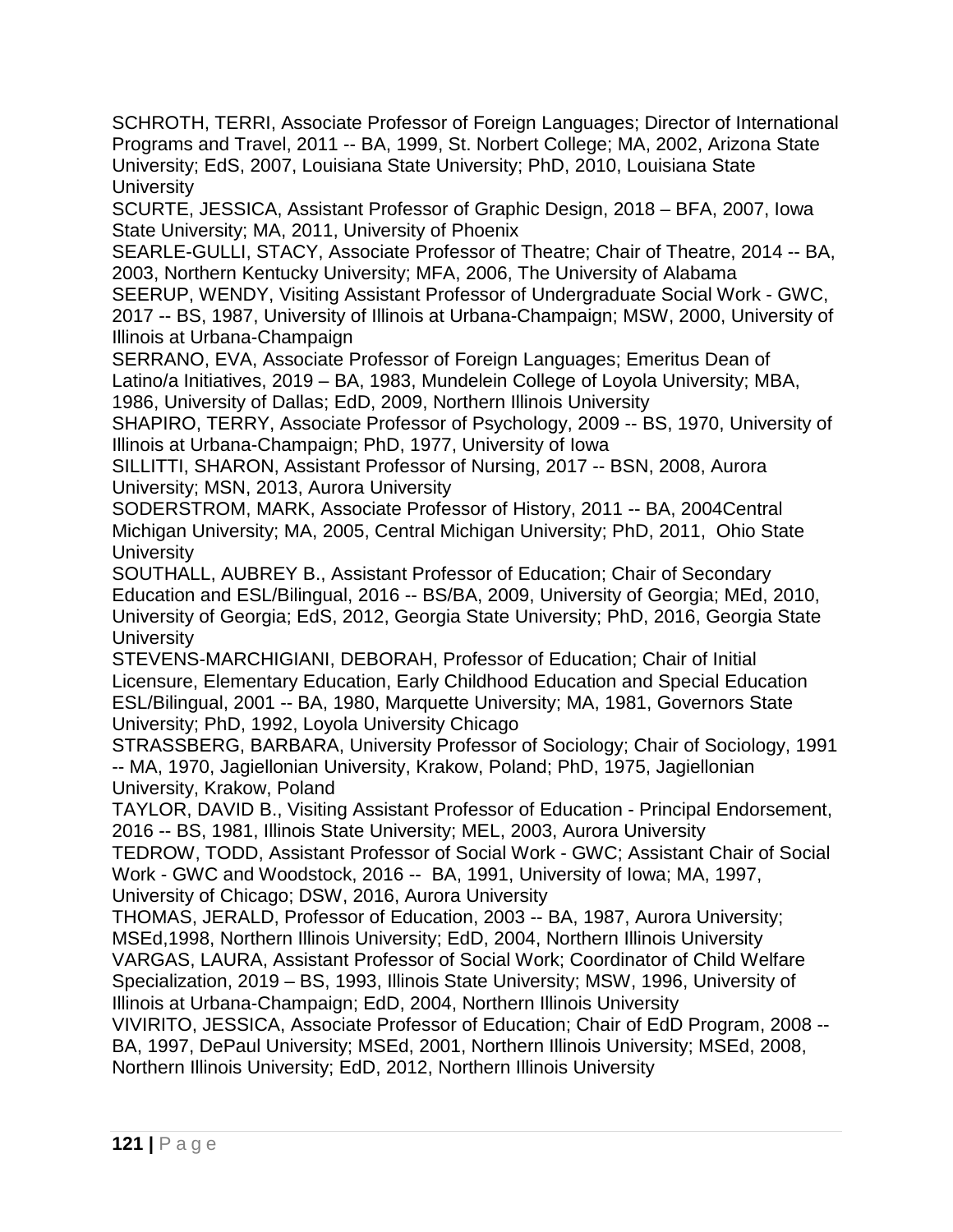SCHROTH, TERRI, Associate Professor of Foreign Languages; Director of International Programs and Travel, 2011 -- BA, 1999, St. Norbert College; MA, 2002, Arizona State University; EdS, 2007, Louisiana State University; PhD, 2010, Louisiana State University

SCURTE, JESSICA, Assistant Professor of Graphic Design, 2018 – BFA, 2007, Iowa State University; MA, 2011, University of Phoenix

SEARLE-GULLI, STACY, Associate Professor of Theatre; Chair of Theatre, 2014 -- BA, 2003, Northern Kentucky University; MFA, 2006, The University of Alabama

SEERUP, WENDY, Visiting Assistant Professor of Undergraduate Social Work - GWC, 2017 -- BS, 1987, University of Illinois at Urbana-Champaign; MSW, 2000, University of Illinois at Urbana-Champaign

SERRANO, EVA, Associate Professor of Foreign Languages; Emeritus Dean of Latino/a Initiatives, 2019 – BA, 1983, Mundelein College of Loyola University; MBA, 1986, University of Dallas; EdD, 2009, Northern Illinois University

SHAPIRO, TERRY, Associate Professor of Psychology, 2009 -- BS, 1970, University of Illinois at Urbana-Champaign; PhD, 1977, University of Iowa

SILLITTI, SHARON, Assistant Professor of Nursing, 2017 -- BSN, 2008, Aurora University; MSN, 2013, Aurora University

SODERSTROM, MARK, Associate Professor of History, 2011 -- BA, 2004Central Michigan University; MA, 2005, Central Michigan University; PhD, 2011, Ohio State University

SOUTHALL, AUBREY B., Assistant Professor of Education; Chair of Secondary Education and ESL/Bilingual, 2016 -- BS/BA, 2009, University of Georgia; MEd, 2010, University of Georgia; EdS, 2012, Georgia State University; PhD, 2016, Georgia State University

STEVENS-MARCHIGIANI, DEBORAH, Professor of Education; Chair of Initial Licensure, Elementary Education, Early Childhood Education and Special Education ESL/Bilingual, 2001 -- BA, 1980, Marquette University; MA, 1981, Governors State University; PhD, 1992, Loyola University Chicago

STRASSBERG, BARBARA, University Professor of Sociology; Chair of Sociology, 1991 -- MA, 1970, Jagiellonian University, Krakow, Poland; PhD, 1975, Jagiellonian University, Krakow, Poland

TAYLOR, DAVID B., Visiting Assistant Professor of Education - Principal Endorsement, 2016 -- BS, 1981, Illinois State University; MEL, 2003, Aurora University

TEDROW, TODD, Assistant Professor of Social Work - GWC; Assistant Chair of Social Work - GWC and Woodstock, 2016 -- BA, 1991, University of Iowa; MA, 1997, University of Chicago; DSW, 2016, Aurora University

THOMAS, JERALD, Professor of Education, 2003 -- BA, 1987, Aurora University; MSEd,1998, Northern Illinois University; EdD, 2004, Northern Illinois University

VARGAS, LAURA, Assistant Professor of Social Work; Coordinator of Child Welfare Specialization, 2019 – BS, 1993, Illinois State University; MSW, 1996, University of Illinois at Urbana-Champaign; EdD, 2004, Northern Illinois University

VIVIRITO, JESSICA, Associate Professor of Education; Chair of EdD Program, 2008 -- BA, 1997, DePaul University; MSEd, 2001, Northern Illinois University; MSEd, 2008, Northern Illinois University; EdD, 2012, Northern Illinois University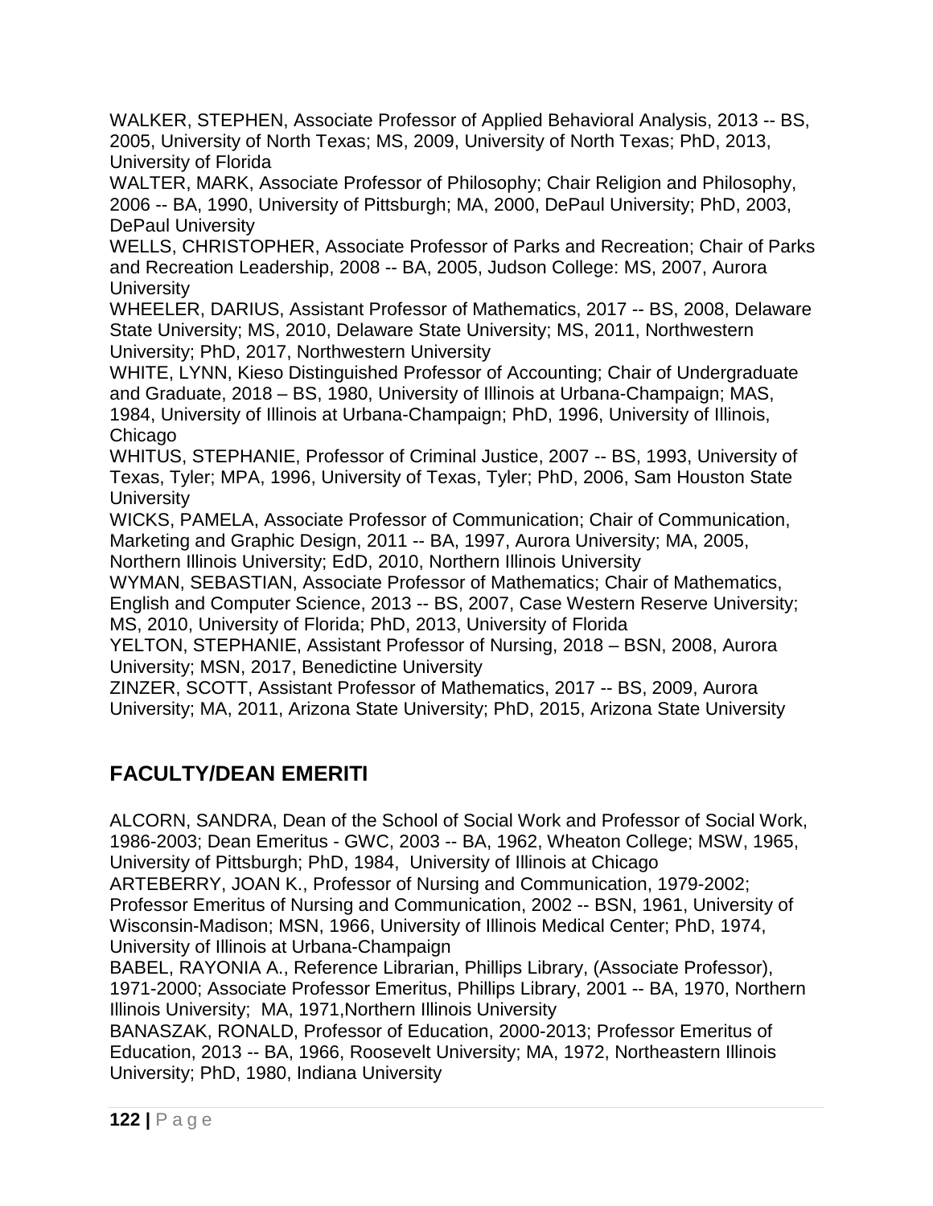WALKER, STEPHEN, Associate Professor of Applied Behavioral Analysis, 2013 -- BS, 2005, University of North Texas; MS, 2009, University of North Texas; PhD, 2013, University of Florida

WALTER, MARK, Associate Professor of Philosophy; Chair Religion and Philosophy, 2006 -- BA, 1990, University of Pittsburgh; MA, 2000, DePaul University; PhD, 2003, DePaul University

WELLS, CHRISTOPHER, Associate Professor of Parks and Recreation; Chair of Parks and Recreation Leadership, 2008 -- BA, 2005, Judson College: MS, 2007, Aurora University

WHEELER, DARIUS, Assistant Professor of Mathematics, 2017 -- BS, 2008, Delaware State University; MS, 2010, Delaware State University; MS, 2011, Northwestern University; PhD, 2017, Northwestern University

WHITE, LYNN, Kieso Distinguished Professor of Accounting; Chair of Undergraduate and Graduate, 2018 – BS, 1980, University of Illinois at Urbana-Champaign; MAS, 1984, University of Illinois at Urbana-Champaign; PhD, 1996, University of Illinois, Chicago

WHITUS, STEPHANIE, Professor of Criminal Justice, 2007 -- BS, 1993, University of Texas, Tyler; MPA, 1996, University of Texas, Tyler; PhD, 2006, Sam Houston State University

WICKS, PAMELA, Associate Professor of Communication; Chair of Communication, Marketing and Graphic Design, 2011 -- BA, 1997, Aurora University; MA, 2005, Northern Illinois University; EdD, 2010, Northern Illinois University

WYMAN, SEBASTIAN, Associate Professor of Mathematics; Chair of Mathematics, English and Computer Science, 2013 -- BS, 2007, Case Western Reserve University; MS, 2010, University of Florida; PhD, 2013, University of Florida

YELTON, STEPHANIE, Assistant Professor of Nursing, 2018 – BSN, 2008, Aurora University; MSN, 2017, Benedictine University

ZINZER, SCOTT, Assistant Professor of Mathematics, 2017 -- BS, 2009, Aurora University; MA, 2011, Arizona State University; PhD, 2015, Arizona State University

## FACULTY/DEAN EMERITI

ALCORN, SANDRA, Dean of the School of Social Work and Professor of Social Work, 1986-2003; Dean Emeritus - GWC, 2003 -- BA, 1962, Wheaton College; MSW, 1965, University of Pittsburgh; PhD, 1984, University of Illinois at Chicago

ARTEBERRY, JOAN K., Professor of Nursing and Communication, 1979-2002; Professor Emeritus of Nursing and Communication, 2002 -- BSN, 1961, University of Wisconsin-Madison; MSN, 1966, University of Illinois Medical Center; PhD, 1974, University of Illinois at Urbana-Champaign

BABEL, RAYONIA A., Reference Librarian, Phillips Library, (Associate Professor), 1971-2000; Associate Professor Emeritus, Phillips Library, 2001 -- BA, 1970, Northern Illinois University; MA, 1971,Northern Illinois University

BANASZAK, RONALD, Professor of Education, 2000-2013; Professor Emeritus of Education, 2013 -- BA, 1966, Roosevelt University; MA, 1972, Northeastern Illinois University; PhD, 1980, Indiana University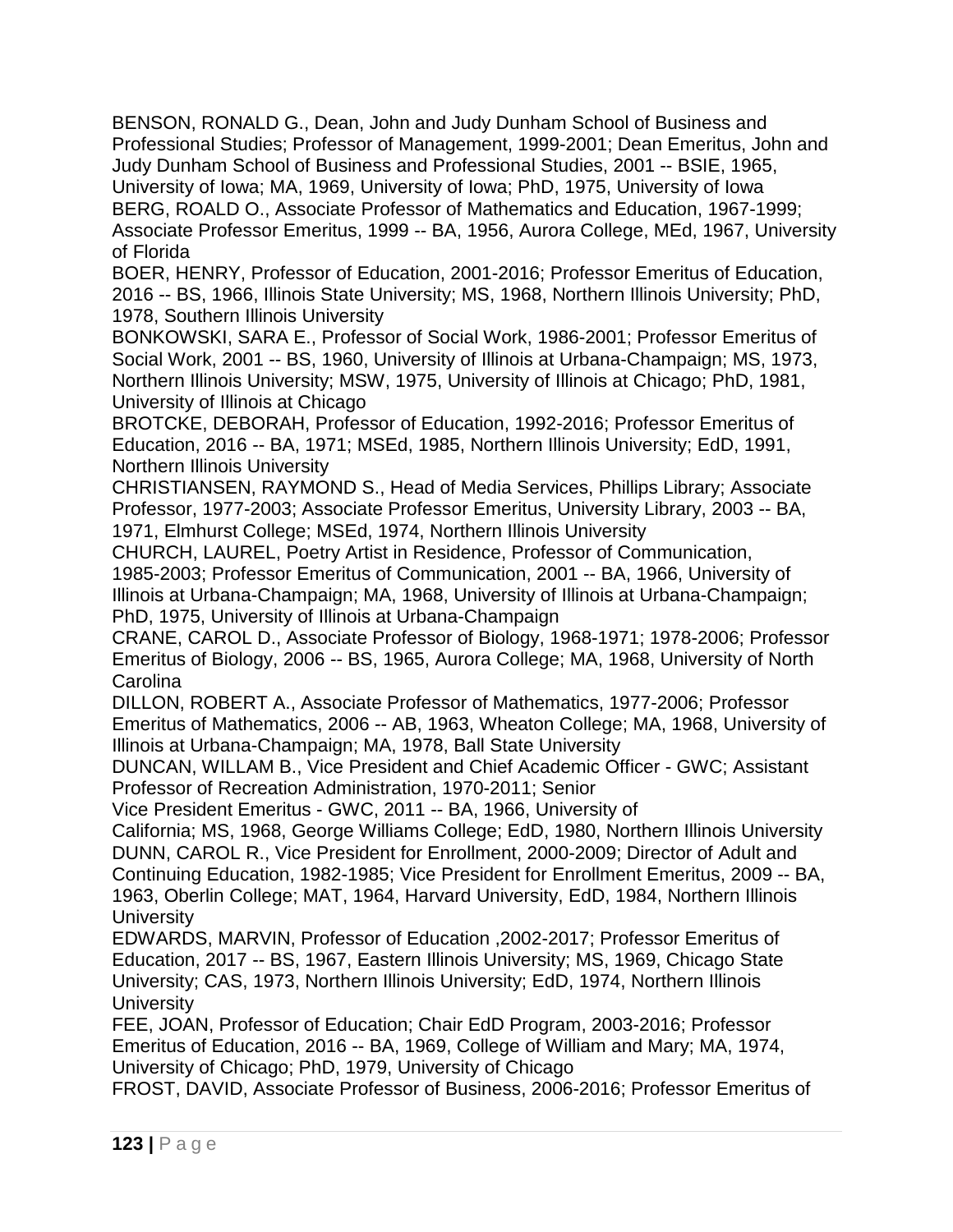BENSON, RONALD G., Dean, John and Judy Dunham School of Business and Professional Studies; Professor of Management, 1999-2001; Dean Emeritus, John and Judy Dunham School of Business and Professional Studies, 2001 -- BSIE, 1965, University of Iowa; MA, 1969, University of Iowa; PhD, 1975, University of Iowa

BERG, ROALD O., Associate Professor of Mathematics and Education, 1967-1999; Associate Professor Emeritus, 1999 -- BA, 1956, Aurora College, MEd, 1967, University of Florida

BOER, HENRY, Professor of Education, 2001-2016; Professor Emeritus of Education, 2016 -- BS, 1966, Illinois State University; MS, 1968, Northern Illinois University; PhD, 1978, Southern Illinois University

BONKOWSKI, SARA E., Professor of Social Work, 1986-2001; Professor Emeritus of Social Work, 2001 -- BS, 1960, University of Illinois at Urbana-Champaign; MS, 1973, Northern Illinois University; MSW, 1975, University of Illinois at Chicago; PhD, 1981, University of Illinois at Chicago

BROTCKE, DEBORAH, Professor of Education, 1992-2016; Professor Emeritus of Education, 2016 -- BA, 1971; MSEd, 1985, Northern Illinois University; EdD, 1991, Northern Illinois University

CHRISTIANSEN, RAYMOND S., Head of Media Services, Phillips Library; Associate Professor, 1977-2003; Associate Professor Emeritus, University Library, 2003 -- BA, 1971, Elmhurst College; MSEd, 1974, Northern Illinois University

CHURCH, LAUREL, Poetry Artist in Residence, Professor of Communication, 1985-2003; Professor Emeritus of Communication, 2001 -- BA, 1966, University of Illinois at Urbana-Champaign; MA, 1968, University of Illinois at Urbana-Champaign; PhD, 1975, University of Illinois at Urbana-Champaign

CRANE, CAROL D., Associate Professor of Biology, 1968-1971; 1978-2006; Professor Emeritus of Biology, 2006 -- BS, 1965, Aurora College; MA, 1968, University of North Carolina

DILLON, ROBERT A., Associate Professor of Mathematics, 1977-2006; Professor Emeritus of Mathematics, 2006 -- AB, 1963, Wheaton College; MA, 1968, University of Illinois at Urbana-Champaign; MA, 1978, Ball State University

DUNCAN, WILLAM B., Vice President and Chief Academic Officer - GWC; Assistant Professor of Recreation Administration, 1970-2011; Senior Vice President Emeritus - GWC, 2011 -- BA, 1966, University of California; MS, 1968, George Williams College; EdD, 1980, Northern Illinois University

DUNN, CAROL R., Vice President for Enrollment, 2000-2009; Director of Adult and Continuing Education, 1982-1985; Vice President for Enrollment Emeritus, 2009 -- BA, 1963, Oberlin College; MAT, 1964, Harvard University, EdD, 1984, Northern Illinois University

EDWARDS, MARVIN, Professor of Education ,2002-2017; Professor Emeritus of Education, 2017 -- BS, 1967, Eastern Illinois University; MS, 1969, Chicago State University; CAS, 1973, Northern Illinois University; EdD, 1974, Northern Illinois University

FEE, JOAN, Professor of Education; Chair EdD Program, 2003-2016; Professor Emeritus of Education, 2016 -- BA, 1969, College of William and Mary; MA, 1974, University of Chicago; PhD, 1979, University of Chicago

FROST, DAVID, Associate Professor of Business, 2006-2016; Professor Emeritus of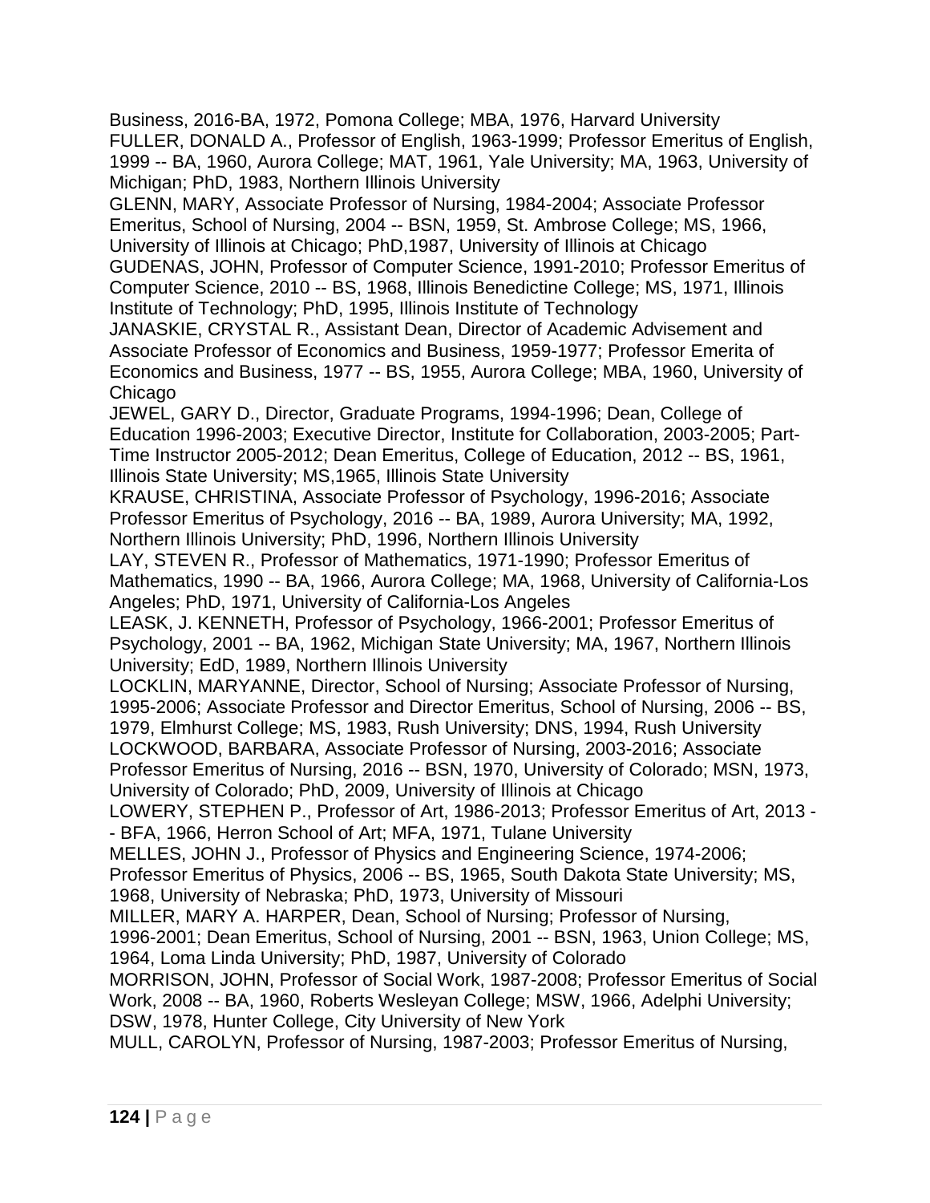Business, 2016-BA, 1972, Pomona College; MBA, 1976, Harvard University

FULLER, DONALD A., Professor of English, 1963-1999; Professor Emeritus of English, 1999 -- BA, 1960, Aurora College; MAT, 1961, Yale University; MA, 1963, University of Michigan; PhD, 1983, Northern Illinois University

GLENN, MARY, Associate Professor of Nursing, 1984-2004; Associate Professor Emeritus, School of Nursing, 2004 -- BSN, 1959, St. Ambrose College; MS, 1966, University of Illinois at Chicago; PhD,1987, University of Illinois at Chicago

GUDENAS, JOHN, Professor of Computer Science, 1991-2010; Professor Emeritus of Computer Science, 2010 -- BS, 1968, Illinois Benedictine College; MS, 1971, Illinois Institute of Technology; PhD, 1995, Illinois Institute of Technology

JANASKIE, CRYSTAL R., Assistant Dean, Director of Academic Advisement and Associate Professor of Economics and Business, 1959-1977; Professor Emerita of Economics and Business, 1977 -- BS, 1955, Aurora College; MBA, 1960, University of Chicago

JEWEL, GARY D., Director, Graduate Programs, 1994-1996; Dean, College of Education 1996-2003; Executive Director, Institute for Collaboration, 2003-2005; Part-Time Instructor 2005-2012; Dean Emeritus, College of Education, 2012 -- BS, 1961, Illinois State University; MS,1965, Illinois State University

KRAUSE, CHRISTINA, Associate Professor of Psychology, 1996-2016; Associate Professor Emeritus of Psychology, 2016 -- BA, 1989, Aurora University; MA, 1992, Northern Illinois University; PhD, 1996, Northern Illinois University

LAY, STEVEN R., Professor of Mathematics, 1971-1990; Professor Emeritus of Mathematics, 1990 -- BA, 1966, Aurora College; MA, 1968, University of California-Los Angeles; PhD, 1971, University of California-Los Angeles

LEASK, J. KENNETH, Professor of Psychology, 1966-2001; Professor Emeritus of Psychology, 2001 -- BA, 1962, Michigan State University; MA, 1967, Northern Illinois University; EdD, 1989, Northern Illinois University

LOCKLIN, MARYANNE, Director, School of Nursing; Associate Professor of Nursing, 1995-2006; Associate Professor and Director Emeritus, School of Nursing, 2006 -- BS, 1979, Elmhurst College; MS, 1983, Rush University; DNS, 1994, Rush University

LOCKWOOD, BARBARA, Associate Professor of Nursing, 2003-2016; Associate Professor Emeritus of Nursing, 2016 -- BSN, 1970, University of Colorado; MSN, 1973, University of Colorado; PhD, 2009, University of Illinois at Chicago

LOWERY, STEPHEN P., Professor of Art, 1986-2013; Professor Emeritus of Art, 2013 -- BFA, 1966, Herron School of Art; MFA, 1971, Tulane University

MELLES, JOHN J., Professor of Physics and Engineering Science, 1974-2006; Professor Emeritus of Physics, 2006 -- BS, 1965, South Dakota State University; MS, 1968, University of Nebraska; PhD, 1973, University of Missouri

MILLER, MARY A. HARPER, Dean, School of Nursing; Professor of Nursing, 1996-2001; Dean Emeritus, School of Nursing, 2001 -- BSN, 1963, Union College; MS, 1964, Loma Linda University; PhD, 1987, University of Colorado

MORRISON, JOHN, Professor of Social Work, 1987-2008; Professor Emeritus of Social Work, 2008 -- BA, 1960, Roberts Wesleyan College; MSW, 1966, Adelphi University; DSW, 1978, Hunter College, City University of New York

MULL, CAROLYN, Professor of Nursing, 1987-2003; Professor Emeritus of Nursing,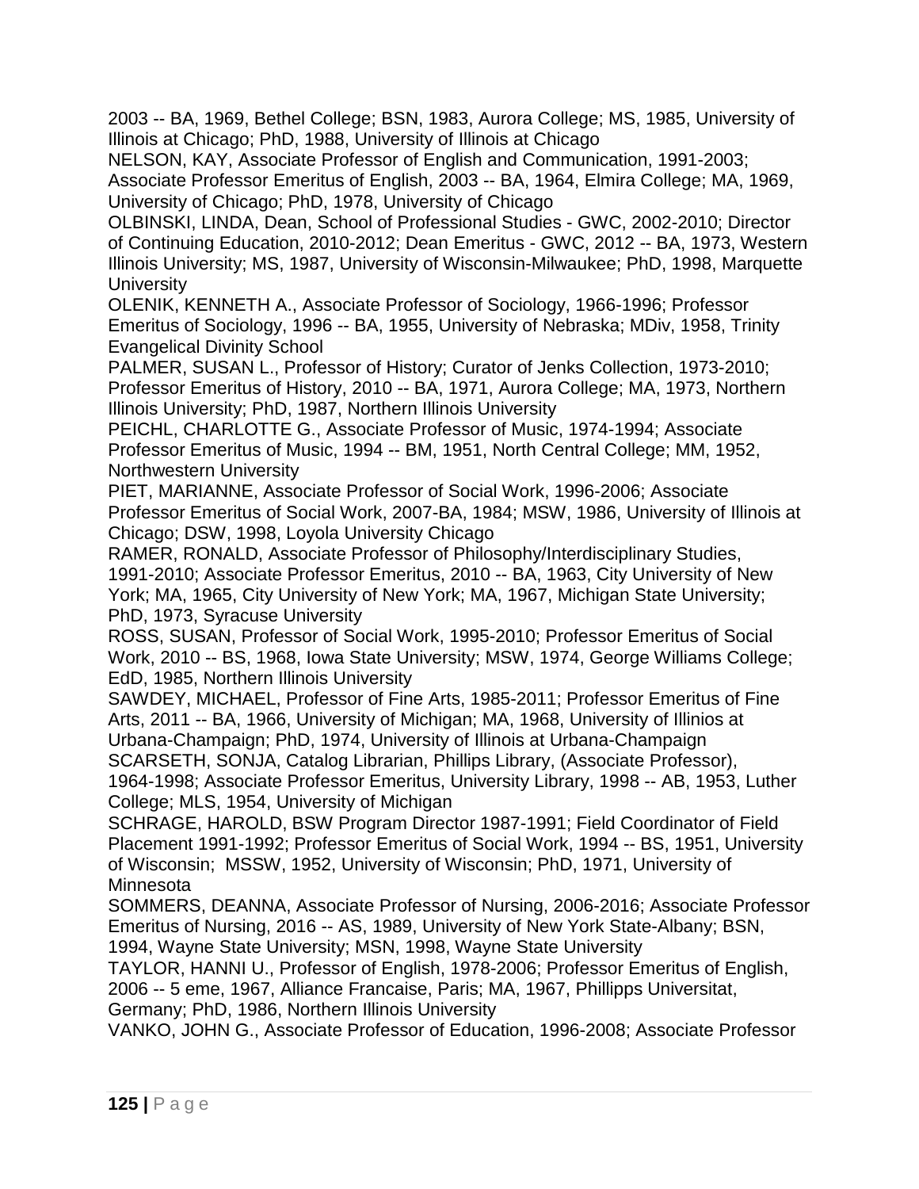2003 -- BA, 1969, Bethel College; BSN, 1983, Aurora College; MS, 1985, University of Illinois at Chicago; PhD, 1988, University of Illinois at Chicago

NELSON, KAY, Associate Professor of English and Communication, 1991-2003; Associate Professor Emeritus of English, 2003 -- BA, 1964, Elmira College; MA, 1969, University of Chicago; PhD, 1978, University of Chicago

OLBINSKI, LINDA, Dean, School of Professional Studies - GWC, 2002-2010; Director of Continuing Education, 2010-2012; Dean Emeritus - GWC, 2012 -- BA, 1973, Western Illinois University; MS, 1987, University of Wisconsin-Milwaukee; PhD, 1998, Marquette University

OLENIK, KENNETH A., Associate Professor of Sociology, 1966-1996; Professor Emeritus of Sociology, 1996 -- BA, 1955, University of Nebraska; MDiv, 1958, Trinity Evangelical Divinity School

PALMER, SUSAN L., Professor of History; Curator of Jenks Collection, 1973-2010; Professor Emeritus of History, 2010 -- BA, 1971, Aurora College; MA, 1973, Northern Illinois University; PhD, 1987, Northern Illinois University

PEICHL, CHARLOTTE G., Associate Professor of Music, 1974-1994; Associate Professor Emeritus of Music, 1994 -- BM, 1951, North Central College; MM, 1952, Northwestern University

PIET, MARIANNE, Associate Professor of Social Work, 1996-2006; Associate Professor Emeritus of Social Work, 2007-BA, 1984; MSW, 1986, University of Illinois at Chicago; DSW, 1998, Loyola University Chicago

RAMER, RONALD, Associate Professor of Philosophy/Interdisciplinary Studies, 1991-2010; Associate Professor Emeritus, 2010 -- BA, 1963, City University of New York; MA, 1965, City University of New York; MA, 1967, Michigan State University; PhD, 1973, Syracuse University

ROSS, SUSAN, Professor of Social Work, 1995-2010; Professor Emeritus of Social Work, 2010 -- BS, 1968, Iowa State University; MSW, 1974, George Williams College; EdD, 1985, Northern Illinois University

SAWDEY, MICHAEL, Professor of Fine Arts, 1985-2011; Professor Emeritus of Fine Arts, 2011 -- BA, 1966, University of Michigan; MA, 1968, University of Illinios at Urbana-Champaign; PhD, 1974, University of Illinois at Urbana-Champaign

SCARSETH, SONJA, Catalog Librarian, Phillips Library, (Associate Professor), 1964-1998; Associate Professor Emeritus, University Library, 1998 -- AB, 1953, Luther College; MLS, 1954, University of Michigan

SCHRAGE, HAROLD, BSW Program Director 1987-1991; Field Coordinator of Field Placement 1991-1992; Professor Emeritus of Social Work, 1994 -- BS, 1951, University of Wisconsin; MSSW, 1952, University of Wisconsin; PhD, 1971, University of Minnesota

SOMMERS, DEANNA, Associate Professor of Nursing, 2006-2016; Associate Professor Emeritus of Nursing, 2016 -- AS, 1989, University of New York State-Albany; BSN, 1994, Wayne State University; MSN, 1998, Wayne State University

TAYLOR, HANNI U., Professor of English, 1978-2006; Professor Emeritus of English, 2006 -- 5 eme, 1967, Alliance Francaise, Paris; MA, 1967, Phillipps Universitat, Germany; PhD, 1986, Northern Illinois University

VANKO, JOHN G., Associate Professor of Education, 1996-2008; Associate Professor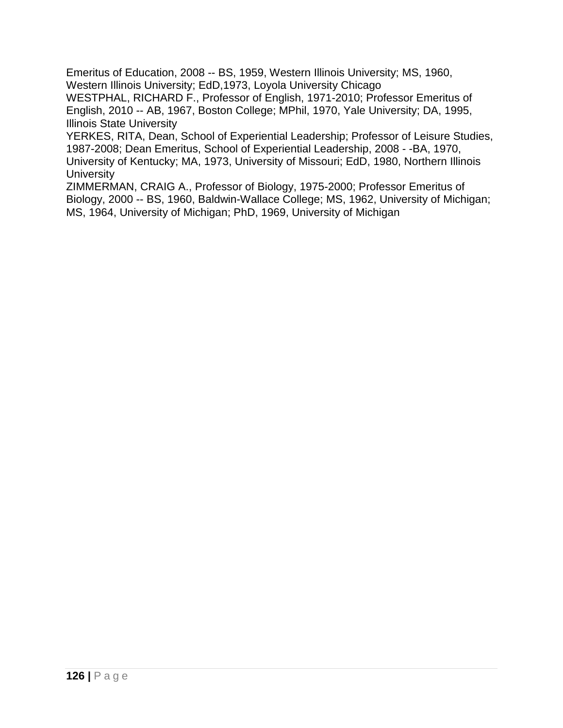Emeritus of Education, 2008 -- BS, 1959, Western Illinois University; MS, 1960, Western Illinois University; EdD,1973, Loyola University Chicago

WESTPHAL, RICHARD F., Professor of English, 1971-2010; Professor Emeritus of English, 2010 -- AB, 1967, Boston College; MPhil, 1970, Yale University; DA, 1995, Illinois State University

YERKES, RITA, Dean, School of Experiential Leadership; Professor of Leisure Studies, 1987-2008; Dean Emeritus, School of Experiential Leadership, 2008 - -BA, 1970, University of Kentucky; MA, 1973, University of Missouri; EdD, 1980, Northern Illinois University

ZIMMERMAN, CRAIG A., Professor of Biology, 1975-2000; Professor Emeritus of Biology, 2000 -- BS, 1960, Baldwin-Wallace College; MS, 1962, University of Michigan; MS, 1964, University of Michigan; PhD, 1969, University of Michigan